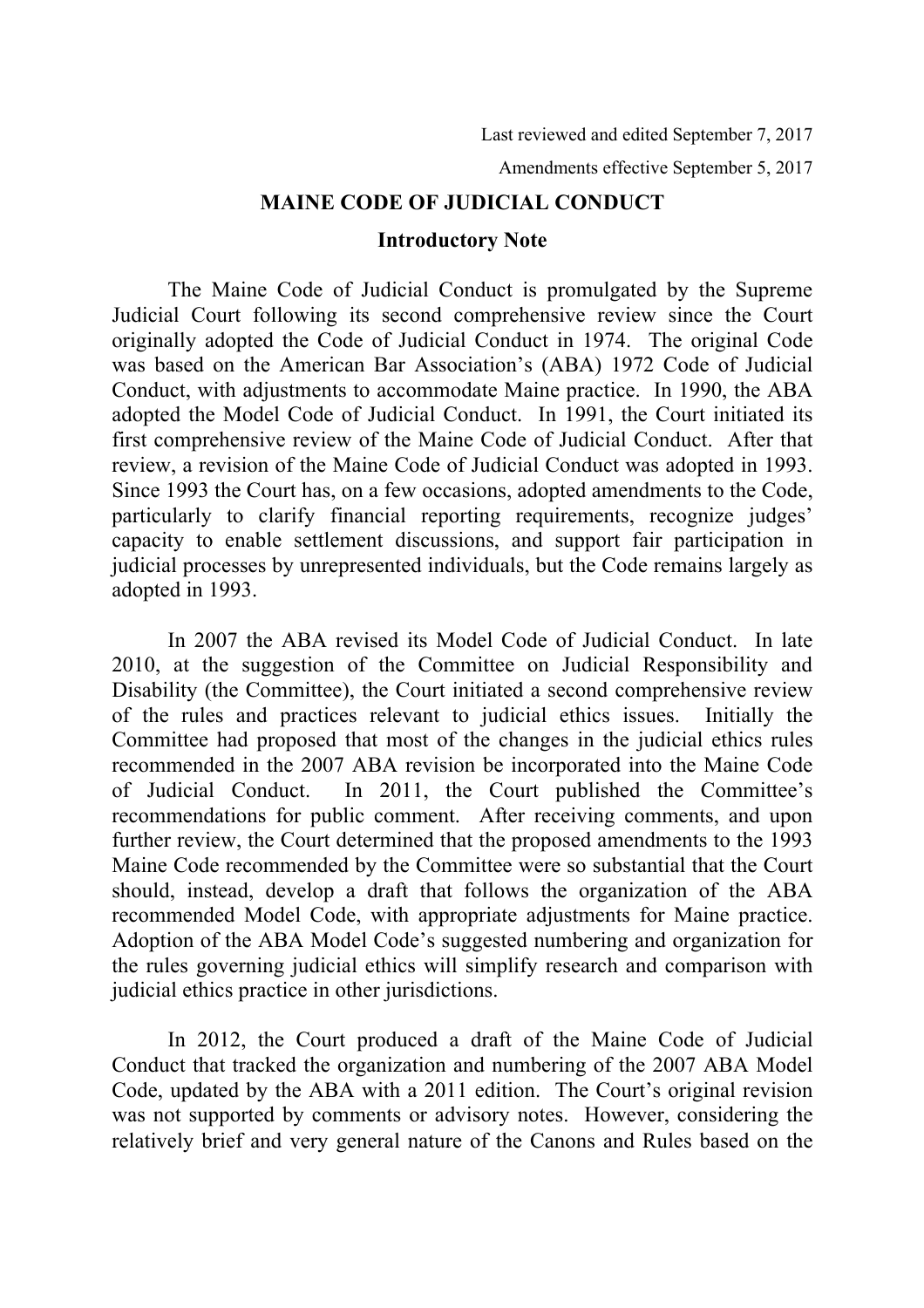Last reviewed and edited September 7, 2017

Amendments effective September 5, 2017

# MAINE CODE OF JUDICIAL CONDUCT

## Introductory Note

The Maine Code of Judicial Conduct is promulgated by the Supreme Judicial Court following its second comprehensive review since the Court originally adopted the Code of Judicial Conduct in 1974. The original Code was based on the American Bar Association's (ABA) 1972 Code of Judicial Conduct, with adjustments to accommodate Maine practice. In 1990, the ABA adopted the Model Code of Judicial Conduct. In 1991, the Court initiated its first comprehensive review of the Maine Code of Judicial Conduct. After that review, a revision of the Maine Code of Judicial Conduct was adopted in 1993. Since 1993 the Court has, on a few occasions, adopted amendments to the Code, particularly to clarify financial reporting requirements, recognize judges' capacity to enable settlement discussions, and support fair participation in judicial processes by unrepresented individuals, but the Code remains largely as adopted in 1993.

In 2007 the ABA revised its Model Code of Judicial Conduct. In late 2010, at the suggestion of the Committee on Judicial Responsibility and Disability (the Committee), the Court initiated a second comprehensive review of the rules and practices relevant to judicial ethics issues. Initially the Committee had proposed that most of the changes in the judicial ethics rules recommended in the 2007 ABA revision be incorporated into the Maine Code of Judicial Conduct. In 2011, the Court published the Committee's recommendations for public comment. After receiving comments, and upon further review, the Court determined that the proposed amendments to the 1993 Maine Code recommended by the Committee were so substantial that the Court should, instead, develop a draft that follows the organization of the ABA recommended Model Code, with appropriate adjustments for Maine practice. Adoption of the ABA Model Code's suggested numbering and organization for the rules governing judicial ethics will simplify research and comparison with judicial ethics practice in other jurisdictions.

In 2012, the Court produced a draft of the Maine Code of Judicial Conduct that tracked the organization and numbering of the 2007 ABA Model Code, updated by the ABA with a 2011 edition. The Court's original revision was not supported by comments or advisory notes. However, considering the relatively brief and very general nature of the Canons and Rules based on the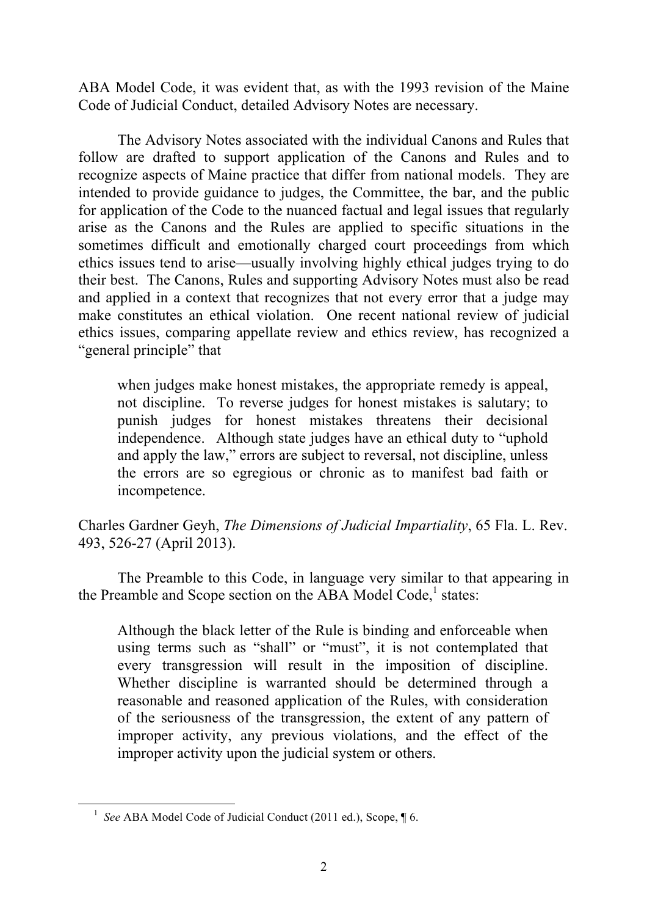ABA Model Code, it was evident that, as with the 1993 revision of the Maine Code of Judicial Conduct, detailed Advisory Notes are necessary.

The Advisory Notes associated with the individual Canons and Rules that follow are drafted to support application of the Canons and Rules and to recognize aspects of Maine practice that differ from national models. They are intended to provide guidance to judges, the Committee, the bar, and the public for application of the Code to the nuanced factual and legal issues that regularly arise as the Canons and the Rules are applied to specific situations in the sometimes difficult and emotionally charged court proceedings from which ethics issues tend to arise—usually involving highly ethical judges trying to do their best. The Canons, Rules and supporting Advisory Notes must also be read and applied in a context that recognizes that not every error that a judge may make constitutes an ethical violation. One recent national review of judicial ethics issues, comparing appellate review and ethics review, has recognized a "general principle" that

> when judges make honest mistakes, the appropriate remedy is appeal, not discipline. To reverse judges for honest mistakes is salutary; to punish judges for honest mistakes threatens their decisional independence. Although state judges have an ethical duty to "uphold and apply the law," errors are subject to reversal, not discipline, unless the errors are so egregious or chronic as to manifest bad faith or incompetence.

Charles Gardner Geyh, *The Dimensions of Judicial Impartiality*, 65 Fla. L. Rev. 493, 526-27 (April 2013).

The Preamble to this Code, in language very similar to that appearing in the Preamble and Scope section on the ABA Model Code,[1] states:

> Although the black letter of the Rule is binding and enforceable when using terms such as "shall" or "must", it is not contemplated that every transgression will result in the imposition of discipline. Whether discipline is warranted should be determined through a reasonable and reasoned application of the Rules, with consideration of the seriousness of the transgression, the extent of any pattern of improper activity, any previous violations, and the effect of the improper activity upon the judicial system or others.

---

[1] *See* ABA Model Code of Judicial Conduct (2011 ed.), Scope, ¶ 6.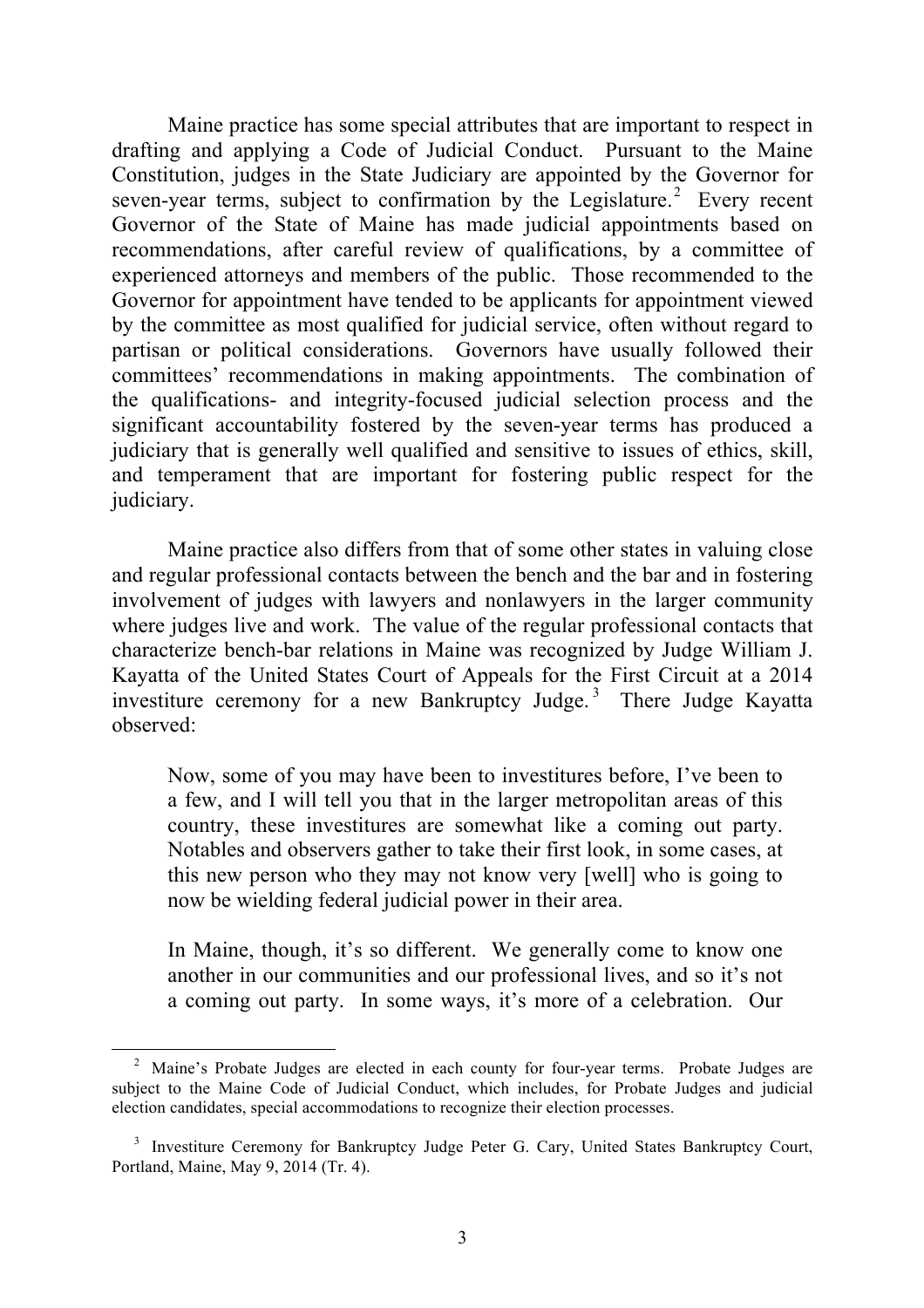Maine practice has some special attributes that are important to respect in drafting and applying a Code of Judicial Conduct. Pursuant to the Maine Constitution, judges in the State Judiciary are appointed by the Governor for seven-year terms, subject to confirmation by the Legislature.[2] Every recent Governor of the State of Maine has made judicial appointments based on recommendations, after careful review of qualifications, by a committee of experienced attorneys and members of the public. Those recommended to the Governor for appointment have tended to be applicants for appointment viewed by the committee as most qualified for judicial service, often without regard to partisan or political considerations. Governors have usually followed their committees' recommendations in making appointments. The combination of the qualifications- and integrity-focused judicial selection process and the significant accountability fostered by the seven-year terms has produced a judiciary that is generally well qualified and sensitive to issues of ethics, skill, and temperament that are important for fostering public respect for the judiciary.

Maine practice also differs from that of some other states in valuing close and regular professional contacts between the bench and the bar and in fostering involvement of judges with lawyers and nonlawyers in the larger community where judges live and work. The value of the regular professional contacts that characterize bench-bar relations in Maine was recognized by Judge William J. Kayatta of the United States Court of Appeals for the First Circuit at a 2014 investiture ceremony for a new Bankruptcy Judge.[3] There Judge Kayatta observed:

> Now, some of you may have been to investitures before, I've been to a few, and I will tell you that in the larger metropolitan areas of this country, these investitures are somewhat like a coming out party. Notables and observers gather to take their first look, in some cases, at this new person who they may not know very [well] who is going to now be wielding federal judicial power in their area.
>
> In Maine, though, it's so different. We generally come to know one another in our communities and our professional lives, and so it's not a coming out party. In some ways, it's more of a celebration. Our

---

[2] Maine's Probate Judges are elected in each county for four-year terms. Probate Judges are subject to the Maine Code of Judicial Conduct, which includes, for Probate Judges and judicial election candidates, special accommodations to recognize their election processes.

[3] Investiture Ceremony for Bankruptcy Judge Peter G. Cary, United States Bankruptcy Court, Portland, Maine, May 9, 2014 (Tr. 4).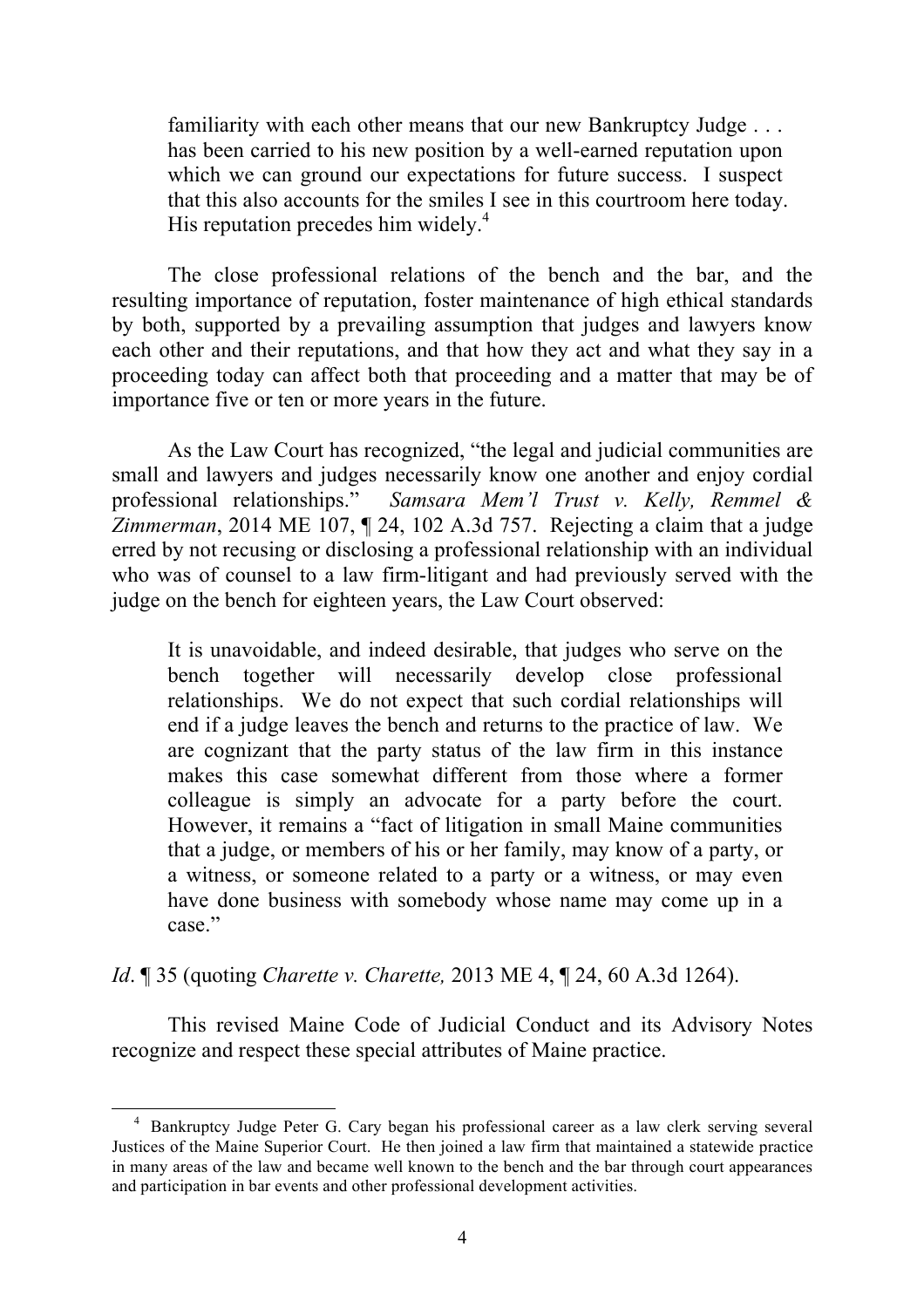> familiarity with each other means that our new Bankruptcy Judge . . . has been carried to his new position by a well-earned reputation upon which we can ground our expectations for future success. I suspect that this also accounts for the smiles I see in this courtroom here today. His reputation precedes him widely.[4]

The close professional relations of the bench and the bar, and the resulting importance of reputation, foster maintenance of high ethical standards by both, supported by a prevailing assumption that judges and lawyers know each other and their reputations, and that how they act and what they say in a proceeding today can affect both that proceeding and a matter that may be of importance five or ten or more years in the future.

As the Law Court has recognized, "the legal and judicial communities are small and lawyers and judges necessarily know one another and enjoy cordial professional relationships." *Samsara Mem'l Trust v. Kelly, Remmel & Zimmerman*, 2014 ME 107, ¶ 24, 102 A.3d 757. Rejecting a claim that a judge erred by not recusing or disclosing a professional relationship with an individual who was of counsel to a law firm-litigant and had previously served with the judge on the bench for eighteen years, the Law Court observed:

> It is unavoidable, and indeed desirable, that judges who serve on the bench together will necessarily develop close professional relationships. We do not expect that such cordial relationships will end if a judge leaves the bench and returns to the practice of law. We are cognizant that the party status of the law firm in this instance makes this case somewhat different from those where a former colleague is simply an advocate for a party before the court. However, it remains a "fact of litigation in small Maine communities that a judge, or members of his or her family, may know of a party, or a witness, or someone related to a party or a witness, or may even have done business with somebody whose name may come up in a case."

*Id*. ¶ 35 (quoting *Charette v. Charette,* 2013 ME 4, ¶ 24, 60 A.3d 1264).

This revised Maine Code of Judicial Conduct and its Advisory Notes recognize and respect these special attributes of Maine practice.

---

[4] Bankruptcy Judge Peter G. Cary began his professional career as a law clerk serving several Justices of the Maine Superior Court. He then joined a law firm that maintained a statewide practice in many areas of the law and became well known to the bench and the bar through court appearances and participation in bar events and other professional development activities.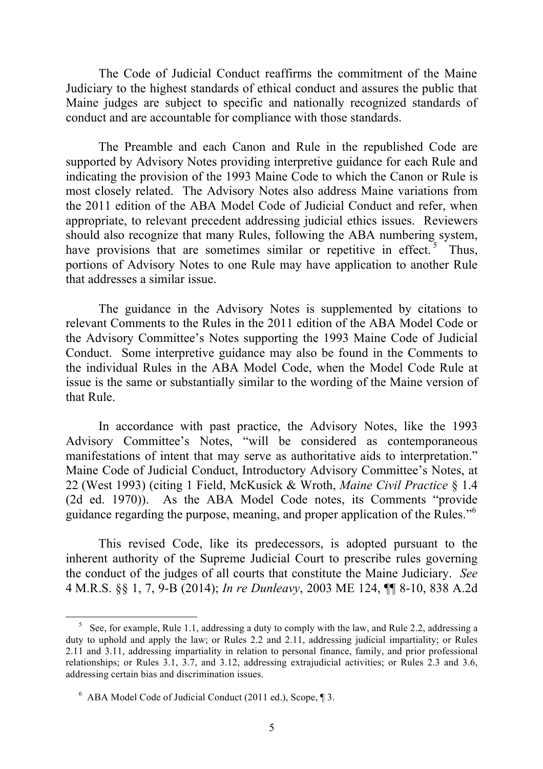The Code of Judicial Conduct reaffirms the commitment of the Maine Judiciary to the highest standards of ethical conduct and assures the public that Maine judges are subject to specific and nationally recognized standards of conduct and are accountable for compliance with those standards.

The Preamble and each Canon and Rule in the republished Code are supported by Advisory Notes providing interpretive guidance for each Rule and indicating the provision of the 1993 Maine Code to which the Canon or Rule is most closely related. The Advisory Notes also address Maine variations from the 2011 edition of the ABA Model Code of Judicial Conduct and refer, when appropriate, to relevant precedent addressing judicial ethics issues. Reviewers should also recognize that many Rules, following the ABA numbering system, have provisions that are sometimes similar or repetitive in effect.[5] Thus, portions of Advisory Notes to one Rule may have application to another Rule that addresses a similar issue.

The guidance in the Advisory Notes is supplemented by citations to relevant Comments to the Rules in the 2011 edition of the ABA Model Code or the Advisory Committee's Notes supporting the 1993 Maine Code of Judicial Conduct. Some interpretive guidance may also be found in the Comments to the individual Rules in the ABA Model Code, when the Model Code Rule at issue is the same or substantially similar to the wording of the Maine version of that Rule.

In accordance with past practice, the Advisory Notes, like the 1993 Advisory Committee's Notes, "will be considered as contemporaneous manifestations of intent that may serve as authoritative aids to interpretation." Maine Code of Judicial Conduct, Introductory Advisory Committee's Notes, at 22 (West 1993) (citing 1 Field, McKusick & Wroth, *Maine Civil Practice* § 1.4 (2d ed. 1970)). As the ABA Model Code notes, its Comments "provide guidance regarding the purpose, meaning, and proper application of the Rules."[6]

This revised Code, like its predecessors, is adopted pursuant to the inherent authority of the Supreme Judicial Court to prescribe rules governing the conduct of the judges of all courts that constitute the Maine Judiciary. *See* 4 M.R.S. §§ 1, 7, 9-B (2014); *In re Dunleavy*, 2003 ME 124, ¶¶ 8-10, 838 A.2d

---

[5] See, for example, Rule 1.1, addressing a duty to comply with the law, and Rule 2.2, addressing a duty to uphold and apply the law; or Rules 2.2 and 2.11, addressing judicial impartiality; or Rules 2.11 and 3.11, addressing impartiality in relation to personal finance, family, and prior professional relationships; or Rules 3.1, 3.7, and 3.12, addressing extrajudicial activities; or Rules 2.3 and 3.6, addressing certain bias and discrimination issues.

[6] ABA Model Code of Judicial Conduct (2011 ed.), Scope, ¶ 3.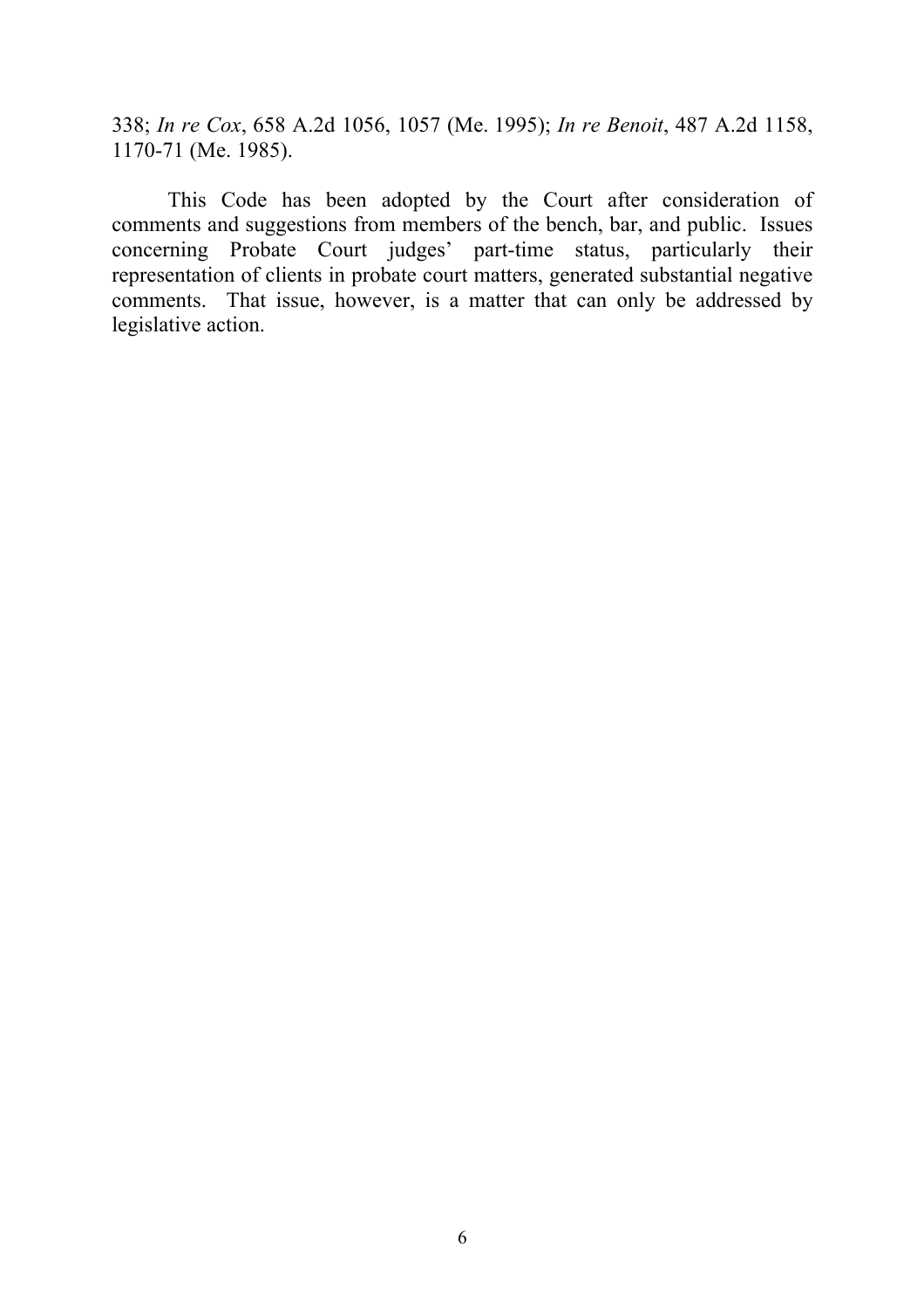338; *In re Cox*, 658 A.2d 1056, 1057 (Me. 1995); *In re Benoit*, 487 A.2d 1158, 1170-71 (Me. 1985).

This Code has been adopted by the Court after consideration of comments and suggestions from members of the bench, bar, and public. Issues concerning Probate Court judges' part-time status, particularly their representation of clients in probate court matters, generated substantial negative comments. That issue, however, is a matter that can only be addressed by legislative action.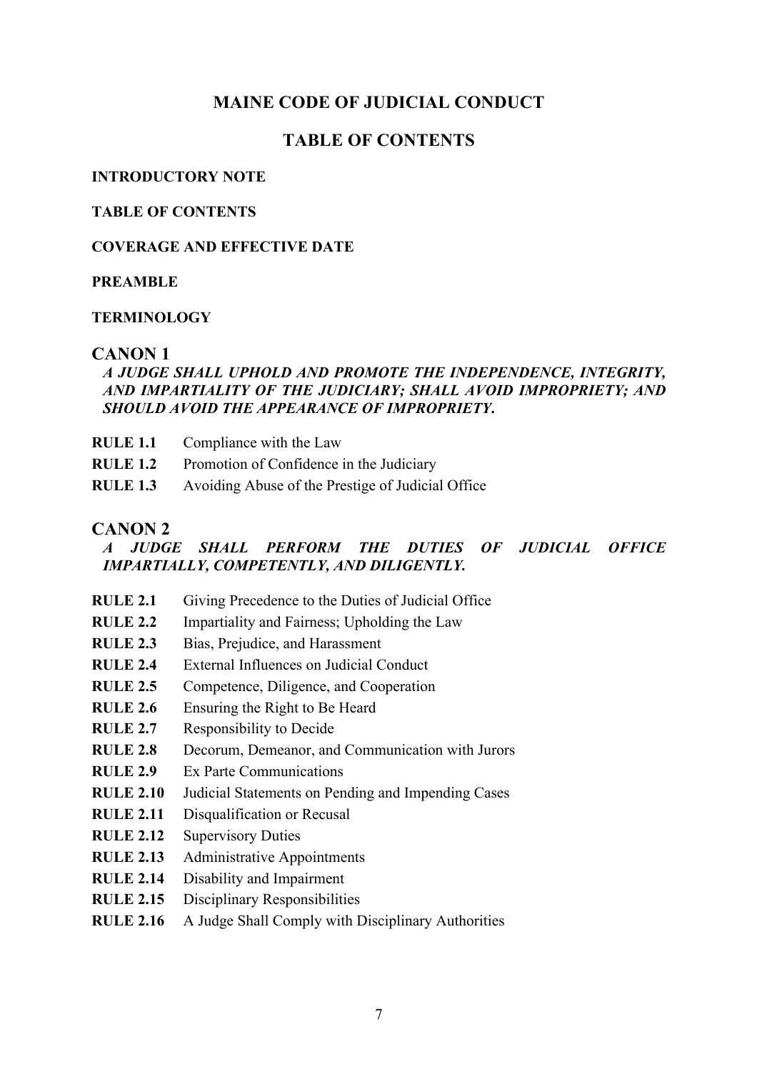# MAINE CODE OF JUDICIAL CONDUCT

## TABLE OF CONTENTS

**INTRODUCTORY NOTE**

**TABLE OF CONTENTS**

**COVERAGE AND EFFECTIVE DATE**

**PREAMBLE**

**TERMINOLOGY**

## CANON 1

***A JUDGE SHALL UPHOLD AND PROMOTE THE INDEPENDENCE, INTEGRITY, AND IMPARTIALITY OF THE JUDICIARY; SHALL AVOID IMPROPRIETY; AND SHOULD AVOID THE APPEARANCE OF IMPROPRIETY.***

**RULE 1.1** Compliance with the Law
**RULE 1.2** Promotion of Confidence in the Judiciary
**RULE 1.3** Avoiding Abuse of the Prestige of Judicial Office

## CANON 2

***A JUDGE SHALL PERFORM THE DUTIES OF JUDICIAL OFFICE IMPARTIALLY, COMPETENTLY, AND DILIGENTLY.***

**RULE 2.1** Giving Precedence to the Duties of Judicial Office
**RULE 2.2** Impartiality and Fairness; Upholding the Law
**RULE 2.3** Bias, Prejudice, and Harassment
**RULE 2.4** External Influences on Judicial Conduct
**RULE 2.5** Competence, Diligence, and Cooperation
**RULE 2.6** Ensuring the Right to Be Heard
**RULE 2.7** Responsibility to Decide
**RULE 2.8** Decorum, Demeanor, and Communication with Jurors
**RULE 2.9** Ex Parte Communications
**RULE 2.10** Judicial Statements on Pending and Impending Cases
**RULE 2.11** Disqualification or Recusal
**RULE 2.12** Supervisory Duties
**RULE 2.13** Administrative Appointments
**RULE 2.14** Disability and Impairment
**RULE 2.15** Disciplinary Responsibilities
**RULE 2.16** A Judge Shall Comply with Disciplinary Authorities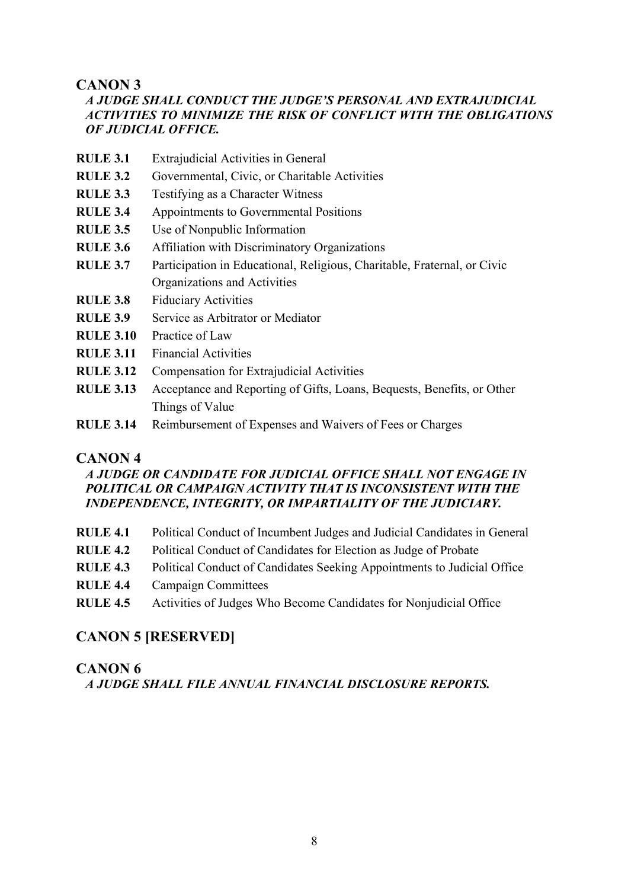## CANON 3

***A JUDGE SHALL CONDUCT THE JUDGE'S PERSONAL AND EXTRAJUDICIAL ACTIVITIES TO MINIMIZE THE RISK OF CONFLICT WITH THE OBLIGATIONS OF JUDICIAL OFFICE.***

**RULE 3.1** Extrajudicial Activities in General

**RULE 3.2** Governmental, Civic, or Charitable Activities

**RULE 3.3** Testifying as a Character Witness

**RULE 3.4** Appointments to Governmental Positions

**RULE 3.5** Use of Nonpublic Information

**RULE 3.6** Affiliation with Discriminatory Organizations

**RULE 3.7** Participation in Educational, Religious, Charitable, Fraternal, or Civic Organizations and Activities

**RULE 3.8** Fiduciary Activities

**RULE 3.9** Service as Arbitrator or Mediator

**RULE 3.10** Practice of Law

**RULE 3.11** Financial Activities

**RULE 3.12** Compensation for Extrajudicial Activities

**RULE 3.13** Acceptance and Reporting of Gifts, Loans, Bequests, Benefits, or Other Things of Value

**RULE 3.14** Reimbursement of Expenses and Waivers of Fees or Charges

## CANON 4

***A JUDGE OR CANDIDATE FOR JUDICIAL OFFICE SHALL NOT ENGAGE IN POLITICAL OR CAMPAIGN ACTIVITY THAT IS INCONSISTENT WITH THE INDEPENDENCE, INTEGRITY, OR IMPARTIALITY OF THE JUDICIARY.***

**RULE 4.1** Political Conduct of Incumbent Judges and Judicial Candidates in General

**RULE 4.2** Political Conduct of Candidates for Election as Judge of Probate

**RULE 4.3** Political Conduct of Candidates Seeking Appointments to Judicial Office

**RULE 4.4** Campaign Committees

**RULE 4.5** Activities of Judges Who Become Candidates for Nonjudicial Office

## CANON 5 [RESERVED]

## CANON 6

***A JUDGE SHALL FILE ANNUAL FINANCIAL DISCLOSURE REPORTS.***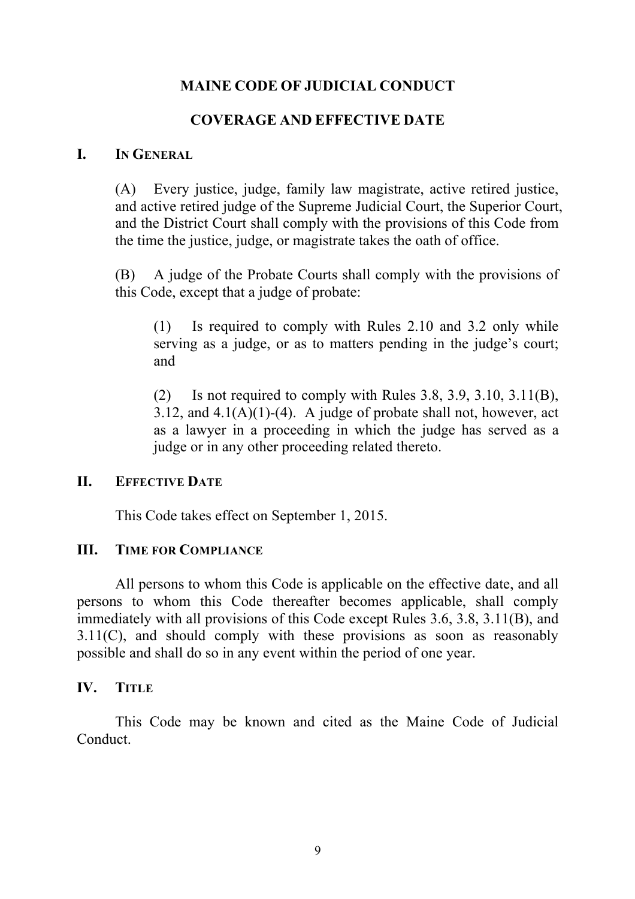# MAINE CODE OF JUDICIAL CONDUCT

## COVERAGE AND EFFECTIVE DATE

### I. IN GENERAL

(A) Every justice, judge, family law magistrate, active retired justice, and active retired judge of the Supreme Judicial Court, the Superior Court, and the District Court shall comply with the provisions of this Code from the time the justice, judge, or magistrate takes the oath of office.

(B) A judge of the Probate Courts shall comply with the provisions of this Code, except that a judge of probate:

> (1) Is required to comply with Rules 2.10 and 3.2 only while serving as a judge, or as to matters pending in the judge's court; and
>
> (2) Is not required to comply with Rules 3.8, 3.9, 3.10, 3.11(B), 3.12, and 4.1(A)(1)-(4). A judge of probate shall not, however, act as a lawyer in a proceeding in which the judge has served as a judge or in any other proceeding related thereto.

### II. EFFECTIVE DATE

This Code takes effect on September 1, 2015.

### III. TIME FOR COMPLIANCE

All persons to whom this Code is applicable on the effective date, and all persons to whom this Code thereafter becomes applicable, shall comply immediately with all provisions of this Code except Rules 3.6, 3.8, 3.11(B), and 3.11(C), and should comply with these provisions as soon as reasonably possible and shall do so in any event within the period of one year.

### IV. TITLE

This Code may be known and cited as the Maine Code of Judicial Conduct.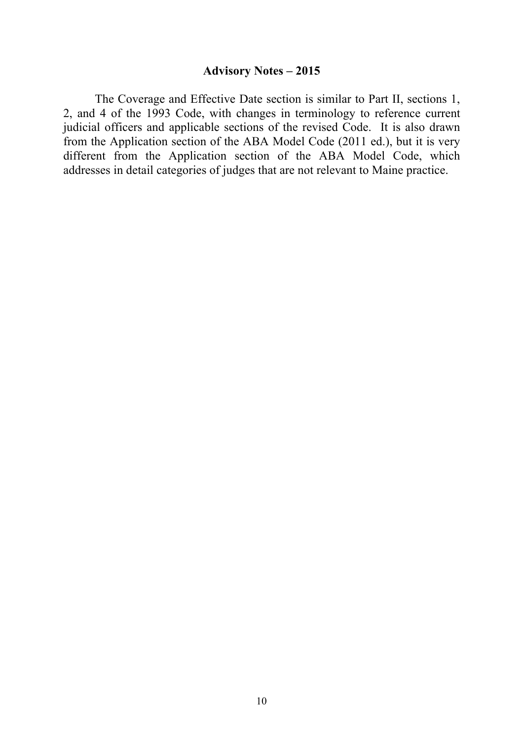### Advisory Notes – 2015

The Coverage and Effective Date section is similar to Part II, sections 1, 2, and 4 of the 1993 Code, with changes in terminology to reference current judicial officers and applicable sections of the revised Code. It is also drawn from the Application section of the ABA Model Code (2011 ed.), but it is very different from the Application section of the ABA Model Code, which addresses in detail categories of judges that are not relevant to Maine practice.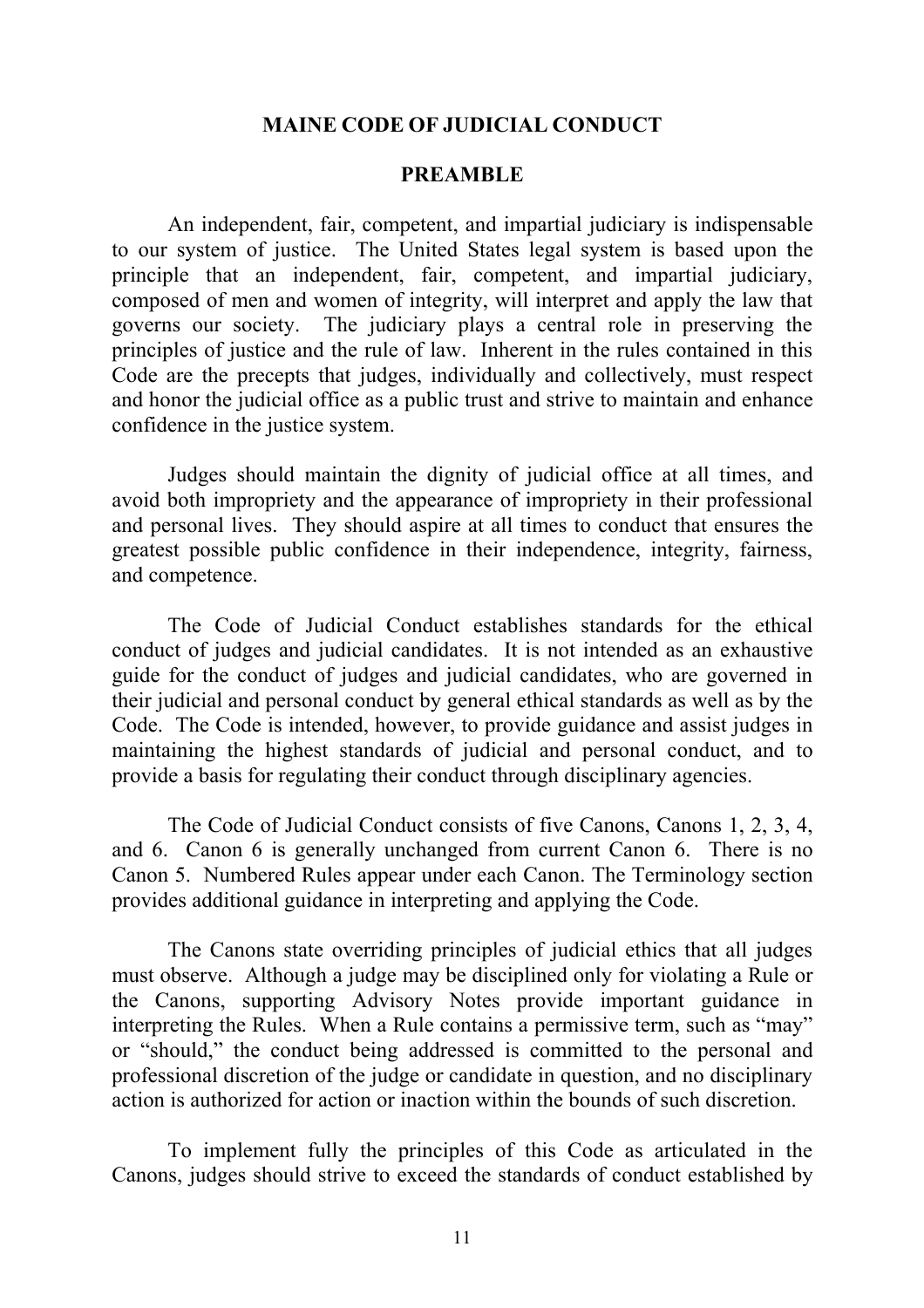# MAINE CODE OF JUDICIAL CONDUCT

## PREAMBLE

An independent, fair, competent, and impartial judiciary is indispensable to our system of justice. The United States legal system is based upon the principle that an independent, fair, competent, and impartial judiciary, composed of men and women of integrity, will interpret and apply the law that governs our society. The judiciary plays a central role in preserving the principles of justice and the rule of law. Inherent in the rules contained in this Code are the precepts that judges, individually and collectively, must respect and honor the judicial office as a public trust and strive to maintain and enhance confidence in the justice system.

Judges should maintain the dignity of judicial office at all times, and avoid both impropriety and the appearance of impropriety in their professional and personal lives. They should aspire at all times to conduct that ensures the greatest possible public confidence in their independence, integrity, fairness, and competence.

The Code of Judicial Conduct establishes standards for the ethical conduct of judges and judicial candidates. It is not intended as an exhaustive guide for the conduct of judges and judicial candidates, who are governed in their judicial and personal conduct by general ethical standards as well as by the Code. The Code is intended, however, to provide guidance and assist judges in maintaining the highest standards of judicial and personal conduct, and to provide a basis for regulating their conduct through disciplinary agencies.

The Code of Judicial Conduct consists of five Canons, Canons 1, 2, 3, 4, and 6. Canon 6 is generally unchanged from current Canon 6. There is no Canon 5. Numbered Rules appear under each Canon. The Terminology section provides additional guidance in interpreting and applying the Code.

The Canons state overriding principles of judicial ethics that all judges must observe. Although a judge may be disciplined only for violating a Rule or the Canons, supporting Advisory Notes provide important guidance in interpreting the Rules. When a Rule contains a permissive term, such as "may" or "should," the conduct being addressed is committed to the personal and professional discretion of the judge or candidate in question, and no disciplinary action is authorized for action or inaction within the bounds of such discretion.

To implement fully the principles of this Code as articulated in the Canons, judges should strive to exceed the standards of conduct established by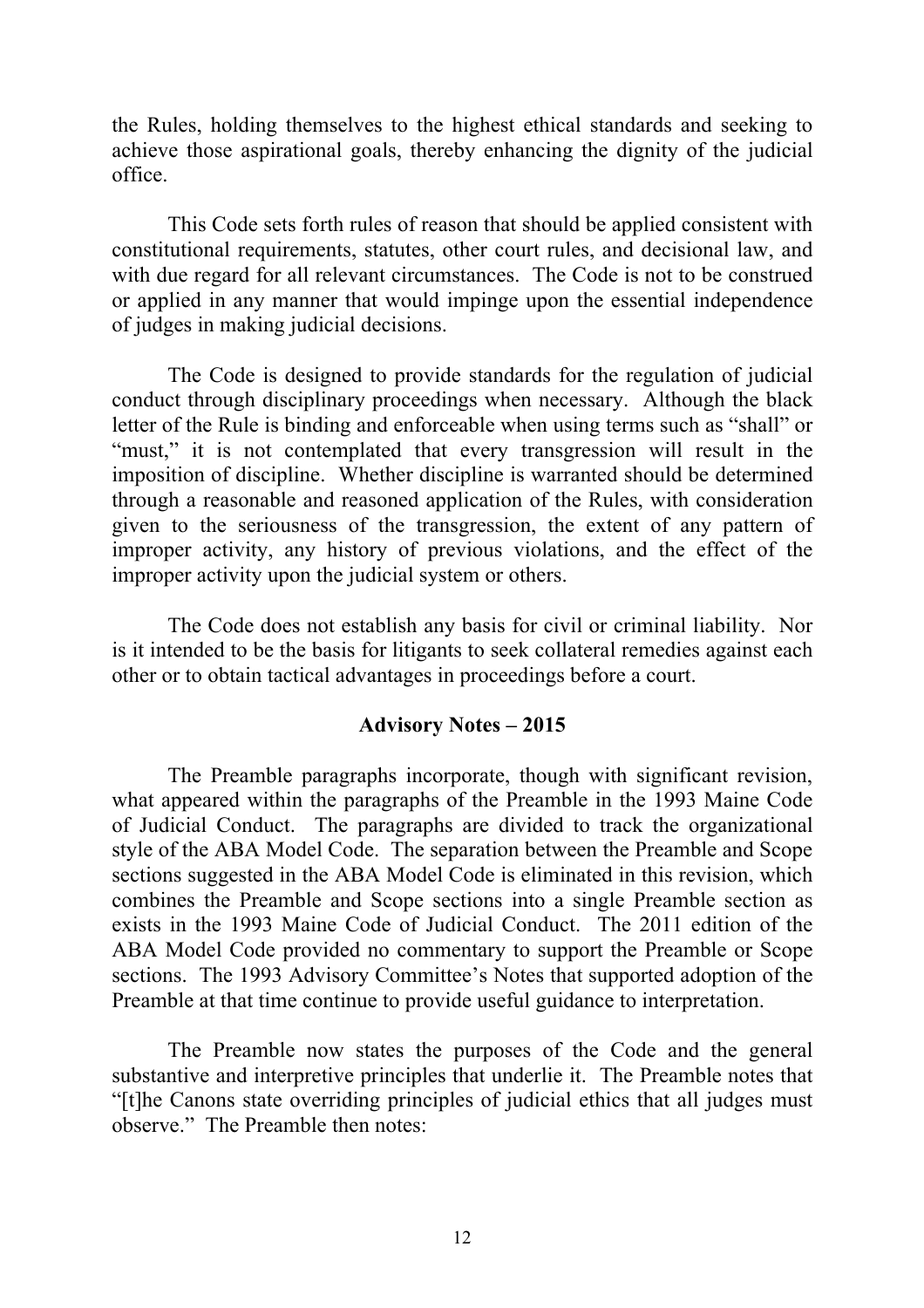the Rules, holding themselves to the highest ethical standards and seeking to achieve those aspirational goals, thereby enhancing the dignity of the judicial office.

This Code sets forth rules of reason that should be applied consistent with constitutional requirements, statutes, other court rules, and decisional law, and with due regard for all relevant circumstances. The Code is not to be construed or applied in any manner that would impinge upon the essential independence of judges in making judicial decisions.

The Code is designed to provide standards for the regulation of judicial conduct through disciplinary proceedings when necessary. Although the black letter of the Rule is binding and enforceable when using terms such as "shall" or "must," it is not contemplated that every transgression will result in the imposition of discipline. Whether discipline is warranted should be determined through a reasonable and reasoned application of the Rules, with consideration given to the seriousness of the transgression, the extent of any pattern of improper activity, any history of previous violations, and the effect of the improper activity upon the judicial system or others.

The Code does not establish any basis for civil or criminal liability. Nor is it intended to be the basis for litigants to seek collateral remedies against each other or to obtain tactical advantages in proceedings before a court.

**Advisory Notes – 2015**

The Preamble paragraphs incorporate, though with significant revision, what appeared within the paragraphs of the Preamble in the 1993 Maine Code of Judicial Conduct. The paragraphs are divided to track the organizational style of the ABA Model Code. The separation between the Preamble and Scope sections suggested in the ABA Model Code is eliminated in this revision, which combines the Preamble and Scope sections into a single Preamble section as exists in the 1993 Maine Code of Judicial Conduct. The 2011 edition of the ABA Model Code provided no commentary to support the Preamble or Scope sections. The 1993 Advisory Committee's Notes that supported adoption of the Preamble at that time continue to provide useful guidance to interpretation.

The Preamble now states the purposes of the Code and the general substantive and interpretive principles that underlie it. The Preamble notes that "[t]he Canons state overriding principles of judicial ethics that all judges must observe." The Preamble then notes: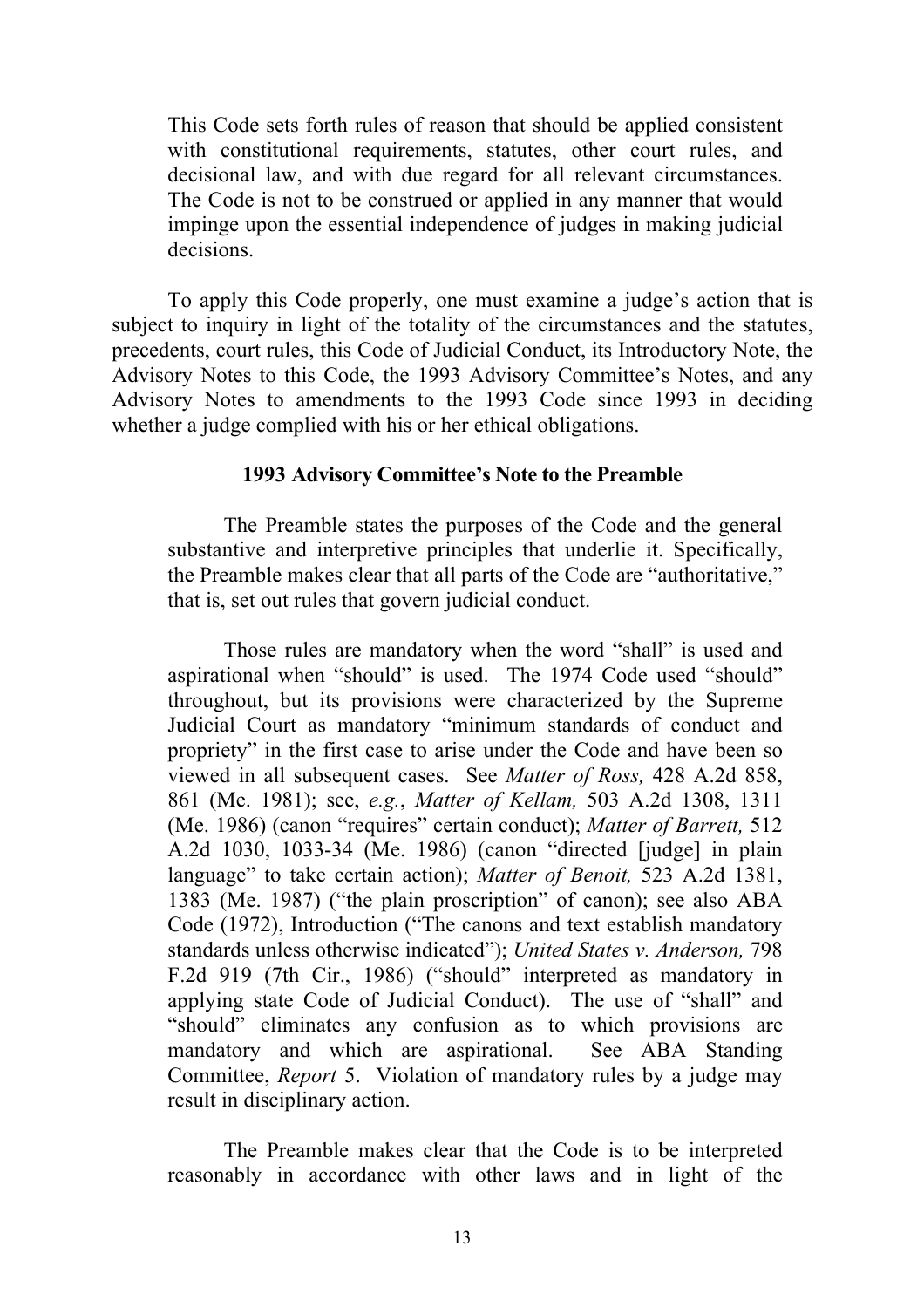This Code sets forth rules of reason that should be applied consistent with constitutional requirements, statutes, other court rules, and decisional law, and with due regard for all relevant circumstances. The Code is not to be construed or applied in any manner that would impinge upon the essential independence of judges in making judicial decisions.

To apply this Code properly, one must examine a judge's action that is subject to inquiry in light of the totality of the circumstances and the statutes, precedents, court rules, this Code of Judicial Conduct, its Introductory Note, the Advisory Notes to this Code, the 1993 Advisory Committee's Notes, and any Advisory Notes to amendments to the 1993 Code since 1993 in deciding whether a judge complied with his or her ethical obligations.

**1993 Advisory Committee's Note to the Preamble**

The Preamble states the purposes of the Code and the general substantive and interpretive principles that underlie it. Specifically, the Preamble makes clear that all parts of the Code are "authoritative," that is, set out rules that govern judicial conduct.

Those rules are mandatory when the word "shall" is used and aspirational when "should" is used. The 1974 Code used "should" throughout, but its provisions were characterized by the Supreme Judicial Court as mandatory "minimum standards of conduct and propriety" in the first case to arise under the Code and have been so viewed in all subsequent cases. See *Matter of Ross,* 428 A.2d 858, 861 (Me. 1981); see, *e.g.*, *Matter of Kellam,* 503 A.2d 1308, 1311 (Me. 1986) (canon "requires" certain conduct); *Matter of Barrett,* 512 A.2d 1030, 1033-34 (Me. 1986) (canon "directed [judge] in plain language" to take certain action); *Matter of Benoit,* 523 A.2d 1381, 1383 (Me. 1987) ("the plain proscription" of canon); see also ABA Code (1972), Introduction ("The canons and text establish mandatory standards unless otherwise indicated"); *United States v. Anderson,* 798 F.2d 919 (7th Cir., 1986) ("should" interpreted as mandatory in applying state Code of Judicial Conduct). The use of "shall" and "should" eliminates any confusion as to which provisions are mandatory and which are aspirational. See ABA Standing Committee, *Report* 5. Violation of mandatory rules by a judge may result in disciplinary action.

The Preamble makes clear that the Code is to be interpreted reasonably in accordance with other laws and in light of the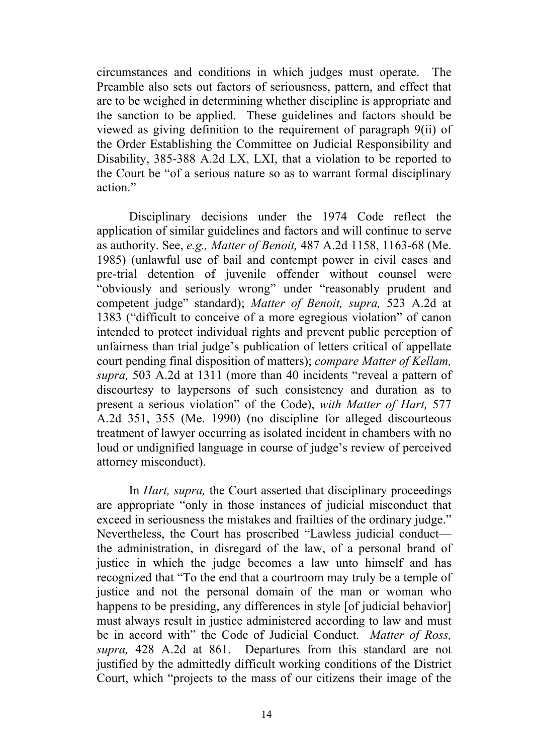circumstances and conditions in which judges must operate. The Preamble also sets out factors of seriousness, pattern, and effect that are to be weighed in determining whether discipline is appropriate and the sanction to be applied. These guidelines and factors should be viewed as giving definition to the requirement of paragraph 9(ii) of the Order Establishing the Committee on Judicial Responsibility and Disability, 385-388 A.2d LX, LXI, that a violation to be reported to the Court be "of a serious nature so as to warrant formal disciplinary action."

Disciplinary decisions under the 1974 Code reflect the application of similar guidelines and factors and will continue to serve as authority. See, *e.g., Matter of Benoit,* 487 A.2d 1158, 1163-68 (Me. 1985) (unlawful use of bail and contempt power in civil cases and pre-trial detention of juvenile offender without counsel were "obviously and seriously wrong" under "reasonably prudent and competent judge" standard); *Matter of Benoit, supra,* 523 A.2d at 1383 ("difficult to conceive of a more egregious violation" of canon intended to protect individual rights and prevent public perception of unfairness than trial judge's publication of letters critical of appellate court pending final disposition of matters); *compare Matter of Kellam, supra,* 503 A.2d at 1311 (more than 40 incidents "reveal a pattern of discourtesy to laypersons of such consistency and duration as to present a serious violation" of the Code), *with Matter of Hart,* 577 A.2d 351, 355 (Me. 1990) (no discipline for alleged discourteous treatment of lawyer occurring as isolated incident in chambers with no loud or undignified language in course of judge's review of perceived attorney misconduct).

In *Hart, supra,* the Court asserted that disciplinary proceedings are appropriate "only in those instances of judicial misconduct that exceed in seriousness the mistakes and frailties of the ordinary judge." Nevertheless, the Court has proscribed "Lawless judicial conduct—the administration, in disregard of the law, of a personal brand of justice in which the judge becomes a law unto himself and has recognized that "To the end that a courtroom may truly be a temple of justice and not the personal domain of the man or woman who happens to be presiding, any differences in style [of judicial behavior] must always result in justice administered according to law and must be in accord with" the Code of Judicial Conduct. *Matter of Ross, supra,* 428 A.2d at 861. Departures from this standard are not justified by the admittedly difficult working conditions of the District Court, which "projects to the mass of our citizens their image of the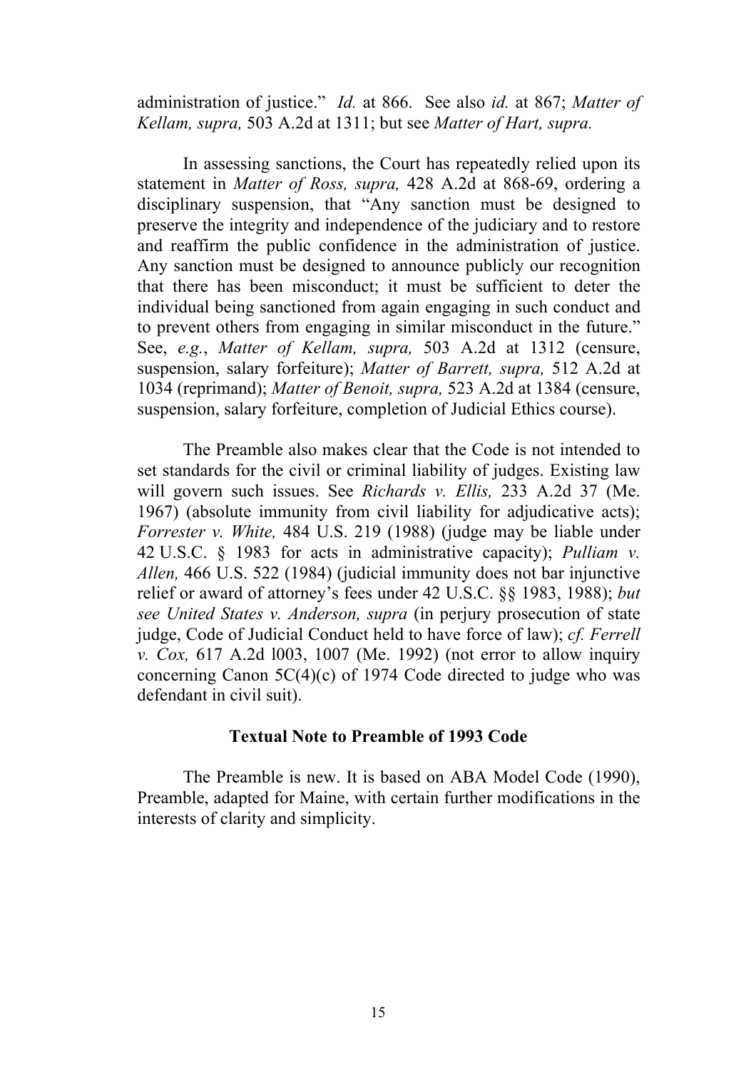administration of justice." *Id.* at 866. See also *id.* at 867; *Matter of Kellam, supra,* 503 A.2d at 1311; but see *Matter of Hart, supra.*

In assessing sanctions, the Court has repeatedly relied upon its statement in *Matter of Ross, supra,* 428 A.2d at 868-69, ordering a disciplinary suspension, that "Any sanction must be designed to preserve the integrity and independence of the judiciary and to restore and reaffirm the public confidence in the administration of justice. Any sanction must be designed to announce publicly our recognition that there has been misconduct; it must be sufficient to deter the individual being sanctioned from again engaging in such conduct and to prevent others from engaging in similar misconduct in the future." See, *e.g.*, *Matter of Kellam, supra,* 503 A.2d at 1312 (censure, suspension, salary forfeiture); *Matter of Barrett, supra,* 512 A.2d at 1034 (reprimand); *Matter of Benoit, supra,* 523 A.2d at 1384 (censure, suspension, salary forfeiture, completion of Judicial Ethics course).

The Preamble also makes clear that the Code is not intended to set standards for the civil or criminal liability of judges. Existing law will govern such issues. See *Richards v. Ellis,* 233 A.2d 37 (Me. 1967) (absolute immunity from civil liability for adjudicative acts); *Forrester v. White,* 484 U.S. 219 (1988) (judge may be liable under 42 U.S.C. § 1983 for acts in administrative capacity); *Pulliam v. Allen,* 466 U.S. 522 (1984) (judicial immunity does not bar injunctive relief or award of attorney's fees under 42 U.S.C. §§ 1983, 1988); *but see United States v. Anderson, supra* (in perjury prosecution of state judge, Code of Judicial Conduct held to have force of law); *cf. Ferrell v. Cox,* 617 A.2d l003, 1007 (Me. 1992) (not error to allow inquiry concerning Canon 5C(4)(c) of 1974 Code directed to judge who was defendant in civil suit).

**Textual Note to Preamble of 1993 Code**

The Preamble is new. It is based on ABA Model Code (1990), Preamble, adapted for Maine, with certain further modifications in the interests of clarity and simplicity.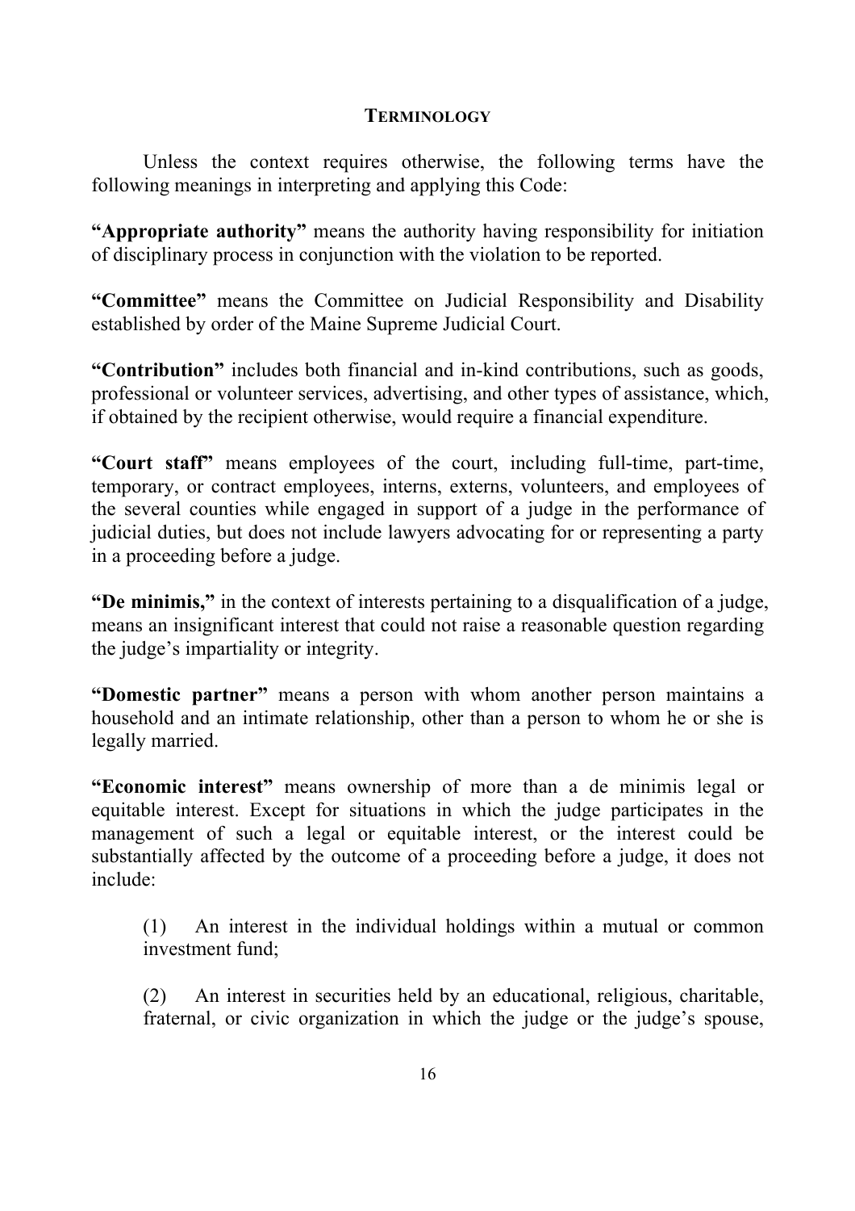## TERMINOLOGY

Unless the context requires otherwise, the following terms have the following meanings in interpreting and applying this Code:

**"Appropriate authority"** means the authority having responsibility for initiation of disciplinary process in conjunction with the violation to be reported.

**"Committee"** means the Committee on Judicial Responsibility and Disability established by order of the Maine Supreme Judicial Court.

**"Contribution"** includes both financial and in-kind contributions, such as goods, professional or volunteer services, advertising, and other types of assistance, which, if obtained by the recipient otherwise, would require a financial expenditure.

**"Court staff"** means employees of the court, including full-time, part-time, temporary, or contract employees, interns, externs, volunteers, and employees of the several counties while engaged in support of a judge in the performance of judicial duties, but does not include lawyers advocating for or representing a party in a proceeding before a judge.

**"De minimis,"** in the context of interests pertaining to a disqualification of a judge, means an insignificant interest that could not raise a reasonable question regarding the judge's impartiality or integrity.

**"Domestic partner"** means a person with whom another person maintains a household and an intimate relationship, other than a person to whom he or she is legally married.

**"Economic interest"** means ownership of more than a de minimis legal or equitable interest. Except for situations in which the judge participates in the management of such a legal or equitable interest, or the interest could be substantially affected by the outcome of a proceeding before a judge, it does not include:

(1) An interest in the individual holdings within a mutual or common investment fund;

(2) An interest in securities held by an educational, religious, charitable, fraternal, or civic organization in which the judge or the judge's spouse,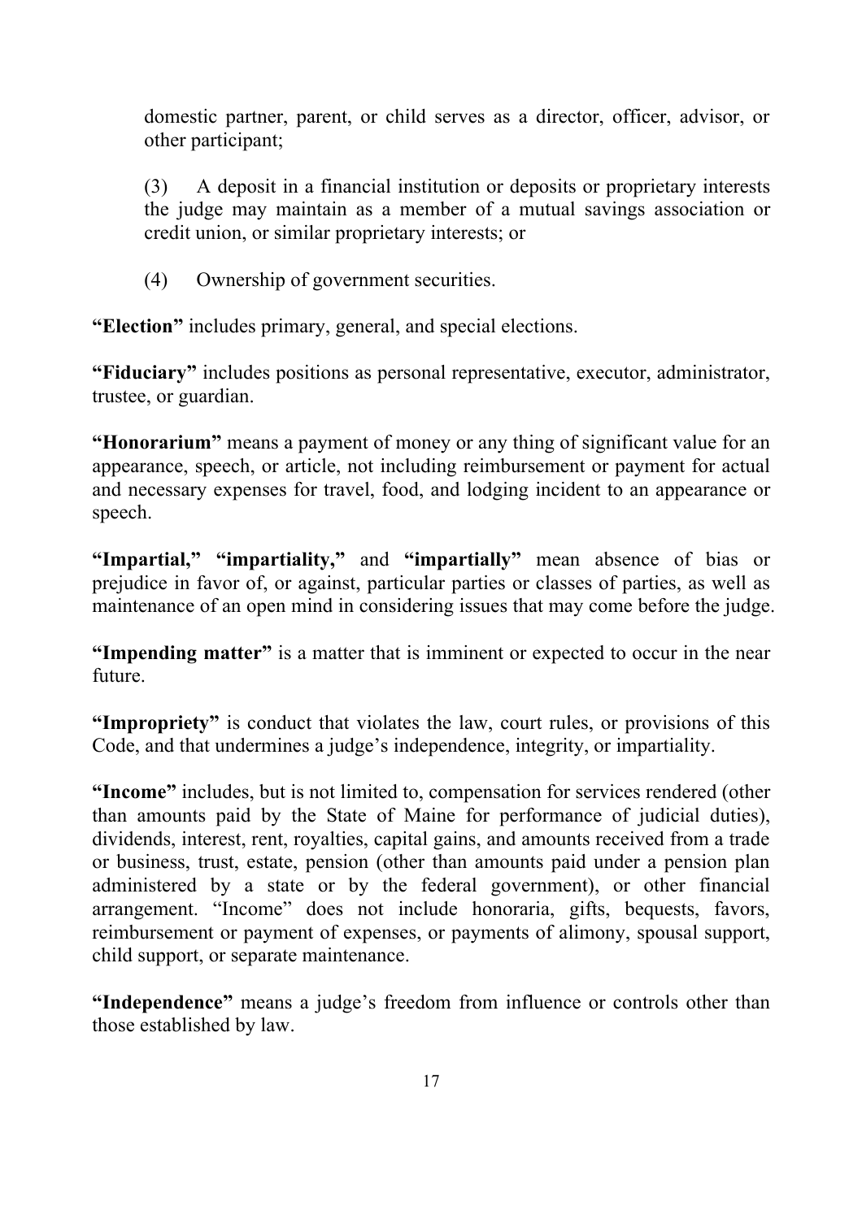domestic partner, parent, or child serves as a director, officer, advisor, or other participant;

(3) A deposit in a financial institution or deposits or proprietary interests the judge may maintain as a member of a mutual savings association or credit union, or similar proprietary interests; or

(4) Ownership of government securities.

**"Election"** includes primary, general, and special elections.

**"Fiduciary"** includes positions as personal representative, executor, administrator, trustee, or guardian.

**"Honorarium"** means a payment of money or any thing of significant value for an appearance, speech, or article, not including reimbursement or payment for actual and necessary expenses for travel, food, and lodging incident to an appearance or speech.

**"Impartial," "impartiality,"** and **"impartially"** mean absence of bias or prejudice in favor of, or against, particular parties or classes of parties, as well as maintenance of an open mind in considering issues that may come before the judge.

**"Impending matter"** is a matter that is imminent or expected to occur in the near future.

**"Impropriety"** is conduct that violates the law, court rules, or provisions of this Code, and that undermines a judge's independence, integrity, or impartiality.

**"Income"** includes, but is not limited to, compensation for services rendered (other than amounts paid by the State of Maine for performance of judicial duties), dividends, interest, rent, royalties, capital gains, and amounts received from a trade or business, trust, estate, pension (other than amounts paid under a pension plan administered by a state or by the federal government), or other financial arrangement. "Income" does not include honoraria, gifts, bequests, favors, reimbursement or payment of expenses, or payments of alimony, spousal support, child support, or separate maintenance.

**"Independence"** means a judge's freedom from influence or controls other than those established by law.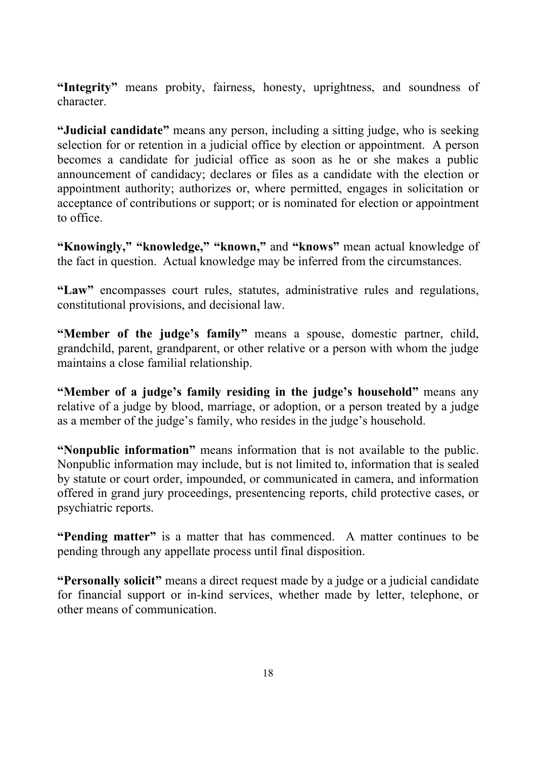**"Integrity"** means probity, fairness, honesty, uprightness, and soundness of character.

**"Judicial candidate"** means any person, including a sitting judge, who is seeking selection for or retention in a judicial office by election or appointment. A person becomes a candidate for judicial office as soon as he or she makes a public announcement of candidacy; declares or files as a candidate with the election or appointment authority; authorizes or, where permitted, engages in solicitation or acceptance of contributions or support; or is nominated for election or appointment to office.

**"Knowingly," "knowledge," "known,"** and **"knows"** mean actual knowledge of the fact in question. Actual knowledge may be inferred from the circumstances.

**"Law"** encompasses court rules, statutes, administrative rules and regulations, constitutional provisions, and decisional law.

**"Member of the judge's family"** means a spouse, domestic partner, child, grandchild, parent, grandparent, or other relative or a person with whom the judge maintains a close familial relationship.

**"Member of a judge's family residing in the judge's household"** means any relative of a judge by blood, marriage, or adoption, or a person treated by a judge as a member of the judge's family, who resides in the judge's household.

**"Nonpublic information"** means information that is not available to the public. Nonpublic information may include, but is not limited to, information that is sealed by statute or court order, impounded, or communicated in camera, and information offered in grand jury proceedings, presentencing reports, child protective cases, or psychiatric reports.

**"Pending matter"** is a matter that has commenced. A matter continues to be pending through any appellate process until final disposition.

**"Personally solicit"** means a direct request made by a judge or a judicial candidate for financial support or in-kind services, whether made by letter, telephone, or other means of communication.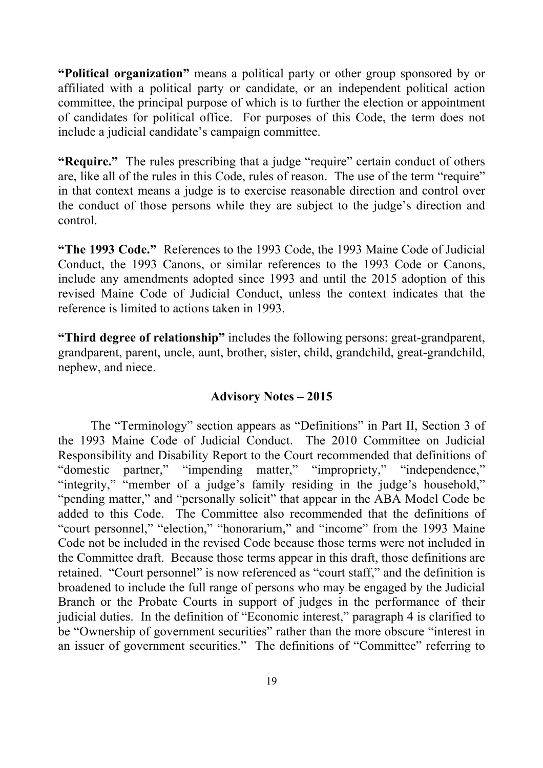**"Political organization"** means a political party or other group sponsored by or affiliated with a political party or candidate, or an independent political action committee, the principal purpose of which is to further the election or appointment of candidates for political office. For purposes of this Code, the term does not include a judicial candidate's campaign committee.

**"Require."** The rules prescribing that a judge "require" certain conduct of others are, like all of the rules in this Code, rules of reason. The use of the term "require" in that context means a judge is to exercise reasonable direction and control over the conduct of those persons while they are subject to the judge's direction and control.

**"The 1993 Code."** References to the 1993 Code, the 1993 Maine Code of Judicial Conduct, the 1993 Canons, or similar references to the 1993 Code or Canons, include any amendments adopted since 1993 and until the 2015 adoption of this revised Maine Code of Judicial Conduct, unless the context indicates that the reference is limited to actions taken in 1993.

**"Third degree of relationship"** includes the following persons: great-grandparent, grandparent, parent, uncle, aunt, brother, sister, child, grandchild, great-grandchild, nephew, and niece.

**Advisory Notes – 2015**

The "Terminology" section appears as "Definitions" in Part II, Section 3 of the 1993 Maine Code of Judicial Conduct. The 2010 Committee on Judicial Responsibility and Disability Report to the Court recommended that definitions of "domestic partner," "impending matter," "impropriety," "independence," "integrity," "member of a judge's family residing in the judge's household," "pending matter," and "personally solicit" that appear in the ABA Model Code be added to this Code. The Committee also recommended that the definitions of "court personnel," "election," "honorarium," and "income" from the 1993 Maine Code not be included in the revised Code because those terms were not included in the Committee draft. Because those terms appear in this draft, those definitions are retained. "Court personnel" is now referenced as "court staff," and the definition is broadened to include the full range of persons who may be engaged by the Judicial Branch or the Probate Courts in support of judges in the performance of their judicial duties. In the definition of "Economic interest," paragraph 4 is clarified to be "Ownership of government securities" rather than the more obscure "interest in an issuer of government securities." The definitions of "Committee" referring to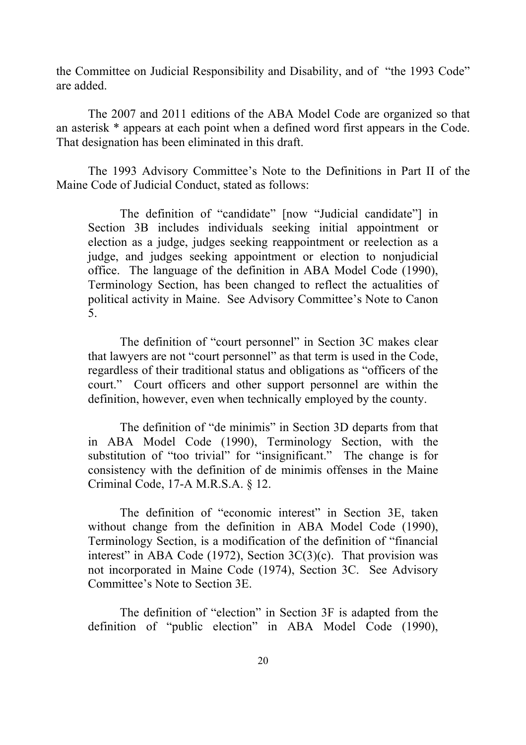the Committee on Judicial Responsibility and Disability, and of "the 1993 Code" are added.

The 2007 and 2011 editions of the ABA Model Code are organized so that an asterisk * appears at each point when a defined word first appears in the Code. That designation has been eliminated in this draft.

The 1993 Advisory Committee's Note to the Definitions in Part II of the Maine Code of Judicial Conduct, stated as follows:

> The definition of "candidate" [now "Judicial candidate"] in Section 3B includes individuals seeking initial appointment or election as a judge, judges seeking reappointment or reelection as a judge, and judges seeking appointment or election to nonjudicial office. The language of the definition in ABA Model Code (1990), Terminology Section, has been changed to reflect the actualities of political activity in Maine. See Advisory Committee's Note to Canon 5.
>
> The definition of "court personnel" in Section 3C makes clear that lawyers are not "court personnel" as that term is used in the Code, regardless of their traditional status and obligations as "officers of the court." Court officers and other support personnel are within the definition, however, even when technically employed by the county.
>
> The definition of "de minimis" in Section 3D departs from that in ABA Model Code (1990), Terminology Section, with the substitution of "too trivial" for "insignificant." The change is for consistency with the definition of de minimis offenses in the Maine Criminal Code, 17-A M.R.S.A. § 12.
>
> The definition of "economic interest" in Section 3E, taken without change from the definition in ABA Model Code (1990), Terminology Section, is a modification of the definition of "financial interest" in ABA Code (1972), Section 3C(3)(c). That provision was not incorporated in Maine Code (1974), Section 3C. See Advisory Committee's Note to Section 3E.
>
> The definition of "election" in Section 3F is adapted from the definition of "public election" in ABA Model Code (1990),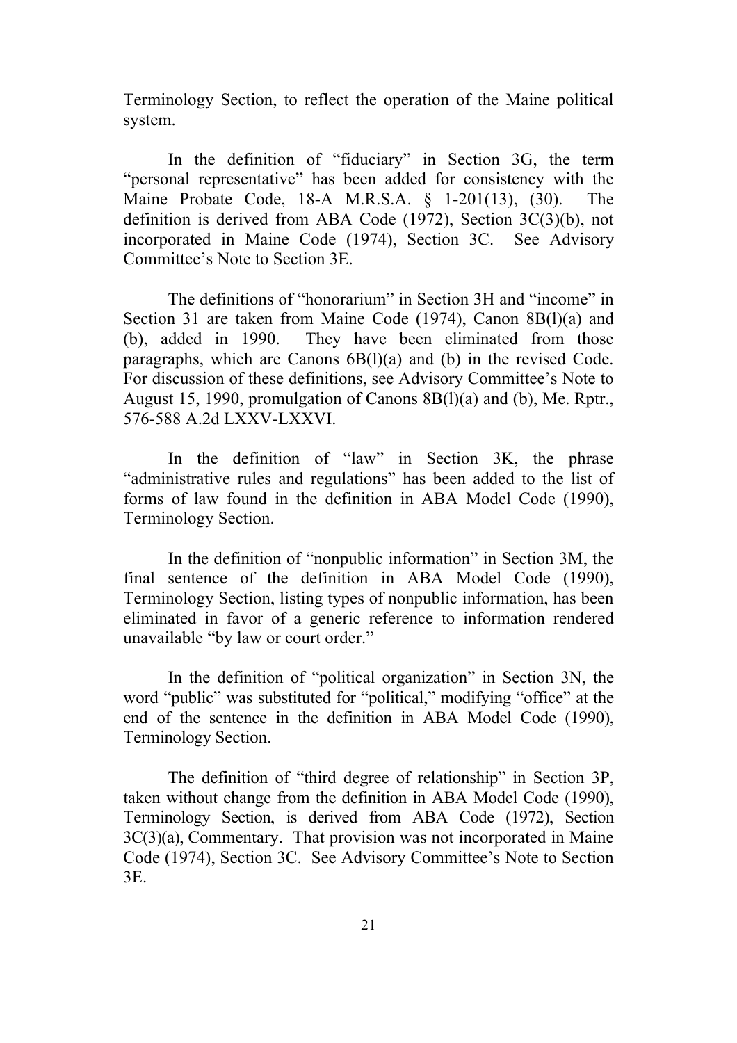Terminology Section, to reflect the operation of the Maine political system.

In the definition of "fiduciary" in Section 3G, the term "personal representative" has been added for consistency with the Maine Probate Code, 18-A M.R.S.A. § 1-201(13), (30). The definition is derived from ABA Code (1972), Section 3C(3)(b), not incorporated in Maine Code (1974), Section 3C. See Advisory Committee's Note to Section 3E.

The definitions of "honorarium" in Section 3H and "income" in Section 3I are taken from Maine Code (1974), Canon 8B(l)(a) and (b), added in 1990. They have been eliminated from those paragraphs, which are Canons 6B(l)(a) and (b) in the revised Code. For discussion of these definitions, see Advisory Committee's Note to August 15, 1990, promulgation of Canons 8B(l)(a) and (b), Me. Rptr., 576-588 A.2d LXXV-LXXVI.

In the definition of "law" in Section 3K, the phrase "administrative rules and regulations" has been added to the list of forms of law found in the definition in ABA Model Code (1990), Terminology Section.

In the definition of "nonpublic information" in Section 3M, the final sentence of the definition in ABA Model Code (1990), Terminology Section, listing types of nonpublic information, has been eliminated in favor of a generic reference to information rendered unavailable "by law or court order."

In the definition of "political organization" in Section 3N, the word "public" was substituted for "political," modifying "office" at the end of the sentence in the definition in ABA Model Code (1990), Terminology Section.

The definition of "third degree of relationship" in Section 3P, taken without change from the definition in ABA Model Code (1990), Terminology Section, is derived from ABA Code (1972), Section 3C(3)(a), Commentary. That provision was not incorporated in Maine Code (1974), Section 3C. See Advisory Committee's Note to Section 3E.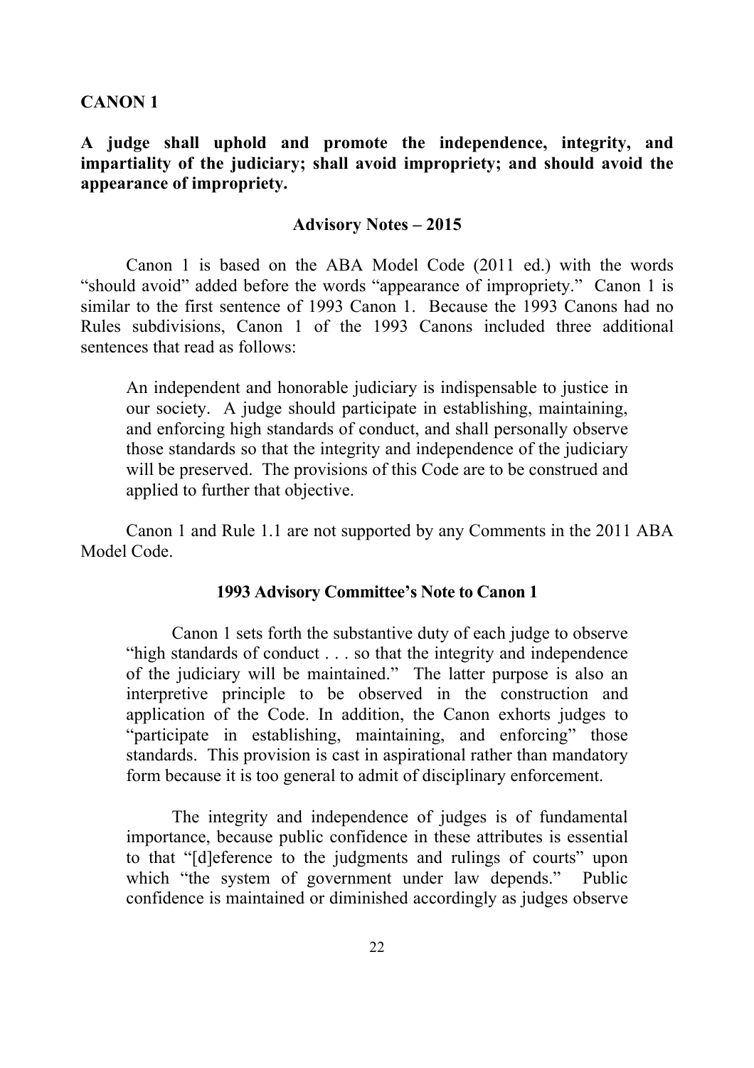## CANON 1

**A judge shall uphold and promote the independence, integrity, and impartiality of the judiciary; shall avoid impropriety; and should avoid the appearance of impropriety.**

### Advisory Notes – 2015

Canon 1 is based on the ABA Model Code (2011 ed.) with the words "should avoid" added before the words "appearance of impropriety." Canon 1 is similar to the first sentence of 1993 Canon 1. Because the 1993 Canons had no Rules subdivisions, Canon 1 of the 1993 Canons included three additional sentences that read as follows:

> An independent and honorable judiciary is indispensable to justice in our society. A judge should participate in establishing, maintaining, and enforcing high standards of conduct, and shall personally observe those standards so that the integrity and independence of the judiciary will be preserved. The provisions of this Code are to be construed and applied to further that objective.

Canon 1 and Rule 1.1 are not supported by any Comments in the 2011 ABA Model Code.

### 1993 Advisory Committee's Note to Canon 1

> Canon 1 sets forth the substantive duty of each judge to observe "high standards of conduct . . . so that the integrity and independence of the judiciary will be maintained." The latter purpose is also an interpretive principle to be observed in the construction and application of the Code. In addition, the Canon exhorts judges to "participate in establishing, maintaining, and enforcing" those standards. This provision is cast in aspirational rather than mandatory form because it is too general to admit of disciplinary enforcement.
>
> The integrity and independence of judges is of fundamental importance, because public confidence in these attributes is essential to that "[d]eference to the judgments and rulings of courts" upon which "the system of government under law depends." Public confidence is maintained or diminished accordingly as judges observe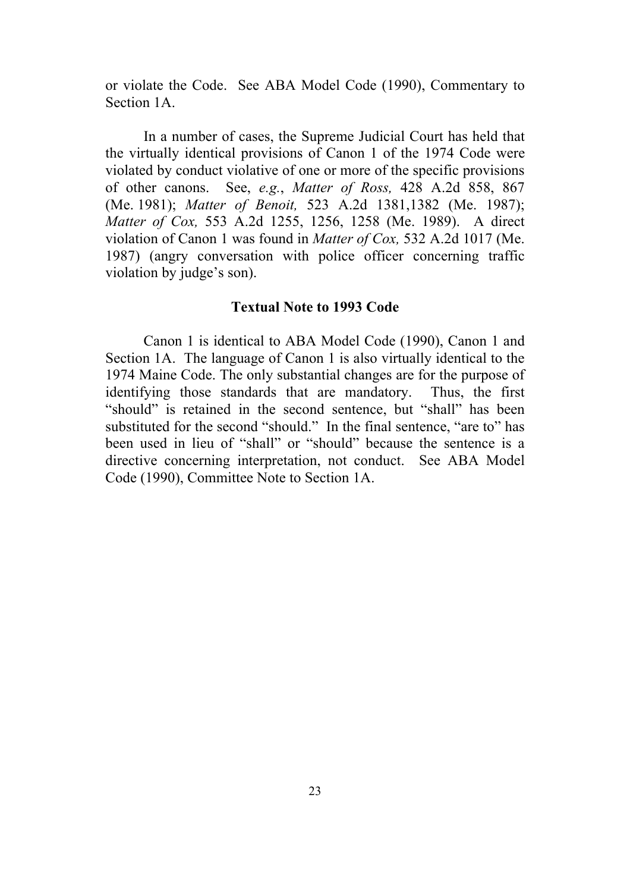or violate the Code. See ABA Model Code (1990), Commentary to Section 1A.

In a number of cases, the Supreme Judicial Court has held that the virtually identical provisions of Canon 1 of the 1974 Code were violated by conduct violative of one or more of the specific provisions of other canons. See, *e.g.*, *Matter of Ross,* 428 A.2d 858, 867 (Me. 1981); *Matter of Benoit,* 523 A.2d 1381,1382 (Me. 1987); *Matter of Cox,* 553 A.2d 1255, 1256, 1258 (Me. 1989). A direct violation of Canon 1 was found in *Matter of Cox,* 532 A.2d 1017 (Me. 1987) (angry conversation with police officer concerning traffic violation by judge's son).

**Textual Note to 1993 Code**

Canon 1 is identical to ABA Model Code (1990), Canon 1 and Section 1A. The language of Canon 1 is also virtually identical to the 1974 Maine Code. The only substantial changes are for the purpose of identifying those standards that are mandatory. Thus, the first "should" is retained in the second sentence, but "shall" has been substituted for the second "should." In the final sentence, "are to" has been used in lieu of "shall" or "should" because the sentence is a directive concerning interpretation, not conduct. See ABA Model Code (1990), Committee Note to Section 1A.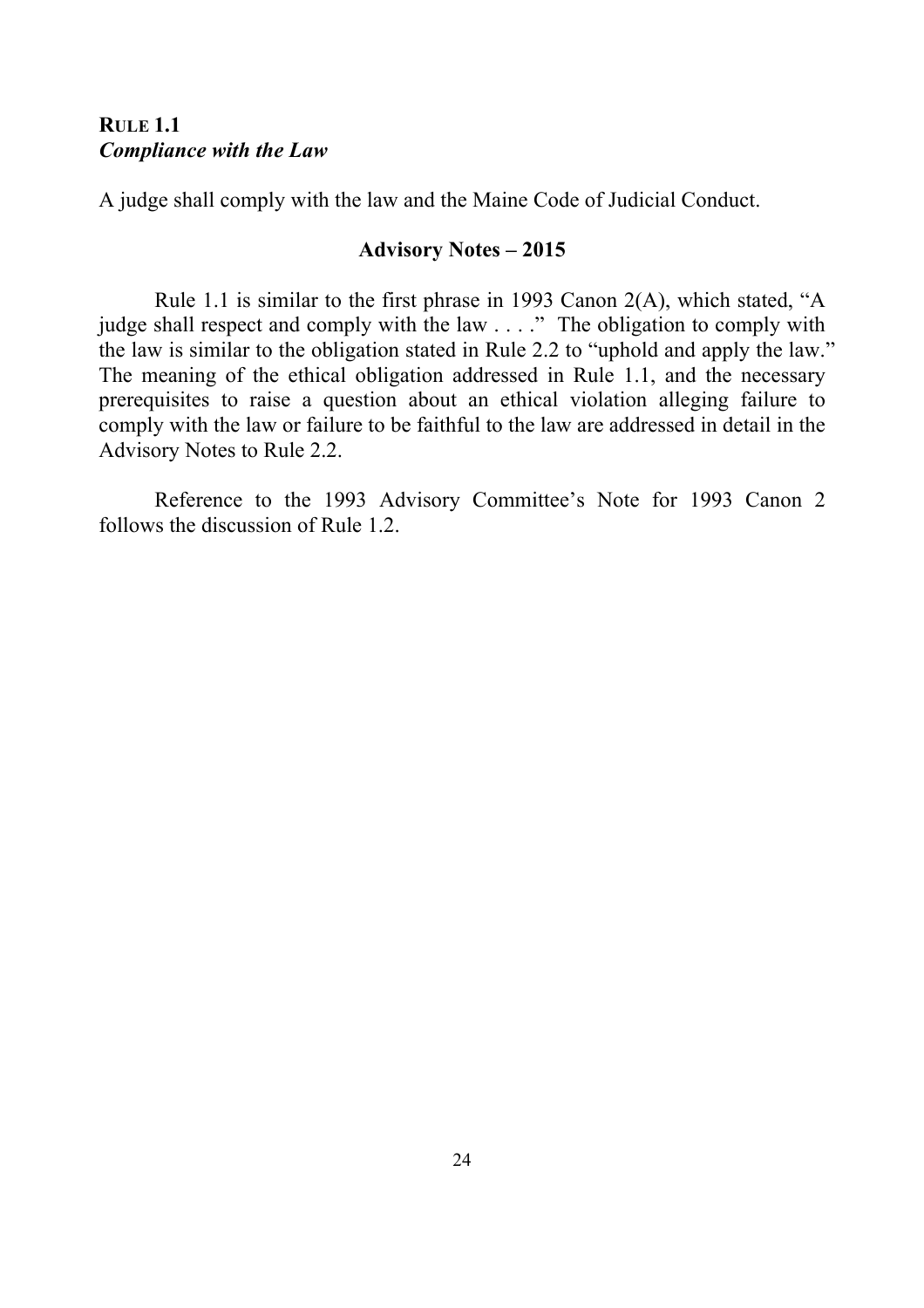**RULE 1.1**
***Compliance with the Law***

A judge shall comply with the law and the Maine Code of Judicial Conduct.

**Advisory Notes – 2015**

Rule 1.1 is similar to the first phrase in 1993 Canon 2(A), which stated, "A judge shall respect and comply with the law . . . ." The obligation to comply with the law is similar to the obligation stated in Rule 2.2 to "uphold and apply the law." The meaning of the ethical obligation addressed in Rule 1.1, and the necessary prerequisites to raise a question about an ethical violation alleging failure to comply with the law or failure to be faithful to the law are addressed in detail in the Advisory Notes to Rule 2.2.

Reference to the 1993 Advisory Committee's Note for 1993 Canon 2 follows the discussion of Rule 1.2.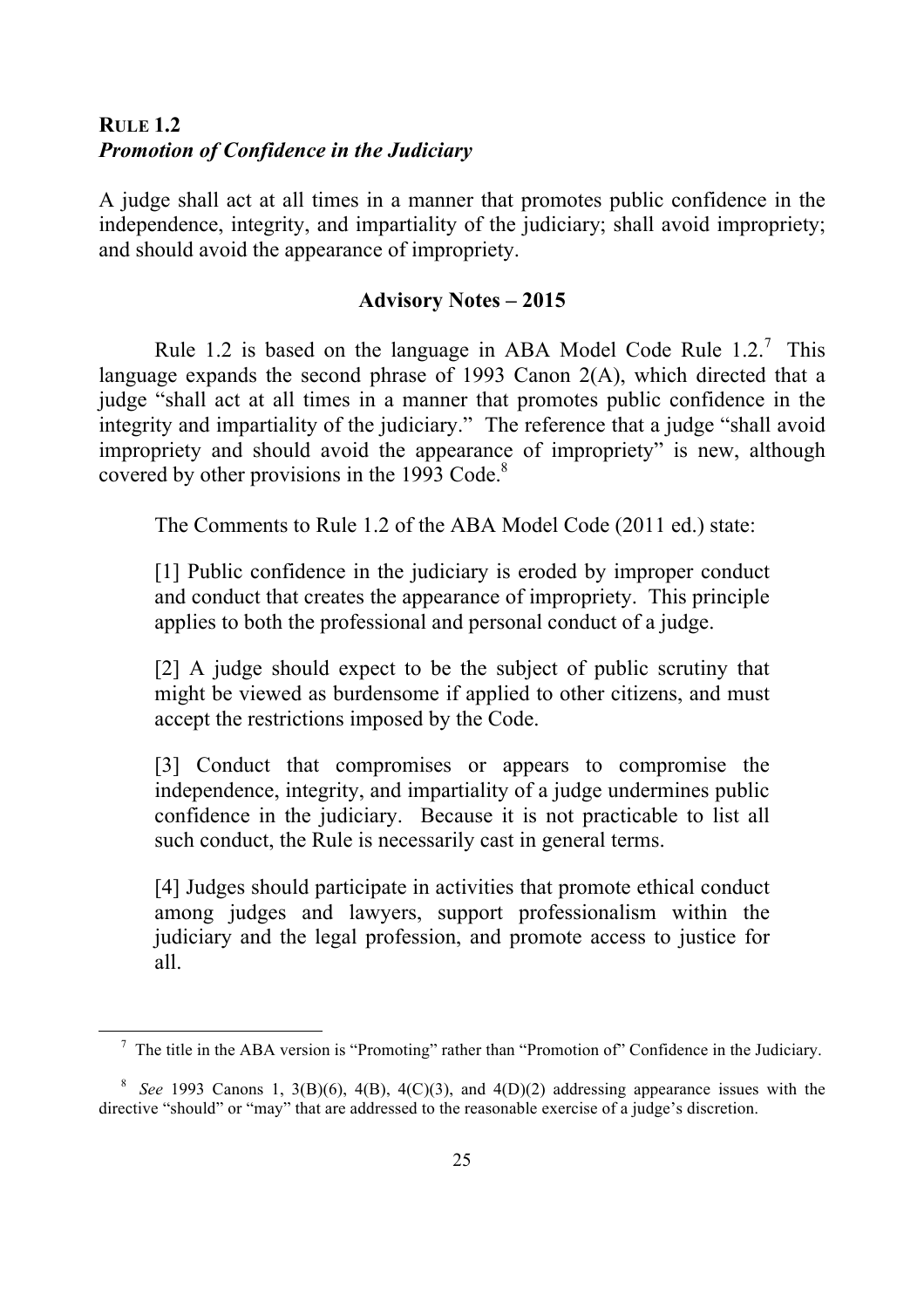## RULE 1.2
### *Promotion of Confidence in the Judiciary*

A judge shall act at all times in a manner that promotes public confidence in the independence, integrity, and impartiality of the judiciary; shall avoid impropriety; and should avoid the appearance of impropriety.

**Advisory Notes – 2015**

Rule 1.2 is based on the language in ABA Model Code Rule 1.2.[7] This language expands the second phrase of 1993 Canon 2(A), which directed that a judge "shall act at all times in a manner that promotes public confidence in the integrity and impartiality of the judiciary." The reference that a judge "shall avoid impropriety and should avoid the appearance of impropriety" is new, although covered by other provisions in the 1993 Code.[8]

The Comments to Rule 1.2 of the ABA Model Code (2011 ed.) state:

> [1] Public confidence in the judiciary is eroded by improper conduct and conduct that creates the appearance of impropriety. This principle applies to both the professional and personal conduct of a judge.
>
> [2] A judge should expect to be the subject of public scrutiny that might be viewed as burdensome if applied to other citizens, and must accept the restrictions imposed by the Code.
>
> [3] Conduct that compromises or appears to compromise the independence, integrity, and impartiality of a judge undermines public confidence in the judiciary. Because it is not practicable to list all such conduct, the Rule is necessarily cast in general terms.
>
> [4] Judges should participate in activities that promote ethical conduct among judges and lawyers, support professionalism within the judiciary and the legal profession, and promote access to justice for all.

---

[7] The title in the ABA version is "Promoting" rather than "Promotion of" Confidence in the Judiciary.

[8] *See* 1993 Canons 1, 3(B)(6), 4(B), 4(C)(3), and 4(D)(2) addressing appearance issues with the directive "should" or "may" that are addressed to the reasonable exercise of a judge's discretion.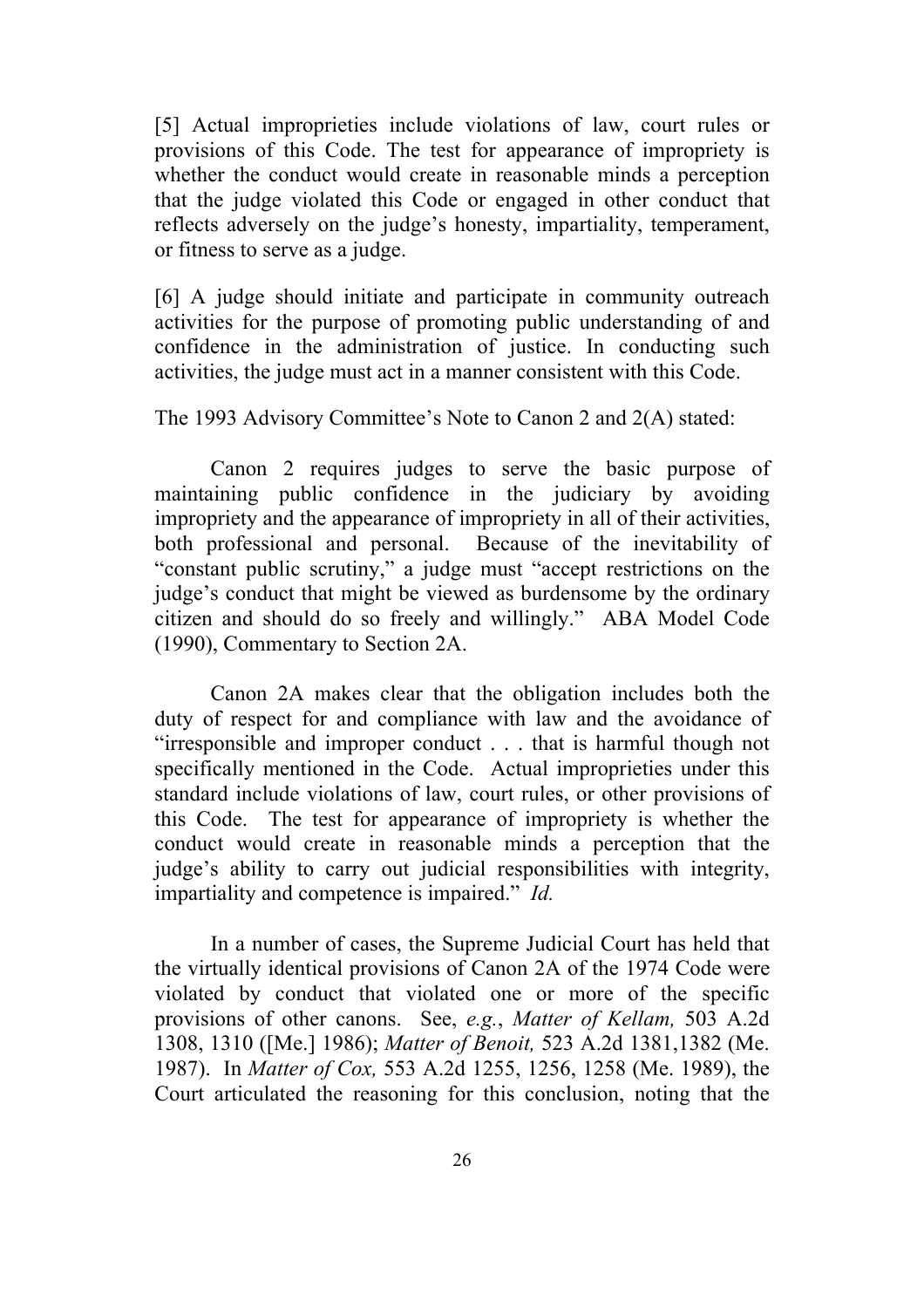[5] Actual improprieties include violations of law, court rules or provisions of this Code. The test for appearance of impropriety is whether the conduct would create in reasonable minds a perception that the judge violated this Code or engaged in other conduct that reflects adversely on the judge's honesty, impartiality, temperament, or fitness to serve as a judge.

[6] A judge should initiate and participate in community outreach activities for the purpose of promoting public understanding of and confidence in the administration of justice. In conducting such activities, the judge must act in a manner consistent with this Code.

The 1993 Advisory Committee's Note to Canon 2 and 2(A) stated:

> Canon 2 requires judges to serve the basic purpose of maintaining public confidence in the judiciary by avoiding impropriety and the appearance of impropriety in all of their activities, both professional and personal. Because of the inevitability of "constant public scrutiny," a judge must "accept restrictions on the judge's conduct that might be viewed as burdensome by the ordinary citizen and should do so freely and willingly." ABA Model Code (1990), Commentary to Section 2A.
>
> Canon 2A makes clear that the obligation includes both the duty of respect for and compliance with law and the avoidance of "irresponsible and improper conduct . . . that is harmful though not specifically mentioned in the Code. Actual improprieties under this standard include violations of law, court rules, or other provisions of this Code. The test for appearance of impropriety is whether the conduct would create in reasonable minds a perception that the judge's ability to carry out judicial responsibilities with integrity, impartiality and competence is impaired." *Id.*
>
> In a number of cases, the Supreme Judicial Court has held that the virtually identical provisions of Canon 2A of the 1974 Code were violated by conduct that violated one or more of the specific provisions of other canons. See, *e.g.*, *Matter of Kellam,* 503 A.2d 1308, 1310 ([Me.] 1986); *Matter of Benoit,* 523 A.2d 1381,1382 (Me. 1987). In *Matter of Cox,* 553 A.2d 1255, 1256, 1258 (Me. 1989), the Court articulated the reasoning for this conclusion, noting that the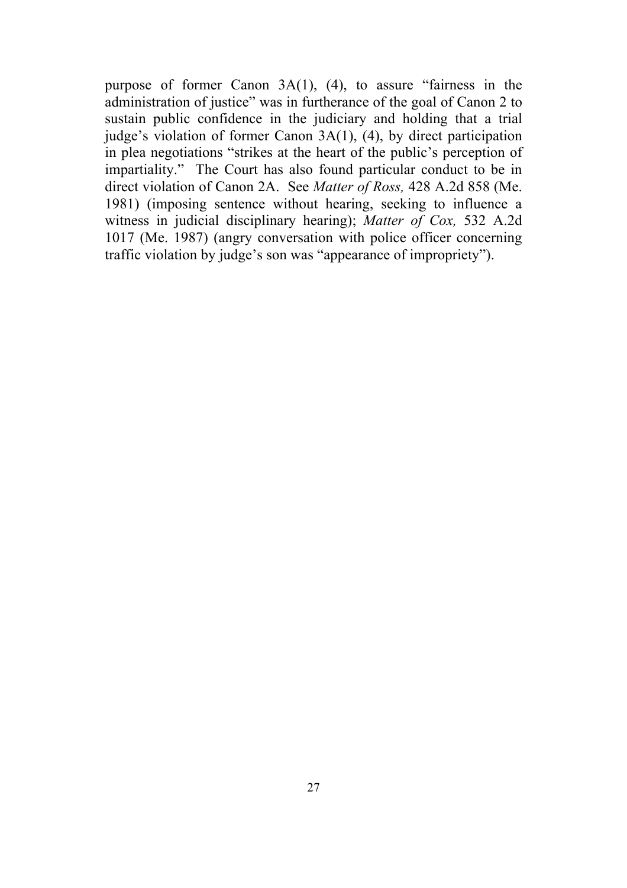purpose of former Canon 3A(1), (4), to assure "fairness in the administration of justice" was in furtherance of the goal of Canon 2 to sustain public confidence in the judiciary and holding that a trial judge's violation of former Canon 3A(1), (4), by direct participation in plea negotiations "strikes at the heart of the public's perception of impartiality." The Court has also found particular conduct to be in direct violation of Canon 2A. See *Matter of Ross,* 428 A.2d 858 (Me. 1981) (imposing sentence without hearing, seeking to influence a witness in judicial disciplinary hearing); *Matter of Cox,* 532 A.2d 1017 (Me. 1987) (angry conversation with police officer concerning traffic violation by judge's son was "appearance of impropriety").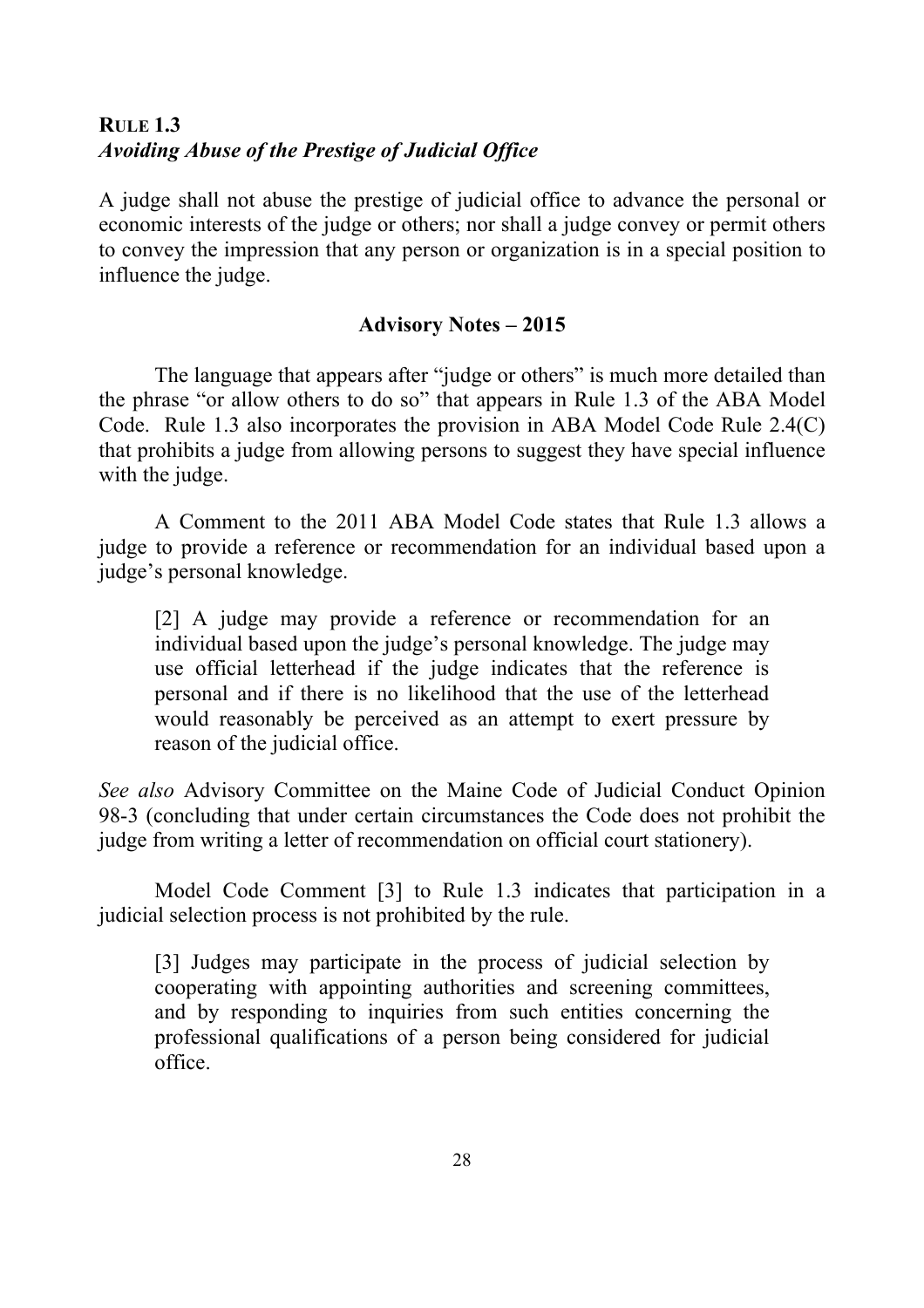## RULE 1.3
*Avoiding Abuse of the Prestige of Judicial Office*

A judge shall not abuse the prestige of judicial office to advance the personal or economic interests of the judge or others; nor shall a judge convey or permit others to convey the impression that any person or organization is in a special position to influence the judge.

**Advisory Notes – 2015**

The language that appears after "judge or others" is much more detailed than the phrase "or allow others to do so" that appears in Rule 1.3 of the ABA Model Code. Rule 1.3 also incorporates the provision in ABA Model Code Rule 2.4(C) that prohibits a judge from allowing persons to suggest they have special influence with the judge.

A Comment to the 2011 ABA Model Code states that Rule 1.3 allows a judge to provide a reference or recommendation for an individual based upon a judge's personal knowledge.

> [2] A judge may provide a reference or recommendation for an individual based upon the judge's personal knowledge. The judge may use official letterhead if the judge indicates that the reference is personal and if there is no likelihood that the use of the letterhead would reasonably be perceived as an attempt to exert pressure by reason of the judicial office.

*See also* Advisory Committee on the Maine Code of Judicial Conduct Opinion 98-3 (concluding that under certain circumstances the Code does not prohibit the judge from writing a letter of recommendation on official court stationery).

Model Code Comment [3] to Rule 1.3 indicates that participation in a judicial selection process is not prohibited by the rule.

> [3] Judges may participate in the process of judicial selection by cooperating with appointing authorities and screening committees, and by responding to inquiries from such entities concerning the professional qualifications of a person being considered for judicial office.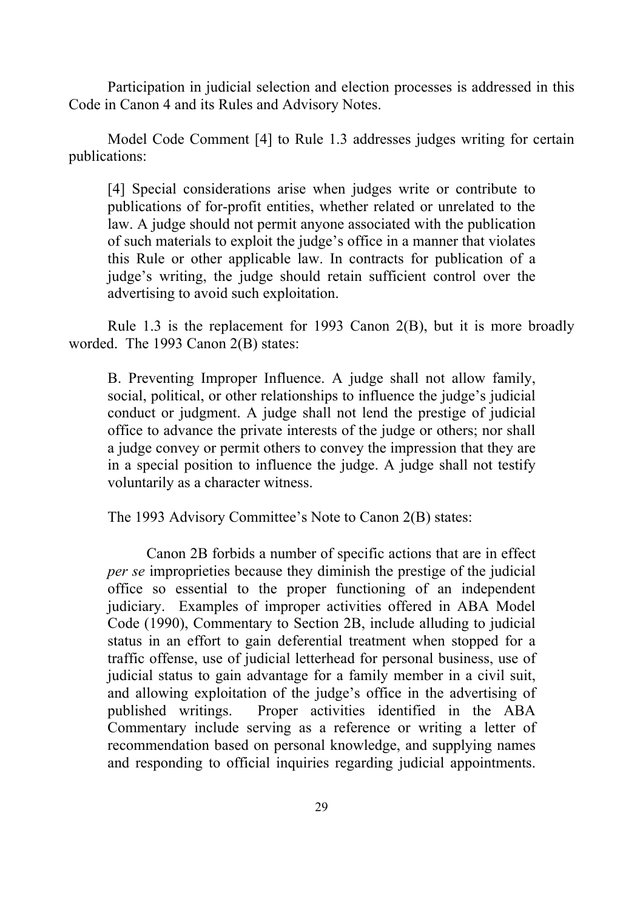Participation in judicial selection and election processes is addressed in this Code in Canon 4 and its Rules and Advisory Notes.

Model Code Comment [4] to Rule 1.3 addresses judges writing for certain publications:

> [4] Special considerations arise when judges write or contribute to publications of for-profit entities, whether related or unrelated to the law. A judge should not permit anyone associated with the publication of such materials to exploit the judge's office in a manner that violates this Rule or other applicable law. In contracts for publication of a judge's writing, the judge should retain sufficient control over the advertising to avoid such exploitation.

Rule 1.3 is the replacement for 1993 Canon 2(B), but it is more broadly worded. The 1993 Canon 2(B) states:

> B. Preventing Improper Influence. A judge shall not allow family, social, political, or other relationships to influence the judge's judicial conduct or judgment. A judge shall not lend the prestige of judicial office to advance the private interests of the judge or others; nor shall a judge convey or permit others to convey the impression that they are in a special position to influence the judge. A judge shall not testify voluntarily as a character witness.

The 1993 Advisory Committee's Note to Canon 2(B) states:

> Canon 2B forbids a number of specific actions that are in effect *per se* improprieties because they diminish the prestige of the judicial office so essential to the proper functioning of an independent judiciary. Examples of improper activities offered in ABA Model Code (1990), Commentary to Section 2B, include alluding to judicial status in an effort to gain deferential treatment when stopped for a traffic offense, use of judicial letterhead for personal business, use of judicial status to gain advantage for a family member in a civil suit, and allowing exploitation of the judge's office in the advertising of published writings. Proper activities identified in the ABA Commentary include serving as a reference or writing a letter of recommendation based on personal knowledge, and supplying names and responding to official inquiries regarding judicial appointments.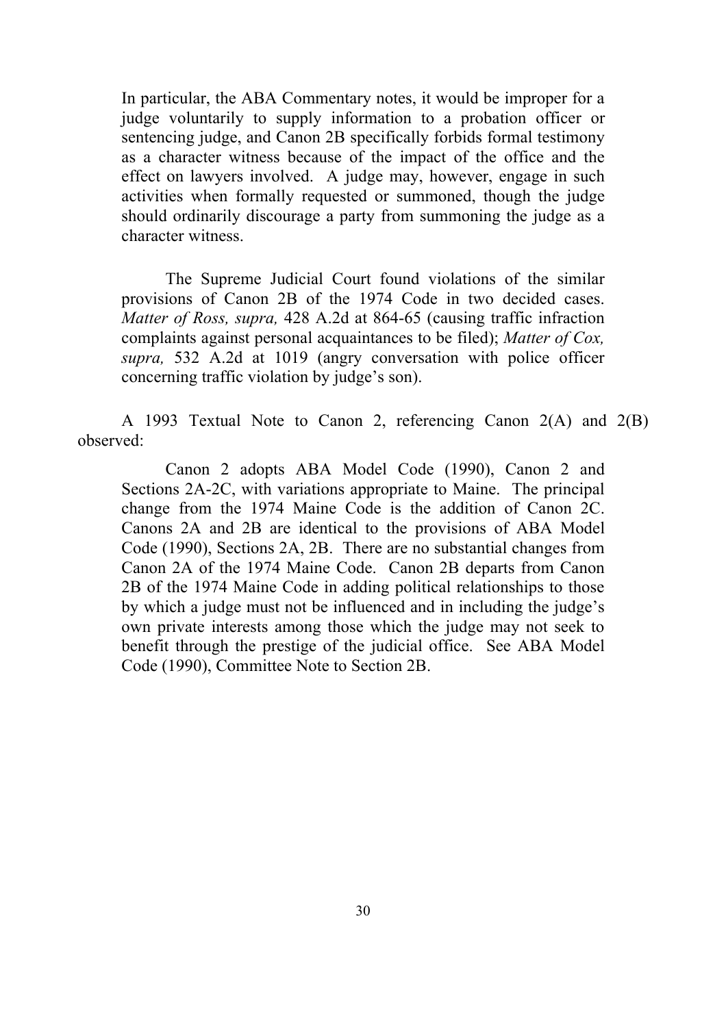> In particular, the ABA Commentary notes, it would be improper for a judge voluntarily to supply information to a probation officer or sentencing judge, and Canon 2B specifically forbids formal testimony as a character witness because of the impact of the office and the effect on lawyers involved. A judge may, however, engage in such activities when formally requested or summoned, though the judge should ordinarily discourage a party from summoning the judge as a character witness.
>
> The Supreme Judicial Court found violations of the similar provisions of Canon 2B of the 1974 Code in two decided cases. *Matter of Ross, supra,* 428 A.2d at 864-65 (causing traffic infraction complaints against personal acquaintances to be filed); *Matter of Cox, supra,* 532 A.2d at 1019 (angry conversation with police officer concerning traffic violation by judge's son).

A 1993 Textual Note to Canon 2, referencing Canon 2(A) and 2(B) observed:

> Canon 2 adopts ABA Model Code (1990), Canon 2 and Sections 2A-2C, with variations appropriate to Maine. The principal change from the 1974 Maine Code is the addition of Canon 2C. Canons 2A and 2B are identical to the provisions of ABA Model Code (1990), Sections 2A, 2B. There are no substantial changes from Canon 2A of the 1974 Maine Code. Canon 2B departs from Canon 2B of the 1974 Maine Code in adding political relationships to those by which a judge must not be influenced and in including the judge's own private interests among those which the judge may not seek to benefit through the prestige of the judicial office. See ABA Model Code (1990), Committee Note to Section 2B.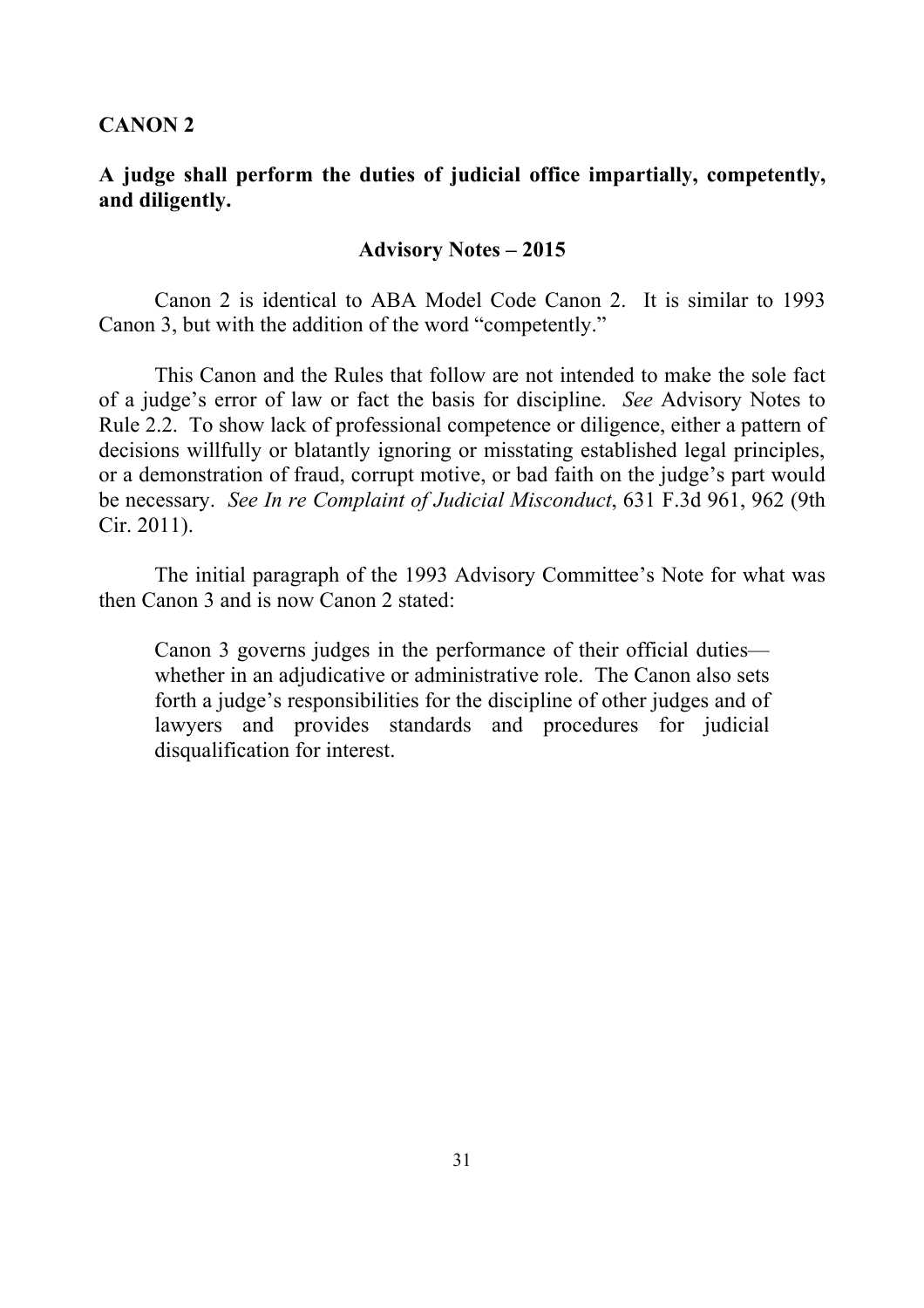## CANON 2

**A judge shall perform the duties of judicial office impartially, competently, and diligently.**

### Advisory Notes – 2015

Canon 2 is identical to ABA Model Code Canon 2. It is similar to 1993 Canon 3, but with the addition of the word "competently."

This Canon and the Rules that follow are not intended to make the sole fact of a judge's error of law or fact the basis for discipline. *See* Advisory Notes to Rule 2.2. To show lack of professional competence or diligence, either a pattern of decisions willfully or blatantly ignoring or misstating established legal principles, or a demonstration of fraud, corrupt motive, or bad faith on the judge's part would be necessary. *See In re Complaint of Judicial Misconduct*, 631 F.3d 961, 962 (9th Cir. 2011).

The initial paragraph of the 1993 Advisory Committee's Note for what was then Canon 3 and is now Canon 2 stated:

> Canon 3 governs judges in the performance of their official duties—whether in an adjudicative or administrative role. The Canon also sets forth a judge's responsibilities for the discipline of other judges and of lawyers and provides standards and procedures for judicial disqualification for interest.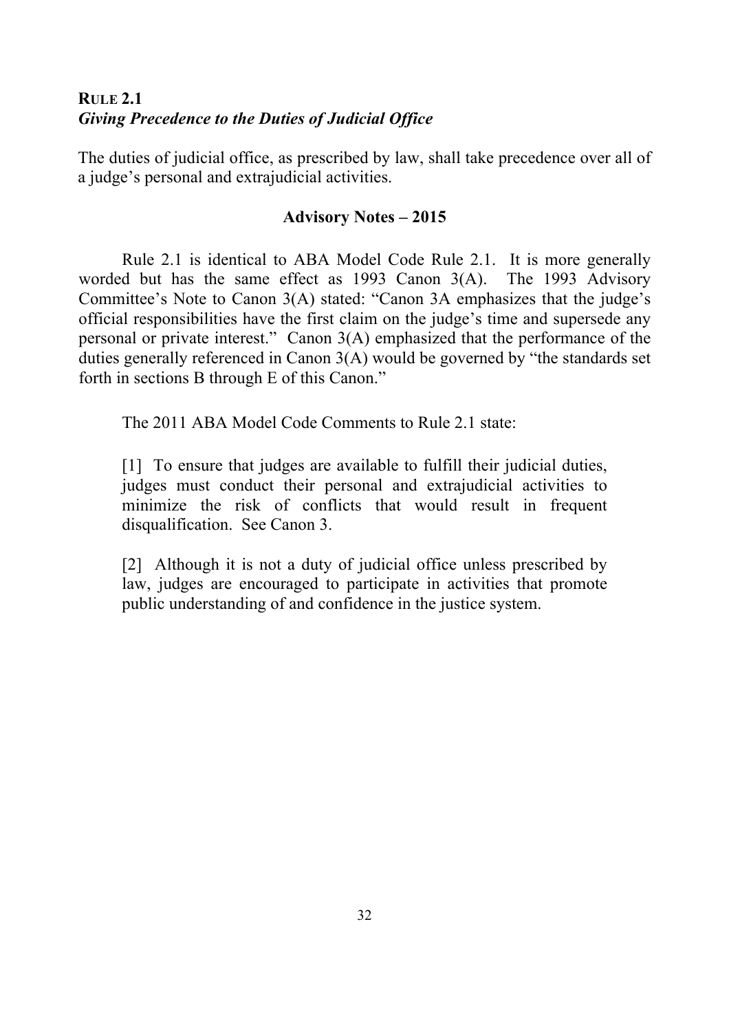## RULE 2.1
### *Giving Precedence to the Duties of Judicial Office*

The duties of judicial office, as prescribed by law, shall take precedence over all of a judge's personal and extrajudicial activities.

**Advisory Notes – 2015**

Rule 2.1 is identical to ABA Model Code Rule 2.1. It is more generally worded but has the same effect as 1993 Canon 3(A). The 1993 Advisory Committee's Note to Canon 3(A) stated: "Canon 3A emphasizes that the judge's official responsibilities have the first claim on the judge's time and supersede any personal or private interest." Canon 3(A) emphasized that the performance of the duties generally referenced in Canon 3(A) would be governed by "the standards set forth in sections B through E of this Canon."

The 2011 ABA Model Code Comments to Rule 2.1 state:

> [1] To ensure that judges are available to fulfill their judicial duties, judges must conduct their personal and extrajudicial activities to minimize the risk of conflicts that would result in frequent disqualification. See Canon 3.
>
> [2] Although it is not a duty of judicial office unless prescribed by law, judges are encouraged to participate in activities that promote public understanding of and confidence in the justice system.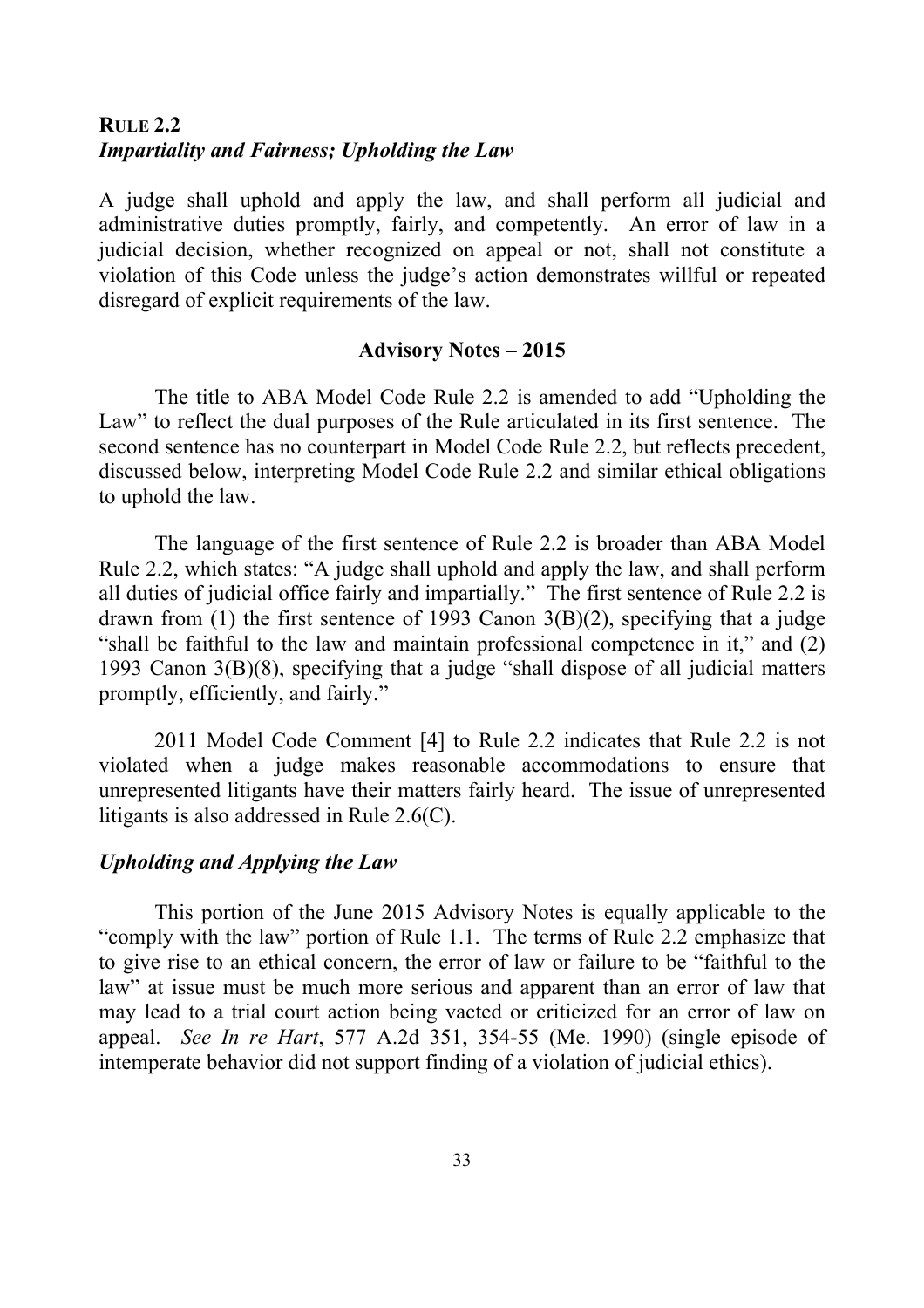**RULE 2.2**
***Impartiality and Fairness; Upholding the Law***

A judge shall uphold and apply the law, and shall perform all judicial and administrative duties promptly, fairly, and competently. An error of law in a judicial decision, whether recognized on appeal or not, shall not constitute a violation of this Code unless the judge's action demonstrates willful or repeated disregard of explicit requirements of the law.

**Advisory Notes – 2015**

The title to ABA Model Code Rule 2.2 is amended to add "Upholding the Law" to reflect the dual purposes of the Rule articulated in its first sentence. The second sentence has no counterpart in Model Code Rule 2.2, but reflects precedent, discussed below, interpreting Model Code Rule 2.2 and similar ethical obligations to uphold the law.

The language of the first sentence of Rule 2.2 is broader than ABA Model Rule 2.2, which states: "A judge shall uphold and apply the law, and shall perform all duties of judicial office fairly and impartially." The first sentence of Rule 2.2 is drawn from (1) the first sentence of 1993 Canon 3(B)(2), specifying that a judge "shall be faithful to the law and maintain professional competence in it," and (2) 1993 Canon 3(B)(8), specifying that a judge "shall dispose of all judicial matters promptly, efficiently, and fairly."

2011 Model Code Comment [4] to Rule 2.2 indicates that Rule 2.2 is not violated when a judge makes reasonable accommodations to ensure that unrepresented litigants have their matters fairly heard. The issue of unrepresented litigants is also addressed in Rule 2.6(C).

***Upholding and Applying the Law***

This portion of the June 2015 Advisory Notes is equally applicable to the "comply with the law" portion of Rule 1.1. The terms of Rule 2.2 emphasize that to give rise to an ethical concern, the error of law or failure to be "faithful to the law" at issue must be much more serious and apparent than an error of law that may lead to a trial court action being vacted or criticized for an error of law on appeal. *See In re Hart*, 577 A.2d 351, 354-55 (Me. 1990) (single episode of intemperate behavior did not support finding of a violation of judicial ethics).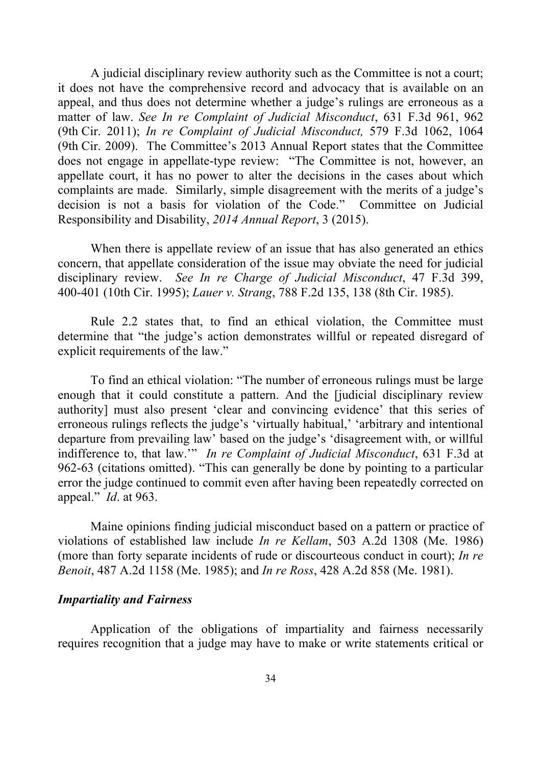A judicial disciplinary review authority such as the Committee is not a court; it does not have the comprehensive record and advocacy that is available on an appeal, and thus does not determine whether a judge's rulings are erroneous as a matter of law. *See In re Complaint of Judicial Misconduct*, 631 F.3d 961, 962 (9th Cir. 2011); *In re Complaint of Judicial Misconduct,* 579 F.3d 1062, 1064 (9th Cir. 2009). The Committee's 2013 Annual Report states that the Committee does not engage in appellate-type review: "The Committee is not, however, an appellate court, it has no power to alter the decisions in the cases about which complaints are made. Similarly, simple disagreement with the merits of a judge's decision is not a basis for violation of the Code." Committee on Judicial Responsibility and Disability, *2014 Annual Report*, 3 (2015).

When there is appellate review of an issue that has also generated an ethics concern, that appellate consideration of the issue may obviate the need for judicial disciplinary review. *See In re Charge of Judicial Misconduct*, 47 F.3d 399, 400-401 (10th Cir. 1995); *Lauer v. Strang*, 788 F.2d 135, 138 (8th Cir. 1985).

Rule 2.2 states that, to find an ethical violation, the Committee must determine that "the judge's action demonstrates willful or repeated disregard of explicit requirements of the law."

To find an ethical violation: "The number of erroneous rulings must be large enough that it could constitute a pattern. And the [judicial disciplinary review authority] must also present 'clear and convincing evidence' that this series of erroneous rulings reflects the judge's 'virtually habitual,' 'arbitrary and intentional departure from prevailing law' based on the judge's 'disagreement with, or willful indifference to, that law.'" *In re Complaint of Judicial Misconduct*, 631 F.3d at 962-63 (citations omitted). "This can generally be done by pointing to a particular error the judge continued to commit even after having been repeatedly corrected on appeal." *Id*. at 963.

Maine opinions finding judicial misconduct based on a pattern or practice of violations of established law include *In re Kellam*, 503 A.2d 1308 (Me. 1986) (more than forty separate incidents of rude or discourteous conduct in court); *In re Benoit*, 487 A.2d 1158 (Me. 1985); and *In re Ross*, 428 A.2d 858 (Me. 1981).

***Impartiality and Fairness***

Application of the obligations of impartiality and fairness necessarily requires recognition that a judge may have to make or write statements critical or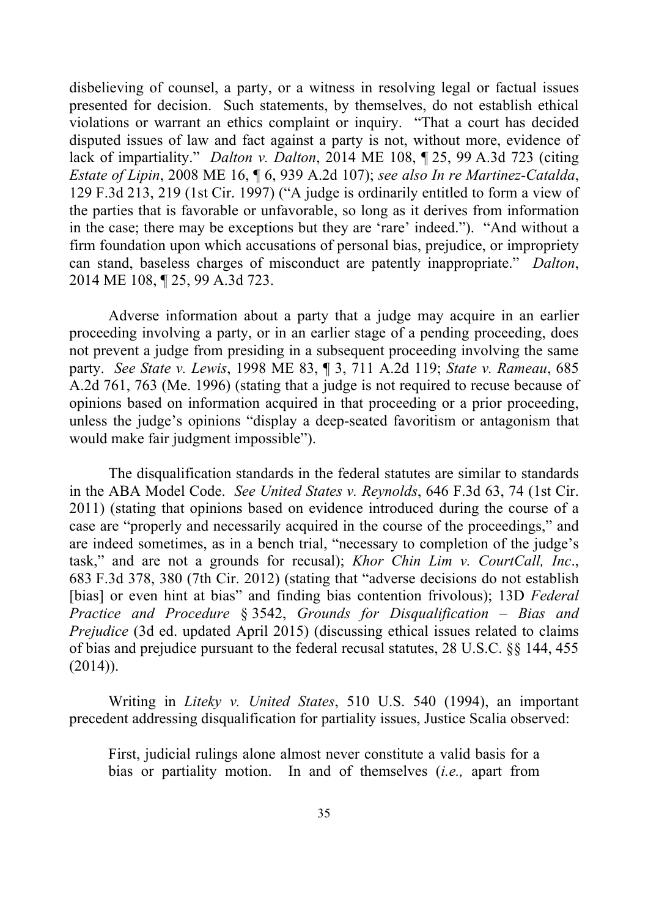disbelieving of counsel, a party, or a witness in resolving legal or factual issues presented for decision. Such statements, by themselves, do not establish ethical violations or warrant an ethics complaint or inquiry. "That a court has decided disputed issues of law and fact against a party is not, without more, evidence of lack of impartiality." *Dalton v. Dalton*, 2014 ME 108, ¶ 25, 99 A.3d 723 (citing *Estate of Lipin*, 2008 ME 16, ¶ 6, 939 A.2d 107); *see also In re Martinez-Catalda*, 129 F.3d 213, 219 (1st Cir. 1997) ("A judge is ordinarily entitled to form a view of the parties that is favorable or unfavorable, so long as it derives from information in the case; there may be exceptions but they are 'rare' indeed."). "And without a firm foundation upon which accusations of personal bias, prejudice, or impropriety can stand, baseless charges of misconduct are patently inappropriate." *Dalton*, 2014 ME 108, ¶ 25, 99 A.3d 723.

Adverse information about a party that a judge may acquire in an earlier proceeding involving a party, or in an earlier stage of a pending proceeding, does not prevent a judge from presiding in a subsequent proceeding involving the same party. *See State v. Lewis*, 1998 ME 83, ¶ 3, 711 A.2d 119; *State v. Rameau*, 685 A.2d 761, 763 (Me. 1996) (stating that a judge is not required to recuse because of opinions based on information acquired in that proceeding or a prior proceeding, unless the judge's opinions "display a deep-seated favoritism or antagonism that would make fair judgment impossible").

The disqualification standards in the federal statutes are similar to standards in the ABA Model Code. *See United States v. Reynolds*, 646 F.3d 63, 74 (1st Cir. 2011) (stating that opinions based on evidence introduced during the course of a case are "properly and necessarily acquired in the course of the proceedings," and are indeed sometimes, as in a bench trial, "necessary to completion of the judge's task," and are not a grounds for recusal); *Khor Chin Lim v. CourtCall, Inc*., 683 F.3d 378, 380 (7th Cir. 2012) (stating that "adverse decisions do not establish [bias] or even hint at bias" and finding bias contention frivolous); 13D *Federal Practice and Procedure* § 3542, *Grounds for Disqualification – Bias and Prejudice* (3d ed. updated April 2015) (discussing ethical issues related to claims of bias and prejudice pursuant to the federal recusal statutes, 28 U.S.C. §§ 144, 455 (2014)).

Writing in *Liteky v. United States*, 510 U.S. 540 (1994), an important precedent addressing disqualification for partiality issues, Justice Scalia observed:

> First, judicial rulings alone almost never constitute a valid basis for a bias or partiality motion. In and of themselves (*i.e.,* apart from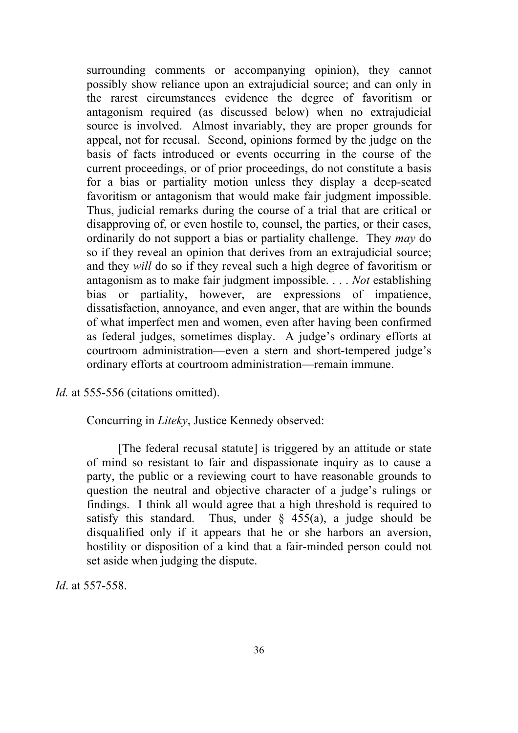> surrounding comments or accompanying opinion), they cannot possibly show reliance upon an extrajudicial source; and can only in the rarest circumstances evidence the degree of favoritism or antagonism required (as discussed below) when no extrajudicial source is involved. Almost invariably, they are proper grounds for appeal, not for recusal. Second, opinions formed by the judge on the basis of facts introduced or events occurring in the course of the current proceedings, or of prior proceedings, do not constitute a basis for a bias or partiality motion unless they display a deep-seated favoritism or antagonism that would make fair judgment impossible. Thus, judicial remarks during the course of a trial that are critical or disapproving of, or even hostile to, counsel, the parties, or their cases, ordinarily do not support a bias or partiality challenge. They *may* do so if they reveal an opinion that derives from an extrajudicial source; and they *will* do so if they reveal such a high degree of favoritism or antagonism as to make fair judgment impossible. . . . *Not* establishing bias or partiality, however, are expressions of impatience, dissatisfaction, annoyance, and even anger, that are within the bounds of what imperfect men and women, even after having been confirmed as federal judges, sometimes display. A judge's ordinary efforts at courtroom administration—even a stern and short-tempered judge's ordinary efforts at courtroom administration—remain immune.

*Id.* at 555-556 (citations omitted).

Concurring in *Liteky*, Justice Kennedy observed:

> [The federal recusal statute] is triggered by an attitude or state of mind so resistant to fair and dispassionate inquiry as to cause a party, the public or a reviewing court to have reasonable grounds to question the neutral and objective character of a judge's rulings or findings. I think all would agree that a high threshold is required to satisfy this standard. Thus, under § 455(a), a judge should be disqualified only if it appears that he or she harbors an aversion, hostility or disposition of a kind that a fair-minded person could not set aside when judging the dispute.

*Id*. at 557-558.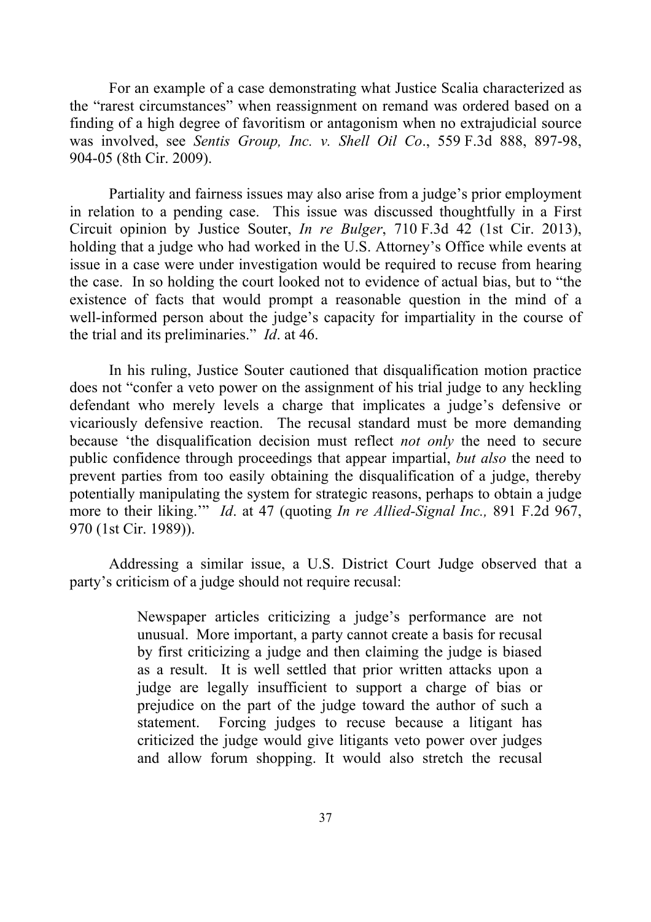For an example of a case demonstrating what Justice Scalia characterized as the "rarest circumstances" when reassignment on remand was ordered based on a finding of a high degree of favoritism or antagonism when no extrajudicial source was involved, see *Sentis Group, Inc. v. Shell Oil Co*., 559 F.3d 888, 897-98, 904-05 (8th Cir. 2009).

Partiality and fairness issues may also arise from a judge's prior employment in relation to a pending case. This issue was discussed thoughtfully in a First Circuit opinion by Justice Souter, *In re Bulger*, 710 F.3d 42 (1st Cir. 2013), holding that a judge who had worked in the U.S. Attorney's Office while events at issue in a case were under investigation would be required to recuse from hearing the case. In so holding the court looked not to evidence of actual bias, but to "the existence of facts that would prompt a reasonable question in the mind of a well-informed person about the judge's capacity for impartiality in the course of the trial and its preliminaries." *Id*. at 46.

In his ruling, Justice Souter cautioned that disqualification motion practice does not "confer a veto power on the assignment of his trial judge to any heckling defendant who merely levels a charge that implicates a judge's defensive or vicariously defensive reaction. The recusal standard must be more demanding because 'the disqualification decision must reflect *not only* the need to secure public confidence through proceedings that appear impartial, *but also* the need to prevent parties from too easily obtaining the disqualification of a judge, thereby potentially manipulating the system for strategic reasons, perhaps to obtain a judge more to their liking.'" *Id*. at 47 (quoting *In re Allied-Signal Inc.,* 891 F.2d 967, 970 (1st Cir. 1989)).

Addressing a similar issue, a U.S. District Court Judge observed that a party's criticism of a judge should not require recusal:

> Newspaper articles criticizing a judge's performance are not unusual. More important, a party cannot create a basis for recusal by first criticizing a judge and then claiming the judge is biased as a result. It is well settled that prior written attacks upon a judge are legally insufficient to support a charge of bias or prejudice on the part of the judge toward the author of such a statement. Forcing judges to recuse because a litigant has criticized the judge would give litigants veto power over judges and allow forum shopping. It would also stretch the recusal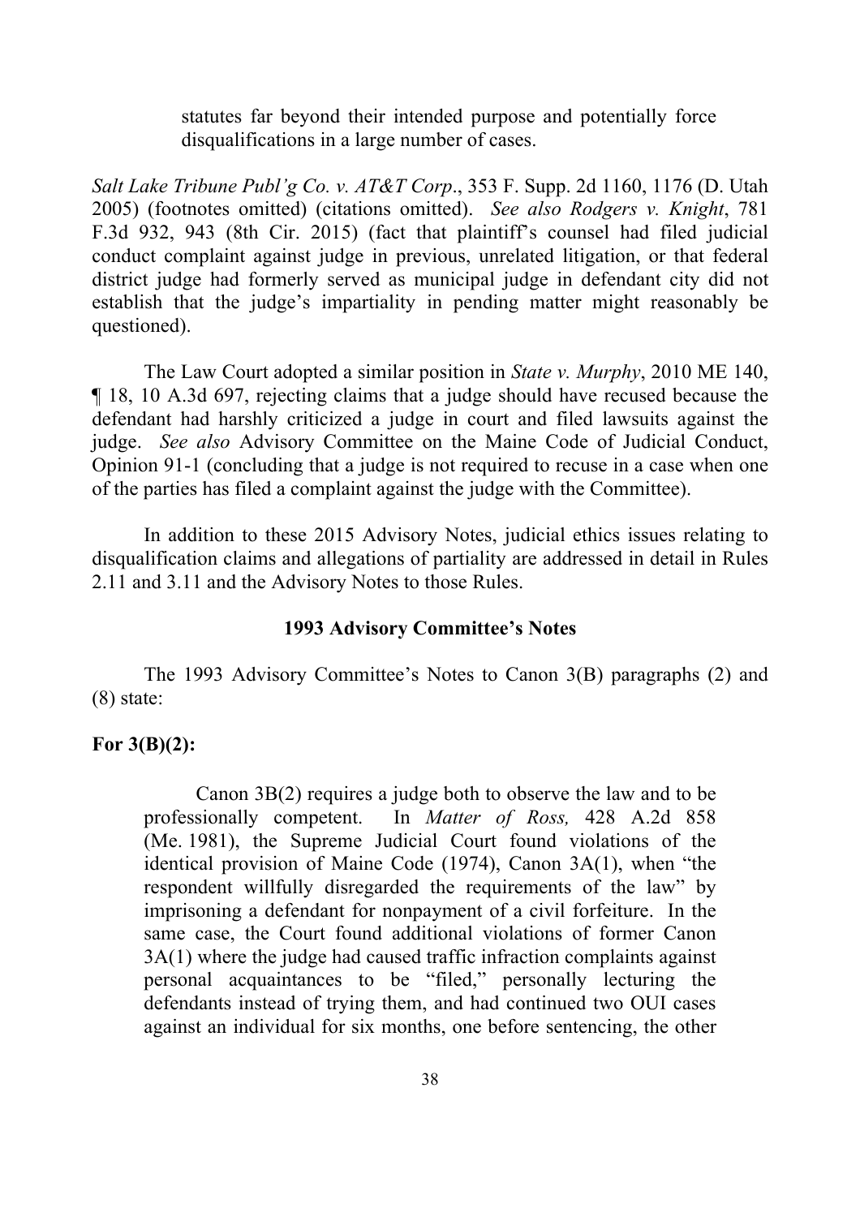> statutes far beyond their intended purpose and potentially force disqualifications in a large number of cases.

*Salt Lake Tribune Publ'g Co. v. AT&T Corp*., 353 F. Supp. 2d 1160, 1176 (D. Utah 2005) (footnotes omitted) (citations omitted). *See also Rodgers v. Knight*, 781 F.3d 932, 943 (8th Cir. 2015) (fact that plaintiff's counsel had filed judicial conduct complaint against judge in previous, unrelated litigation, or that federal district judge had formerly served as municipal judge in defendant city did not establish that the judge's impartiality in pending matter might reasonably be questioned).

The Law Court adopted a similar position in *State v. Murphy*, 2010 ME 140, ¶ 18, 10 A.3d 697, rejecting claims that a judge should have recused because the defendant had harshly criticized a judge in court and filed lawsuits against the judge. *See also* Advisory Committee on the Maine Code of Judicial Conduct, Opinion 91-1 (concluding that a judge is not required to recuse in a case when one of the parties has filed a complaint against the judge with the Committee).

In addition to these 2015 Advisory Notes, judicial ethics issues relating to disqualification claims and allegations of partiality are addressed in detail in Rules 2.11 and 3.11 and the Advisory Notes to those Rules.

### 1993 Advisory Committee's Notes

The 1993 Advisory Committee's Notes to Canon 3(B) paragraphs (2) and (8) state:

**For 3(B)(2):**

> Canon 3B(2) requires a judge both to observe the law and to be professionally competent. In *Matter of Ross,* 428 A.2d 858 (Me. 1981), the Supreme Judicial Court found violations of the identical provision of Maine Code (1974), Canon 3A(1), when "the respondent willfully disregarded the requirements of the law" by imprisoning a defendant for nonpayment of a civil forfeiture. In the same case, the Court found additional violations of former Canon 3A(1) where the judge had caused traffic infraction complaints against personal acquaintances to be "filed," personally lecturing the defendants instead of trying them, and had continued two OUI cases against an individual for six months, one before sentencing, the other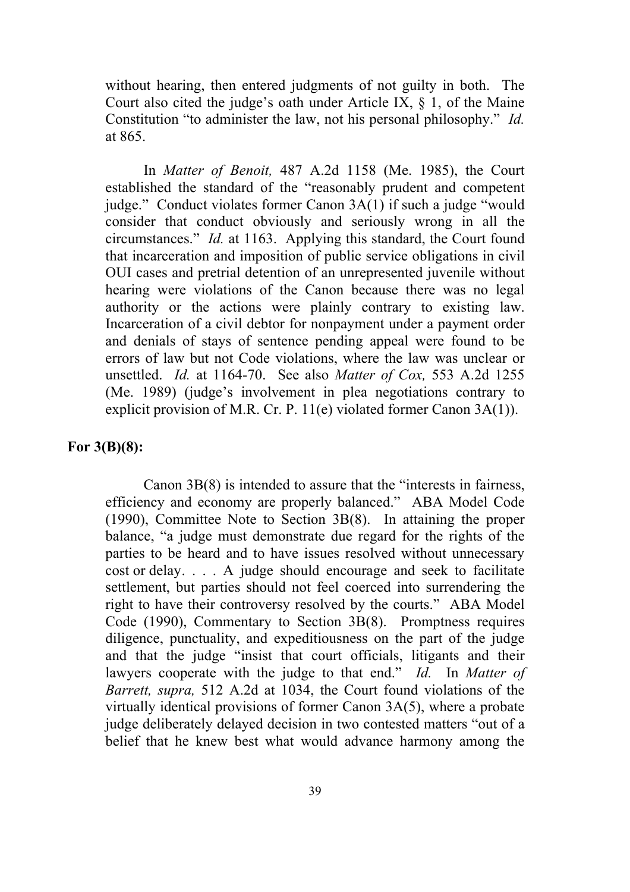without hearing, then entered judgments of not guilty in both. The Court also cited the judge's oath under Article IX, § 1, of the Maine Constitution "to administer the law, not his personal philosophy." *Id.* at 865.

In *Matter of Benoit,* 487 A.2d 1158 (Me. 1985), the Court established the standard of the "reasonably prudent and competent judge." Conduct violates former Canon 3A(1) if such a judge "would consider that conduct obviously and seriously wrong in all the circumstances." *Id.* at 1163. Applying this standard, the Court found that incarceration and imposition of public service obligations in civil OUI cases and pretrial detention of an unrepresented juvenile without hearing were violations of the Canon because there was no legal authority or the actions were plainly contrary to existing law. Incarceration of a civil debtor for nonpayment under a payment order and denials of stays of sentence pending appeal were found to be errors of law but not Code violations, where the law was unclear or unsettled. *Id.* at 1164-70. See also *Matter of Cox,* 553 A.2d 1255 (Me. 1989) (judge's involvement in plea negotiations contrary to explicit provision of M.R. Cr. P. 11(e) violated former Canon 3A(1)).

**For 3(B)(8):**

Canon 3B(8) is intended to assure that the "interests in fairness, efficiency and economy are properly balanced." ABA Model Code (1990), Committee Note to Section 3B(8). In attaining the proper balance, "a judge must demonstrate due regard for the rights of the parties to be heard and to have issues resolved without unnecessary cost or delay. . . . A judge should encourage and seek to facilitate settlement, but parties should not feel coerced into surrendering the right to have their controversy resolved by the courts." ABA Model Code (1990), Commentary to Section 3B(8). Promptness requires diligence, punctuality, and expeditiousness on the part of the judge and that the judge "insist that court officials, litigants and their lawyers cooperate with the judge to that end." *Id.* In *Matter of Barrett, supra,* 512 A.2d at 1034, the Court found violations of the virtually identical provisions of former Canon 3A(5), where a probate judge deliberately delayed decision in two contested matters "out of a belief that he knew best what would advance harmony among the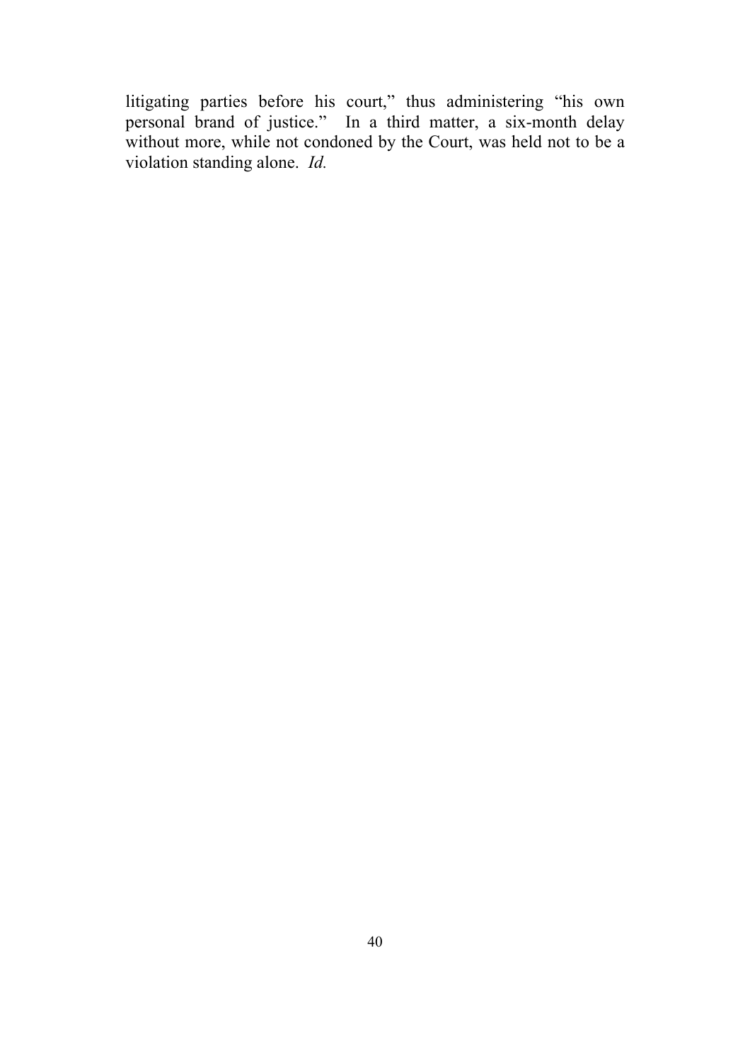litigating parties before his court," thus administering "his own personal brand of justice." In a third matter, a six-month delay without more, while not condoned by the Court, was held not to be a violation standing alone. *Id.*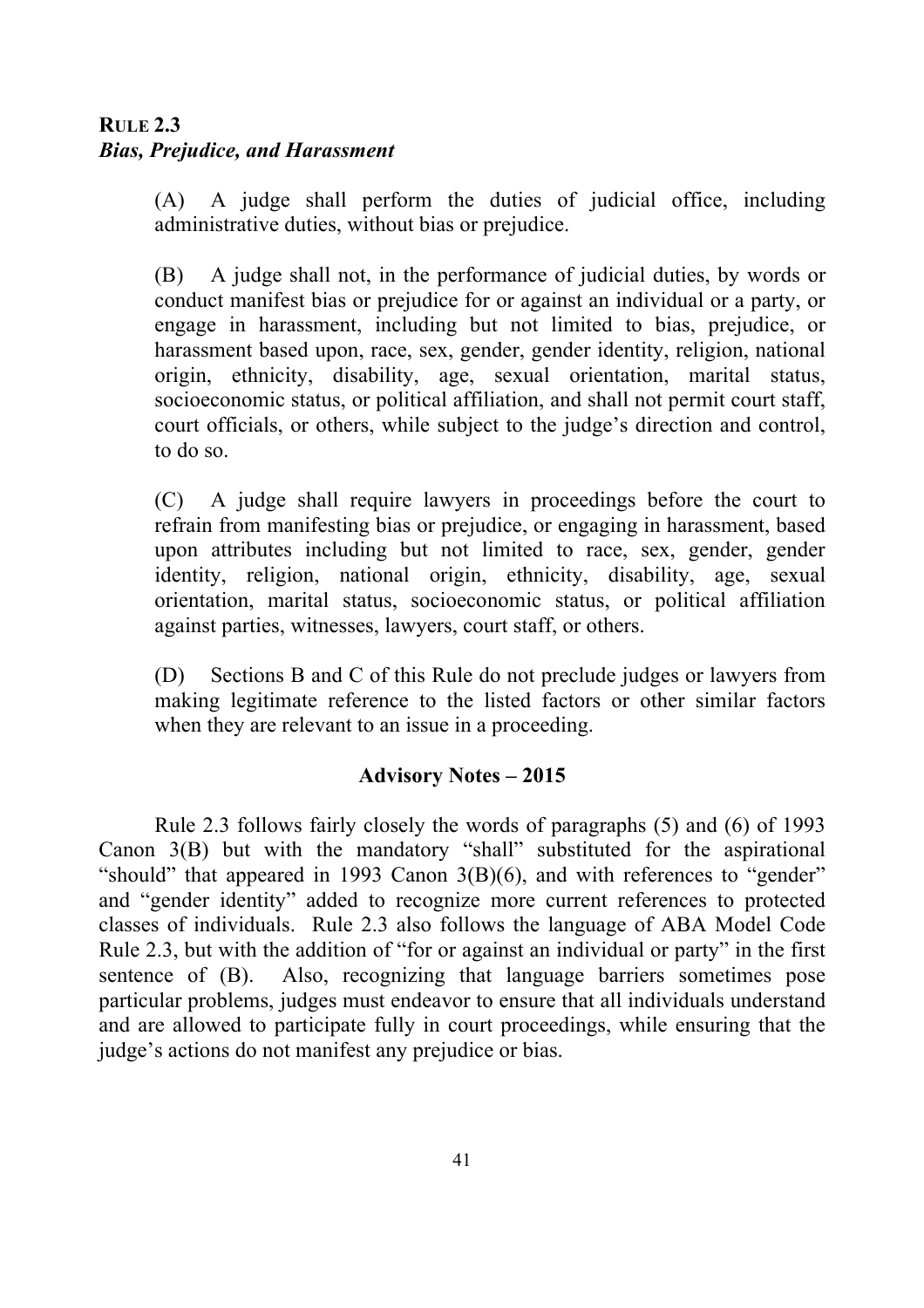**RULE 2.3**
***Bias, Prejudice, and Harassment***

(A) A judge shall perform the duties of judicial office, including administrative duties, without bias or prejudice.

(B) A judge shall not, in the performance of judicial duties, by words or conduct manifest bias or prejudice for or against an individual or a party, or engage in harassment, including but not limited to bias, prejudice, or harassment based upon, race, sex, gender, gender identity, religion, national origin, ethnicity, disability, age, sexual orientation, marital status, socioeconomic status, or political affiliation, and shall not permit court staff, court officials, or others, while subject to the judge's direction and control, to do so.

(C) A judge shall require lawyers in proceedings before the court to refrain from manifesting bias or prejudice, or engaging in harassment, based upon attributes including but not limited to race, sex, gender, gender identity, religion, national origin, ethnicity, disability, age, sexual orientation, marital status, socioeconomic status, or political affiliation against parties, witnesses, lawyers, court staff, or others.

(D) Sections B and C of this Rule do not preclude judges or lawyers from making legitimate reference to the listed factors or other similar factors when they are relevant to an issue in a proceeding.

**Advisory Notes – 2015**

Rule 2.3 follows fairly closely the words of paragraphs (5) and (6) of 1993 Canon 3(B) but with the mandatory "shall" substituted for the aspirational "should" that appeared in 1993 Canon 3(B)(6), and with references to "gender" and "gender identity" added to recognize more current references to protected classes of individuals. Rule 2.3 also follows the language of ABA Model Code Rule 2.3, but with the addition of "for or against an individual or party" in the first sentence of (B). Also, recognizing that language barriers sometimes pose particular problems, judges must endeavor to ensure that all individuals understand and are allowed to participate fully in court proceedings, while ensuring that the judge's actions do not manifest any prejudice or bias.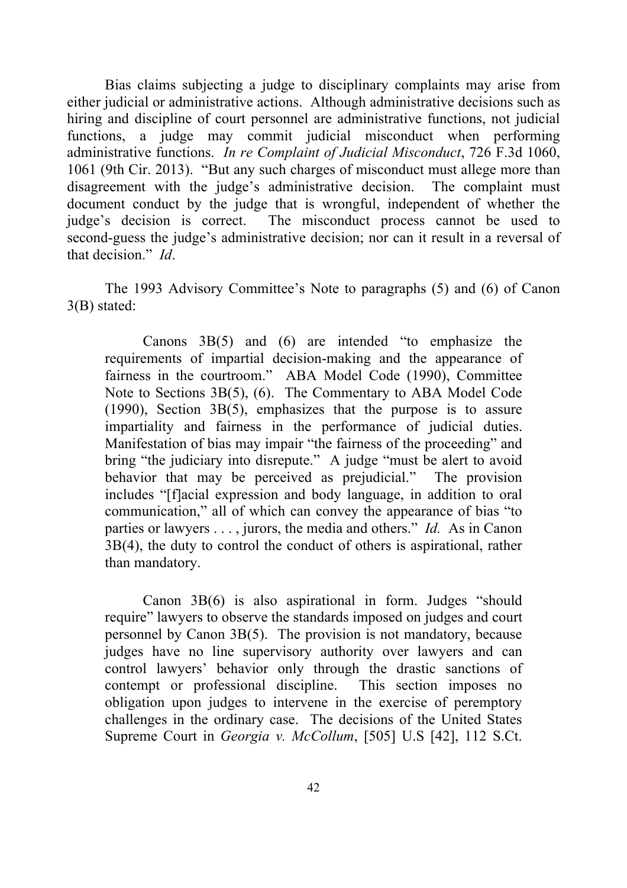Bias claims subjecting a judge to disciplinary complaints may arise from either judicial or administrative actions. Although administrative decisions such as hiring and discipline of court personnel are administrative functions, not judicial functions, a judge may commit judicial misconduct when performing administrative functions. *In re Complaint of Judicial Misconduct*, 726 F.3d 1060, 1061 (9th Cir. 2013). "But any such charges of misconduct must allege more than disagreement with the judge's administrative decision. The complaint must document conduct by the judge that is wrongful, independent of whether the judge's decision is correct. The misconduct process cannot be used to second-guess the judge's administrative decision; nor can it result in a reversal of that decision." *Id*.

The 1993 Advisory Committee's Note to paragraphs (5) and (6) of Canon 3(B) stated:

> Canons 3B(5) and (6) are intended "to emphasize the requirements of impartial decision-making and the appearance of fairness in the courtroom." ABA Model Code (1990), Committee Note to Sections 3B(5), (6). The Commentary to ABA Model Code (1990), Section 3B(5), emphasizes that the purpose is to assure impartiality and fairness in the performance of judicial duties. Manifestation of bias may impair "the fairness of the proceeding" and bring "the judiciary into disrepute." A judge "must be alert to avoid behavior that may be perceived as prejudicial." The provision includes "[f]acial expression and body language, in addition to oral communication," all of which can convey the appearance of bias "to parties or lawyers . . . , jurors, the media and others." *Id.* As in Canon 3B(4), the duty to control the conduct of others is aspirational, rather than mandatory.
>
> Canon 3B(6) is also aspirational in form. Judges "should require" lawyers to observe the standards imposed on judges and court personnel by Canon 3B(5). The provision is not mandatory, because judges have no line supervisory authority over lawyers and can control lawyers' behavior only through the drastic sanctions of contempt or professional discipline. This section imposes no obligation upon judges to intervene in the exercise of peremptory challenges in the ordinary case. The decisions of the United States Supreme Court in *Georgia v. McCollum*, [505] U.S [42], 112 S.Ct.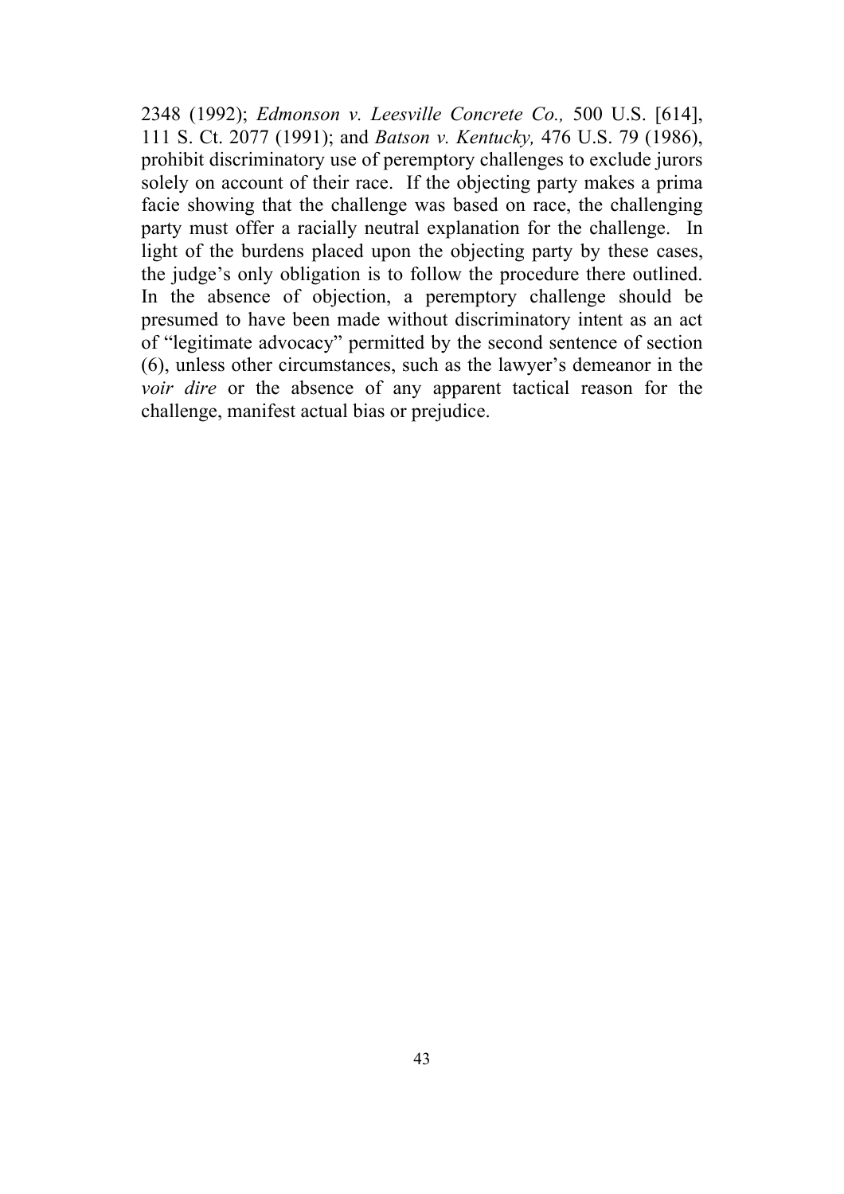2348 (1992); *Edmonson v. Leesville Concrete Co.,* 500 U.S. [614], 111 S. Ct. 2077 (1991); and *Batson v. Kentucky,* 476 U.S. 79 (1986), prohibit discriminatory use of peremptory challenges to exclude jurors solely on account of their race. If the objecting party makes a prima facie showing that the challenge was based on race, the challenging party must offer a racially neutral explanation for the challenge. In light of the burdens placed upon the objecting party by these cases, the judge's only obligation is to follow the procedure there outlined. In the absence of objection, a peremptory challenge should be presumed to have been made without discriminatory intent as an act of "legitimate advocacy" permitted by the second sentence of section (6), unless other circumstances, such as the lawyer's demeanor in the *voir dire* or the absence of any apparent tactical reason for the challenge, manifest actual bias or prejudice.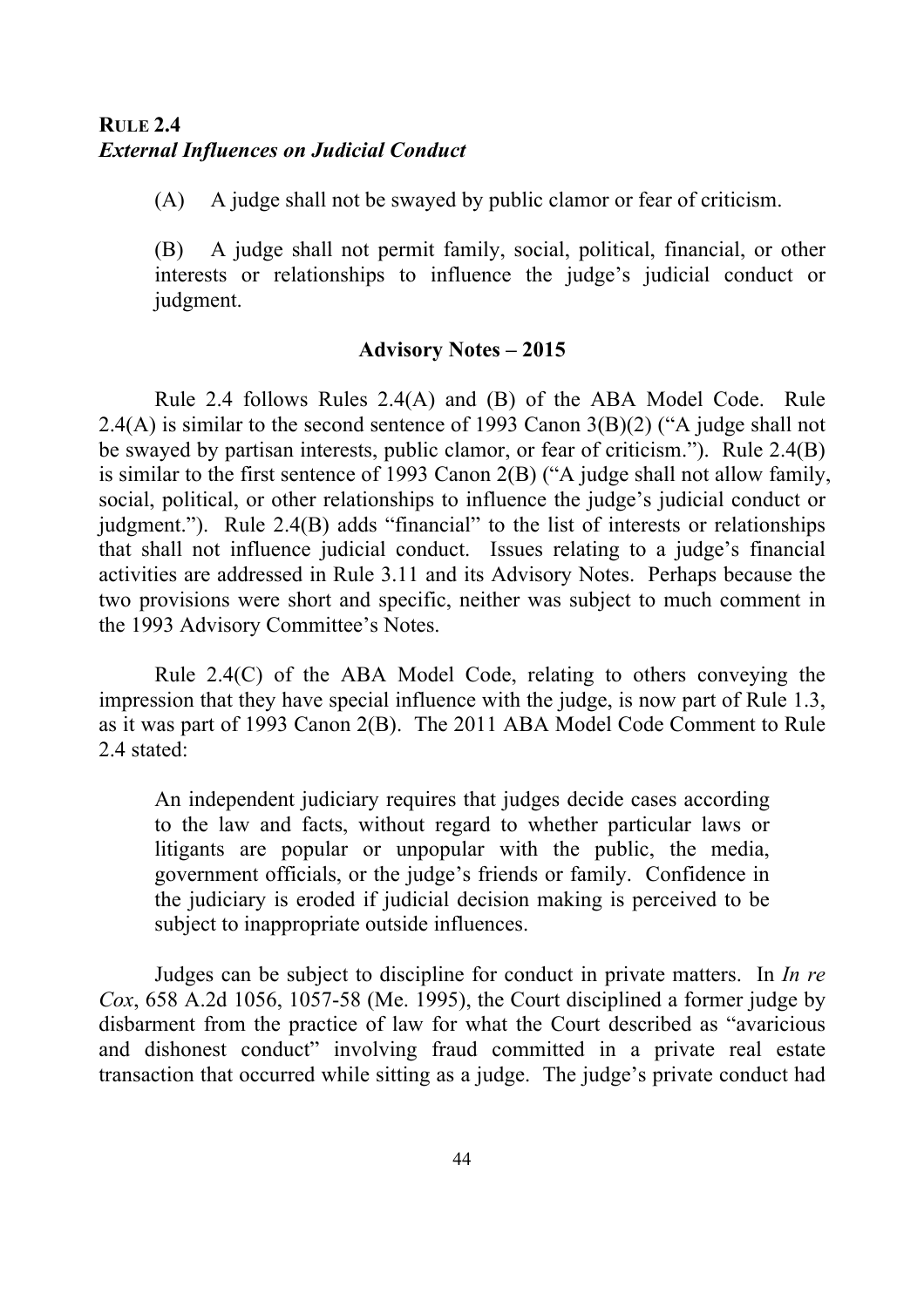**RULE 2.4**
***External Influences on Judicial Conduct***

(A) A judge shall not be swayed by public clamor or fear of criticism.

(B) A judge shall not permit family, social, political, financial, or other interests or relationships to influence the judge's judicial conduct or judgment.

**Advisory Notes – 2015**

Rule 2.4 follows Rules 2.4(A) and (B) of the ABA Model Code. Rule 2.4(A) is similar to the second sentence of 1993 Canon 3(B)(2) ("A judge shall not be swayed by partisan interests, public clamor, or fear of criticism."). Rule 2.4(B) is similar to the first sentence of 1993 Canon 2(B) ("A judge shall not allow family, social, political, or other relationships to influence the judge's judicial conduct or judgment."). Rule 2.4(B) adds "financial" to the list of interests or relationships that shall not influence judicial conduct. Issues relating to a judge's financial activities are addressed in Rule 3.11 and its Advisory Notes. Perhaps because the two provisions were short and specific, neither was subject to much comment in the 1993 Advisory Committee's Notes.

Rule 2.4(C) of the ABA Model Code, relating to others conveying the impression that they have special influence with the judge, is now part of Rule 1.3, as it was part of 1993 Canon 2(B). The 2011 ABA Model Code Comment to Rule 2.4 stated:

> An independent judiciary requires that judges decide cases according to the law and facts, without regard to whether particular laws or litigants are popular or unpopular with the public, the media, government officials, or the judge's friends or family. Confidence in the judiciary is eroded if judicial decision making is perceived to be subject to inappropriate outside influences.

Judges can be subject to discipline for conduct in private matters. In *In re Cox*, 658 A.2d 1056, 1057-58 (Me. 1995), the Court disciplined a former judge by disbarment from the practice of law for what the Court described as "avaricious and dishonest conduct" involving fraud committed in a private real estate transaction that occurred while sitting as a judge. The judge's private conduct had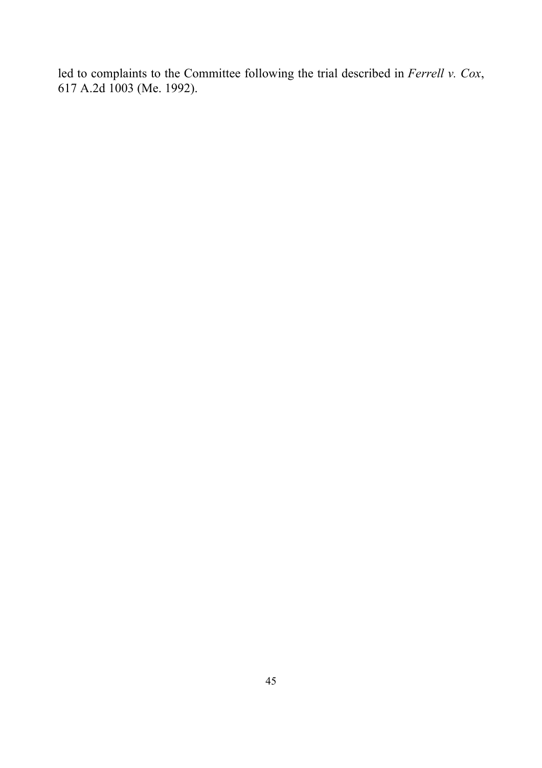led to complaints to the Committee following the trial described in *Ferrell v. Cox*, 617 A.2d 1003 (Me. 1992).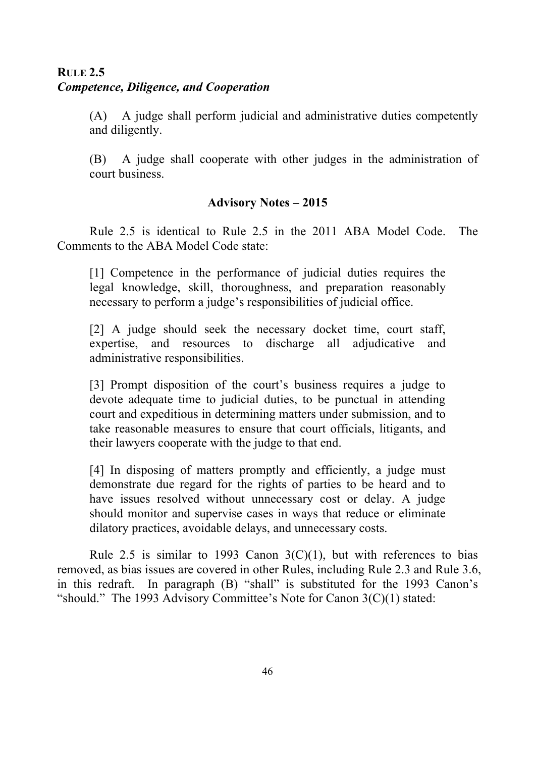**RULE 2.5**
***Competence, Diligence, and Cooperation***

> (A) A judge shall perform judicial and administrative duties competently and diligently.
>
> (B) A judge shall cooperate with other judges in the administration of court business.

**Advisory Notes – 2015**

Rule 2.5 is identical to Rule 2.5 in the 2011 ABA Model Code. The Comments to the ABA Model Code state:

> [1] Competence in the performance of judicial duties requires the legal knowledge, skill, thoroughness, and preparation reasonably necessary to perform a judge's responsibilities of judicial office.
>
> [2] A judge should seek the necessary docket time, court staff, expertise, and resources to discharge all adjudicative and administrative responsibilities.
>
> [3] Prompt disposition of the court's business requires a judge to devote adequate time to judicial duties, to be punctual in attending court and expeditious in determining matters under submission, and to take reasonable measures to ensure that court officials, litigants, and their lawyers cooperate with the judge to that end.
>
> [4] In disposing of matters promptly and efficiently, a judge must demonstrate due regard for the rights of parties to be heard and to have issues resolved without unnecessary cost or delay. A judge should monitor and supervise cases in ways that reduce or eliminate dilatory practices, avoidable delays, and unnecessary costs.

Rule 2.5 is similar to 1993 Canon 3(C)(1), but with references to bias removed, as bias issues are covered in other Rules, including Rule 2.3 and Rule 3.6, in this redraft. In paragraph (B) "shall" is substituted for the 1993 Canon's "should." The 1993 Advisory Committee's Note for Canon 3(C)(1) stated: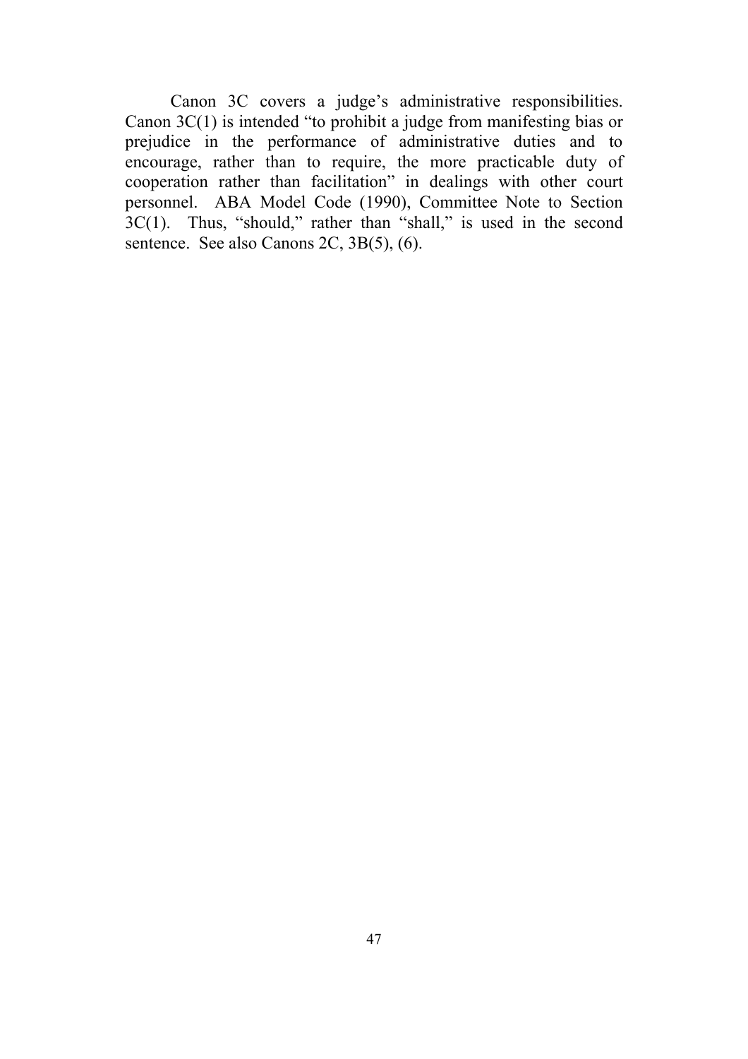Canon 3C covers a judge's administrative responsibilities. Canon 3C(1) is intended "to prohibit a judge from manifesting bias or prejudice in the performance of administrative duties and to encourage, rather than to require, the more practicable duty of cooperation rather than facilitation" in dealings with other court personnel. ABA Model Code (1990), Committee Note to Section 3C(1). Thus, "should," rather than "shall," is used in the second sentence. See also Canons 2C, 3B(5), (6).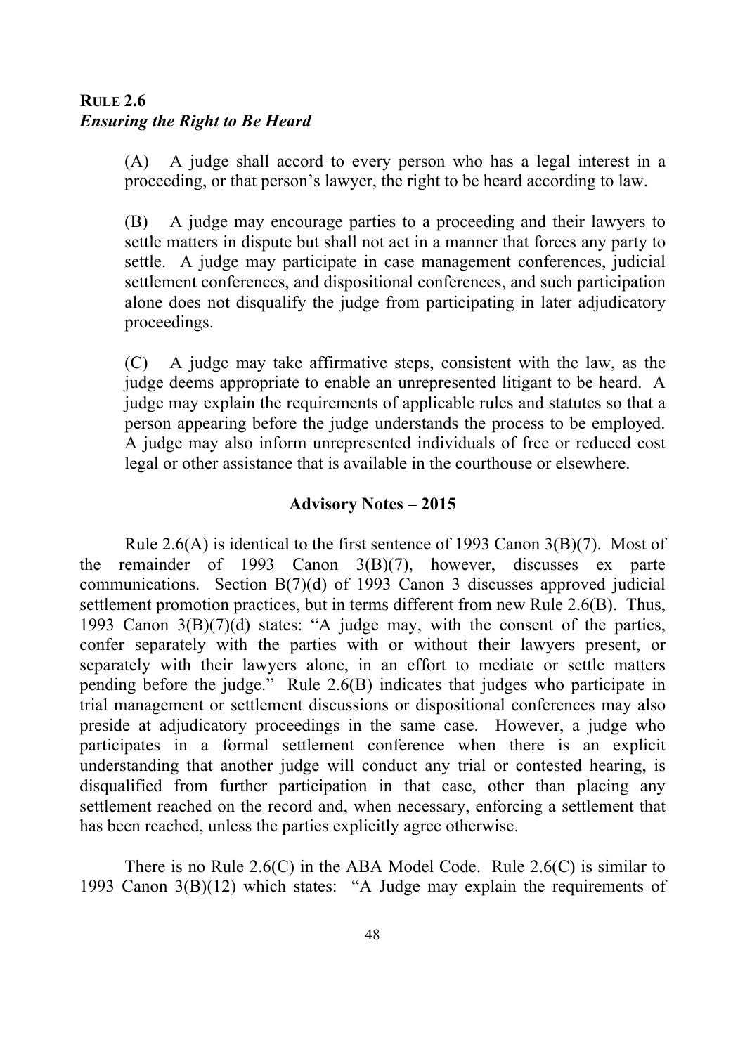**RULE 2.6**
***Ensuring the Right to Be Heard***

(A) A judge shall accord to every person who has a legal interest in a proceeding, or that person's lawyer, the right to be heard according to law.

(B) A judge may encourage parties to a proceeding and their lawyers to settle matters in dispute but shall not act in a manner that forces any party to settle. A judge may participate in case management conferences, judicial settlement conferences, and dispositional conferences, and such participation alone does not disqualify the judge from participating in later adjudicatory proceedings.

(C) A judge may take affirmative steps, consistent with the law, as the judge deems appropriate to enable an unrepresented litigant to be heard. A judge may explain the requirements of applicable rules and statutes so that a person appearing before the judge understands the process to be employed. A judge may also inform unrepresented individuals of free or reduced cost legal or other assistance that is available in the courthouse or elsewhere.

**Advisory Notes – 2015**

Rule 2.6(A) is identical to the first sentence of 1993 Canon 3(B)(7). Most of the remainder of 1993 Canon 3(B)(7), however, discusses ex parte communications. Section B(7)(d) of 1993 Canon 3 discusses approved judicial settlement promotion practices, but in terms different from new Rule 2.6(B). Thus, 1993 Canon 3(B)(7)(d) states: "A judge may, with the consent of the parties, confer separately with the parties with or without their lawyers present, or separately with their lawyers alone, in an effort to mediate or settle matters pending before the judge." Rule 2.6(B) indicates that judges who participate in trial management or settlement discussions or dispositional conferences may also preside at adjudicatory proceedings in the same case. However, a judge who participates in a formal settlement conference when there is an explicit understanding that another judge will conduct any trial or contested hearing, is disqualified from further participation in that case, other than placing any settlement reached on the record and, when necessary, enforcing a settlement that has been reached, unless the parties explicitly agree otherwise.

There is no Rule 2.6(C) in the ABA Model Code. Rule 2.6(C) is similar to 1993 Canon 3(B)(12) which states: "A Judge may explain the requirements of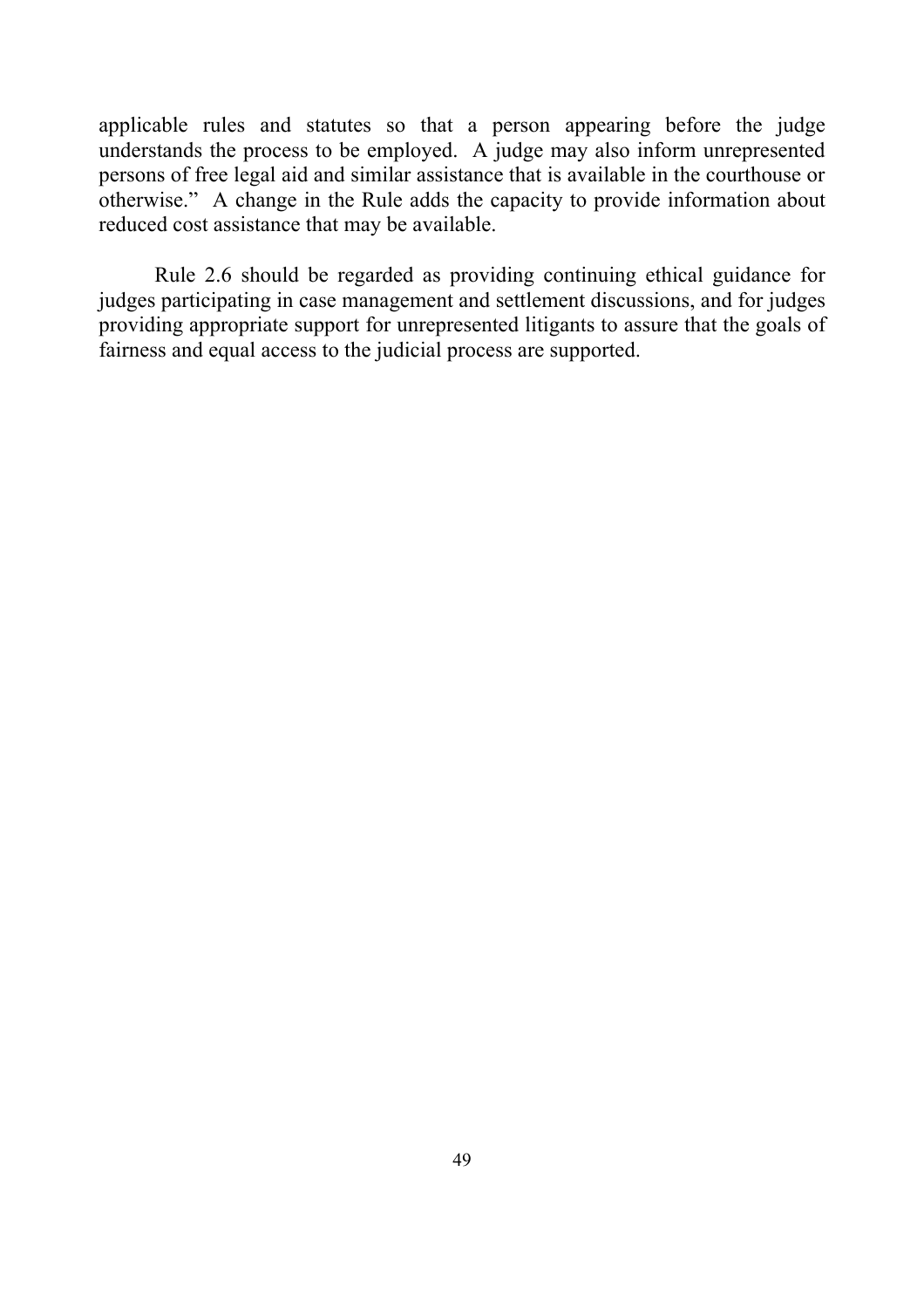applicable rules and statutes so that a person appearing before the judge understands the process to be employed. A judge may also inform unrepresented persons of free legal aid and similar assistance that is available in the courthouse or otherwise." A change in the Rule adds the capacity to provide information about reduced cost assistance that may be available.

Rule 2.6 should be regarded as providing continuing ethical guidance for judges participating in case management and settlement discussions, and for judges providing appropriate support for unrepresented litigants to assure that the goals of fairness and equal access to the judicial process are supported.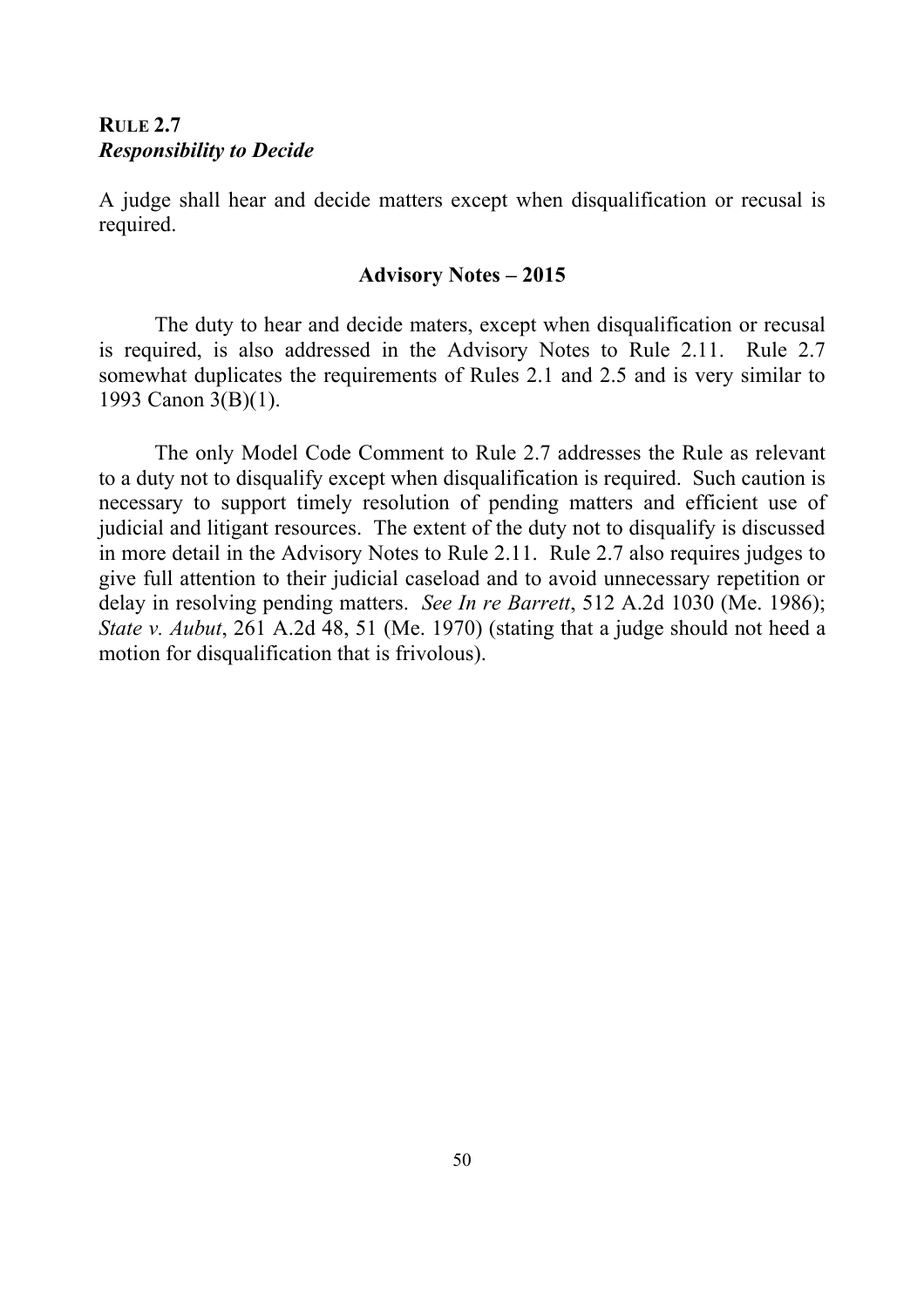**RULE 2.7**
***Responsibility to Decide***

A judge shall hear and decide matters except when disqualification or recusal is required.

**Advisory Notes – 2015**

The duty to hear and decide maters, except when disqualification or recusal is required, is also addressed in the Advisory Notes to Rule 2.11. Rule 2.7 somewhat duplicates the requirements of Rules 2.1 and 2.5 and is very similar to 1993 Canon 3(B)(1).

The only Model Code Comment to Rule 2.7 addresses the Rule as relevant to a duty not to disqualify except when disqualification is required. Such caution is necessary to support timely resolution of pending matters and efficient use of judicial and litigant resources. The extent of the duty not to disqualify is discussed in more detail in the Advisory Notes to Rule 2.11. Rule 2.7 also requires judges to give full attention to their judicial caseload and to avoid unnecessary repetition or delay in resolving pending matters. *See In re Barrett*, 512 A.2d 1030 (Me. 1986); *State v. Aubut*, 261 A.2d 48, 51 (Me. 1970) (stating that a judge should not heed a motion for disqualification that is frivolous).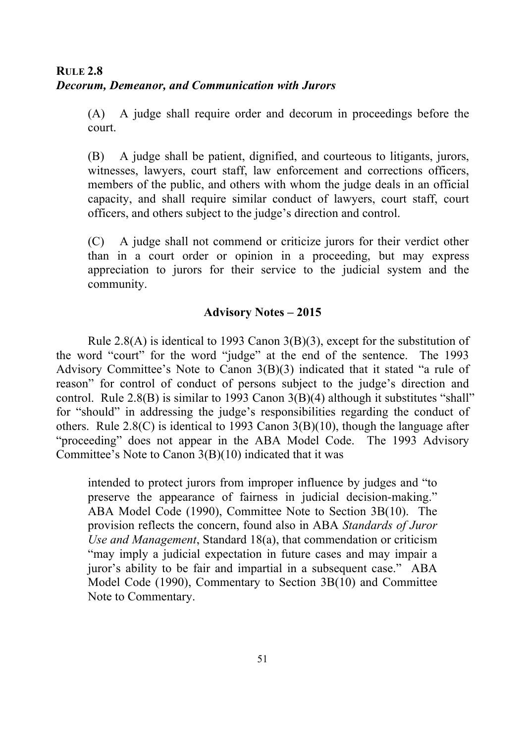**RULE 2.8**
***Decorum, Demeanor, and Communication with Jurors***

(A) A judge shall require order and decorum in proceedings before the court.

(B) A judge shall be patient, dignified, and courteous to litigants, jurors, witnesses, lawyers, court staff, law enforcement and corrections officers, members of the public, and others with whom the judge deals in an official capacity, and shall require similar conduct of lawyers, court staff, court officers, and others subject to the judge's direction and control.

(C) A judge shall not commend or criticize jurors for their verdict other than in a court order or opinion in a proceeding, but may express appreciation to jurors for their service to the judicial system and the community.

**Advisory Notes – 2015**

Rule 2.8(A) is identical to 1993 Canon 3(B)(3), except for the substitution of the word "court" for the word "judge" at the end of the sentence. The 1993 Advisory Committee's Note to Canon 3(B)(3) indicated that it stated "a rule of reason" for control of conduct of persons subject to the judge's direction and control. Rule 2.8(B) is similar to 1993 Canon 3(B)(4) although it substitutes "shall" for "should" in addressing the judge's responsibilities regarding the conduct of others. Rule 2.8(C) is identical to 1993 Canon 3(B)(10), though the language after "proceeding" does not appear in the ABA Model Code. The 1993 Advisory Committee's Note to Canon 3(B)(10) indicated that it was

> intended to protect jurors from improper influence by judges and "to preserve the appearance of fairness in judicial decision-making." ABA Model Code (1990), Committee Note to Section 3B(10). The provision reflects the concern, found also in ABA *Standards of Juror Use and Management*, Standard 18(a), that commendation or criticism "may imply a judicial expectation in future cases and may impair a juror's ability to be fair and impartial in a subsequent case." ABA Model Code (1990), Commentary to Section 3B(10) and Committee Note to Commentary.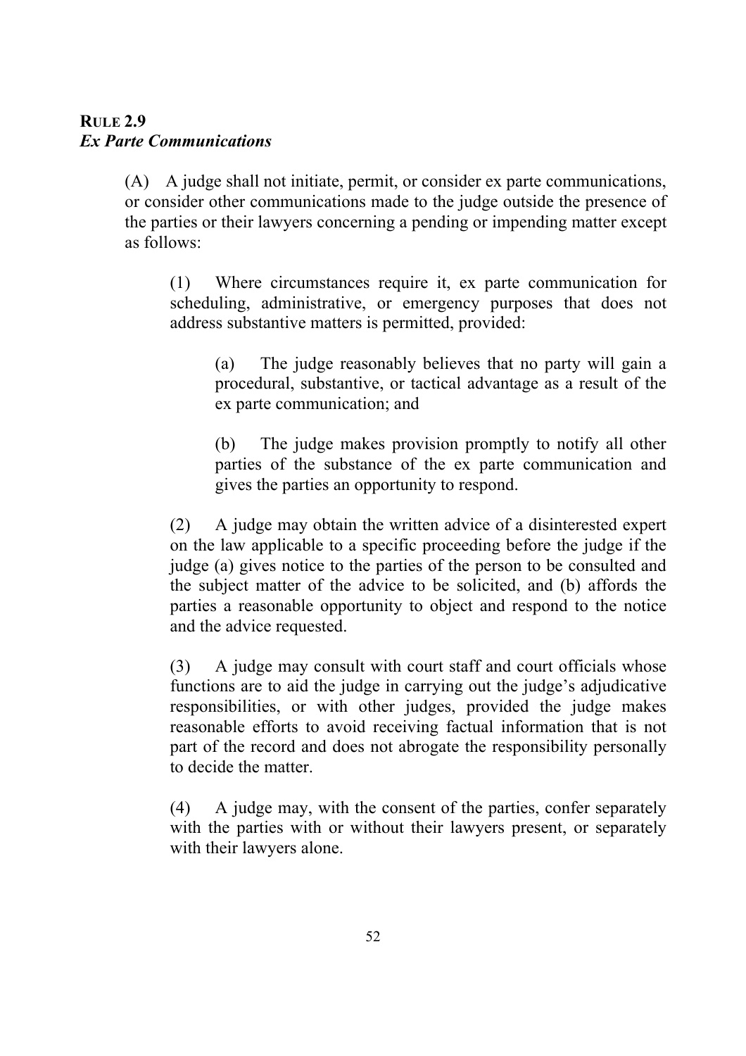**RULE 2.9**
***Ex Parte Communications***

(A) A judge shall not initiate, permit, or consider ex parte communications, or consider other communications made to the judge outside the presence of the parties or their lawyers concerning a pending or impending matter except as follows:

(1) Where circumstances require it, ex parte communication for scheduling, administrative, or emergency purposes that does not address substantive matters is permitted, provided:

(a) The judge reasonably believes that no party will gain a procedural, substantive, or tactical advantage as a result of the ex parte communication; and

(b) The judge makes provision promptly to notify all other parties of the substance of the ex parte communication and gives the parties an opportunity to respond.

(2) A judge may obtain the written advice of a disinterested expert on the law applicable to a specific proceeding before the judge if the judge (a) gives notice to the parties of the person to be consulted and the subject matter of the advice to be solicited, and (b) affords the parties a reasonable opportunity to object and respond to the notice and the advice requested.

(3) A judge may consult with court staff and court officials whose functions are to aid the judge in carrying out the judge's adjudicative responsibilities, or with other judges, provided the judge makes reasonable efforts to avoid receiving factual information that is not part of the record and does not abrogate the responsibility personally to decide the matter.

(4) A judge may, with the consent of the parties, confer separately with the parties with or without their lawyers present, or separately with their lawyers alone.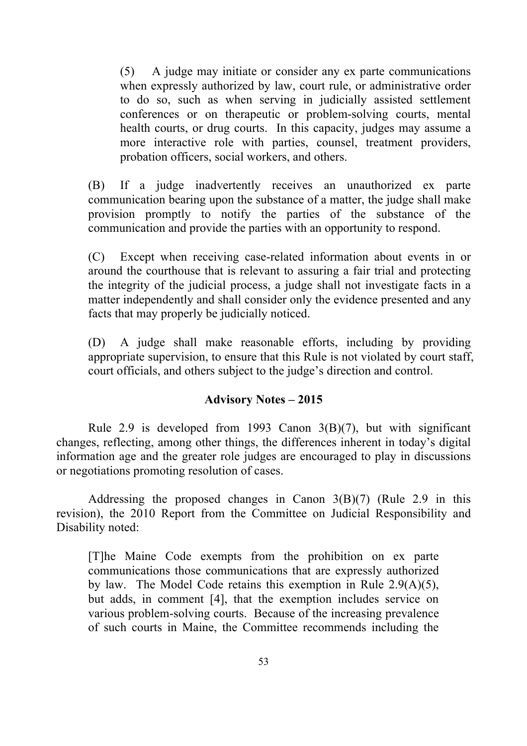(5) A judge may initiate or consider any ex parte communications when expressly authorized by law, court rule, or administrative order to do so, such as when serving in judicially assisted settlement conferences or on therapeutic or problem-solving courts, mental health courts, or drug courts. In this capacity, judges may assume a more interactive role with parties, counsel, treatment providers, probation officers, social workers, and others.

(B) If a judge inadvertently receives an unauthorized ex parte communication bearing upon the substance of a matter, the judge shall make provision promptly to notify the parties of the substance of the communication and provide the parties with an opportunity to respond.

(C) Except when receiving case-related information about events in or around the courthouse that is relevant to assuring a fair trial and protecting the integrity of the judicial process, a judge shall not investigate facts in a matter independently and shall consider only the evidence presented and any facts that may properly be judicially noticed.

(D) A judge shall make reasonable efforts, including by providing appropriate supervision, to ensure that this Rule is not violated by court staff, court officials, and others subject to the judge's direction and control.

**Advisory Notes – 2015**

Rule 2.9 is developed from 1993 Canon 3(B)(7), but with significant changes, reflecting, among other things, the differences inherent in today's digital information age and the greater role judges are encouraged to play in discussions or negotiations promoting resolution of cases.

Addressing the proposed changes in Canon 3(B)(7) (Rule 2.9 in this revision), the 2010 Report from the Committee on Judicial Responsibility and Disability noted:

> [T]he Maine Code exempts from the prohibition on ex parte communications those communications that are expressly authorized by law. The Model Code retains this exemption in Rule 2.9(A)(5), but adds, in comment [4], that the exemption includes service on various problem-solving courts. Because of the increasing prevalence of such courts in Maine, the Committee recommends including the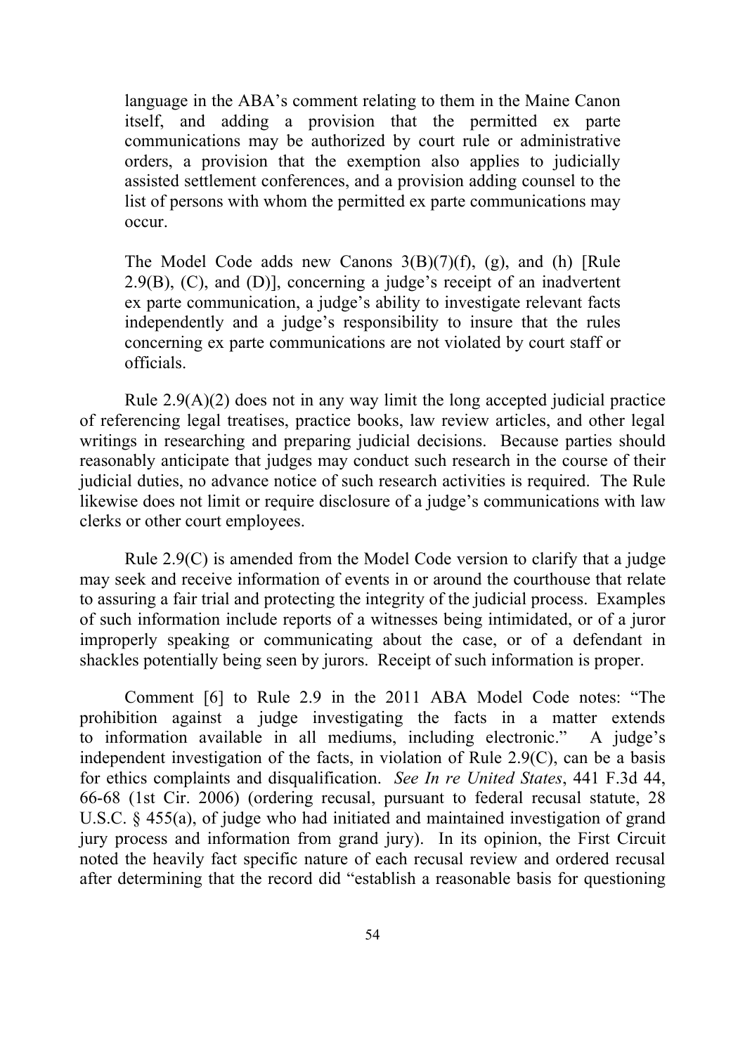language in the ABA's comment relating to them in the Maine Canon itself, and adding a provision that the permitted ex parte communications may be authorized by court rule or administrative orders, a provision that the exemption also applies to judicially assisted settlement conferences, and a provision adding counsel to the list of persons with whom the permitted ex parte communications may occur.

> The Model Code adds new Canons 3(B)(7)(f), (g), and (h) [Rule 2.9(B), (C), and (D)], concerning a judge's receipt of an inadvertent ex parte communication, a judge's ability to investigate relevant facts independently and a judge's responsibility to insure that the rules concerning ex parte communications are not violated by court staff or officials.

Rule 2.9(A)(2) does not in any way limit the long accepted judicial practice of referencing legal treatises, practice books, law review articles, and other legal writings in researching and preparing judicial decisions. Because parties should reasonably anticipate that judges may conduct such research in the course of their judicial duties, no advance notice of such research activities is required. The Rule likewise does not limit or require disclosure of a judge's communications with law clerks or other court employees.

Rule 2.9(C) is amended from the Model Code version to clarify that a judge may seek and receive information of events in or around the courthouse that relate to assuring a fair trial and protecting the integrity of the judicial process. Examples of such information include reports of a witnesses being intimidated, or of a juror improperly speaking or communicating about the case, or of a defendant in shackles potentially being seen by jurors. Receipt of such information is proper.

Comment [6] to Rule 2.9 in the 2011 ABA Model Code notes: "The prohibition against a judge investigating the facts in a matter extends to information available in all mediums, including electronic." A judge's independent investigation of the facts, in violation of Rule 2.9(C), can be a basis for ethics complaints and disqualification. *See In re United States*, 441 F.3d 44, 66-68 (1st Cir. 2006) (ordering recusal, pursuant to federal recusal statute, 28 U.S.C. § 455(a), of judge who had initiated and maintained investigation of grand jury process and information from grand jury). In its opinion, the First Circuit noted the heavily fact specific nature of each recusal review and ordered recusal after determining that the record did "establish a reasonable basis for questioning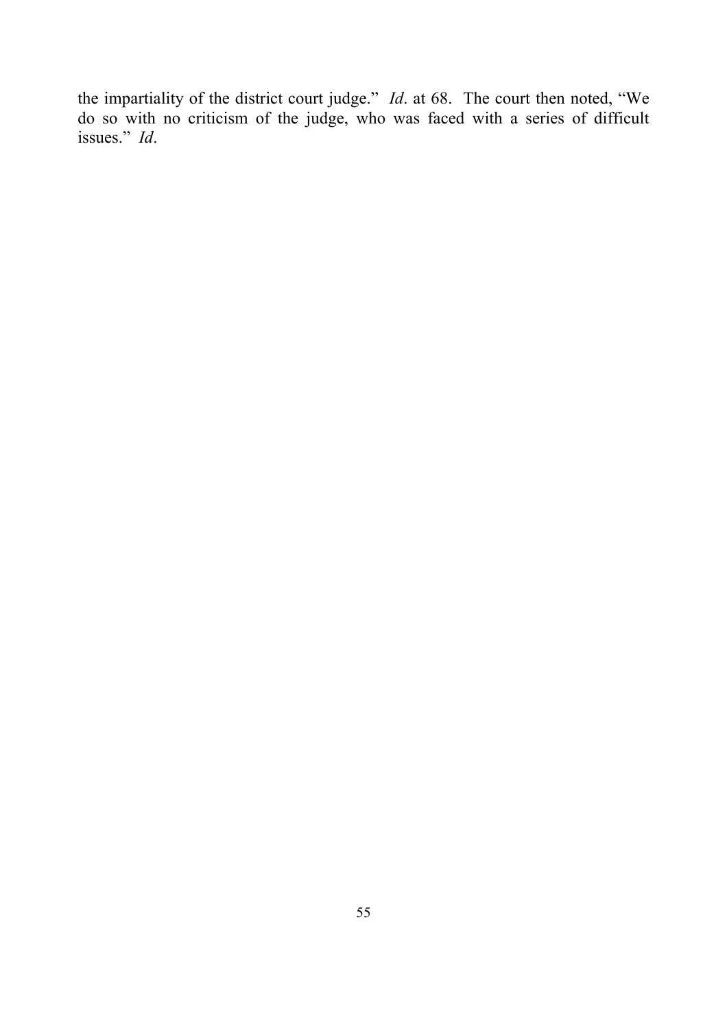the impartiality of the district court judge." *Id*. at 68. The court then noted, "We do so with no criticism of the judge, who was faced with a series of difficult issues." *Id*.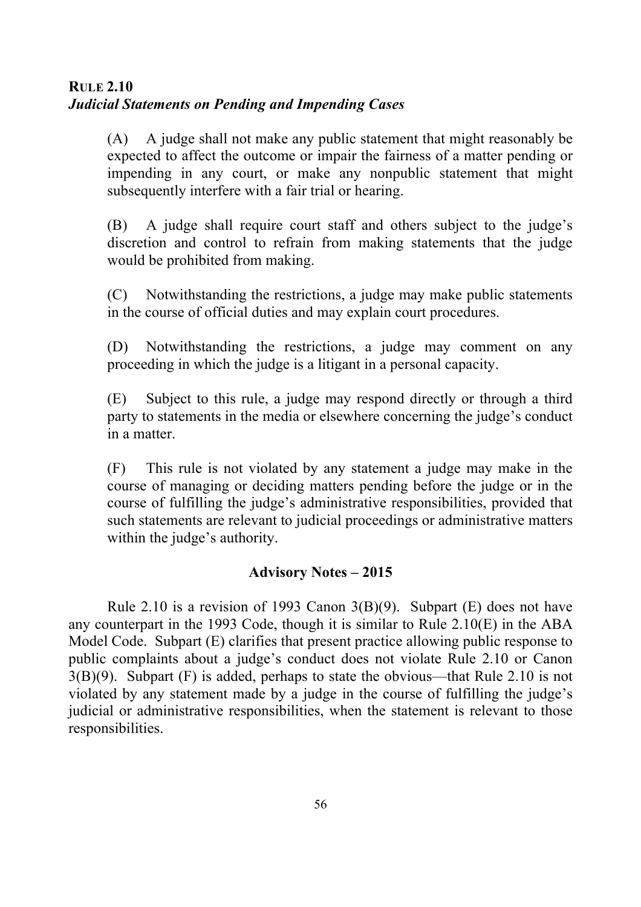**RULE 2.10**
***Judicial Statements on Pending and Impending Cases***

(A) A judge shall not make any public statement that might reasonably be expected to affect the outcome or impair the fairness of a matter pending or impending in any court, or make any nonpublic statement that might subsequently interfere with a fair trial or hearing.

(B) A judge shall require court staff and others subject to the judge's discretion and control to refrain from making statements that the judge would be prohibited from making.

(C) Notwithstanding the restrictions, a judge may make public statements in the course of official duties and may explain court procedures.

(D) Notwithstanding the restrictions, a judge may comment on any proceeding in which the judge is a litigant in a personal capacity.

(E) Subject to this rule, a judge may respond directly or through a third party to statements in the media or elsewhere concerning the judge's conduct in a matter.

(F) This rule is not violated by any statement a judge may make in the course of managing or deciding matters pending before the judge or in the course of fulfilling the judge's administrative responsibilities, provided that such statements are relevant to judicial proceedings or administrative matters within the judge's authority.

**Advisory Notes – 2015**

Rule 2.10 is a revision of 1993 Canon 3(B)(9). Subpart (E) does not have any counterpart in the 1993 Code, though it is similar to Rule 2.10(E) in the ABA Model Code. Subpart (E) clarifies that present practice allowing public response to public complaints about a judge's conduct does not violate Rule 2.10 or Canon 3(B)(9). Subpart (F) is added, perhaps to state the obvious—that Rule 2.10 is not violated by any statement made by a judge in the course of fulfilling the judge's judicial or administrative responsibilities, when the statement is relevant to those responsibilities.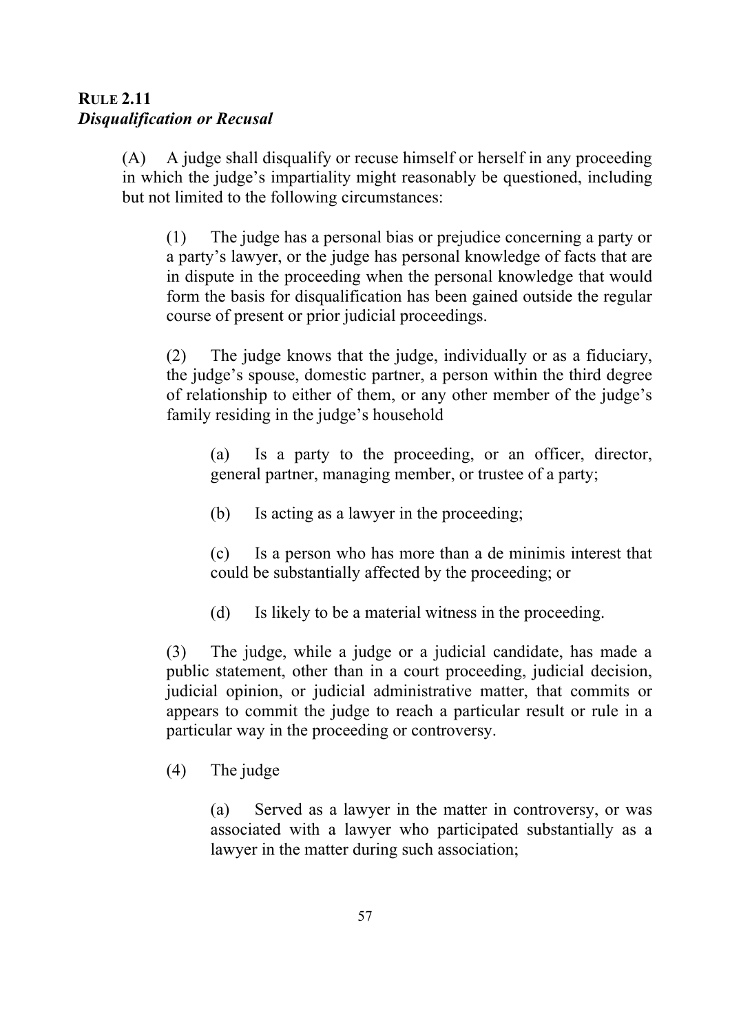## **RULE 2.11**
***Disqualification or Recusal***

(A) A judge shall disqualify or recuse himself or herself in any proceeding in which the judge's impartiality might reasonably be questioned, including but not limited to the following circumstances:

(1) The judge has a personal bias or prejudice concerning a party or a party's lawyer, or the judge has personal knowledge of facts that are in dispute in the proceeding when the personal knowledge that would form the basis for disqualification has been gained outside the regular course of present or prior judicial proceedings.

(2) The judge knows that the judge, individually or as a fiduciary, the judge's spouse, domestic partner, a person within the third degree of relationship to either of them, or any other member of the judge's family residing in the judge's household

(a) Is a party to the proceeding, or an officer, director, general partner, managing member, or trustee of a party;

(b) Is acting as a lawyer in the proceeding;

(c) Is a person who has more than a de minimis interest that could be substantially affected by the proceeding; or

(d) Is likely to be a material witness in the proceeding.

(3) The judge, while a judge or a judicial candidate, has made a public statement, other than in a court proceeding, judicial decision, judicial opinion, or judicial administrative matter, that commits or appears to commit the judge to reach a particular result or rule in a particular way in the proceeding or controversy.

(4) The judge

(a) Served as a lawyer in the matter in controversy, or was associated with a lawyer who participated substantially as a lawyer in the matter during such association;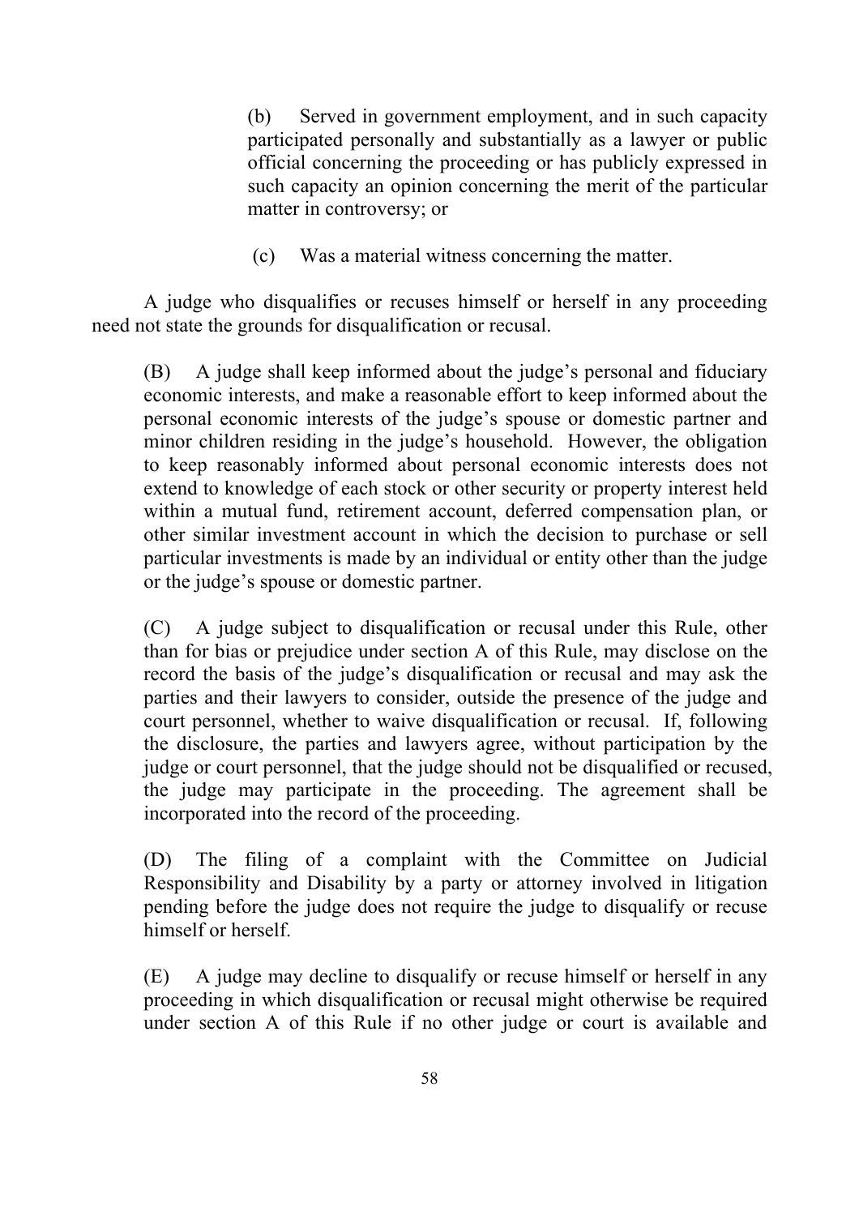(b) Served in government employment, and in such capacity participated personally and substantially as a lawyer or public official concerning the proceeding or has publicly expressed in such capacity an opinion concerning the merit of the particular matter in controversy; or

(c) Was a material witness concerning the matter.

A judge who disqualifies or recuses himself or herself in any proceeding need not state the grounds for disqualification or recusal.

(B) A judge shall keep informed about the judge's personal and fiduciary economic interests, and make a reasonable effort to keep informed about the personal economic interests of the judge's spouse or domestic partner and minor children residing in the judge's household. However, the obligation to keep reasonably informed about personal economic interests does not extend to knowledge of each stock or other security or property interest held within a mutual fund, retirement account, deferred compensation plan, or other similar investment account in which the decision to purchase or sell particular investments is made by an individual or entity other than the judge or the judge's spouse or domestic partner.

(C) A judge subject to disqualification or recusal under this Rule, other than for bias or prejudice under section A of this Rule, may disclose on the record the basis of the judge's disqualification or recusal and may ask the parties and their lawyers to consider, outside the presence of the judge and court personnel, whether to waive disqualification or recusal. If, following the disclosure, the parties and lawyers agree, without participation by the judge or court personnel, that the judge should not be disqualified or recused, the judge may participate in the proceeding. The agreement shall be incorporated into the record of the proceeding.

(D) The filing of a complaint with the Committee on Judicial Responsibility and Disability by a party or attorney involved in litigation pending before the judge does not require the judge to disqualify or recuse himself or herself.

(E) A judge may decline to disqualify or recuse himself or herself in any proceeding in which disqualification or recusal might otherwise be required under section A of this Rule if no other judge or court is available and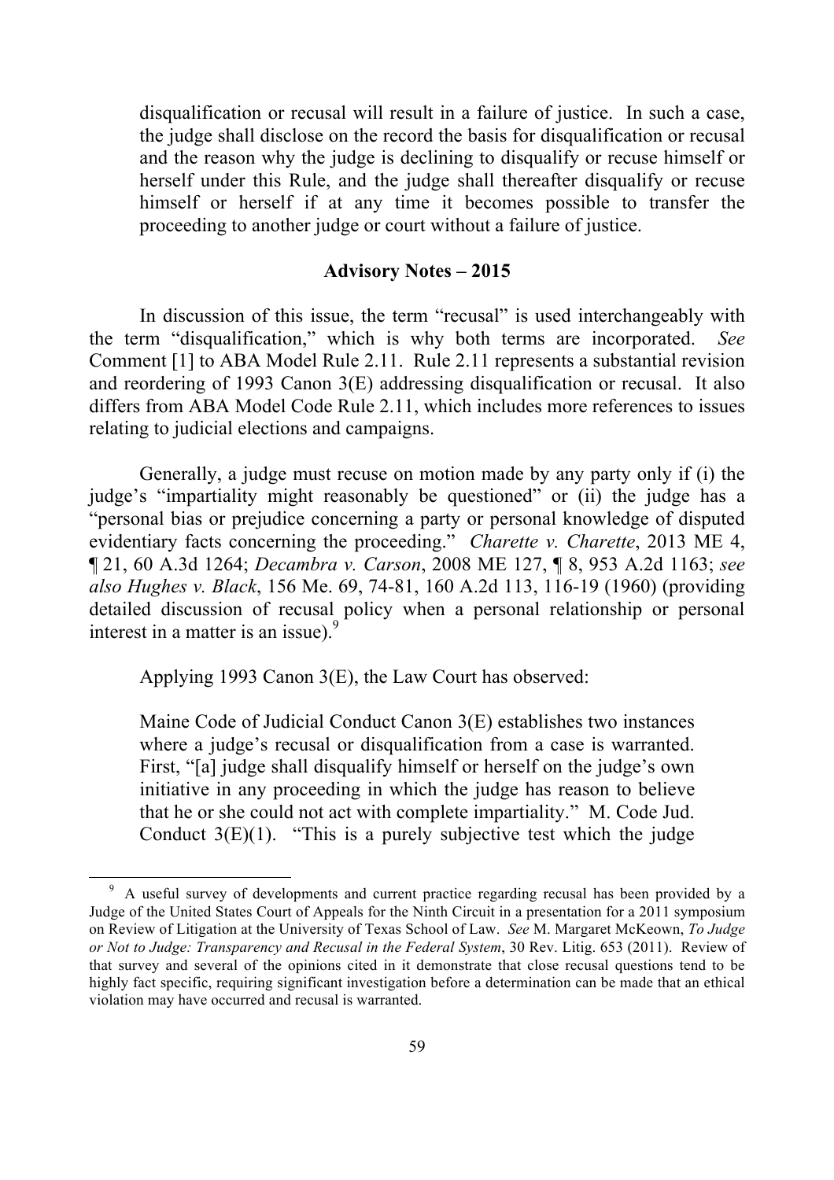disqualification or recusal will result in a failure of justice. In such a case, the judge shall disclose on the record the basis for disqualification or recusal and the reason why the judge is declining to disqualify or recuse himself or herself under this Rule, and the judge shall thereafter disqualify or recuse himself or herself if at any time it becomes possible to transfer the proceeding to another judge or court without a failure of justice.

**Advisory Notes – 2015**

In discussion of this issue, the term "recusal" is used interchangeably with the term "disqualification," which is why both terms are incorporated. *See* Comment [1] to ABA Model Rule 2.11. Rule 2.11 represents a substantial revision and reordering of 1993 Canon 3(E) addressing disqualification or recusal. It also differs from ABA Model Code Rule 2.11, which includes more references to issues relating to judicial elections and campaigns.

Generally, a judge must recuse on motion made by any party only if (i) the judge's "impartiality might reasonably be questioned" or (ii) the judge has a "personal bias or prejudice concerning a party or personal knowledge of disputed evidentiary facts concerning the proceeding." *Charette v. Charette*, 2013 ME 4, ¶ 21, 60 A.3d 1264; *Decambra v. Carson*, 2008 ME 127, ¶ 8, 953 A.2d 1163; *see also Hughes v. Black*, 156 Me. 69, 74-81, 160 A.2d 113, 116-19 (1960) (providing detailed discussion of recusal policy when a personal relationship or personal interest in a matter is an issue).[9]

Applying 1993 Canon 3(E), the Law Court has observed:

> Maine Code of Judicial Conduct Canon 3(E) establishes two instances where a judge's recusal or disqualification from a case is warranted. First, "[a] judge shall disqualify himself or herself on the judge's own initiative in any proceeding in which the judge has reason to believe that he or she could not act with complete impartiality." M. Code Jud. Conduct 3(E)(1). "This is a purely subjective test which the judge

[9] A useful survey of developments and current practice regarding recusal has been provided by a Judge of the United States Court of Appeals for the Ninth Circuit in a presentation for a 2011 symposium on Review of Litigation at the University of Texas School of Law. *See* M. Margaret McKeown, *To Judge or Not to Judge: Transparency and Recusal in the Federal System*, 30 Rev. Litig. 653 (2011). Review of that survey and several of the opinions cited in it demonstrate that close recusal questions tend to be highly fact specific, requiring significant investigation before a determination can be made that an ethical violation may have occurred and recusal is warranted.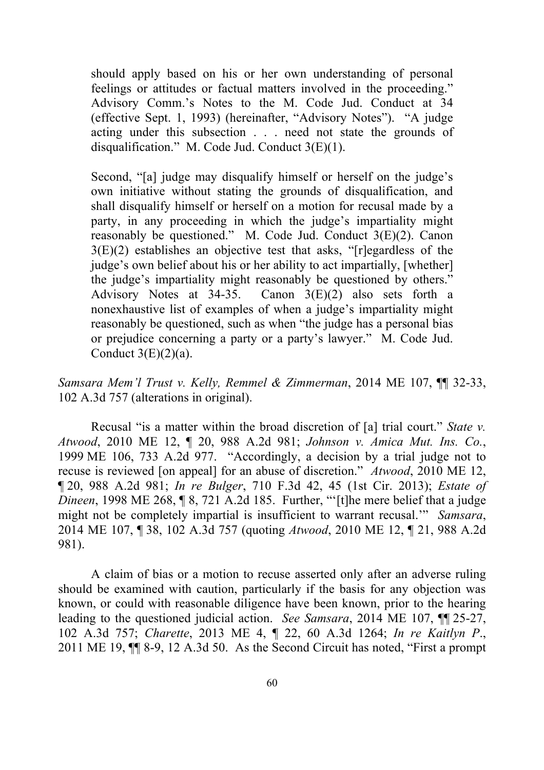> should apply based on his or her own understanding of personal feelings or attitudes or factual matters involved in the proceeding." Advisory Comm.'s Notes to the M. Code Jud. Conduct at 34 (effective Sept. 1, 1993) (hereinafter, "Advisory Notes"). "A judge acting under this subsection . . . need not state the grounds of disqualification." M. Code Jud. Conduct 3(E)(1).
>
> Second, "[a] judge may disqualify himself or herself on the judge's own initiative without stating the grounds of disqualification, and shall disqualify himself or herself on a motion for recusal made by a party, in any proceeding in which the judge's impartiality might reasonably be questioned." M. Code Jud. Conduct 3(E)(2). Canon 3(E)(2) establishes an objective test that asks, "[r]egardless of the judge's own belief about his or her ability to act impartially, [whether] the judge's impartiality might reasonably be questioned by others." Advisory Notes at 34-35. Canon 3(E)(2) also sets forth a nonexhaustive list of examples of when a judge's impartiality might reasonably be questioned, such as when "the judge has a personal bias or prejudice concerning a party or a party's lawyer." M. Code Jud. Conduct 3(E)(2)(a).

*Samsara Mem'l Trust v. Kelly, Remmel & Zimmerman*, 2014 ME 107, ¶¶ 32-33, 102 A.3d 757 (alterations in original).

Recusal "is a matter within the broad discretion of [a] trial court." *State v. Atwood*, 2010 ME 12, ¶ 20, 988 A.2d 981; *Johnson v. Amica Mut. Ins. Co.*, 1999 ME 106, 733 A.2d 977. "Accordingly, a decision by a trial judge not to recuse is reviewed [on appeal] for an abuse of discretion." *Atwood*, 2010 ME 12, ¶ 20, 988 A.2d 981; *In re Bulger*, 710 F.3d 42, 45 (1st Cir. 2013); *Estate of Dineen*, 1998 ME 268, ¶ 8, 721 A.2d 185. Further, "'[t]he mere belief that a judge might not be completely impartial is insufficient to warrant recusal.'" *Samsara*, 2014 ME 107, ¶ 38, 102 A.3d 757 (quoting *Atwood*, 2010 ME 12, ¶ 21, 988 A.2d 981).

A claim of bias or a motion to recuse asserted only after an adverse ruling should be examined with caution, particularly if the basis for any objection was known, or could with reasonable diligence have been known, prior to the hearing leading to the questioned judicial action. *See Samsara*, 2014 ME 107, ¶¶ 25-27, 102 A.3d 757; *Charette*, 2013 ME 4, ¶ 22, 60 A.3d 1264; *In re Kaitlyn P.*, 2011 ME 19, ¶¶ 8-9, 12 A.3d 50. As the Second Circuit has noted, "First a prompt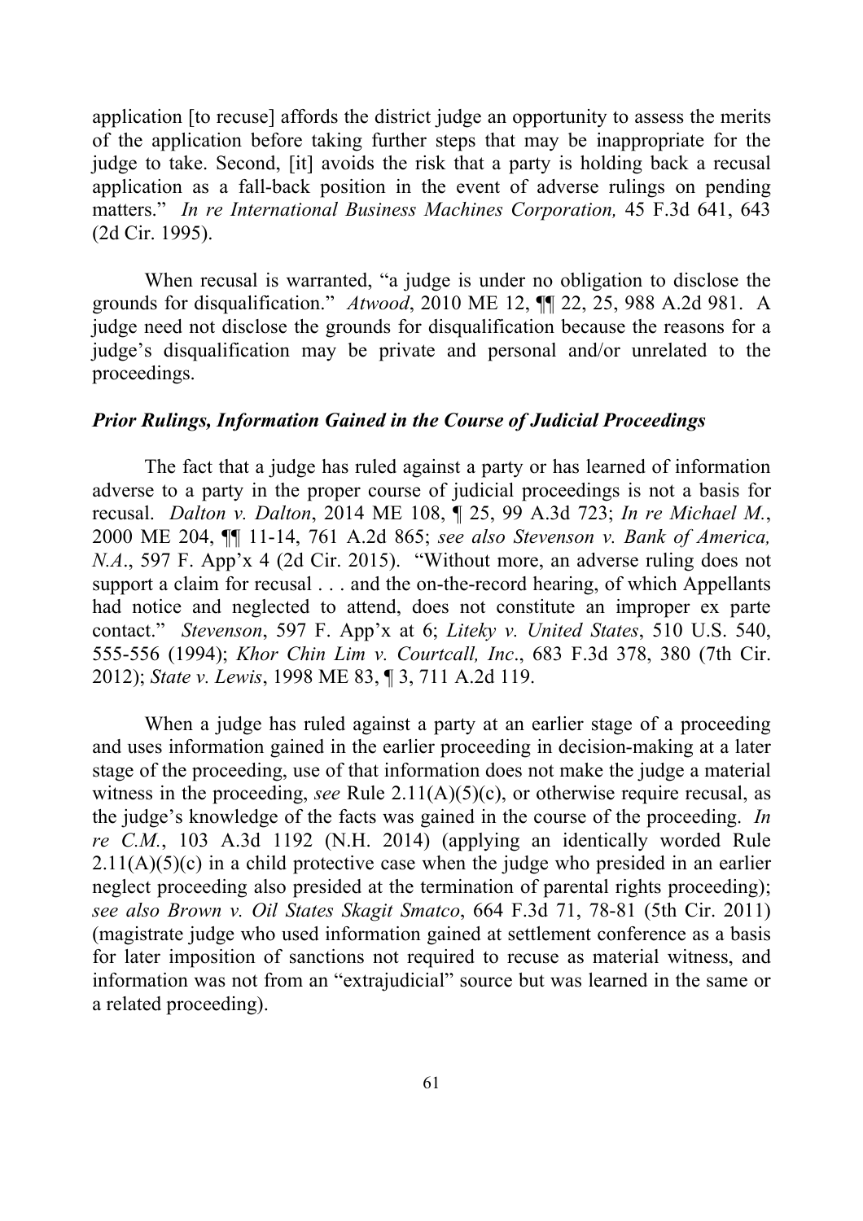application [to recuse] affords the district judge an opportunity to assess the merits of the application before taking further steps that may be inappropriate for the judge to take. Second, [it] avoids the risk that a party is holding back a recusal application as a fall-back position in the event of adverse rulings on pending matters." *In re International Business Machines Corporation,* 45 F.3d 641, 643 (2d Cir. 1995).

When recusal is warranted, "a judge is under no obligation to disclose the grounds for disqualification." *Atwood*, 2010 ME 12, ¶¶ 22, 25, 988 A.2d 981. A judge need not disclose the grounds for disqualification because the reasons for a judge's disqualification may be private and personal and/or unrelated to the proceedings.

### *Prior Rulings, Information Gained in the Course of Judicial Proceedings*

The fact that a judge has ruled against a party or has learned of information adverse to a party in the proper course of judicial proceedings is not a basis for recusal. *Dalton v. Dalton*, 2014 ME 108, ¶ 25, 99 A.3d 723; *In re Michael M.*, 2000 ME 204, ¶¶ 11-14, 761 A.2d 865; *see also Stevenson v. Bank of America, N.A*., 597 F. App'x 4 (2d Cir. 2015). "Without more, an adverse ruling does not support a claim for recusal . . . and the on-the-record hearing, of which Appellants had notice and neglected to attend, does not constitute an improper ex parte contact." *Stevenson*, 597 F. App'x at 6; *Liteky v. United States*, 510 U.S. 540, 555-556 (1994); *Khor Chin Lim v. Courtcall, Inc*., 683 F.3d 378, 380 (7th Cir. 2012); *State v. Lewis*, 1998 ME 83, ¶ 3, 711 A.2d 119.

When a judge has ruled against a party at an earlier stage of a proceeding and uses information gained in the earlier proceeding in decision-making at a later stage of the proceeding, use of that information does not make the judge a material witness in the proceeding, *see* Rule 2.11(A)(5)(c), or otherwise require recusal, as the judge's knowledge of the facts was gained in the course of the proceeding. *In re C.M.*, 103 A.3d 1192 (N.H. 2014) (applying an identically worded Rule 2.11(A)(5)(c) in a child protective case when the judge who presided in an earlier neglect proceeding also presided at the termination of parental rights proceeding); *see also Brown v. Oil States Skagit Smatco*, 664 F.3d 71, 78-81 (5th Cir. 2011) (magistrate judge who used information gained at settlement conference as a basis for later imposition of sanctions not required to recuse as material witness, and information was not from an "extrajudicial" source but was learned in the same or a related proceeding).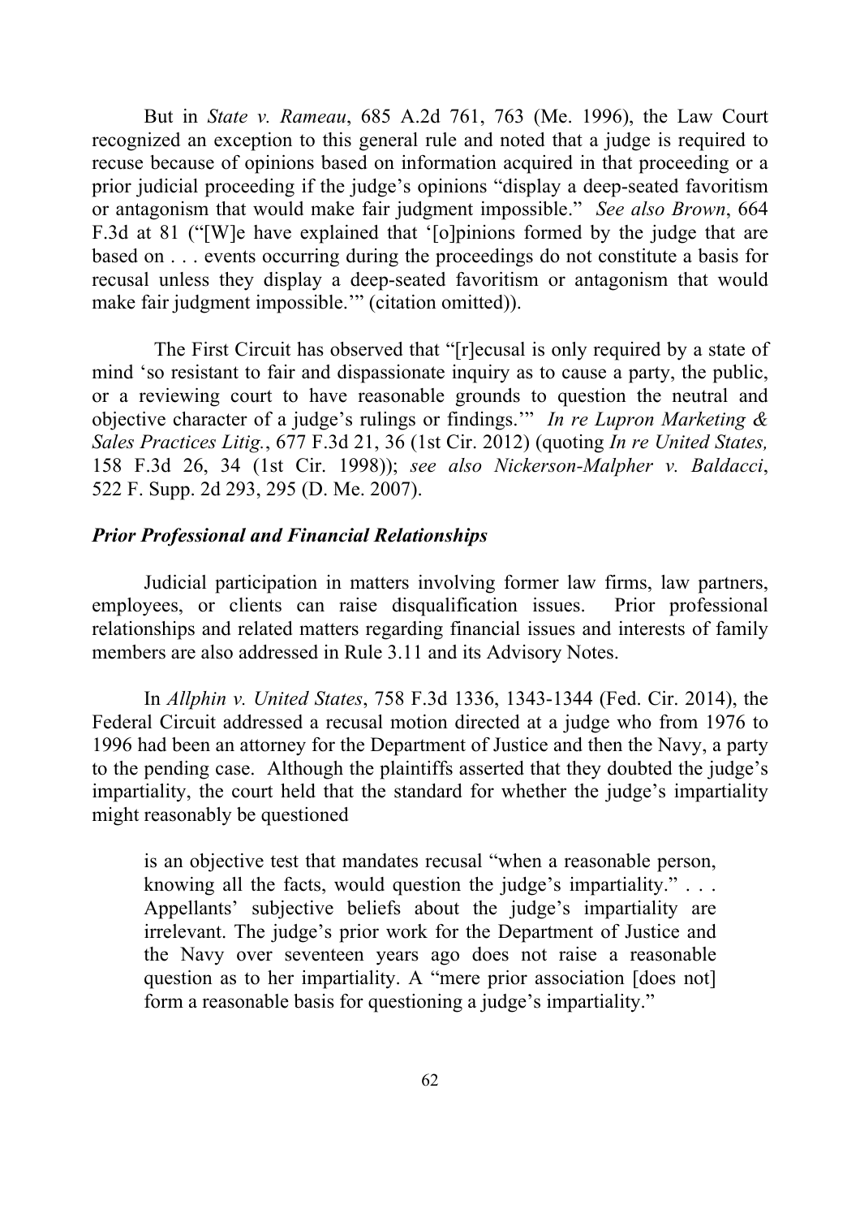But in *State v. Rameau*, 685 A.2d 761, 763 (Me. 1996), the Law Court recognized an exception to this general rule and noted that a judge is required to recuse because of opinions based on information acquired in that proceeding or a prior judicial proceeding if the judge's opinions "display a deep-seated favoritism or antagonism that would make fair judgment impossible." *See also Brown*, 664 F.3d at 81 ("[W]e have explained that '[o]pinions formed by the judge that are based on . . . events occurring during the proceedings do not constitute a basis for recusal unless they display a deep-seated favoritism or antagonism that would make fair judgment impossible.'" (citation omitted)).

The First Circuit has observed that "[r]ecusal is only required by a state of mind 'so resistant to fair and dispassionate inquiry as to cause a party, the public, or a reviewing court to have reasonable grounds to question the neutral and objective character of a judge's rulings or findings.'" *In re Lupron Marketing & Sales Practices Litig.*, 677 F.3d 21, 36 (1st Cir. 2012) (quoting *In re United States,* 158 F.3d 26, 34 (1st Cir. 1998)); *see also Nickerson-Malpher v. Baldacci*, 522 F. Supp. 2d 293, 295 (D. Me. 2007).

### *Prior Professional and Financial Relationships*

Judicial participation in matters involving former law firms, law partners, employees, or clients can raise disqualification issues. Prior professional relationships and related matters regarding financial issues and interests of family members are also addressed in Rule 3.11 and its Advisory Notes.

In *Allphin v. United States*, 758 F.3d 1336, 1343-1344 (Fed. Cir. 2014), the Federal Circuit addressed a recusal motion directed at a judge who from 1976 to 1996 had been an attorney for the Department of Justice and then the Navy, a party to the pending case. Although the plaintiffs asserted that they doubted the judge's impartiality, the court held that the standard for whether the judge's impartiality might reasonably be questioned

> is an objective test that mandates recusal "when a reasonable person, knowing all the facts, would question the judge's impartiality." . . . Appellants' subjective beliefs about the judge's impartiality are irrelevant. The judge's prior work for the Department of Justice and the Navy over seventeen years ago does not raise a reasonable question as to her impartiality. A "mere prior association [does not] form a reasonable basis for questioning a judge's impartiality."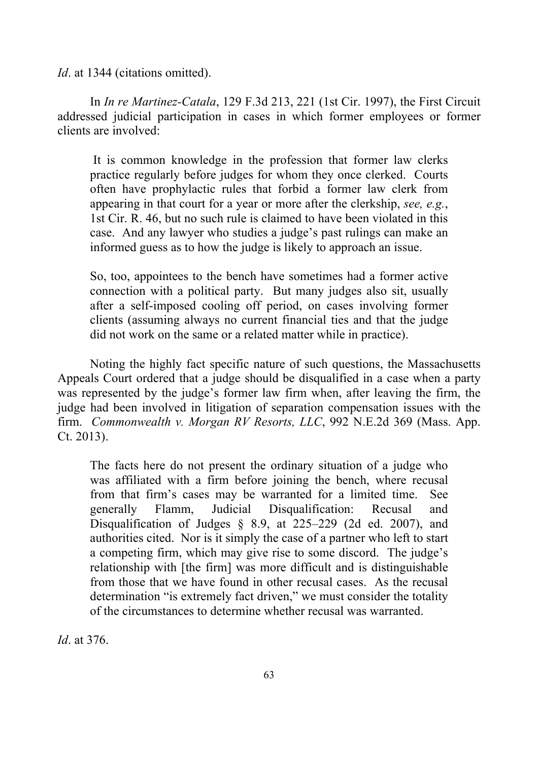*Id*. at 1344 (citations omitted).

In *In re Martinez-Catala*, 129 F.3d 213, 221 (1st Cir. 1997), the First Circuit addressed judicial participation in cases in which former employees or former clients are involved:

> It is common knowledge in the profession that former law clerks practice regularly before judges for whom they once clerked. Courts often have prophylactic rules that forbid a former law clerk from appearing in that court for a year or more after the clerkship, *see, e.g.*, 1st Cir. R. 46, but no such rule is claimed to have been violated in this case. And any lawyer who studies a judge's past rulings can make an informed guess as to how the judge is likely to approach an issue.
>
> So, too, appointees to the bench have sometimes had a former active connection with a political party. But many judges also sit, usually after a self-imposed cooling off period, on cases involving former clients (assuming always no current financial ties and that the judge did not work on the same or a related matter while in practice).

Noting the highly fact specific nature of such questions, the Massachusetts Appeals Court ordered that a judge should be disqualified in a case when a party was represented by the judge's former law firm when, after leaving the firm, the judge had been involved in litigation of separation compensation issues with the firm. *Commonwealth v. Morgan RV Resorts, LLC*, 992 N.E.2d 369 (Mass. App. Ct. 2013).

> The facts here do not present the ordinary situation of a judge who was affiliated with a firm before joining the bench, where recusal from that firm's cases may be warranted for a limited time. See generally Flamm, Judicial Disqualification: Recusal and Disqualification of Judges § 8.9, at 225–229 (2d ed. 2007), and authorities cited. Nor is it simply the case of a partner who left to start a competing firm, which may give rise to some discord. The judge's relationship with [the firm] was more difficult and is distinguishable from those that we have found in other recusal cases. As the recusal determination "is extremely fact driven," we must consider the totality of the circumstances to determine whether recusal was warranted.

*Id*. at 376.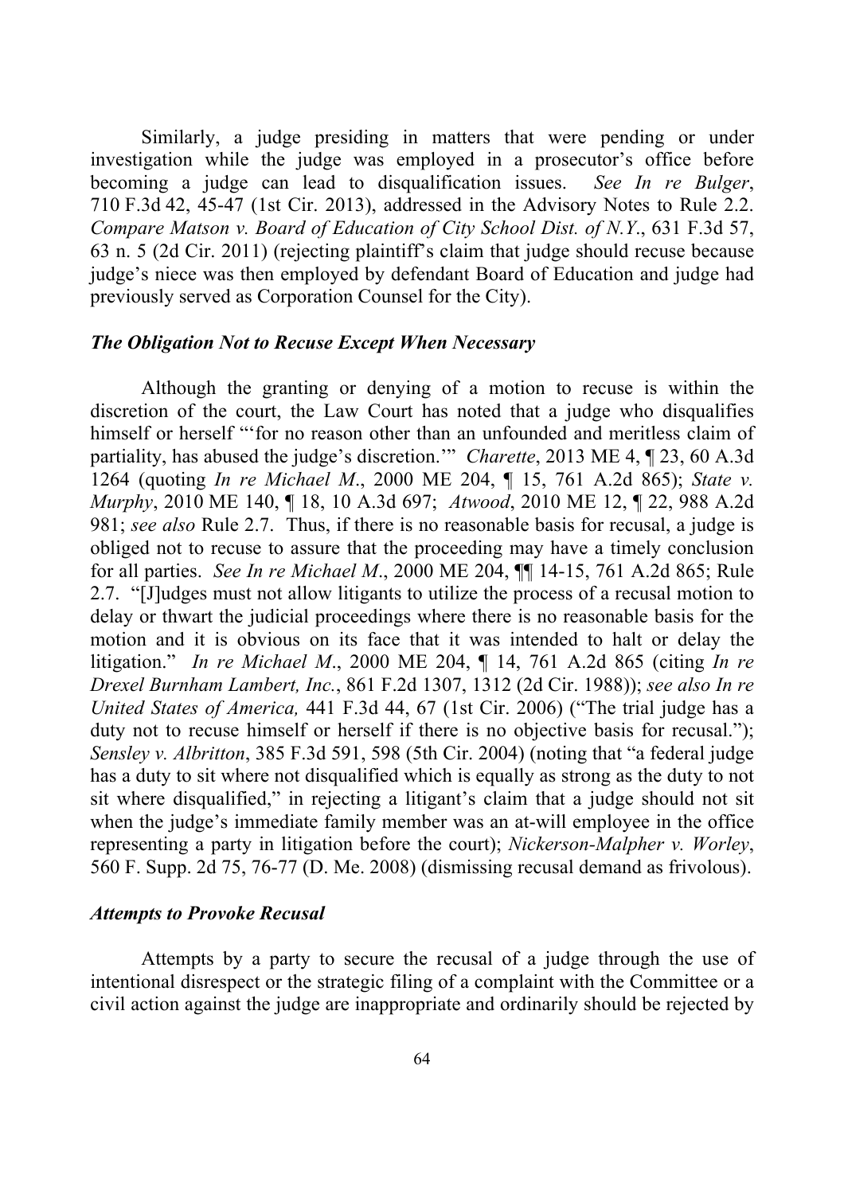Similarly, a judge presiding in matters that were pending or under investigation while the judge was employed in a prosecutor's office before becoming a judge can lead to disqualification issues. *See In re Bulger*, 710 F.3d 42, 45-47 (1st Cir. 2013), addressed in the Advisory Notes to Rule 2.2. *Compare Matson v. Board of Education of City School Dist. of N.Y.*, 631 F.3d 57, 63 n. 5 (2d Cir. 2011) (rejecting plaintiff's claim that judge should recuse because judge's niece was then employed by defendant Board of Education and judge had previously served as Corporation Counsel for the City).

### *The Obligation Not to Recuse Except When Necessary*

Although the granting or denying of a motion to recuse is within the discretion of the court, the Law Court has noted that a judge who disqualifies himself or herself "'for no reason other than an unfounded and meritless claim of partiality, has abused the judge's discretion.'" *Charette*, 2013 ME 4, ¶ 23, 60 A.3d 1264 (quoting *In re Michael M*., 2000 ME 204, ¶ 15, 761 A.2d 865); *State v. Murphy*, 2010 ME 140, ¶ 18, 10 A.3d 697; *Atwood*, 2010 ME 12, ¶ 22, 988 A.2d 981; *see also* Rule 2.7. Thus, if there is no reasonable basis for recusal, a judge is obliged not to recuse to assure that the proceeding may have a timely conclusion for all parties. *See In re Michael M*., 2000 ME 204, ¶¶ 14-15, 761 A.2d 865; Rule 2.7. "[J]udges must not allow litigants to utilize the process of a recusal motion to delay or thwart the judicial proceedings where there is no reasonable basis for the motion and it is obvious on its face that it was intended to halt or delay the litigation." *In re Michael M*., 2000 ME 204, ¶ 14, 761 A.2d 865 (citing *In re Drexel Burnham Lambert, Inc.*, 861 F.2d 1307, 1312 (2d Cir. 1988)); *see also In re United States of America,* 441 F.3d 44, 67 (1st Cir. 2006) ("The trial judge has a duty not to recuse himself or herself if there is no objective basis for recusal."); *Sensley v. Albritton*, 385 F.3d 591, 598 (5th Cir. 2004) (noting that "a federal judge has a duty to sit where not disqualified which is equally as strong as the duty to not sit where disqualified," in rejecting a litigant's claim that a judge should not sit when the judge's immediate family member was an at-will employee in the office representing a party in litigation before the court); *Nickerson-Malpher v. Worley*, 560 F. Supp. 2d 75, 76-77 (D. Me. 2008) (dismissing recusal demand as frivolous).

### *Attempts to Provoke Recusal*

Attempts by a party to secure the recusal of a judge through the use of intentional disrespect or the strategic filing of a complaint with the Committee or a civil action against the judge are inappropriate and ordinarily should be rejected by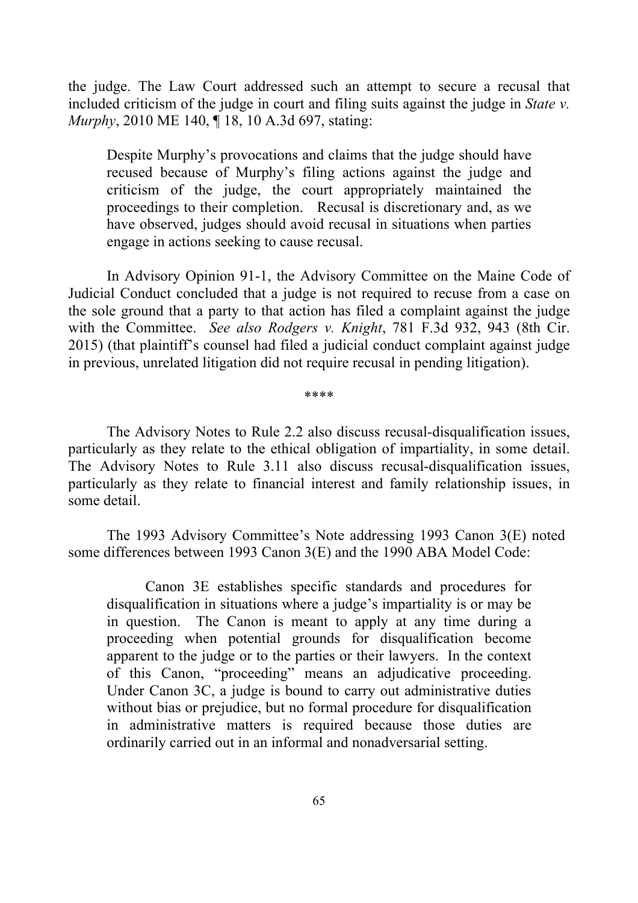the judge. The Law Court addressed such an attempt to secure a recusal that included criticism of the judge in court and filing suits against the judge in *State v. Murphy*, 2010 ME 140, ¶ 18, 10 A.3d 697, stating:

> Despite Murphy's provocations and claims that the judge should have recused because of Murphy's filing actions against the judge and criticism of the judge, the court appropriately maintained the proceedings to their completion. Recusal is discretionary and, as we have observed, judges should avoid recusal in situations when parties engage in actions seeking to cause recusal.

In Advisory Opinion 91-1, the Advisory Committee on the Maine Code of Judicial Conduct concluded that a judge is not required to recuse from a case on the sole ground that a party to that action has filed a complaint against the judge with the Committee. *See also Rodgers v. Knight*, 781 F.3d 932, 943 (8th Cir. 2015) (that plaintiff's counsel had filed a judicial conduct complaint against judge in previous, unrelated litigation did not require recusal in pending litigation).

****

The Advisory Notes to Rule 2.2 also discuss recusal-disqualification issues, particularly as they relate to the ethical obligation of impartiality, in some detail. The Advisory Notes to Rule 3.11 also discuss recusal-disqualification issues, particularly as they relate to financial interest and family relationship issues, in some detail.

The 1993 Advisory Committee's Note addressing 1993 Canon 3(E) noted some differences between 1993 Canon 3(E) and the 1990 ABA Model Code:

> Canon 3E establishes specific standards and procedures for disqualification in situations where a judge's impartiality is or may be in question. The Canon is meant to apply at any time during a proceeding when potential grounds for disqualification become apparent to the judge or to the parties or their lawyers. In the context of this Canon, "proceeding" means an adjudicative proceeding. Under Canon 3C, a judge is bound to carry out administrative duties without bias or prejudice, but no formal procedure for disqualification in administrative matters is required because those duties are ordinarily carried out in an informal and nonadversarial setting.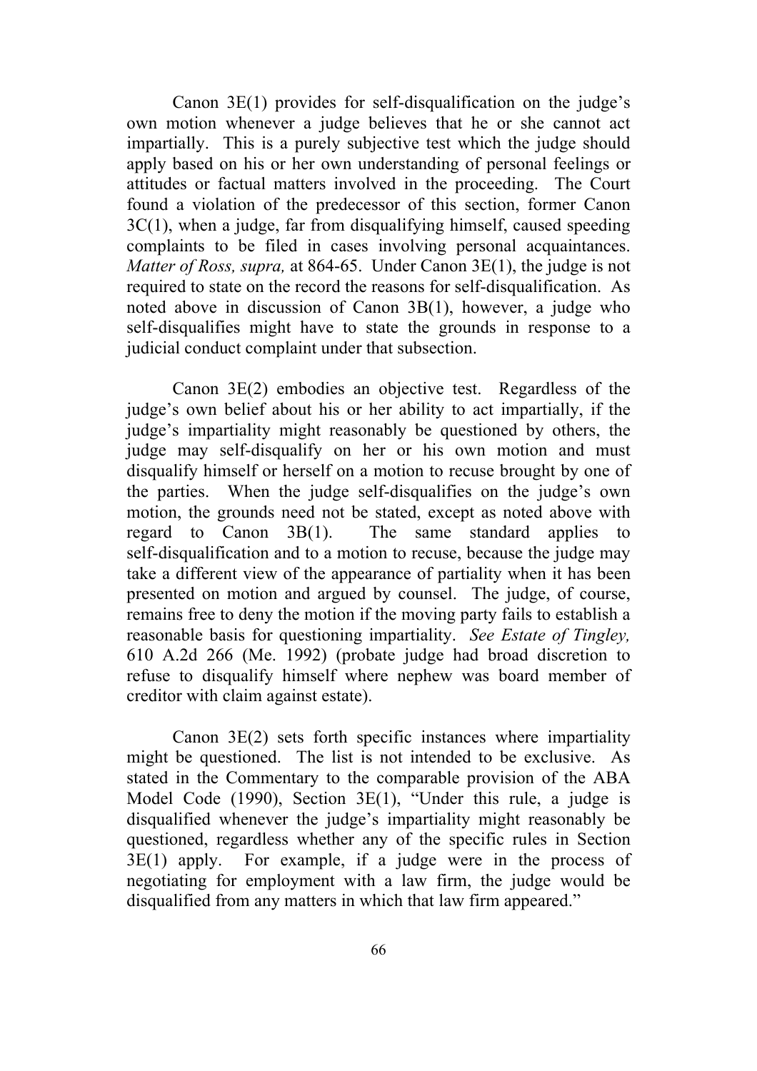Canon 3E(1) provides for self-disqualification on the judge's own motion whenever a judge believes that he or she cannot act impartially. This is a purely subjective test which the judge should apply based on his or her own understanding of personal feelings or attitudes or factual matters involved in the proceeding. The Court found a violation of the predecessor of this section, former Canon 3C(1), when a judge, far from disqualifying himself, caused speeding complaints to be filed in cases involving personal acquaintances. *Matter of Ross, supra,* at 864-65. Under Canon 3E(1), the judge is not required to state on the record the reasons for self-disqualification. As noted above in discussion of Canon 3B(1), however, a judge who self-disqualifies might have to state the grounds in response to a judicial conduct complaint under that subsection.

Canon 3E(2) embodies an objective test. Regardless of the judge's own belief about his or her ability to act impartially, if the judge's impartiality might reasonably be questioned by others, the judge may self-disqualify on her or his own motion and must disqualify himself or herself on a motion to recuse brought by one of the parties. When the judge self-disqualifies on the judge's own motion, the grounds need not be stated, except as noted above with regard to Canon 3B(1). The same standard applies to self-disqualification and to a motion to recuse, because the judge may take a different view of the appearance of partiality when it has been presented on motion and argued by counsel. The judge, of course, remains free to deny the motion if the moving party fails to establish a reasonable basis for questioning impartiality. *See Estate of Tingley,* 610 A.2d 266 (Me. 1992) (probate judge had broad discretion to refuse to disqualify himself where nephew was board member of creditor with claim against estate).

Canon 3E(2) sets forth specific instances where impartiality might be questioned. The list is not intended to be exclusive. As stated in the Commentary to the comparable provision of the ABA Model Code (1990), Section 3E(1), "Under this rule, a judge is disqualified whenever the judge's impartiality might reasonably be questioned, regardless whether any of the specific rules in Section 3E(1) apply. For example, if a judge were in the process of negotiating for employment with a law firm, the judge would be disqualified from any matters in which that law firm appeared."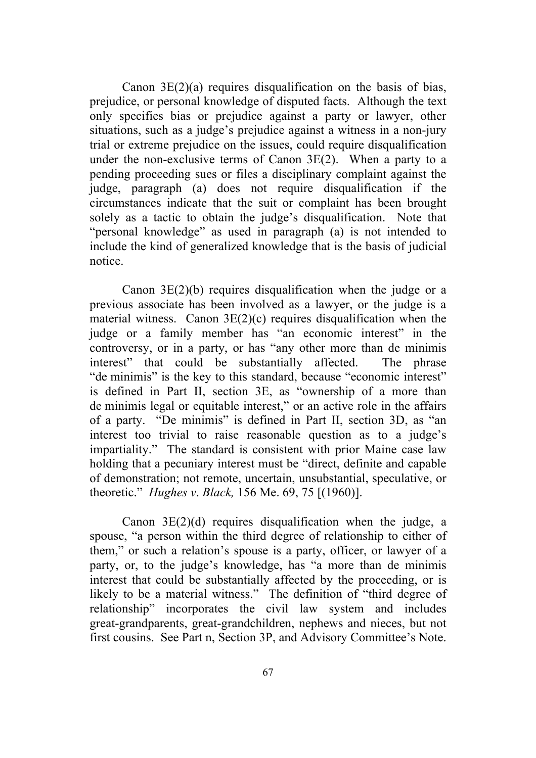Canon 3E(2)(a) requires disqualification on the basis of bias, prejudice, or personal knowledge of disputed facts. Although the text only specifies bias or prejudice against a party or lawyer, other situations, such as a judge's prejudice against a witness in a non-jury trial or extreme prejudice on the issues, could require disqualification under the non-exclusive terms of Canon 3E(2). When a party to a pending proceeding sues or files a disciplinary complaint against the judge, paragraph (a) does not require disqualification if the circumstances indicate that the suit or complaint has been brought solely as a tactic to obtain the judge's disqualification. Note that "personal knowledge" as used in paragraph (a) is not intended to include the kind of generalized knowledge that is the basis of judicial notice.

Canon 3E(2)(b) requires disqualification when the judge or a previous associate has been involved as a lawyer, or the judge is a material witness. Canon 3E(2)(c) requires disqualification when the judge or a family member has "an economic interest" in the controversy, or in a party, or has "any other more than de minimis interest" that could be substantially affected. The phrase "de minimis" is the key to this standard, because "economic interest" is defined in Part II, section 3E, as "ownership of a more than de minimis legal or equitable interest," or an active role in the affairs of a party. "De minimis" is defined in Part II, section 3D, as "an interest too trivial to raise reasonable question as to a judge's impartiality." The standard is consistent with prior Maine case law holding that a pecuniary interest must be "direct, definite and capable of demonstration; not remote, uncertain, unsubstantial, speculative, or theoretic." *Hughes v. Black,* 156 Me. 69, 75 [(1960)].

Canon 3E(2)(d) requires disqualification when the judge, a spouse, "a person within the third degree of relationship to either of them," or such a relation's spouse is a party, officer, or lawyer of a party, or, to the judge's knowledge, has "a more than de minimis interest that could be substantially affected by the proceeding, or is likely to be a material witness." The definition of "third degree of relationship" incorporates the civil law system and includes great-grandparents, great-grandchildren, nephews and nieces, but not first cousins. See Part n, Section 3P, and Advisory Committee's Note.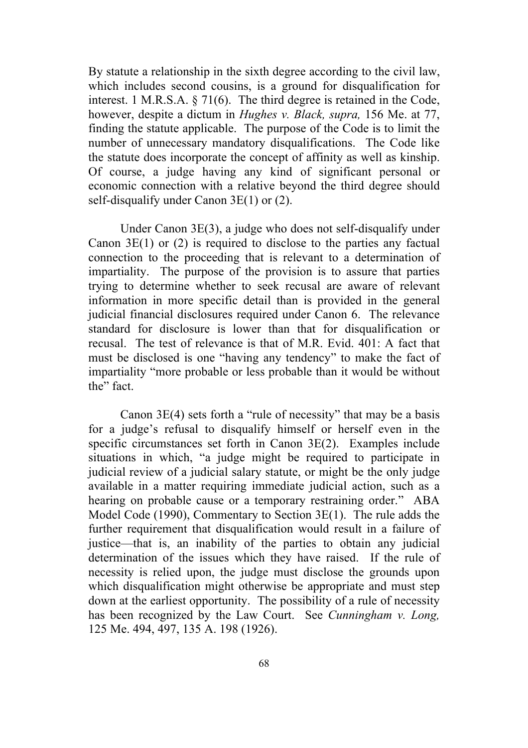By statute a relationship in the sixth degree according to the civil law, which includes second cousins, is a ground for disqualification for interest. 1 M.R.S.A. § 71(6). The third degree is retained in the Code, however, despite a dictum in *Hughes v. Black, supra,* 156 Me. at 77, finding the statute applicable. The purpose of the Code is to limit the number of unnecessary mandatory disqualifications. The Code like the statute does incorporate the concept of affinity as well as kinship. Of course, a judge having any kind of significant personal or economic connection with a relative beyond the third degree should self-disqualify under Canon 3E(1) or (2).

Under Canon 3E(3), a judge who does not self-disqualify under Canon 3E(1) or (2) is required to disclose to the parties any factual connection to the proceeding that is relevant to a determination of impartiality. The purpose of the provision is to assure that parties trying to determine whether to seek recusal are aware of relevant information in more specific detail than is provided in the general judicial financial disclosures required under Canon 6. The relevance standard for disclosure is lower than that for disqualification or recusal. The test of relevance is that of M.R. Evid. 401: A fact that must be disclosed is one "having any tendency" to make the fact of impartiality "more probable or less probable than it would be without the" fact.

Canon 3E(4) sets forth a "rule of necessity" that may be a basis for a judge's refusal to disqualify himself or herself even in the specific circumstances set forth in Canon 3E(2). Examples include situations in which, "a judge might be required to participate in judicial review of a judicial salary statute, or might be the only judge available in a matter requiring immediate judicial action, such as a hearing on probable cause or a temporary restraining order." ABA Model Code (1990), Commentary to Section 3E(1). The rule adds the further requirement that disqualification would result in a failure of justice—that is, an inability of the parties to obtain any judicial determination of the issues which they have raised. If the rule of necessity is relied upon, the judge must disclose the grounds upon which disqualification might otherwise be appropriate and must step down at the earliest opportunity. The possibility of a rule of necessity has been recognized by the Law Court. See *Cunningham v. Long,* 125 Me. 494, 497, 135 A. 198 (1926).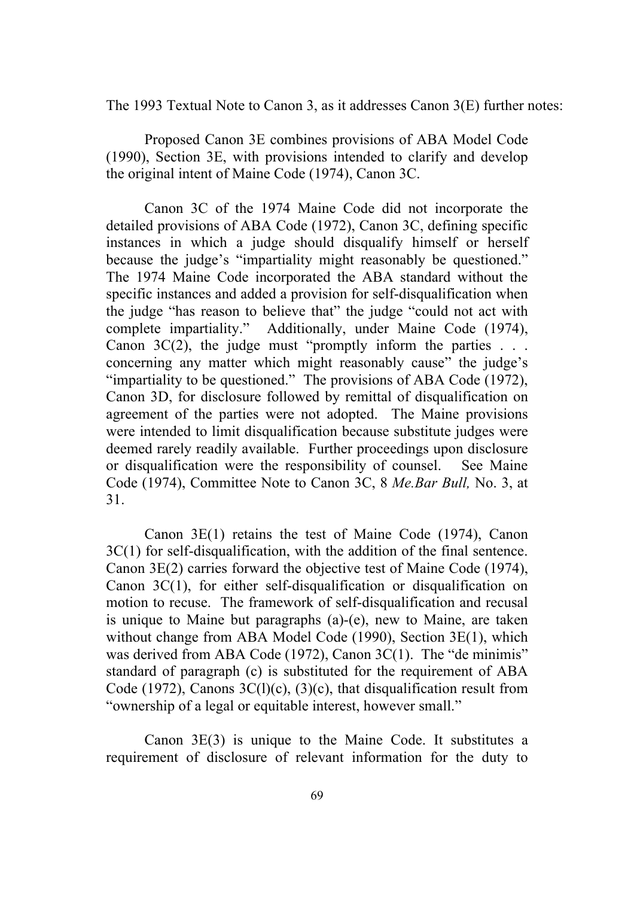The 1993 Textual Note to Canon 3, as it addresses Canon 3(E) further notes:

> Proposed Canon 3E combines provisions of ABA Model Code (1990), Section 3E, with provisions intended to clarify and develop the original intent of Maine Code (1974), Canon 3C.
>
> Canon 3C of the 1974 Maine Code did not incorporate the detailed provisions of ABA Code (1972), Canon 3C, defining specific instances in which a judge should disqualify himself or herself because the judge's "impartiality might reasonably be questioned." The 1974 Maine Code incorporated the ABA standard without the specific instances and added a provision for self-disqualification when the judge "has reason to believe that" the judge "could not act with complete impartiality." Additionally, under Maine Code (1974), Canon 3C(2), the judge must "promptly inform the parties . . . concerning any matter which might reasonably cause" the judge's "impartiality to be questioned." The provisions of ABA Code (1972), Canon 3D, for disclosure followed by remittal of disqualification on agreement of the parties were not adopted. The Maine provisions were intended to limit disqualification because substitute judges were deemed rarely readily available. Further proceedings upon disclosure or disqualification were the responsibility of counsel. See Maine Code (1974), Committee Note to Canon 3C, 8 *Me.Bar Bull,* No. 3, at 31.
>
> Canon 3E(1) retains the test of Maine Code (1974), Canon 3C(1) for self-disqualification, with the addition of the final sentence. Canon 3E(2) carries forward the objective test of Maine Code (1974), Canon 3C(1), for either self-disqualification or disqualification on motion to recuse. The framework of self-disqualification and recusal is unique to Maine but paragraphs (a)-(e), new to Maine, are taken without change from ABA Model Code (1990), Section 3E(1), which was derived from ABA Code (1972), Canon 3C(1). The "de minimis" standard of paragraph (c) is substituted for the requirement of ABA Code (1972), Canons 3C(l)(c), (3)(c), that disqualification result from "ownership of a legal or equitable interest, however small."
>
> Canon 3E(3) is unique to the Maine Code. It substitutes a requirement of disclosure of relevant information for the duty to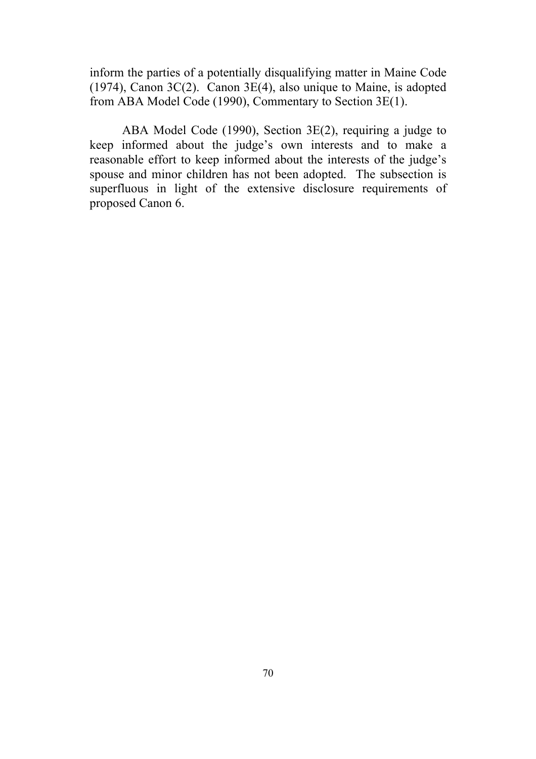inform the parties of a potentially disqualifying matter in Maine Code (1974), Canon 3C(2). Canon 3E(4), also unique to Maine, is adopted from ABA Model Code (1990), Commentary to Section 3E(1).

ABA Model Code (1990), Section 3E(2), requiring a judge to keep informed about the judge's own interests and to make a reasonable effort to keep informed about the interests of the judge's spouse and minor children has not been adopted. The subsection is superfluous in light of the extensive disclosure requirements of proposed Canon 6.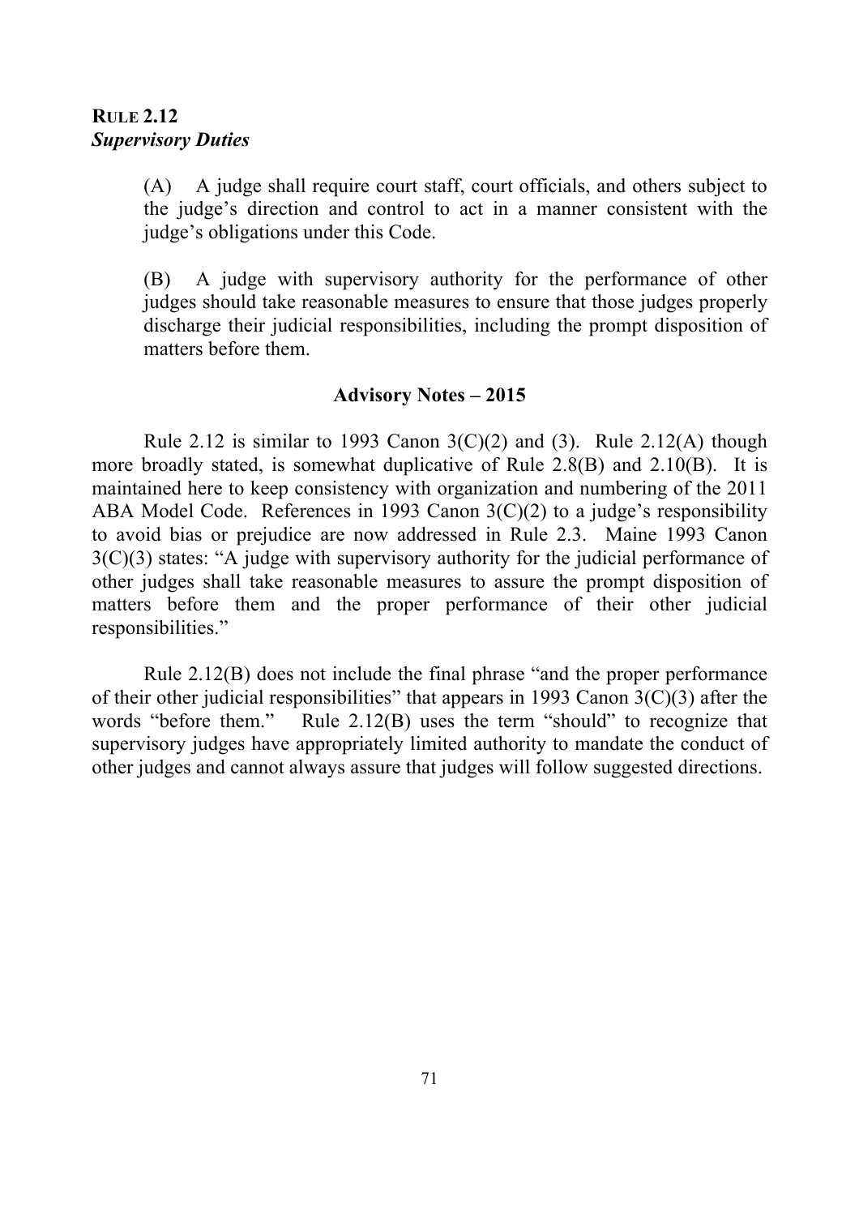**RULE 2.12**
***Supervisory Duties***

(A) A judge shall require court staff, court officials, and others subject to the judge's direction and control to act in a manner consistent with the judge's obligations under this Code.

(B) A judge with supervisory authority for the performance of other judges should take reasonable measures to ensure that those judges properly discharge their judicial responsibilities, including the prompt disposition of matters before them.

**Advisory Notes – 2015**

Rule 2.12 is similar to 1993 Canon 3(C)(2) and (3). Rule 2.12(A) though more broadly stated, is somewhat duplicative of Rule 2.8(B) and 2.10(B). It is maintained here to keep consistency with organization and numbering of the 2011 ABA Model Code. References in 1993 Canon 3(C)(2) to a judge's responsibility to avoid bias or prejudice are now addressed in Rule 2.3. Maine 1993 Canon 3(C)(3) states: "A judge with supervisory authority for the judicial performance of other judges shall take reasonable measures to assure the prompt disposition of matters before them and the proper performance of their other judicial responsibilities."

Rule 2.12(B) does not include the final phrase "and the proper performance of their other judicial responsibilities" that appears in 1993 Canon 3(C)(3) after the words "before them." Rule 2.12(B) uses the term "should" to recognize that supervisory judges have appropriately limited authority to mandate the conduct of other judges and cannot always assure that judges will follow suggested directions.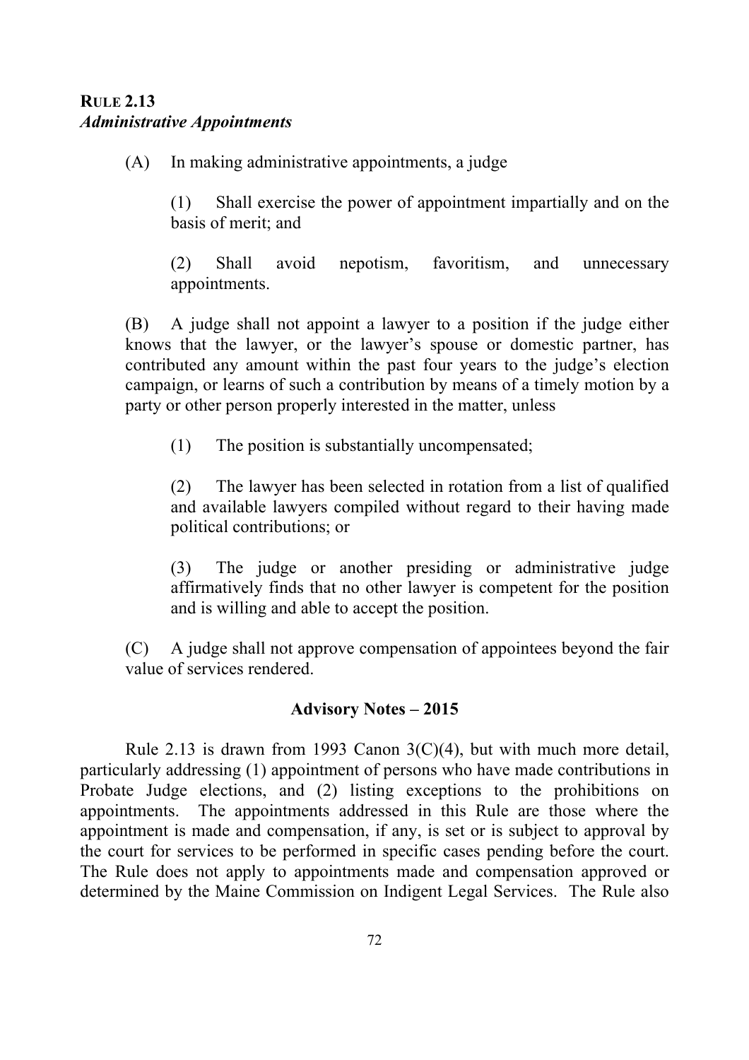**RULE 2.13**
*Administrative Appointments*

(A) In making administrative appointments, a judge

(1) Shall exercise the power of appointment impartially and on the basis of merit; and

(2) Shall avoid nepotism, favoritism, and unnecessary appointments.

(B) A judge shall not appoint a lawyer to a position if the judge either knows that the lawyer, or the lawyer's spouse or domestic partner, has contributed any amount within the past four years to the judge's election campaign, or learns of such a contribution by means of a timely motion by a party or other person properly interested in the matter, unless

(1) The position is substantially uncompensated;

(2) The lawyer has been selected in rotation from a list of qualified and available lawyers compiled without regard to their having made political contributions; or

(3) The judge or another presiding or administrative judge affirmatively finds that no other lawyer is competent for the position and is willing and able to accept the position.

(C) A judge shall not approve compensation of appointees beyond the fair value of services rendered.

**Advisory Notes – 2015**

Rule 2.13 is drawn from 1993 Canon 3(C)(4), but with much more detail, particularly addressing (1) appointment of persons who have made contributions in Probate Judge elections, and (2) listing exceptions to the prohibitions on appointments. The appointments addressed in this Rule are those where the appointment is made and compensation, if any, is set or is subject to approval by the court for services to be performed in specific cases pending before the court. The Rule does not apply to appointments made and compensation approved or determined by the Maine Commission on Indigent Legal Services. The Rule also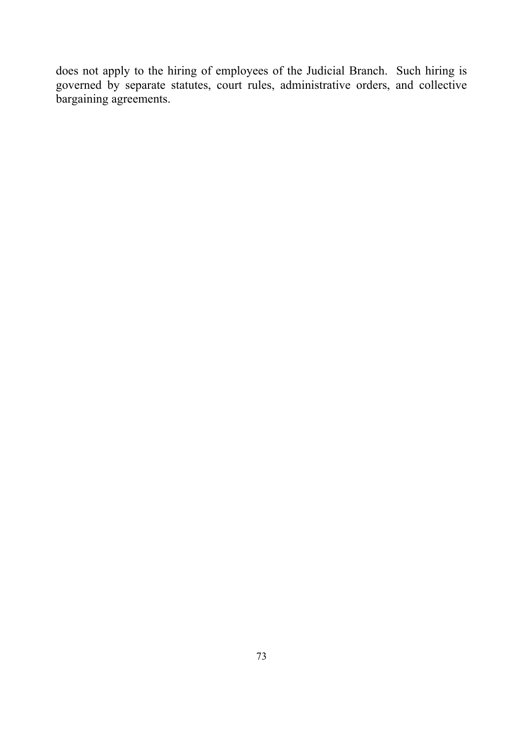does not apply to the hiring of employees of the Judicial Branch. Such hiring is governed by separate statutes, court rules, administrative orders, and collective bargaining agreements.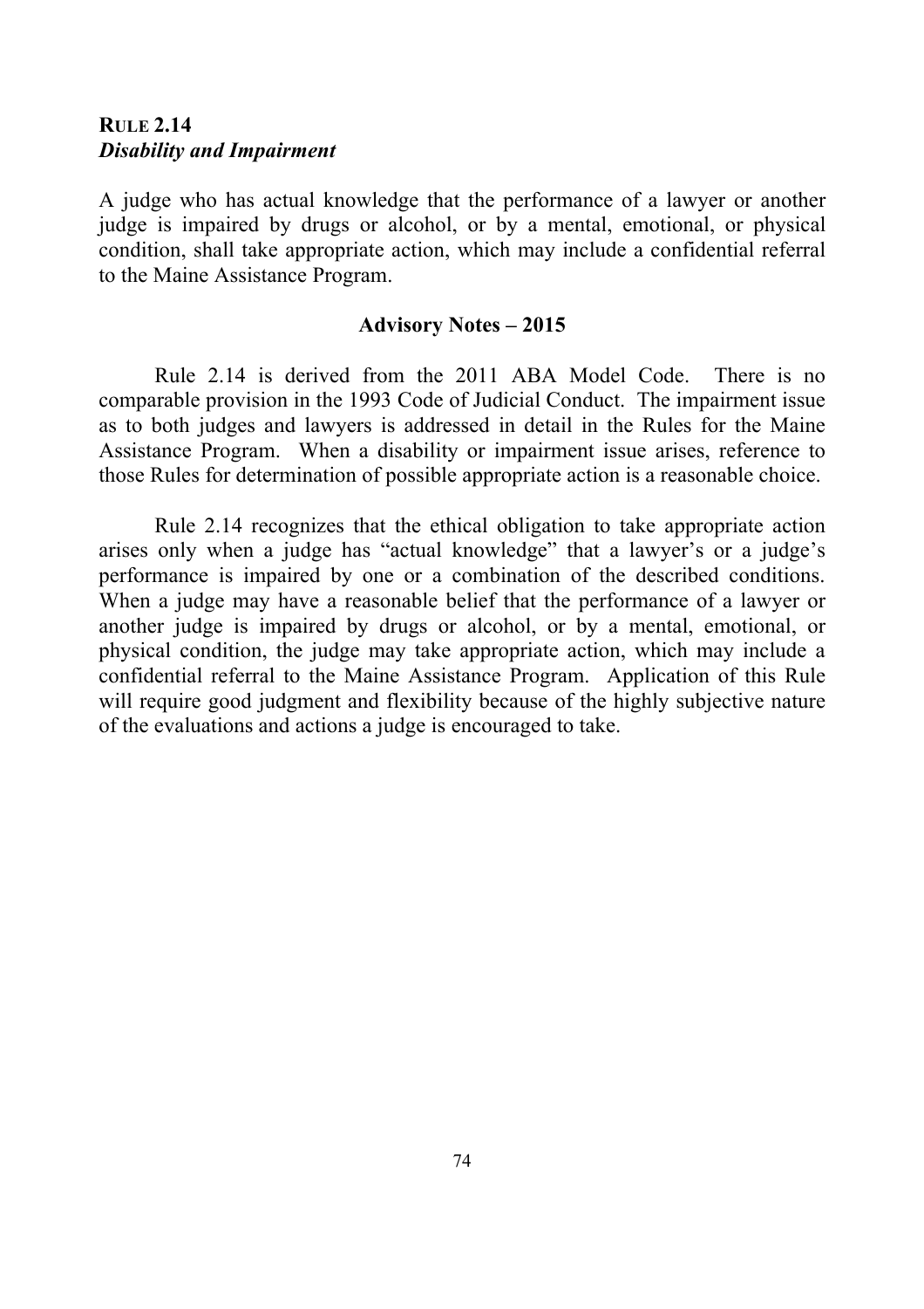### RULE 2.14
### *Disability and Impairment*

A judge who has actual knowledge that the performance of a lawyer or another judge is impaired by drugs or alcohol, or by a mental, emotional, or physical condition, shall take appropriate action, which may include a confidential referral to the Maine Assistance Program.

**Advisory Notes – 2015**

Rule 2.14 is derived from the 2011 ABA Model Code. There is no comparable provision in the 1993 Code of Judicial Conduct. The impairment issue as to both judges and lawyers is addressed in detail in the Rules for the Maine Assistance Program. When a disability or impairment issue arises, reference to those Rules for determination of possible appropriate action is a reasonable choice.

Rule 2.14 recognizes that the ethical obligation to take appropriate action arises only when a judge has "actual knowledge" that a lawyer's or a judge's performance is impaired by one or a combination of the described conditions. When a judge may have a reasonable belief that the performance of a lawyer or another judge is impaired by drugs or alcohol, or by a mental, emotional, or physical condition, the judge may take appropriate action, which may include a confidential referral to the Maine Assistance Program. Application of this Rule will require good judgment and flexibility because of the highly subjective nature of the evaluations and actions a judge is encouraged to take.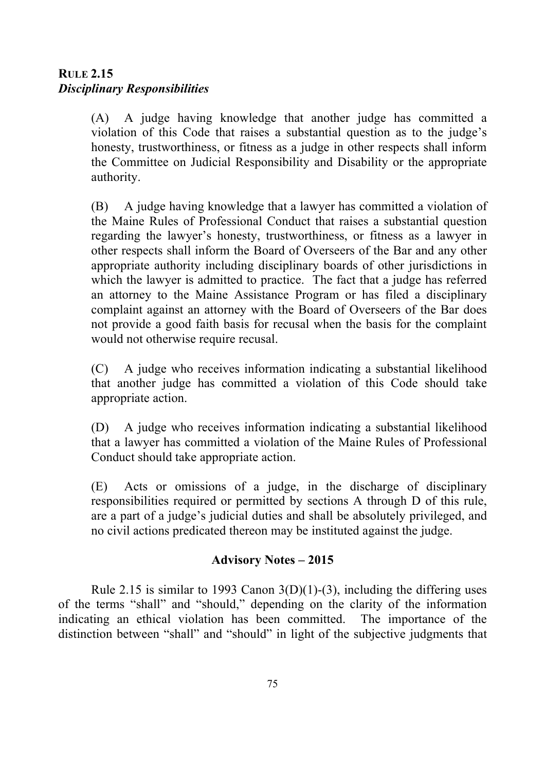**RULE 2.15**
***Disciplinary Responsibilities***

(A) A judge having knowledge that another judge has committed a violation of this Code that raises a substantial question as to the judge's honesty, trustworthiness, or fitness as a judge in other respects shall inform the Committee on Judicial Responsibility and Disability or the appropriate authority.

(B) A judge having knowledge that a lawyer has committed a violation of the Maine Rules of Professional Conduct that raises a substantial question regarding the lawyer's honesty, trustworthiness, or fitness as a lawyer in other respects shall inform the Board of Overseers of the Bar and any other appropriate authority including disciplinary boards of other jurisdictions in which the lawyer is admitted to practice. The fact that a judge has referred an attorney to the Maine Assistance Program or has filed a disciplinary complaint against an attorney with the Board of Overseers of the Bar does not provide a good faith basis for recusal when the basis for the complaint would not otherwise require recusal.

(C) A judge who receives information indicating a substantial likelihood that another judge has committed a violation of this Code should take appropriate action.

(D) A judge who receives information indicating a substantial likelihood that a lawyer has committed a violation of the Maine Rules of Professional Conduct should take appropriate action.

(E) Acts or omissions of a judge, in the discharge of disciplinary responsibilities required or permitted by sections A through D of this rule, are a part of a judge's judicial duties and shall be absolutely privileged, and no civil actions predicated thereon may be instituted against the judge.

**Advisory Notes – 2015**

Rule 2.15 is similar to 1993 Canon 3(D)(1)-(3), including the differing uses of the terms "shall" and "should," depending on the clarity of the information indicating an ethical violation has been committed. The importance of the distinction between "shall" and "should" in light of the subjective judgments that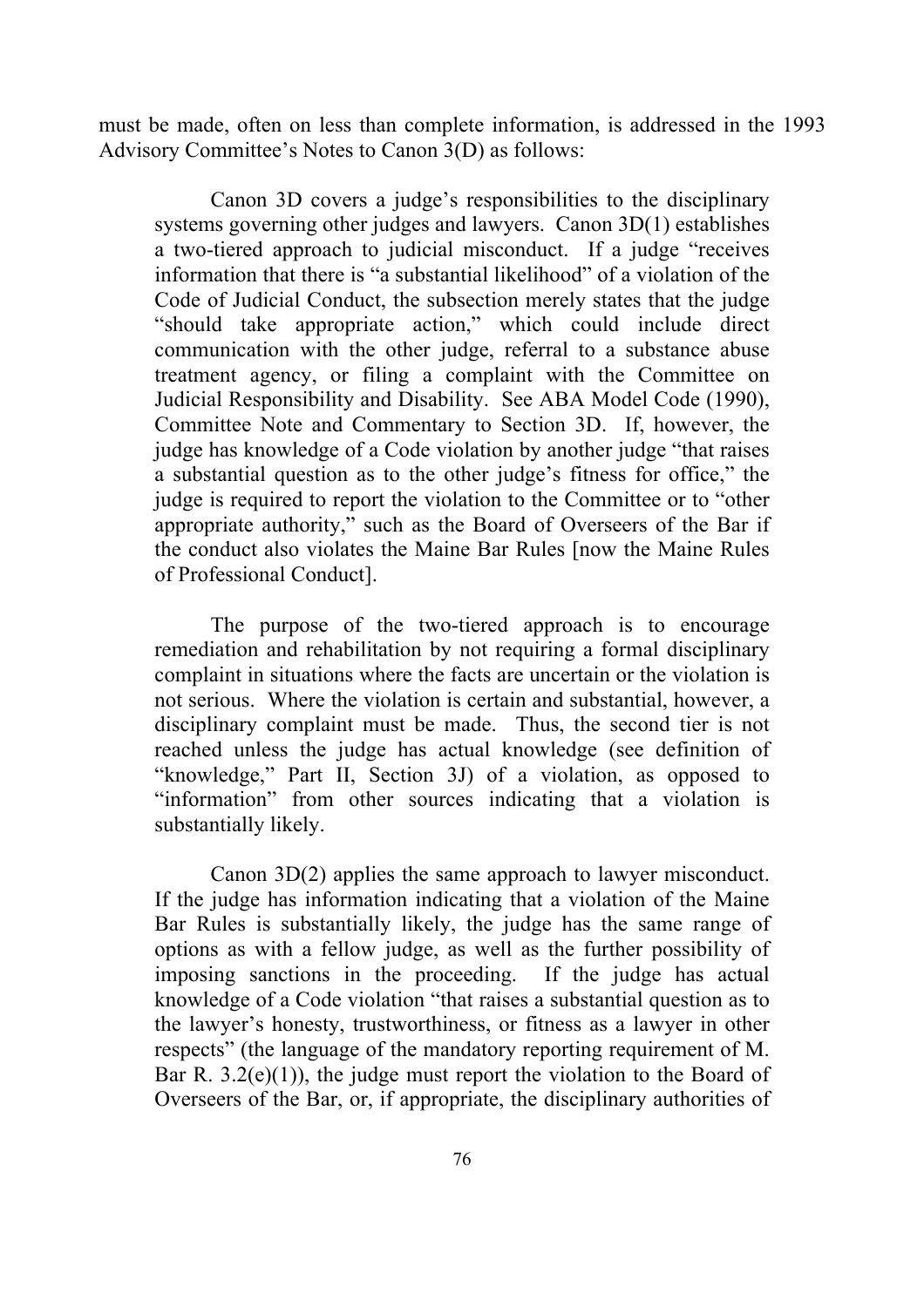must be made, often on less than complete information, is addressed in the 1993 Advisory Committee's Notes to Canon 3(D) as follows:

> Canon 3D covers a judge's responsibilities to the disciplinary systems governing other judges and lawyers. Canon 3D(1) establishes a two-tiered approach to judicial misconduct. If a judge "receives information that there is "a substantial likelihood" of a violation of the Code of Judicial Conduct, the subsection merely states that the judge "should take appropriate action," which could include direct communication with the other judge, referral to a substance abuse treatment agency, or filing a complaint with the Committee on Judicial Responsibility and Disability. See ABA Model Code (1990), Committee Note and Commentary to Section 3D. If, however, the judge has knowledge of a Code violation by another judge "that raises a substantial question as to the other judge's fitness for office," the judge is required to report the violation to the Committee or to "other appropriate authority," such as the Board of Overseers of the Bar if the conduct also violates the Maine Bar Rules [now the Maine Rules of Professional Conduct].
>
> The purpose of the two-tiered approach is to encourage remediation and rehabilitation by not requiring a formal disciplinary complaint in situations where the facts are uncertain or the violation is not serious. Where the violation is certain and substantial, however, a disciplinary complaint must be made. Thus, the second tier is not reached unless the judge has actual knowledge (see definition of "knowledge," Part II, Section 3J) of a violation, as opposed to "information" from other sources indicating that a violation is substantially likely.
>
> Canon 3D(2) applies the same approach to lawyer misconduct. If the judge has information indicating that a violation of the Maine Bar Rules is substantially likely, the judge has the same range of options as with a fellow judge, as well as the further possibility of imposing sanctions in the proceeding. If the judge has actual knowledge of a Code violation "that raises a substantial question as to the lawyer's honesty, trustworthiness, or fitness as a lawyer in other respects" (the language of the mandatory reporting requirement of M. Bar R. 3.2(e)(1)), the judge must report the violation to the Board of Overseers of the Bar, or, if appropriate, the disciplinary authorities of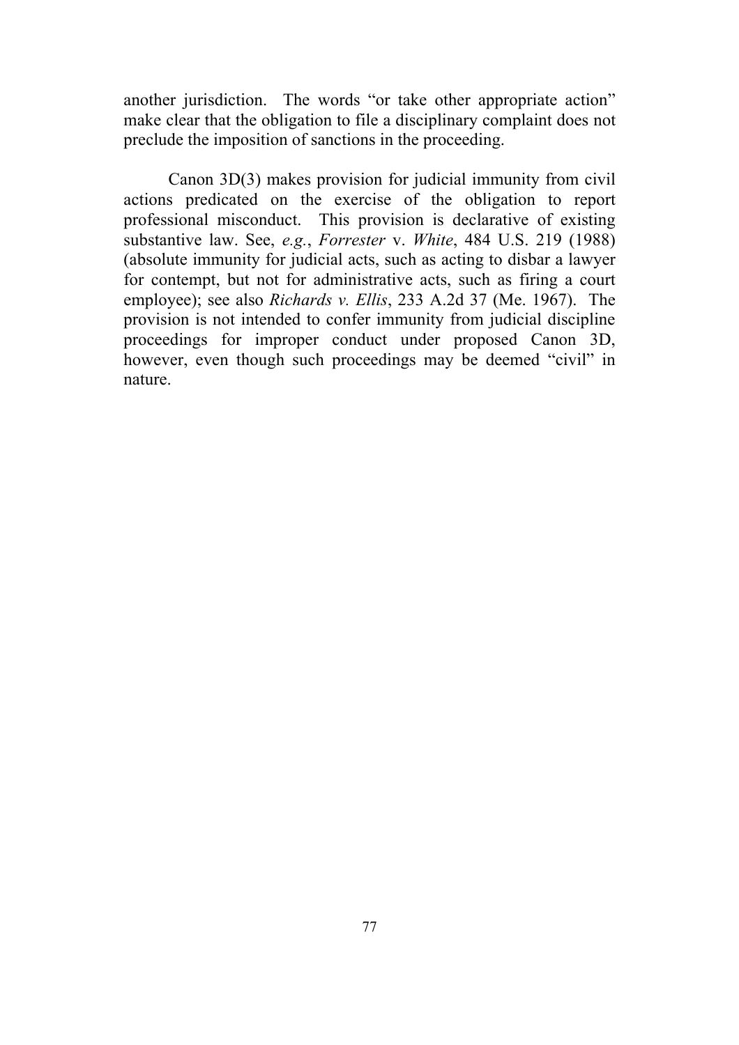another jurisdiction. The words "or take other appropriate action" make clear that the obligation to file a disciplinary complaint does not preclude the imposition of sanctions in the proceeding.

Canon 3D(3) makes provision for judicial immunity from civil actions predicated on the exercise of the obligation to report professional misconduct. This provision is declarative of existing substantive law. See, *e.g.*, *Forrester* v. *White*, 484 U.S. 219 (1988) (absolute immunity for judicial acts, such as acting to disbar a lawyer for contempt, but not for administrative acts, such as firing a court employee); see also *Richards v. Ellis*, 233 A.2d 37 (Me. 1967). The provision is not intended to confer immunity from judicial discipline proceedings for improper conduct under proposed Canon 3D, however, even though such proceedings may be deemed "civil" in nature.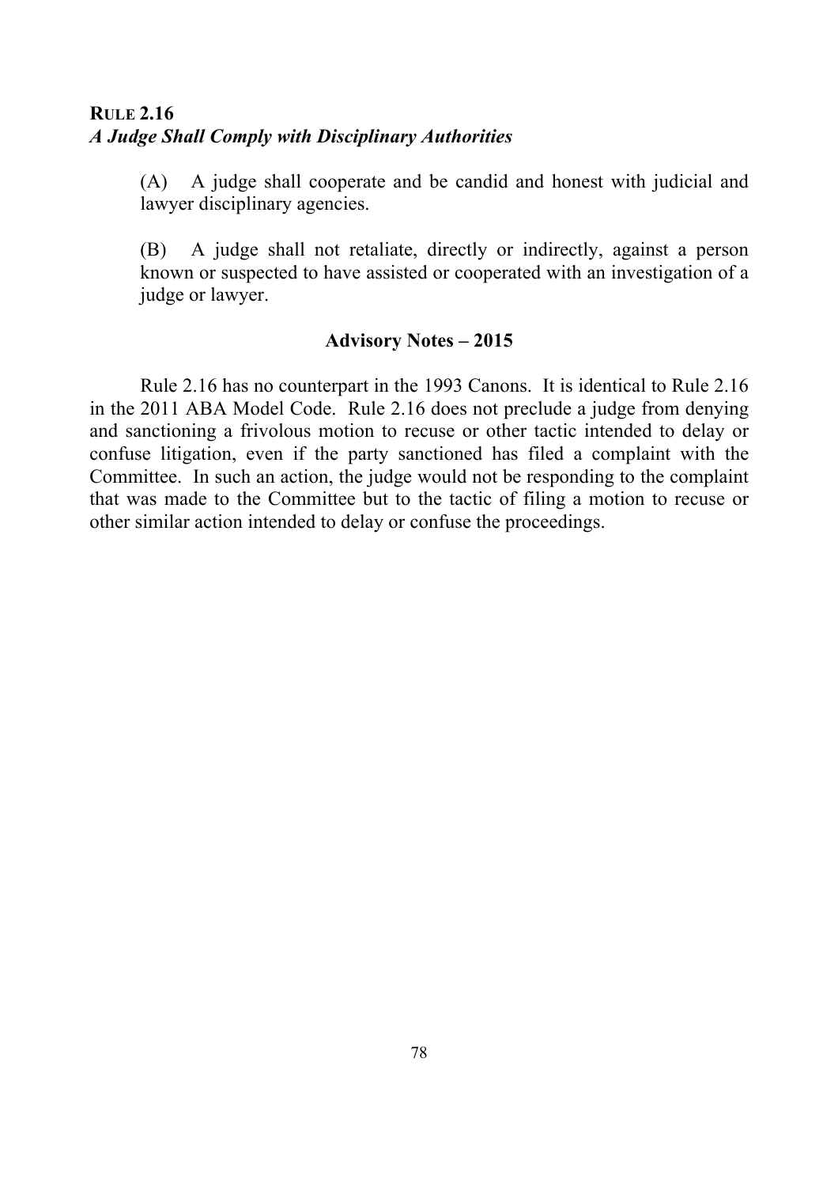**RULE 2.16**
***A Judge Shall Comply with Disciplinary Authorities***

(A) A judge shall cooperate and be candid and honest with judicial and lawyer disciplinary agencies.

(B) A judge shall not retaliate, directly or indirectly, against a person known or suspected to have assisted or cooperated with an investigation of a judge or lawyer.

**Advisory Notes – 2015**

Rule 2.16 has no counterpart in the 1993 Canons. It is identical to Rule 2.16 in the 2011 ABA Model Code. Rule 2.16 does not preclude a judge from denying and sanctioning a frivolous motion to recuse or other tactic intended to delay or confuse litigation, even if the party sanctioned has filed a complaint with the Committee. In such an action, the judge would not be responding to the complaint that was made to the Committee but to the tactic of filing a motion to recuse or other similar action intended to delay or confuse the proceedings.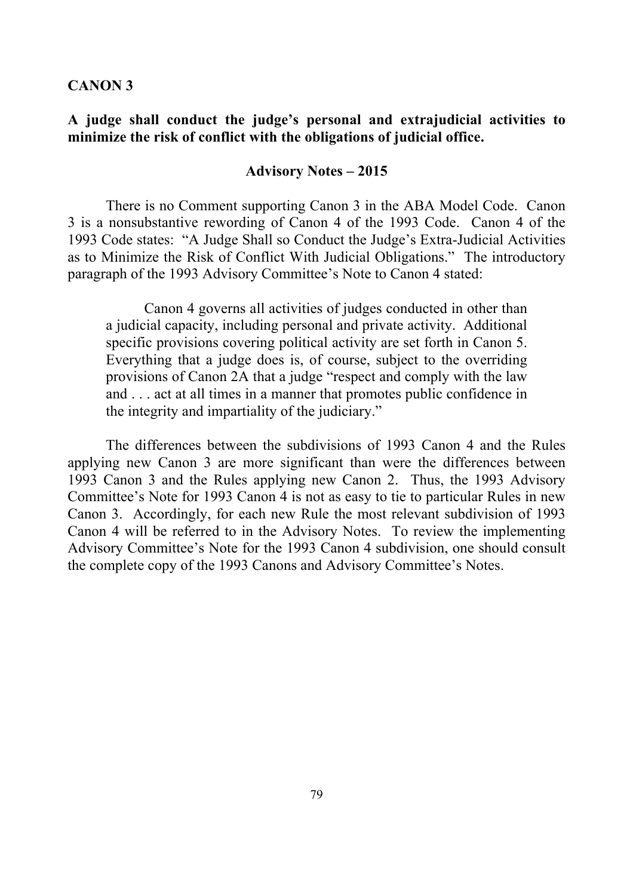## CANON 3

**A judge shall conduct the judge's personal and extrajudicial activities to minimize the risk of conflict with the obligations of judicial office.**

### Advisory Notes – 2015

There is no Comment supporting Canon 3 in the ABA Model Code. Canon 3 is a nonsubstantive rewording of Canon 4 of the 1993 Code. Canon 4 of the 1993 Code states: "A Judge Shall so Conduct the Judge's Extra-Judicial Activities as to Minimize the Risk of Conflict With Judicial Obligations." The introductory paragraph of the 1993 Advisory Committee's Note to Canon 4 stated:

> Canon 4 governs all activities of judges conducted in other than a judicial capacity, including personal and private activity. Additional specific provisions covering political activity are set forth in Canon 5. Everything that a judge does is, of course, subject to the overriding provisions of Canon 2A that a judge "respect and comply with the law and . . . act at all times in a manner that promotes public confidence in the integrity and impartiality of the judiciary."

The differences between the subdivisions of 1993 Canon 4 and the Rules applying new Canon 3 are more significant than were the differences between 1993 Canon 3 and the Rules applying new Canon 2. Thus, the 1993 Advisory Committee's Note for 1993 Canon 4 is not as easy to tie to particular Rules in new Canon 3. Accordingly, for each new Rule the most relevant subdivision of 1993 Canon 4 will be referred to in the Advisory Notes. To review the implementing Advisory Committee's Note for the 1993 Canon 4 subdivision, one should consult the complete copy of the 1993 Canons and Advisory Committee's Notes.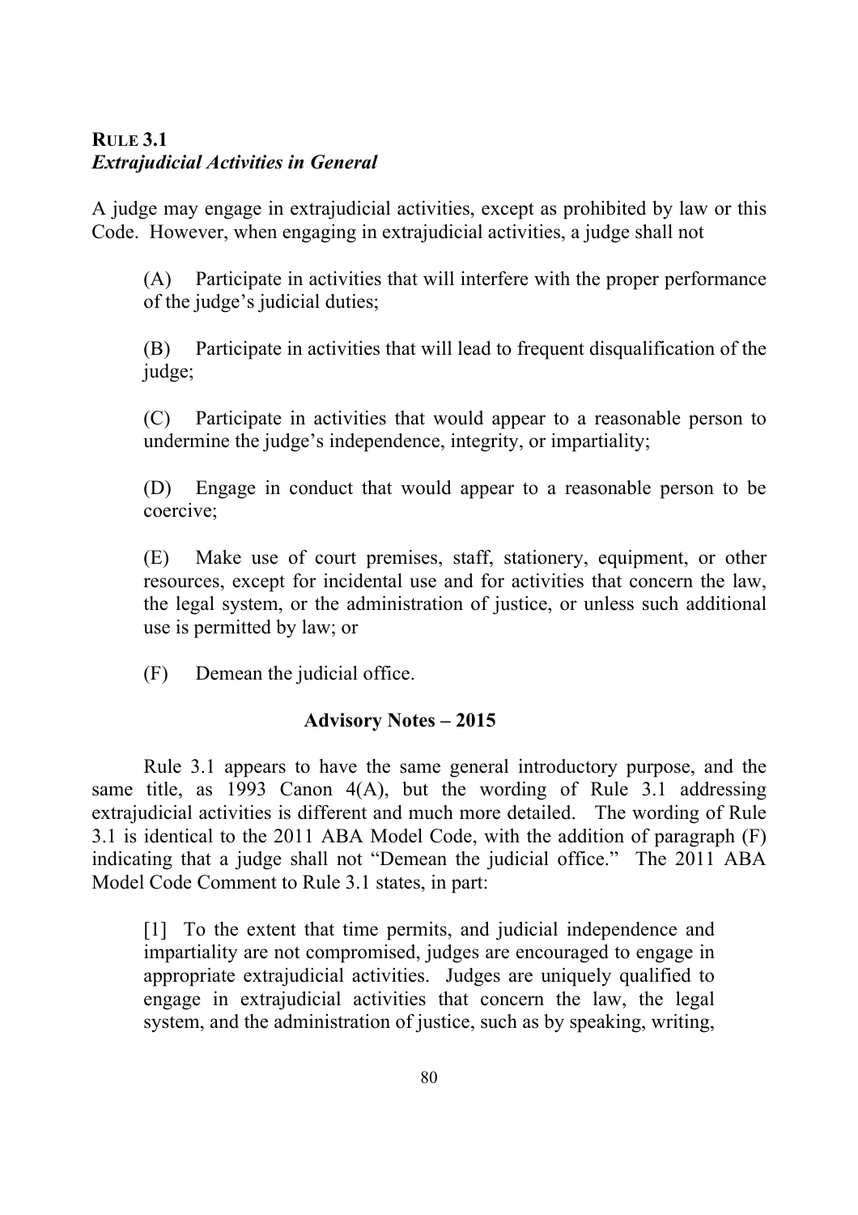## RULE 3.1
### *Extrajudicial Activities in General*

A judge may engage in extrajudicial activities, except as prohibited by law or this Code. However, when engaging in extrajudicial activities, a judge shall not

(A) Participate in activities that will interfere with the proper performance of the judge's judicial duties;

(B) Participate in activities that will lead to frequent disqualification of the judge;

(C) Participate in activities that would appear to a reasonable person to undermine the judge's independence, integrity, or impartiality;

(D) Engage in conduct that would appear to a reasonable person to be coercive;

(E) Make use of court premises, staff, stationery, equipment, or other resources, except for incidental use and for activities that concern the law, the legal system, or the administration of justice, or unless such additional use is permitted by law; or

(F) Demean the judicial office.

**Advisory Notes – 2015**

Rule 3.1 appears to have the same general introductory purpose, and the same title, as 1993 Canon 4(A), but the wording of Rule 3.1 addressing extrajudicial activities is different and much more detailed. The wording of Rule 3.1 is identical to the 2011 ABA Model Code, with the addition of paragraph (F) indicating that a judge shall not "Demean the judicial office." The 2011 ABA Model Code Comment to Rule 3.1 states, in part:

> [1] To the extent that time permits, and judicial independence and impartiality are not compromised, judges are encouraged to engage in appropriate extrajudicial activities. Judges are uniquely qualified to engage in extrajudicial activities that concern the law, the legal system, and the administration of justice, such as by speaking, writing,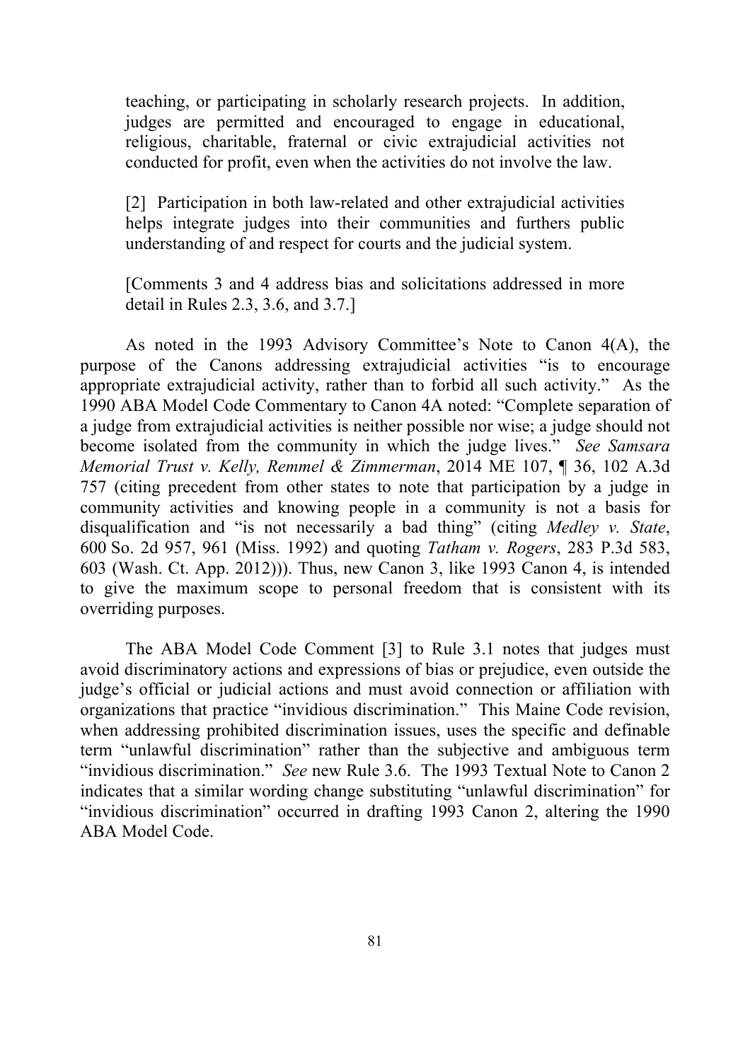> teaching, or participating in scholarly research projects. In addition, judges are permitted and encouraged to engage in educational, religious, charitable, fraternal or civic extrajudicial activities not conducted for profit, even when the activities do not involve the law.
>
> [2] Participation in both law-related and other extrajudicial activities helps integrate judges into their communities and furthers public understanding of and respect for courts and the judicial system.
>
> [Comments 3 and 4 address bias and solicitations addressed in more detail in Rules 2.3, 3.6, and 3.7.]

As noted in the 1993 Advisory Committee's Note to Canon 4(A), the purpose of the Canons addressing extrajudicial activities "is to encourage appropriate extrajudicial activity, rather than to forbid all such activity." As the 1990 ABA Model Code Commentary to Canon 4A noted: "Complete separation of a judge from extrajudicial activities is neither possible nor wise; a judge should not become isolated from the community in which the judge lives." *See Samsara Memorial Trust v. Kelly, Remmel & Zimmerman*, 2014 ME 107, ¶ 36, 102 A.3d 757 (citing precedent from other states to note that participation by a judge in community activities and knowing people in a community is not a basis for disqualification and "is not necessarily a bad thing" (citing *Medley v. State*, 600 So. 2d 957, 961 (Miss. 1992) and quoting *Tatham v. Rogers*, 283 P.3d 583, 603 (Wash. Ct. App. 2012))). Thus, new Canon 3, like 1993 Canon 4, is intended to give the maximum scope to personal freedom that is consistent with its overriding purposes.

The ABA Model Code Comment [3] to Rule 3.1 notes that judges must avoid discriminatory actions and expressions of bias or prejudice, even outside the judge's official or judicial actions and must avoid connection or affiliation with organizations that practice "invidious discrimination." This Maine Code revision, when addressing prohibited discrimination issues, uses the specific and definable term "unlawful discrimination" rather than the subjective and ambiguous term "invidious discrimination." *See* new Rule 3.6. The 1993 Textual Note to Canon 2 indicates that a similar wording change substituting "unlawful discrimination" for "invidious discrimination" occurred in drafting 1993 Canon 2, altering the 1990 ABA Model Code.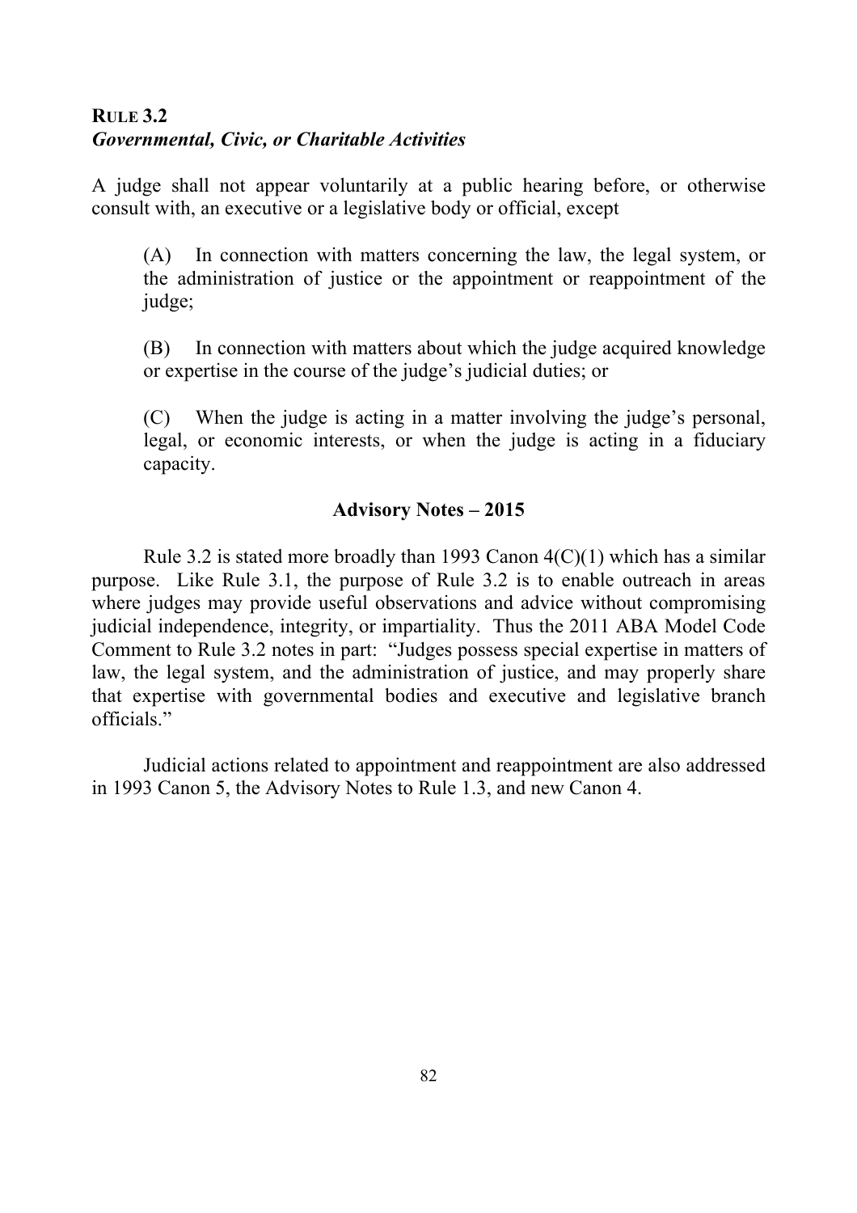## RULE 3.2
### *Governmental, Civic, or Charitable Activities*

A judge shall not appear voluntarily at a public hearing before, or otherwise consult with, an executive or a legislative body or official, except

(A) In connection with matters concerning the law, the legal system, or the administration of justice or the appointment or reappointment of the judge;

(B) In connection with matters about which the judge acquired knowledge or expertise in the course of the judge's judicial duties; or

(C) When the judge is acting in a matter involving the judge's personal, legal, or economic interests, or when the judge is acting in a fiduciary capacity.

**Advisory Notes – 2015**

Rule 3.2 is stated more broadly than 1993 Canon 4(C)(1) which has a similar purpose. Like Rule 3.1, the purpose of Rule 3.2 is to enable outreach in areas where judges may provide useful observations and advice without compromising judicial independence, integrity, or impartiality. Thus the 2011 ABA Model Code Comment to Rule 3.2 notes in part: "Judges possess special expertise in matters of law, the legal system, and the administration of justice, and may properly share that expertise with governmental bodies and executive and legislative branch officials."

Judicial actions related to appointment and reappointment are also addressed in 1993 Canon 5, the Advisory Notes to Rule 1.3, and new Canon 4.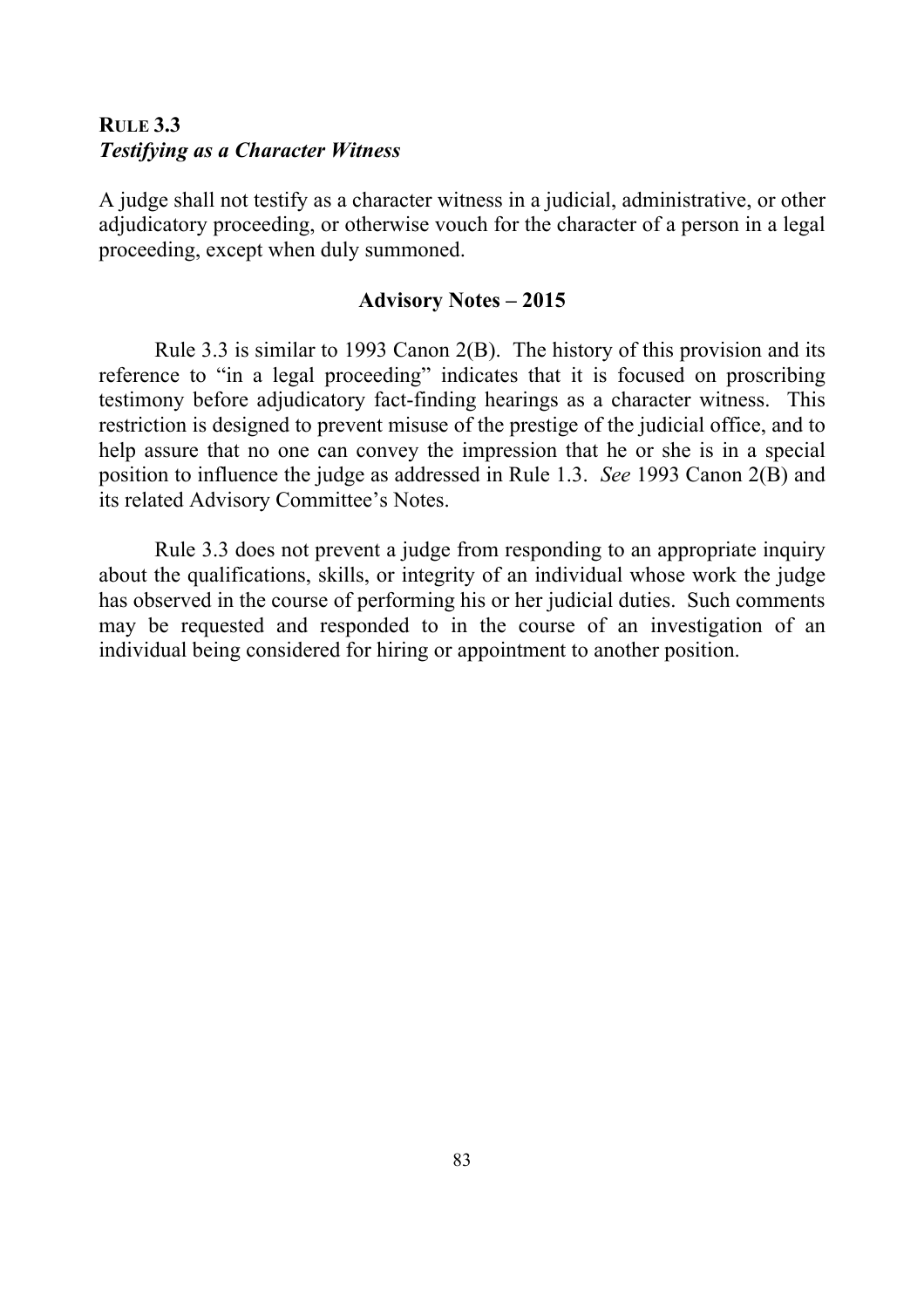## RULE 3.3
### *Testifying as a Character Witness*

A judge shall not testify as a character witness in a judicial, administrative, or other adjudicatory proceeding, or otherwise vouch for the character of a person in a legal proceeding, except when duly summoned.

**Advisory Notes – 2015**

Rule 3.3 is similar to 1993 Canon 2(B). The history of this provision and its reference to "in a legal proceeding" indicates that it is focused on proscribing testimony before adjudicatory fact-finding hearings as a character witness. This restriction is designed to prevent misuse of the prestige of the judicial office, and to help assure that no one can convey the impression that he or she is in a special position to influence the judge as addressed in Rule 1.3. *See* 1993 Canon 2(B) and its related Advisory Committee's Notes.

Rule 3.3 does not prevent a judge from responding to an appropriate inquiry about the qualifications, skills, or integrity of an individual whose work the judge has observed in the course of performing his or her judicial duties. Such comments may be requested and responded to in the course of an investigation of an individual being considered for hiring or appointment to another position.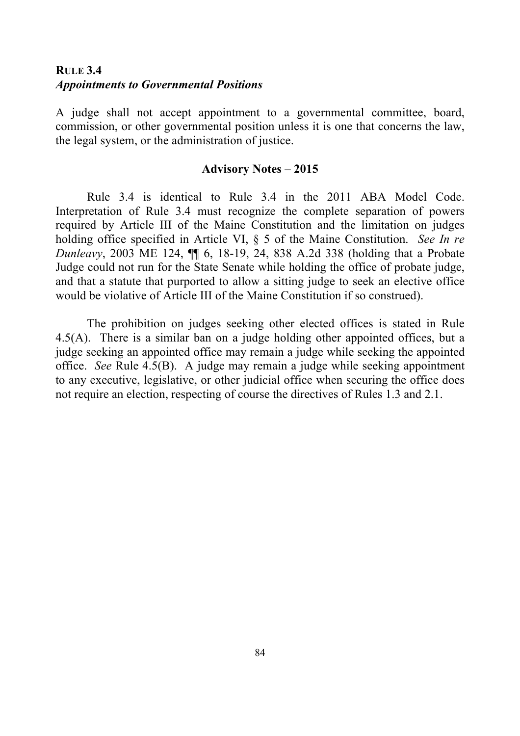### RULE 3.4
***Appointments to Governmental Positions***

A judge shall not accept appointment to a governmental committee, board, commission, or other governmental position unless it is one that concerns the law, the legal system, or the administration of justice.

**Advisory Notes – 2015**

Rule 3.4 is identical to Rule 3.4 in the 2011 ABA Model Code. Interpretation of Rule 3.4 must recognize the complete separation of powers required by Article III of the Maine Constitution and the limitation on judges holding office specified in Article VI, § 5 of the Maine Constitution. *See In re Dunleavy*, 2003 ME 124, ¶¶ 6, 18-19, 24, 838 A.2d 338 (holding that a Probate Judge could not run for the State Senate while holding the office of probate judge, and that a statute that purported to allow a sitting judge to seek an elective office would be violative of Article III of the Maine Constitution if so construed).

The prohibition on judges seeking other elected offices is stated in Rule 4.5(A). There is a similar ban on a judge holding other appointed offices, but a judge seeking an appointed office may remain a judge while seeking the appointed office. *See* Rule 4.5(B). A judge may remain a judge while seeking appointment to any executive, legislative, or other judicial office when securing the office does not require an election, respecting of course the directives of Rules 1.3 and 2.1.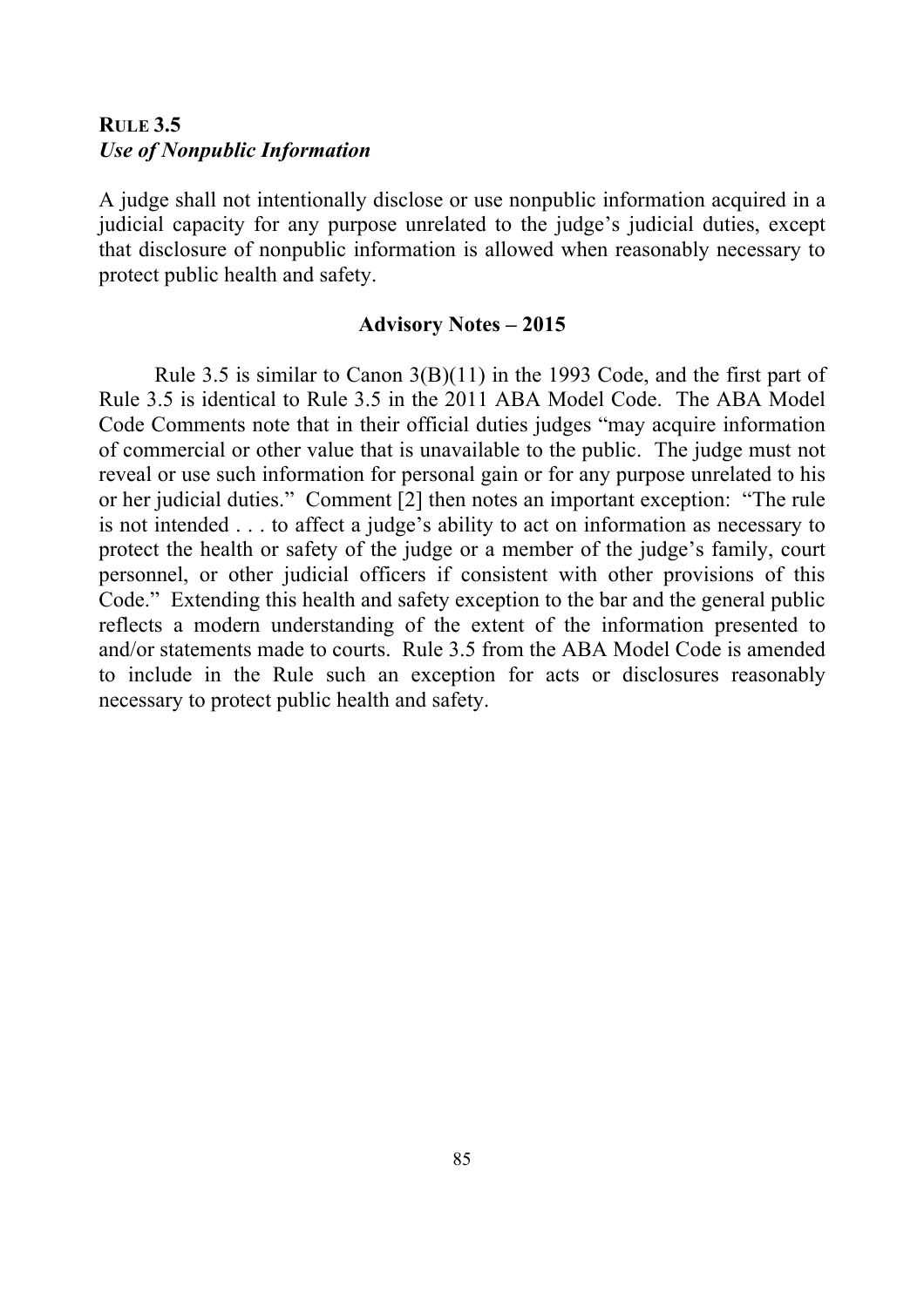### RULE 3.5
### *Use of Nonpublic Information*

A judge shall not intentionally disclose or use nonpublic information acquired in a judicial capacity for any purpose unrelated to the judge's judicial duties, except that disclosure of nonpublic information is allowed when reasonably necessary to protect public health and safety.

**Advisory Notes – 2015**

Rule 3.5 is similar to Canon 3(B)(11) in the 1993 Code, and the first part of Rule 3.5 is identical to Rule 3.5 in the 2011 ABA Model Code. The ABA Model Code Comments note that in their official duties judges "may acquire information of commercial or other value that is unavailable to the public. The judge must not reveal or use such information for personal gain or for any purpose unrelated to his or her judicial duties." Comment [2] then notes an important exception: "The rule is not intended . . . to affect a judge's ability to act on information as necessary to protect the health or safety of the judge or a member of the judge's family, court personnel, or other judicial officers if consistent with other provisions of this Code." Extending this health and safety exception to the bar and the general public reflects a modern understanding of the extent of the information presented to and/or statements made to courts. Rule 3.5 from the ABA Model Code is amended to include in the Rule such an exception for acts or disclosures reasonably necessary to protect public health and safety.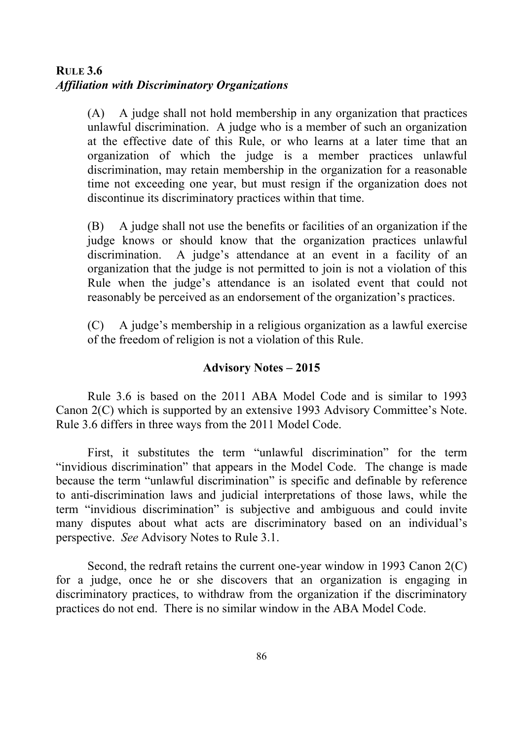## RULE 3.6
### *Affiliation with Discriminatory Organizations*

(A) A judge shall not hold membership in any organization that practices unlawful discrimination. A judge who is a member of such an organization at the effective date of this Rule, or who learns at a later time that an organization of which the judge is a member practices unlawful discrimination, may retain membership in the organization for a reasonable time not exceeding one year, but must resign if the organization does not discontinue its discriminatory practices within that time.

(B) A judge shall not use the benefits or facilities of an organization if the judge knows or should know that the organization practices unlawful discrimination. A judge's attendance at an event in a facility of an organization that the judge is not permitted to join is not a violation of this Rule when the judge's attendance is an isolated event that could not reasonably be perceived as an endorsement of the organization's practices.

(C) A judge's membership in a religious organization as a lawful exercise of the freedom of religion is not a violation of this Rule.

**Advisory Notes – 2015**

Rule 3.6 is based on the 2011 ABA Model Code and is similar to 1993 Canon 2(C) which is supported by an extensive 1993 Advisory Committee's Note. Rule 3.6 differs in three ways from the 2011 Model Code.

First, it substitutes the term "unlawful discrimination" for the term "invidious discrimination" that appears in the Model Code. The change is made because the term "unlawful discrimination" is specific and definable by reference to anti-discrimination laws and judicial interpretations of those laws, while the term "invidious discrimination" is subjective and ambiguous and could invite many disputes about what acts are discriminatory based on an individual's perspective. *See* Advisory Notes to Rule 3.1.

Second, the redraft retains the current one-year window in 1993 Canon 2(C) for a judge, once he or she discovers that an organization is engaging in discriminatory practices, to withdraw from the organization if the discriminatory practices do not end. There is no similar window in the ABA Model Code.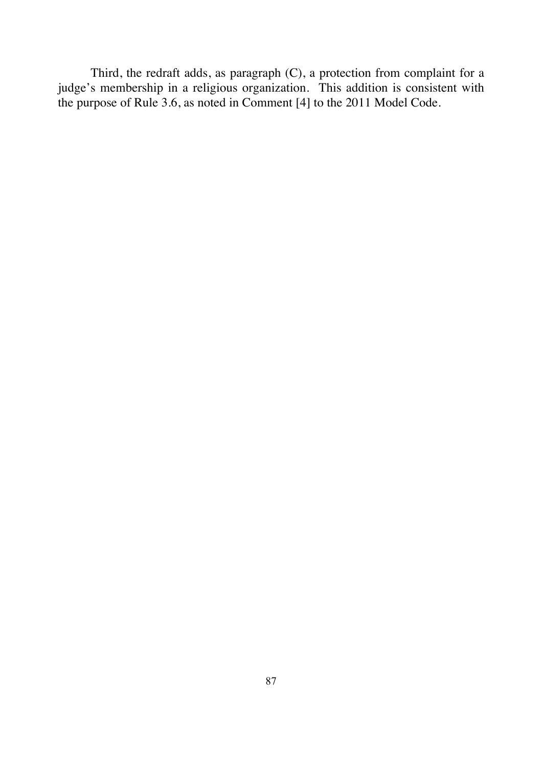Third, the redraft adds, as paragraph (C), a protection from complaint for a judge's membership in a religious organization. This addition is consistent with the purpose of Rule 3.6, as noted in Comment [4] to the 2011 Model Code.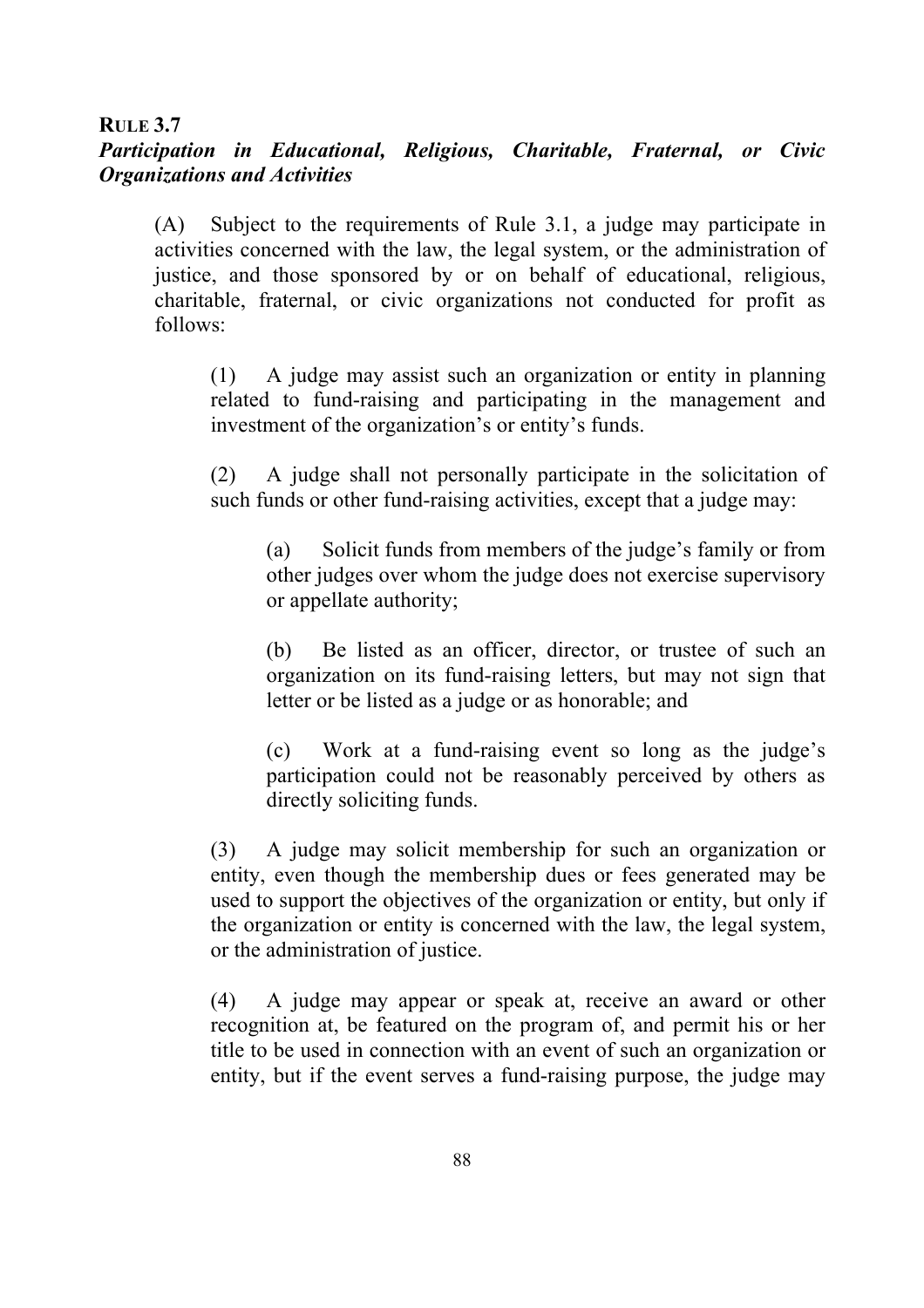**RULE 3.7**
***Participation in Educational, Religious, Charitable, Fraternal, or Civic Organizations and Activities***

(A) Subject to the requirements of Rule 3.1, a judge may participate in activities concerned with the law, the legal system, or the administration of justice, and those sponsored by or on behalf of educational, religious, charitable, fraternal, or civic organizations not conducted for profit as follows:

(1) A judge may assist such an organization or entity in planning related to fund-raising and participating in the management and investment of the organization's or entity's funds.

(2) A judge shall not personally participate in the solicitation of such funds or other fund-raising activities, except that a judge may:

(a) Solicit funds from members of the judge's family or from other judges over whom the judge does not exercise supervisory or appellate authority;

(b) Be listed as an officer, director, or trustee of such an organization on its fund-raising letters, but may not sign that letter or be listed as a judge or as honorable; and

(c) Work at a fund-raising event so long as the judge's participation could not be reasonably perceived by others as directly soliciting funds.

(3) A judge may solicit membership for such an organization or entity, even though the membership dues or fees generated may be used to support the objectives of the organization or entity, but only if the organization or entity is concerned with the law, the legal system, or the administration of justice.

(4) A judge may appear or speak at, receive an award or other recognition at, be featured on the program of, and permit his or her title to be used in connection with an event of such an organization or entity, but if the event serves a fund-raising purpose, the judge may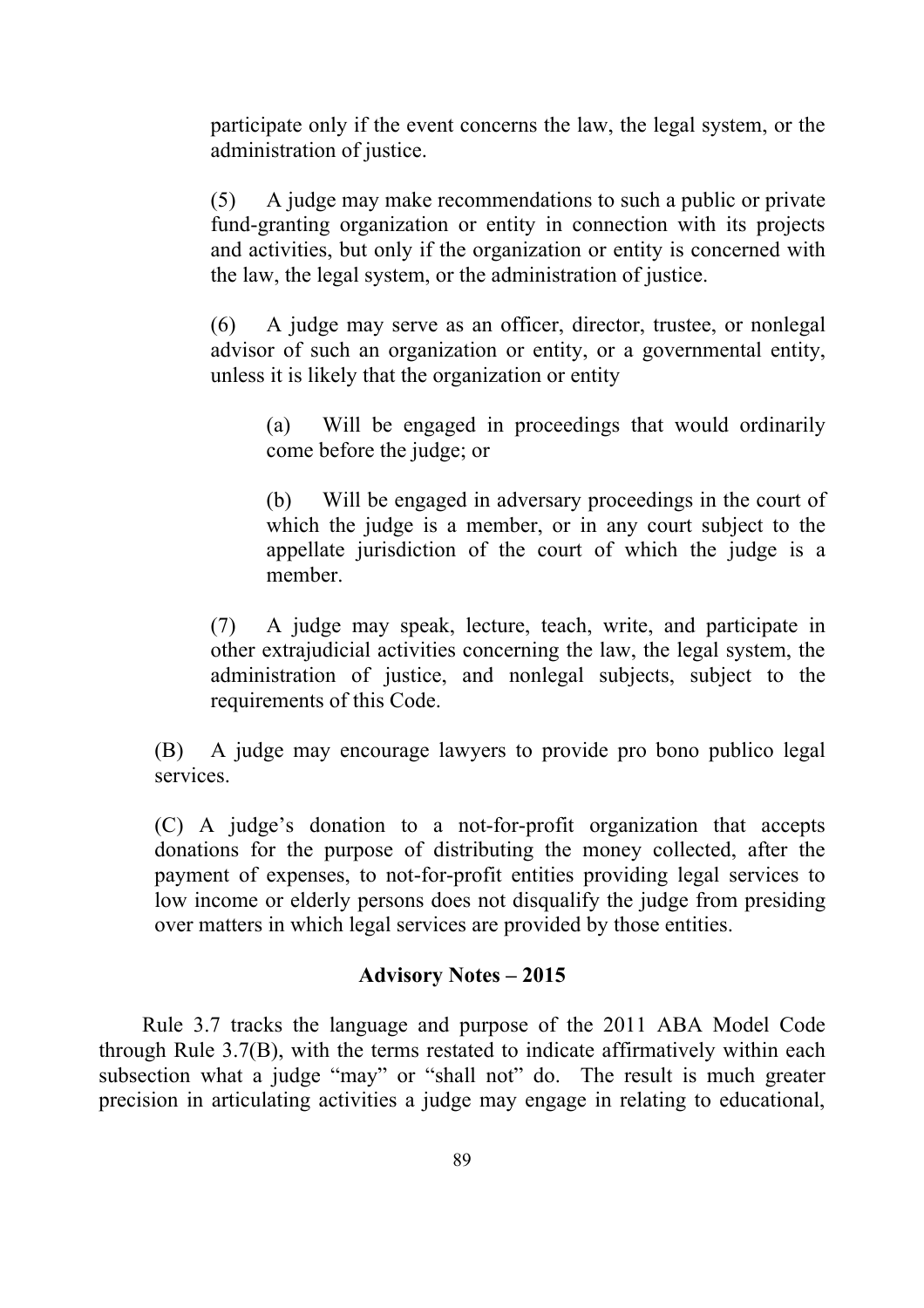participate only if the event concerns the law, the legal system, or the administration of justice.

(5) A judge may make recommendations to such a public or private fund-granting organization or entity in connection with its projects and activities, but only if the organization or entity is concerned with the law, the legal system, or the administration of justice.

(6) A judge may serve as an officer, director, trustee, or nonlegal advisor of such an organization or entity, or a governmental entity, unless it is likely that the organization or entity

(a) Will be engaged in proceedings that would ordinarily come before the judge; or

(b) Will be engaged in adversary proceedings in the court of which the judge is a member, or in any court subject to the appellate jurisdiction of the court of which the judge is a member.

(7) A judge may speak, lecture, teach, write, and participate in other extrajudicial activities concerning the law, the legal system, the administration of justice, and nonlegal subjects, subject to the requirements of this Code.

(B) A judge may encourage lawyers to provide pro bono publico legal services.

(C) A judge's donation to a not-for-profit organization that accepts donations for the purpose of distributing the money collected, after the payment of expenses, to not-for-profit entities providing legal services to low income or elderly persons does not disqualify the judge from presiding over matters in which legal services are provided by those entities.

**Advisory Notes – 2015**

Rule 3.7 tracks the language and purpose of the 2011 ABA Model Code through Rule 3.7(B), with the terms restated to indicate affirmatively within each subsection what a judge "may" or "shall not" do. The result is much greater precision in articulating activities a judge may engage in relating to educational,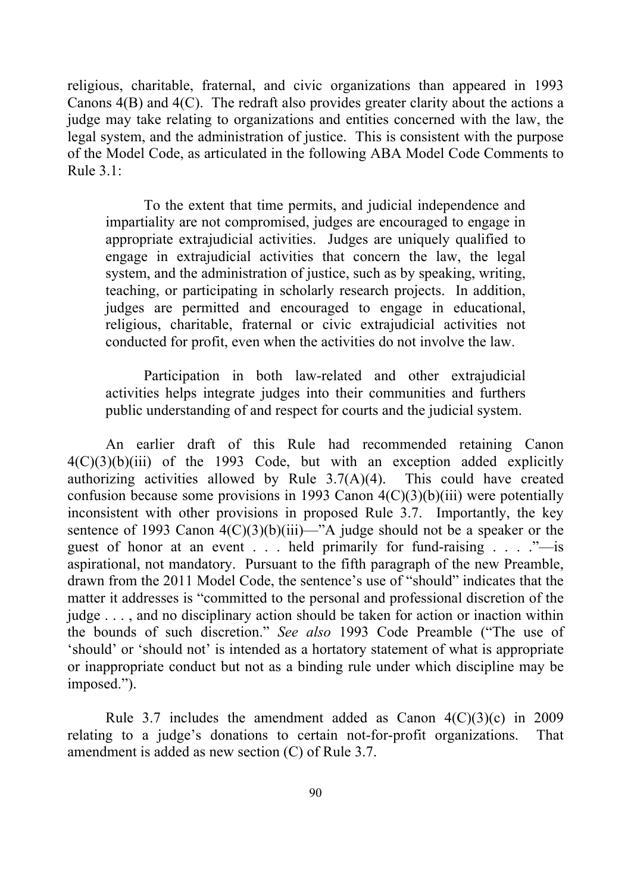religious, charitable, fraternal, and civic organizations than appeared in 1993 Canons 4(B) and 4(C). The redraft also provides greater clarity about the actions a judge may take relating to organizations and entities concerned with the law, the legal system, and the administration of justice. This is consistent with the purpose of the Model Code, as articulated in the following ABA Model Code Comments to Rule 3.1:

> To the extent that time permits, and judicial independence and impartiality are not compromised, judges are encouraged to engage in appropriate extrajudicial activities. Judges are uniquely qualified to engage in extrajudicial activities that concern the law, the legal system, and the administration of justice, such as by speaking, writing, teaching, or participating in scholarly research projects. In addition, judges are permitted and encouraged to engage in educational, religious, charitable, fraternal or civic extrajudicial activities not conducted for profit, even when the activities do not involve the law.
>
> Participation in both law-related and other extrajudicial activities helps integrate judges into their communities and furthers public understanding of and respect for courts and the judicial system.

An earlier draft of this Rule had recommended retaining Canon 4(C)(3)(b)(iii) of the 1993 Code, but with an exception added explicitly authorizing activities allowed by Rule 3.7(A)(4). This could have created confusion because some provisions in 1993 Canon 4(C)(3)(b)(iii) were potentially inconsistent with other provisions in proposed Rule 3.7. Importantly, the key sentence of 1993 Canon 4(C)(3)(b)(iii)—"A judge should not be a speaker or the guest of honor at an event . . . held primarily for fund-raising . . . ."—is aspirational, not mandatory. Pursuant to the fifth paragraph of the new Preamble, drawn from the 2011 Model Code, the sentence's use of "should" indicates that the matter it addresses is "committed to the personal and professional discretion of the judge . . . , and no disciplinary action should be taken for action or inaction within the bounds of such discretion." *See also* 1993 Code Preamble ("The use of 'should' or 'should not' is intended as a hortatory statement of what is appropriate or inappropriate conduct but not as a binding rule under which discipline may be imposed.").

Rule 3.7 includes the amendment added as Canon 4(C)(3)(c) in 2009 relating to a judge's donations to certain not-for-profit organizations. That amendment is added as new section (C) of Rule 3.7.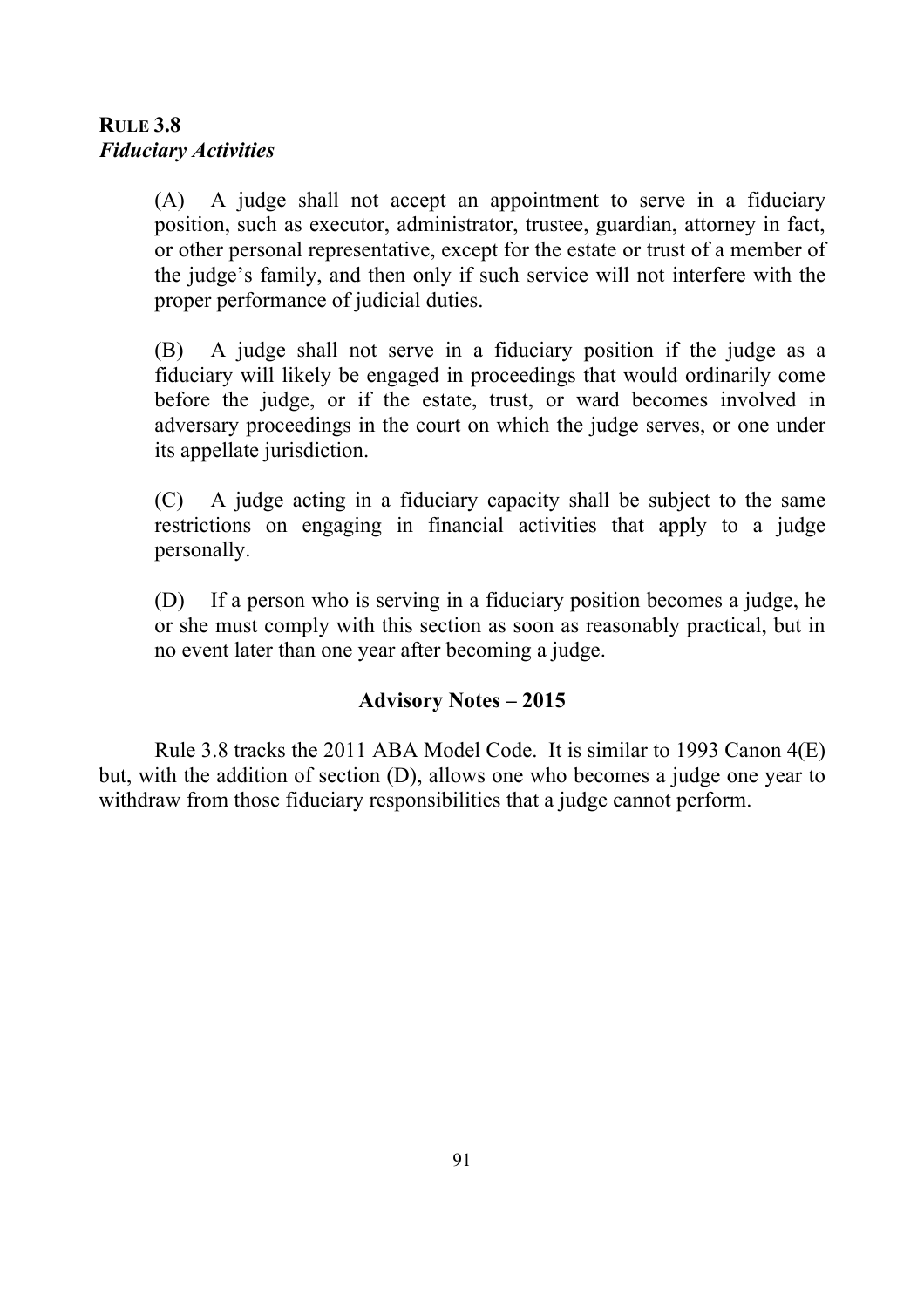**RULE 3.8**
***Fiduciary Activities***

> (A) A judge shall not accept an appointment to serve in a fiduciary position, such as executor, administrator, trustee, guardian, attorney in fact, or other personal representative, except for the estate or trust of a member of the judge's family, and then only if such service will not interfere with the proper performance of judicial duties.
>
> (B) A judge shall not serve in a fiduciary position if the judge as a fiduciary will likely be engaged in proceedings that would ordinarily come before the judge, or if the estate, trust, or ward becomes involved in adversary proceedings in the court on which the judge serves, or one under its appellate jurisdiction.
>
> (C) A judge acting in a fiduciary capacity shall be subject to the same restrictions on engaging in financial activities that apply to a judge personally.
>
> (D) If a person who is serving in a fiduciary position becomes a judge, he or she must comply with this section as soon as reasonably practical, but in no event later than one year after becoming a judge.

**Advisory Notes – 2015**

Rule 3.8 tracks the 2011 ABA Model Code. It is similar to 1993 Canon 4(E) but, with the addition of section (D), allows one who becomes a judge one year to withdraw from those fiduciary responsibilities that a judge cannot perform.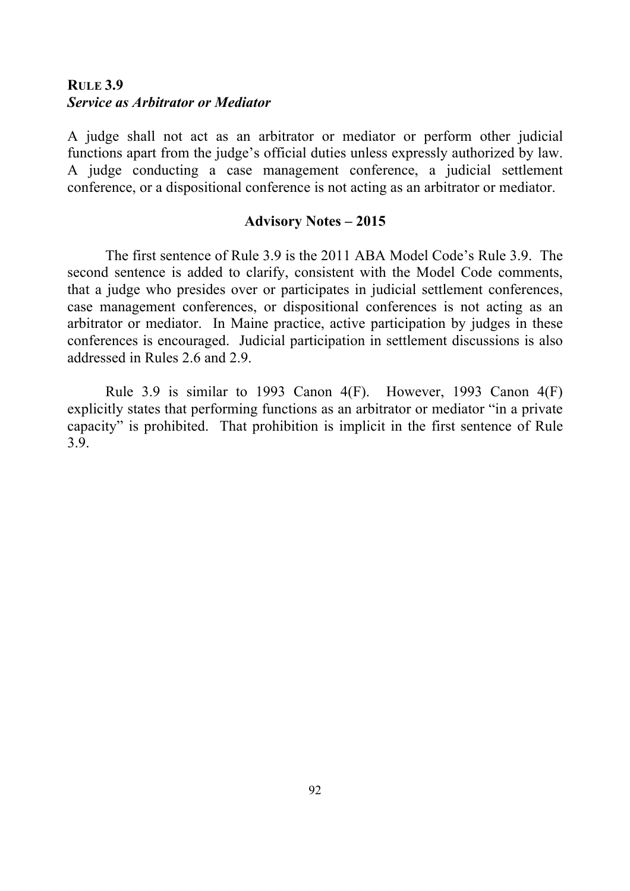**RULE 3.9**
***Service as Arbitrator or Mediator***

A judge shall not act as an arbitrator or mediator or perform other judicial functions apart from the judge's official duties unless expressly authorized by law. A judge conducting a case management conference, a judicial settlement conference, or a dispositional conference is not acting as an arbitrator or mediator.

**Advisory Notes – 2015**

The first sentence of Rule 3.9 is the 2011 ABA Model Code's Rule 3.9. The second sentence is added to clarify, consistent with the Model Code comments, that a judge who presides over or participates in judicial settlement conferences, case management conferences, or dispositional conferences is not acting as an arbitrator or mediator. In Maine practice, active participation by judges in these conferences is encouraged. Judicial participation in settlement discussions is also addressed in Rules 2.6 and 2.9.

Rule 3.9 is similar to 1993 Canon 4(F). However, 1993 Canon 4(F) explicitly states that performing functions as an arbitrator or mediator "in a private capacity" is prohibited. That prohibition is implicit in the first sentence of Rule 3.9.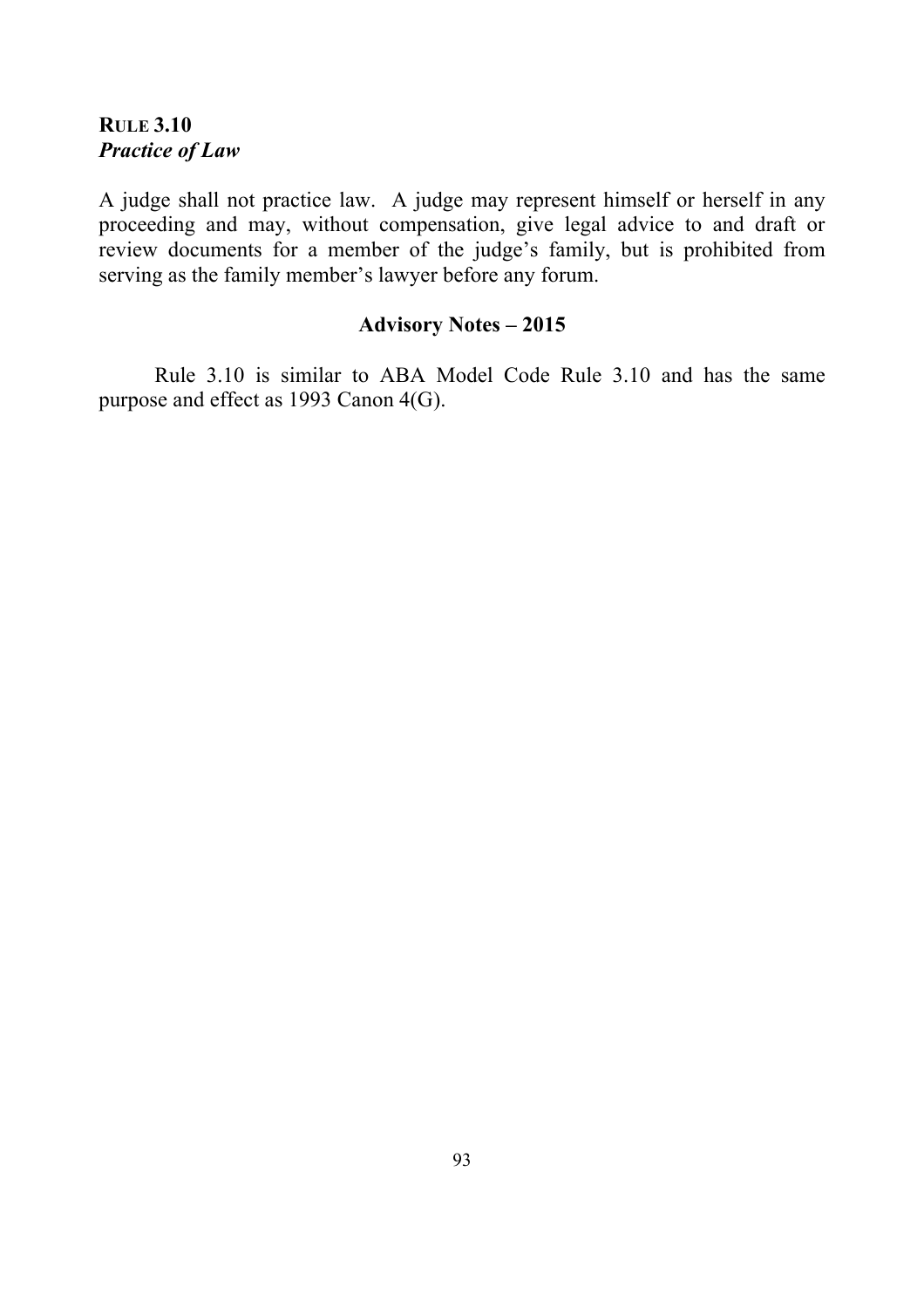## RULE 3.10
### *Practice of Law*

A judge shall not practice law. A judge may represent himself or herself in any proceeding and may, without compensation, give legal advice to and draft or review documents for a member of the judge's family, but is prohibited from serving as the family member's lawyer before any forum.

**Advisory Notes – 2015**

Rule 3.10 is similar to ABA Model Code Rule 3.10 and has the same purpose and effect as 1993 Canon 4(G).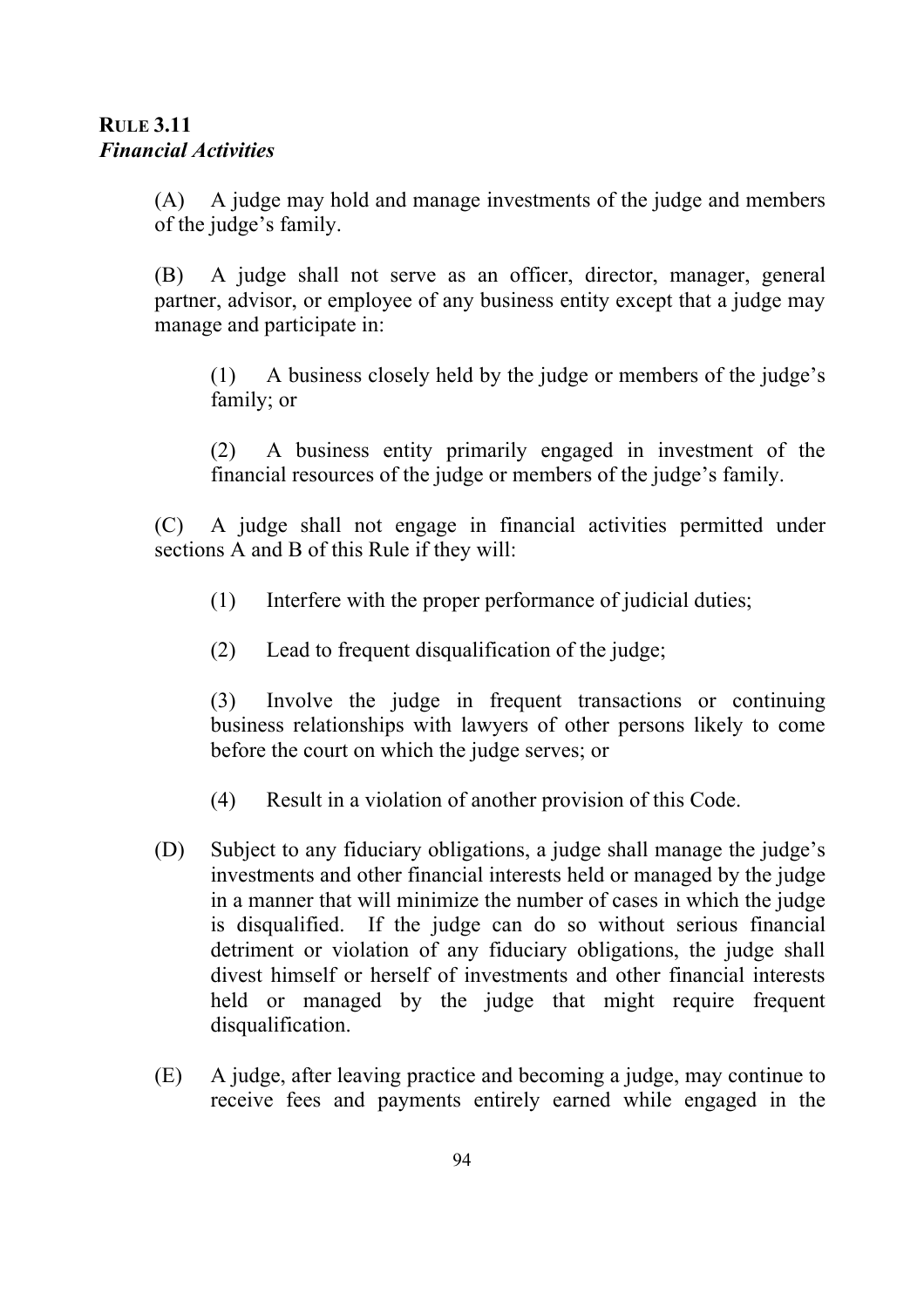**RULE 3.11**
***Financial Activities***

(A) A judge may hold and manage investments of the judge and members of the judge's family.

(B) A judge shall not serve as an officer, director, manager, general partner, advisor, or employee of any business entity except that a judge may manage and participate in:

(1) A business closely held by the judge or members of the judge's family; or

(2) A business entity primarily engaged in investment of the financial resources of the judge or members of the judge's family.

(C) A judge shall not engage in financial activities permitted under sections A and B of this Rule if they will:

(1) Interfere with the proper performance of judicial duties;

(2) Lead to frequent disqualification of the judge;

(3) Involve the judge in frequent transactions or continuing business relationships with lawyers of other persons likely to come before the court on which the judge serves; or

(4) Result in a violation of another provision of this Code.

(D) Subject to any fiduciary obligations, a judge shall manage the judge's investments and other financial interests held or managed by the judge in a manner that will minimize the number of cases in which the judge is disqualified. If the judge can do so without serious financial detriment or violation of any fiduciary obligations, the judge shall divest himself or herself of investments and other financial interests held or managed by the judge that might require frequent disqualification.

(E) A judge, after leaving practice and becoming a judge, may continue to receive fees and payments entirely earned while engaged in the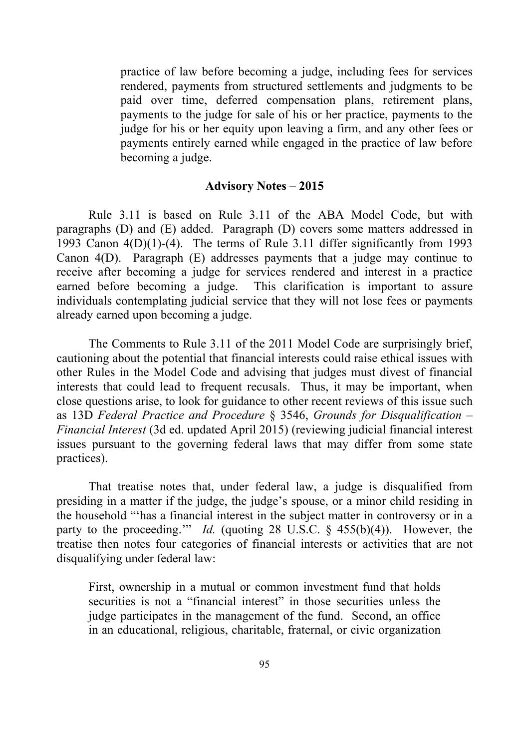practice of law before becoming a judge, including fees for services rendered, payments from structured settlements and judgments to be paid over time, deferred compensation plans, retirement plans, payments to the judge for sale of his or her practice, payments to the judge for his or her equity upon leaving a firm, and any other fees or payments entirely earned while engaged in the practice of law before becoming a judge.

**Advisory Notes – 2015**

Rule 3.11 is based on Rule 3.11 of the ABA Model Code, but with paragraphs (D) and (E) added. Paragraph (D) covers some matters addressed in 1993 Canon 4(D)(1)-(4). The terms of Rule 3.11 differ significantly from 1993 Canon 4(D). Paragraph (E) addresses payments that a judge may continue to receive after becoming a judge for services rendered and interest in a practice earned before becoming a judge. This clarification is important to assure individuals contemplating judicial service that they will not lose fees or payments already earned upon becoming a judge.

The Comments to Rule 3.11 of the 2011 Model Code are surprisingly brief, cautioning about the potential that financial interests could raise ethical issues with other Rules in the Model Code and advising that judges must divest of financial interests that could lead to frequent recusals. Thus, it may be important, when close questions arise, to look for guidance to other recent reviews of this issue such as 13D *Federal Practice and Procedure* § 3546, *Grounds for Disqualification – Financial Interest* (3d ed. updated April 2015) (reviewing judicial financial interest issues pursuant to the governing federal laws that may differ from some state practices).

That treatise notes that, under federal law, a judge is disqualified from presiding in a matter if the judge, the judge's spouse, or a minor child residing in the household "'has a financial interest in the subject matter in controversy or in a party to the proceeding.'" *Id.* (quoting 28 U.S.C. § 455(b)(4)). However, the treatise then notes four categories of financial interests or activities that are not disqualifying under federal law:

> First, ownership in a mutual or common investment fund that holds securities is not a "financial interest" in those securities unless the judge participates in the management of the fund. Second, an office in an educational, religious, charitable, fraternal, or civic organization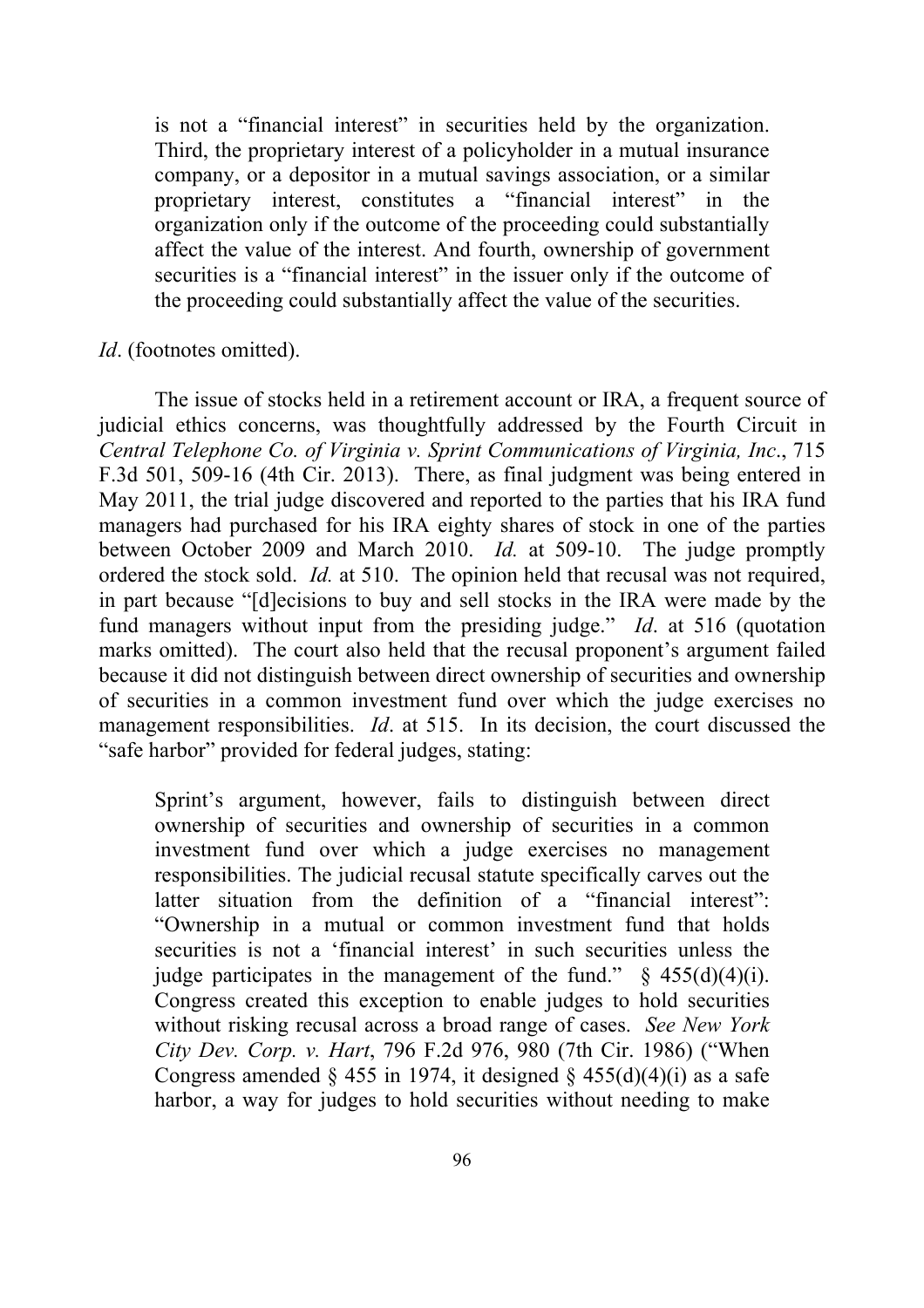> is not a "financial interest" in securities held by the organization. Third, the proprietary interest of a policyholder in a mutual insurance company, or a depositor in a mutual savings association, or a similar proprietary interest, constitutes a "financial interest" in the organization only if the outcome of the proceeding could substantially affect the value of the interest. And fourth, ownership of government securities is a "financial interest" in the issuer only if the outcome of the proceeding could substantially affect the value of the securities.

*Id*. (footnotes omitted).

The issue of stocks held in a retirement account or IRA, a frequent source of judicial ethics concerns, was thoughtfully addressed by the Fourth Circuit in *Central Telephone Co. of Virginia v. Sprint Communications of Virginia, Inc*., 715 F.3d 501, 509-16 (4th Cir. 2013). There, as final judgment was being entered in May 2011, the trial judge discovered and reported to the parties that his IRA fund managers had purchased for his IRA eighty shares of stock in one of the parties between October 2009 and March 2010. *Id.* at 509-10. The judge promptly ordered the stock sold. *Id.* at 510. The opinion held that recusal was not required, in part because "[d]ecisions to buy and sell stocks in the IRA were made by the fund managers without input from the presiding judge." *Id*. at 516 (quotation marks omitted). The court also held that the recusal proponent's argument failed because it did not distinguish between direct ownership of securities and ownership of securities in a common investment fund over which the judge exercises no management responsibilities. *Id*. at 515. In its decision, the court discussed the "safe harbor" provided for federal judges, stating:

> Sprint's argument, however, fails to distinguish between direct ownership of securities and ownership of securities in a common investment fund over which a judge exercises no management responsibilities. The judicial recusal statute specifically carves out the latter situation from the definition of a "financial interest": "Ownership in a mutual or common investment fund that holds securities is not a 'financial interest' in such securities unless the judge participates in the management of the fund." § 455(d)(4)(i). Congress created this exception to enable judges to hold securities without risking recusal across a broad range of cases. *See New York City Dev. Corp. v. Hart*, 796 F.2d 976, 980 (7th Cir. 1986) ("When Congress amended § 455 in 1974, it designed § 455(d)(4)(i) as a safe harbor, a way for judges to hold securities without needing to make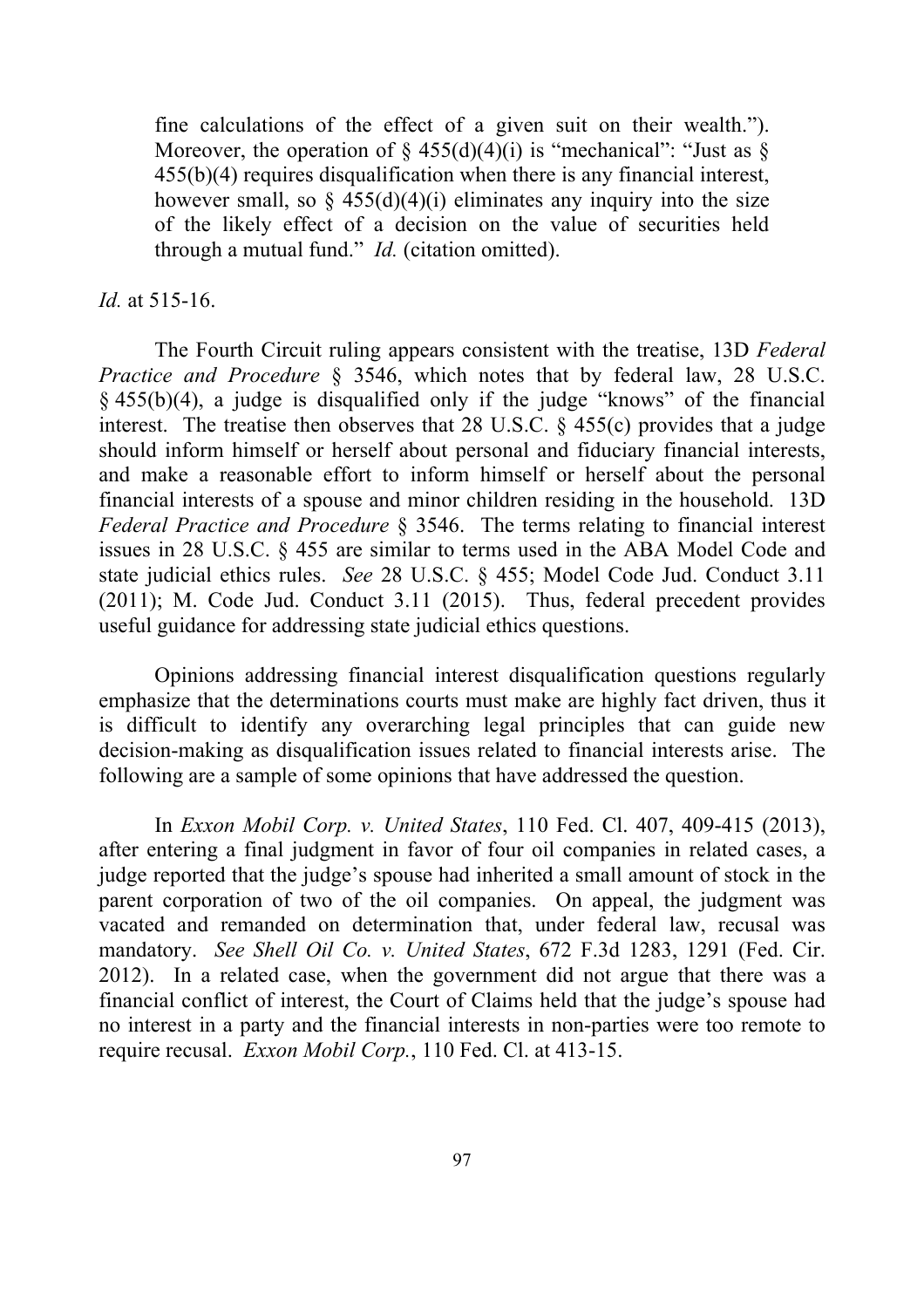> fine calculations of the effect of a given suit on their wealth."). Moreover, the operation of § 455(d)(4)(i) is "mechanical": "Just as § 455(b)(4) requires disqualification when there is any financial interest, however small, so § 455(d)(4)(i) eliminates any inquiry into the size of the likely effect of a decision on the value of securities held through a mutual fund." *Id.* (citation omitted).

*Id.* at 515-16.

The Fourth Circuit ruling appears consistent with the treatise, 13D *Federal Practice and Procedure* § 3546, which notes that by federal law, 28 U.S.C. § 455(b)(4), a judge is disqualified only if the judge "knows" of the financial interest. The treatise then observes that 28 U.S.C. § 455(c) provides that a judge should inform himself or herself about personal and fiduciary financial interests, and make a reasonable effort to inform himself or herself about the personal financial interests of a spouse and minor children residing in the household. 13D *Federal Practice and Procedure* § 3546. The terms relating to financial interest issues in 28 U.S.C. § 455 are similar to terms used in the ABA Model Code and state judicial ethics rules. *See* 28 U.S.C. § 455; Model Code Jud. Conduct 3.11 (2011); M. Code Jud. Conduct 3.11 (2015). Thus, federal precedent provides useful guidance for addressing state judicial ethics questions.

Opinions addressing financial interest disqualification questions regularly emphasize that the determinations courts must make are highly fact driven, thus it is difficult to identify any overarching legal principles that can guide new decision-making as disqualification issues related to financial interests arise. The following are a sample of some opinions that have addressed the question.

In *Exxon Mobil Corp. v. United States*, 110 Fed. Cl. 407, 409-415 (2013), after entering a final judgment in favor of four oil companies in related cases, a judge reported that the judge's spouse had inherited a small amount of stock in the parent corporation of two of the oil companies. On appeal, the judgment was vacated and remanded on determination that, under federal law, recusal was mandatory. *See Shell Oil Co. v. United States*, 672 F.3d 1283, 1291 (Fed. Cir. 2012). In a related case, when the government did not argue that there was a financial conflict of interest, the Court of Claims held that the judge's spouse had no interest in a party and the financial interests in non-parties were too remote to require recusal. *Exxon Mobil Corp.*, 110 Fed. Cl. at 413-15.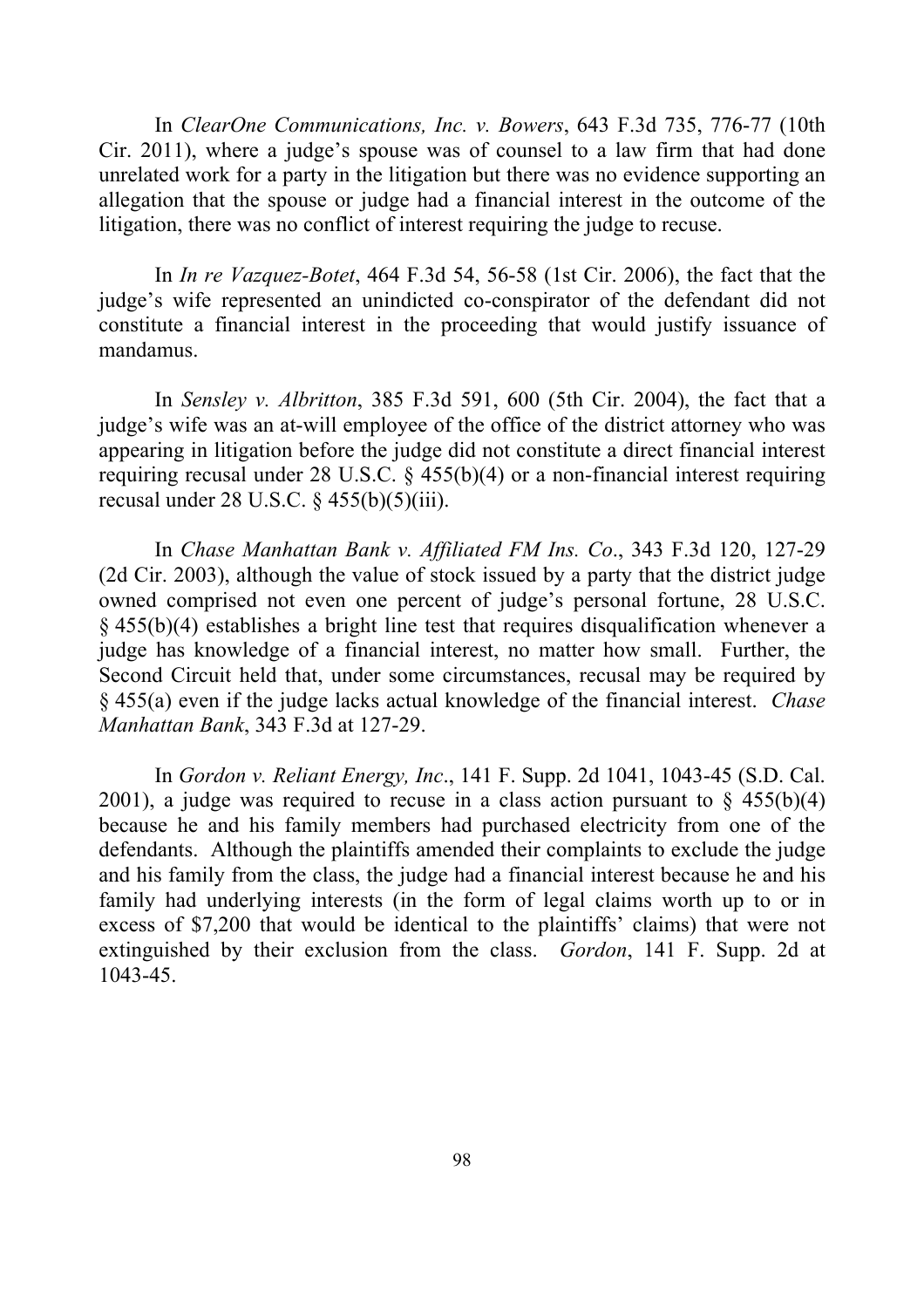In *ClearOne Communications, Inc. v. Bowers*, 643 F.3d 735, 776-77 (10th Cir. 2011), where a judge's spouse was of counsel to a law firm that had done unrelated work for a party in the litigation but there was no evidence supporting an allegation that the spouse or judge had a financial interest in the outcome of the litigation, there was no conflict of interest requiring the judge to recuse.

In *In re Vazquez-Botet*, 464 F.3d 54, 56-58 (1st Cir. 2006), the fact that the judge's wife represented an unindicted co-conspirator of the defendant did not constitute a financial interest in the proceeding that would justify issuance of mandamus.

In *Sensley v. Albritton*, 385 F.3d 591, 600 (5th Cir. 2004), the fact that a judge's wife was an at-will employee of the office of the district attorney who was appearing in litigation before the judge did not constitute a direct financial interest requiring recusal under 28 U.S.C. § 455(b)(4) or a non-financial interest requiring recusal under 28 U.S.C. § 455(b)(5)(iii).

In *Chase Manhattan Bank v. Affiliated FM Ins. Co*., 343 F.3d 120, 127-29 (2d Cir. 2003), although the value of stock issued by a party that the district judge owned comprised not even one percent of judge's personal fortune, 28 U.S.C. § 455(b)(4) establishes a bright line test that requires disqualification whenever a judge has knowledge of a financial interest, no matter how small. Further, the Second Circuit held that, under some circumstances, recusal may be required by § 455(a) even if the judge lacks actual knowledge of the financial interest. *Chase Manhattan Bank*, 343 F.3d at 127-29.

In *Gordon v. Reliant Energy, Inc*., 141 F. Supp. 2d 1041, 1043-45 (S.D. Cal. 2001), a judge was required to recuse in a class action pursuant to § 455(b)(4) because he and his family members had purchased electricity from one of the defendants. Although the plaintiffs amended their complaints to exclude the judge and his family from the class, the judge had a financial interest because he and his family had underlying interests (in the form of legal claims worth up to or in excess of $7,200 that would be identical to the plaintiffs' claims) that were not extinguished by their exclusion from the class. *Gordon*, 141 F. Supp. 2d at 1043-45.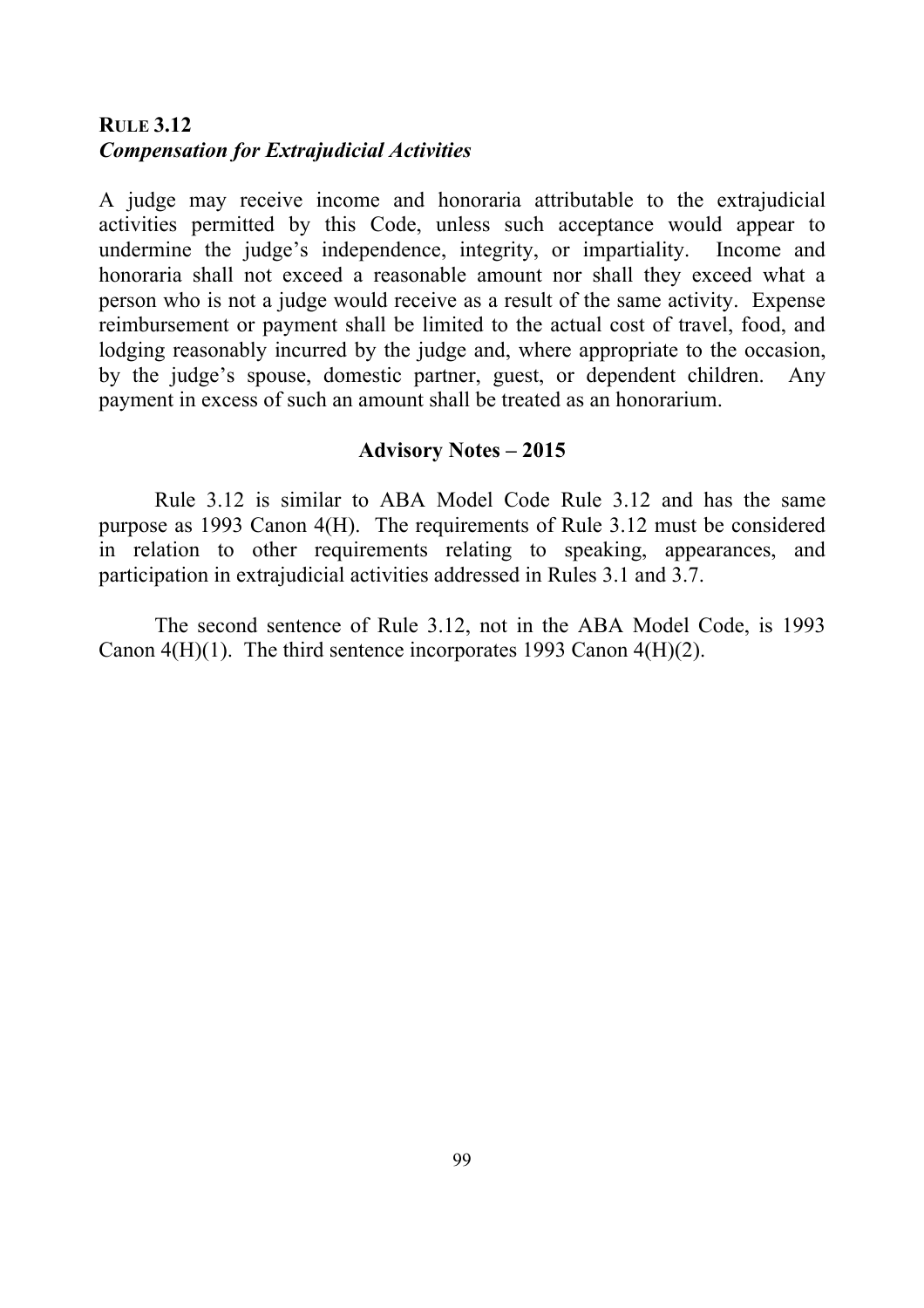**RULE 3.12**
***Compensation for Extrajudicial Activities***

A judge may receive income and honoraria attributable to the extrajudicial activities permitted by this Code, unless such acceptance would appear to undermine the judge's independence, integrity, or impartiality. Income and honoraria shall not exceed a reasonable amount nor shall they exceed what a person who is not a judge would receive as a result of the same activity. Expense reimbursement or payment shall be limited to the actual cost of travel, food, and lodging reasonably incurred by the judge and, where appropriate to the occasion, by the judge's spouse, domestic partner, guest, or dependent children. Any payment in excess of such an amount shall be treated as an honorarium.

**Advisory Notes – 2015**

Rule 3.12 is similar to ABA Model Code Rule 3.12 and has the same purpose as 1993 Canon 4(H). The requirements of Rule 3.12 must be considered in relation to other requirements relating to speaking, appearances, and participation in extrajudicial activities addressed in Rules 3.1 and 3.7.

The second sentence of Rule 3.12, not in the ABA Model Code, is 1993 Canon 4(H)(1). The third sentence incorporates 1993 Canon 4(H)(2).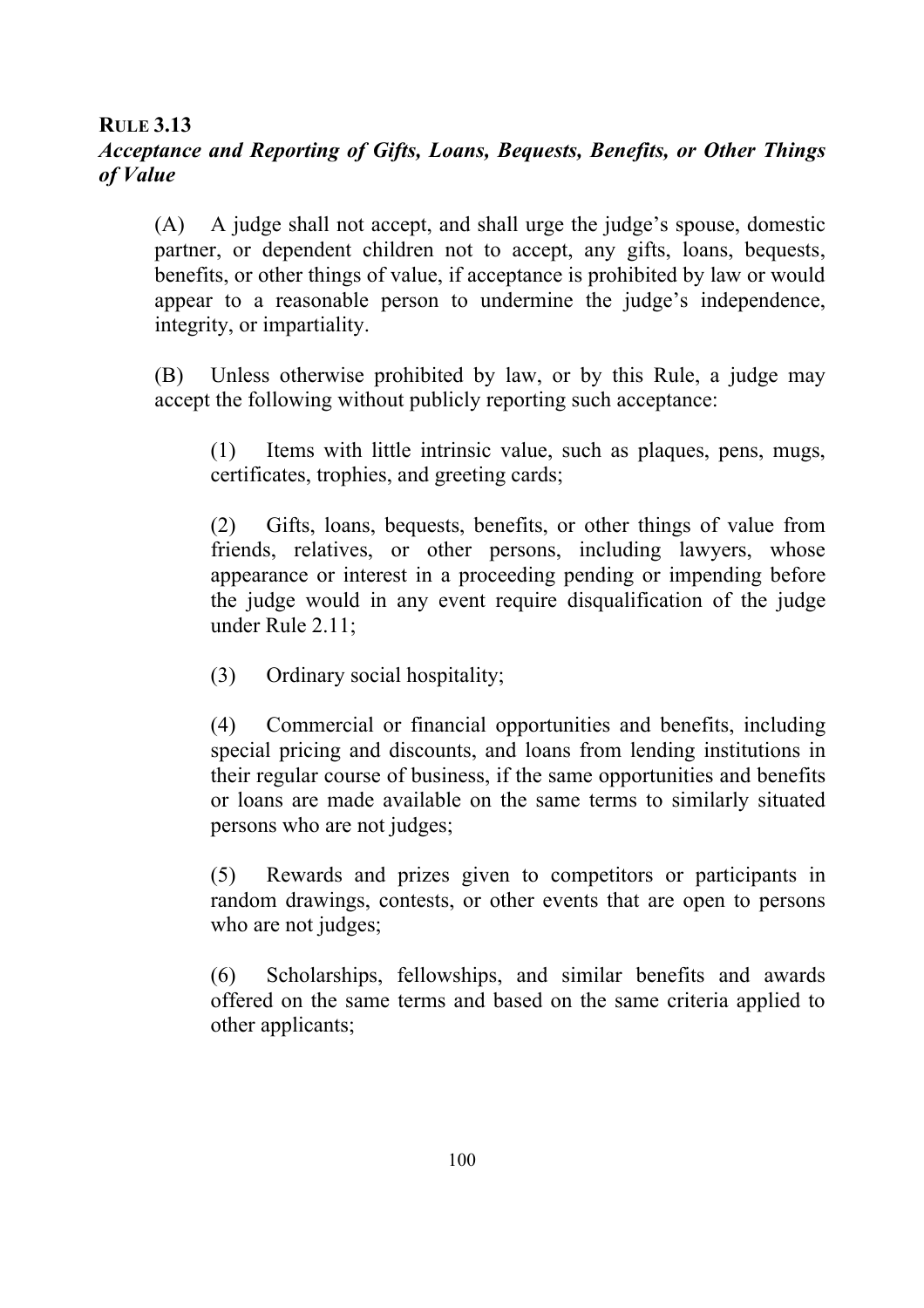## RULE 3.13

### *Acceptance and Reporting of Gifts, Loans, Bequests, Benefits, or Other Things of Value*

(A) A judge shall not accept, and shall urge the judge's spouse, domestic partner, or dependent children not to accept, any gifts, loans, bequests, benefits, or other things of value, if acceptance is prohibited by law or would appear to a reasonable person to undermine the judge's independence, integrity, or impartiality.

(B) Unless otherwise prohibited by law, or by this Rule, a judge may accept the following without publicly reporting such acceptance:

(1) Items with little intrinsic value, such as plaques, pens, mugs, certificates, trophies, and greeting cards;

(2) Gifts, loans, bequests, benefits, or other things of value from friends, relatives, or other persons, including lawyers, whose appearance or interest in a proceeding pending or impending before the judge would in any event require disqualification of the judge under Rule 2.11;

(3) Ordinary social hospitality;

(4) Commercial or financial opportunities and benefits, including special pricing and discounts, and loans from lending institutions in their regular course of business, if the same opportunities and benefits or loans are made available on the same terms to similarly situated persons who are not judges;

(5) Rewards and prizes given to competitors or participants in random drawings, contests, or other events that are open to persons who are not judges;

(6) Scholarships, fellowships, and similar benefits and awards offered on the same terms and based on the same criteria applied to other applicants;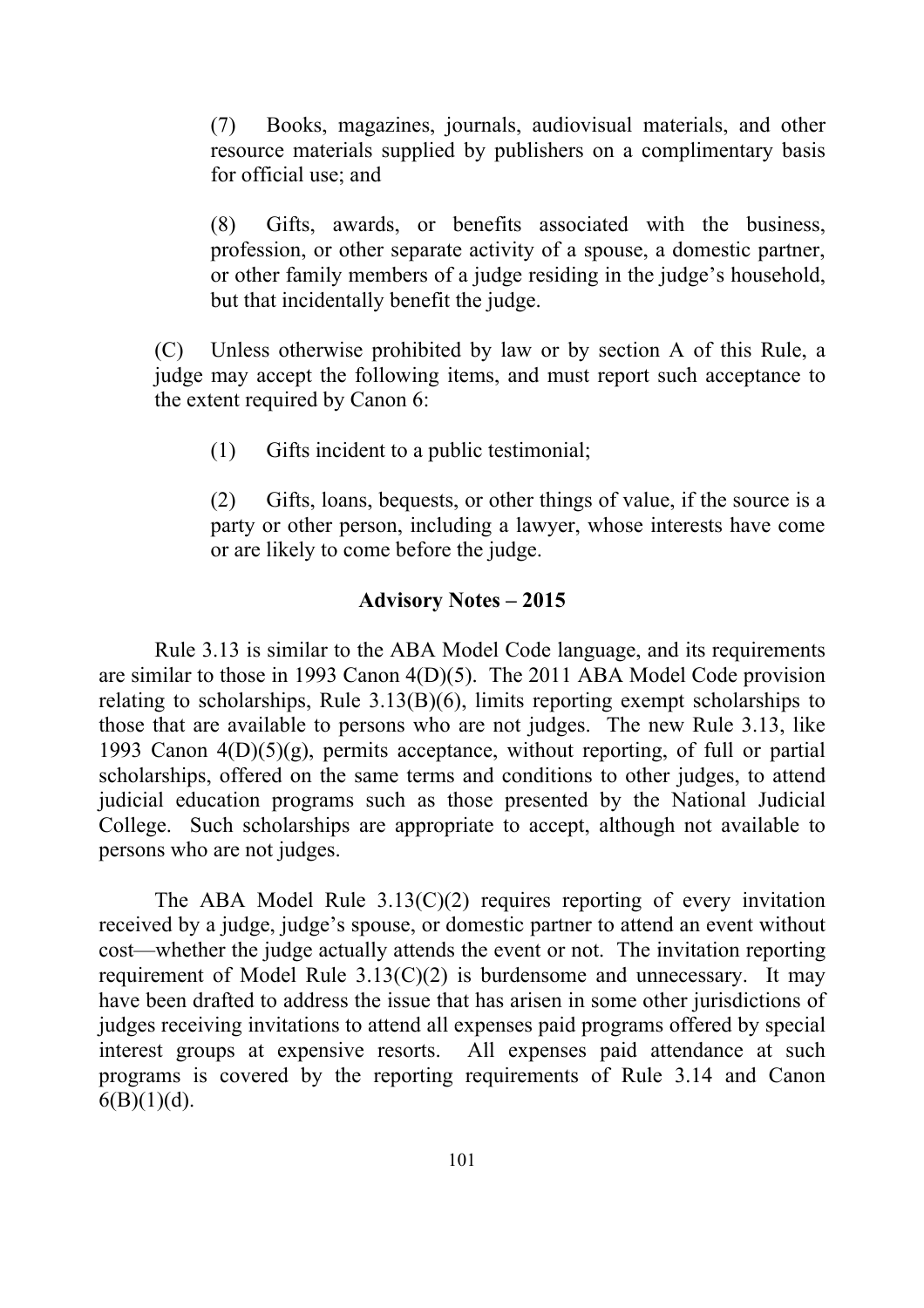(7) Books, magazines, journals, audiovisual materials, and other resource materials supplied by publishers on a complimentary basis for official use; and

(8) Gifts, awards, or benefits associated with the business, profession, or other separate activity of a spouse, a domestic partner, or other family members of a judge residing in the judge's household, but that incidentally benefit the judge.

(C) Unless otherwise prohibited by law or by section A of this Rule, a judge may accept the following items, and must report such acceptance to the extent required by Canon 6:

(1) Gifts incident to a public testimonial;

(2) Gifts, loans, bequests, or other things of value, if the source is a party or other person, including a lawyer, whose interests have come or are likely to come before the judge.

**Advisory Notes – 2015**

Rule 3.13 is similar to the ABA Model Code language, and its requirements are similar to those in 1993 Canon 4(D)(5). The 2011 ABA Model Code provision relating to scholarships, Rule 3.13(B)(6), limits reporting exempt scholarships to those that are available to persons who are not judges. The new Rule 3.13, like 1993 Canon 4(D)(5)(g), permits acceptance, without reporting, of full or partial scholarships, offered on the same terms and conditions to other judges, to attend judicial education programs such as those presented by the National Judicial College. Such scholarships are appropriate to accept, although not available to persons who are not judges.

The ABA Model Rule 3.13(C)(2) requires reporting of every invitation received by a judge, judge's spouse, or domestic partner to attend an event without cost—whether the judge actually attends the event or not. The invitation reporting requirement of Model Rule 3.13(C)(2) is burdensome and unnecessary. It may have been drafted to address the issue that has arisen in some other jurisdictions of judges receiving invitations to attend all expenses paid programs offered by special interest groups at expensive resorts. All expenses paid attendance at such programs is covered by the reporting requirements of Rule 3.14 and Canon 6(B)(1)(d).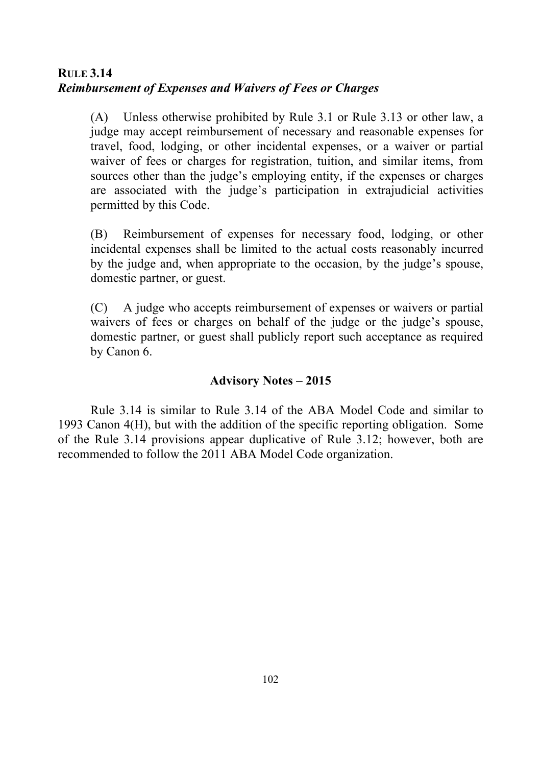**RULE 3.14**
***Reimbursement of Expenses and Waivers of Fees or Charges***

(A) Unless otherwise prohibited by Rule 3.1 or Rule 3.13 or other law, a judge may accept reimbursement of necessary and reasonable expenses for travel, food, lodging, or other incidental expenses, or a waiver or partial waiver of fees or charges for registration, tuition, and similar items, from sources other than the judge's employing entity, if the expenses or charges are associated with the judge's participation in extrajudicial activities permitted by this Code.

(B) Reimbursement of expenses for necessary food, lodging, or other incidental expenses shall be limited to the actual costs reasonably incurred by the judge and, when appropriate to the occasion, by the judge's spouse, domestic partner, or guest.

(C) A judge who accepts reimbursement of expenses or waivers or partial waivers of fees or charges on behalf of the judge or the judge's spouse, domestic partner, or guest shall publicly report such acceptance as required by Canon 6.

**Advisory Notes – 2015**

Rule 3.14 is similar to Rule 3.14 of the ABA Model Code and similar to 1993 Canon 4(H), but with the addition of the specific reporting obligation. Some of the Rule 3.14 provisions appear duplicative of Rule 3.12; however, both are recommended to follow the 2011 ABA Model Code organization.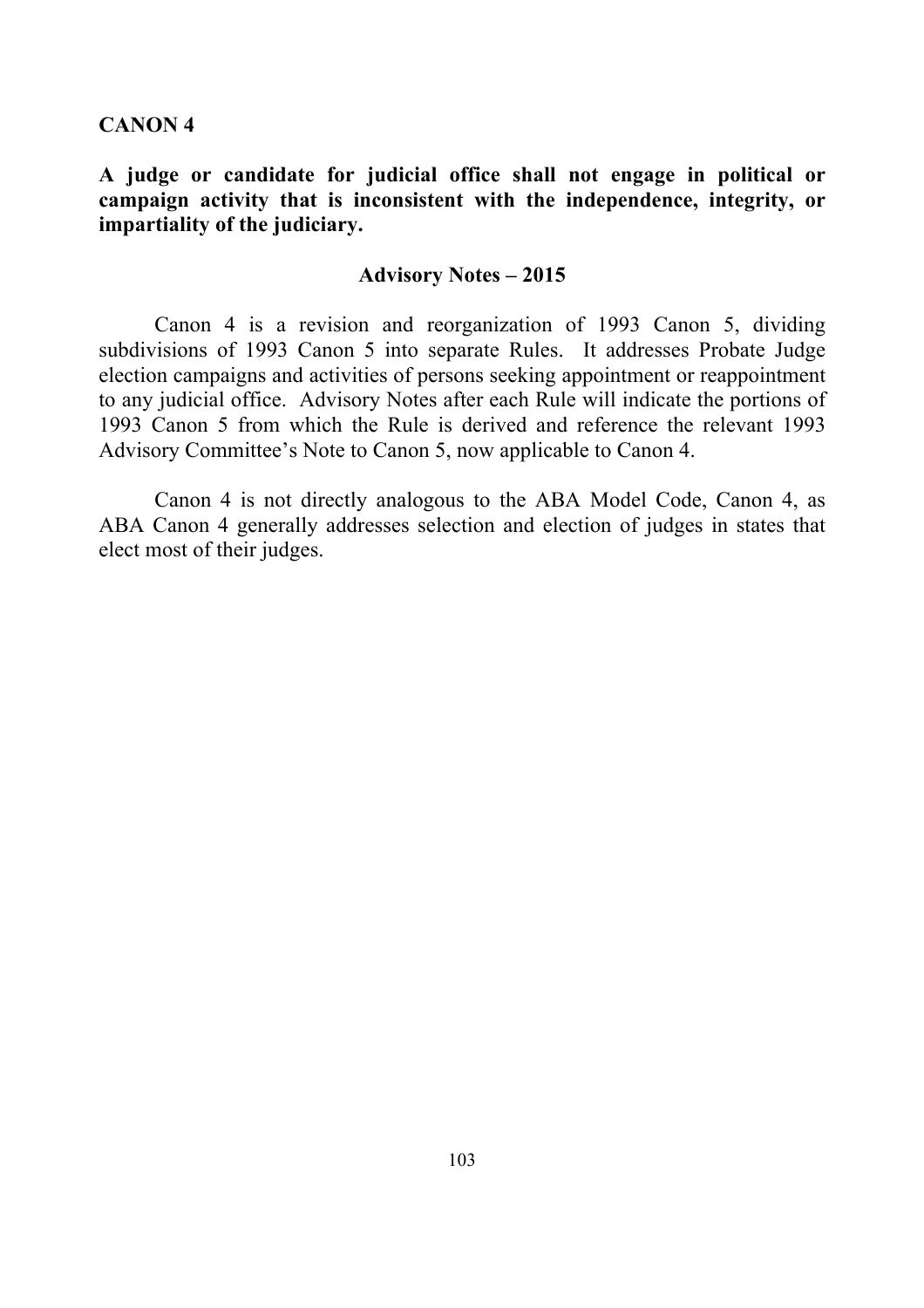## CANON 4

**A judge or candidate for judicial office shall not engage in political or campaign activity that is inconsistent with the independence, integrity, or impartiality of the judiciary.**

### Advisory Notes – 2015

Canon 4 is a revision and reorganization of 1993 Canon 5, dividing subdivisions of 1993 Canon 5 into separate Rules. It addresses Probate Judge election campaigns and activities of persons seeking appointment or reappointment to any judicial office. Advisory Notes after each Rule will indicate the portions of 1993 Canon 5 from which the Rule is derived and reference the relevant 1993 Advisory Committee's Note to Canon 5, now applicable to Canon 4.

Canon 4 is not directly analogous to the ABA Model Code, Canon 4, as ABA Canon 4 generally addresses selection and election of judges in states that elect most of their judges.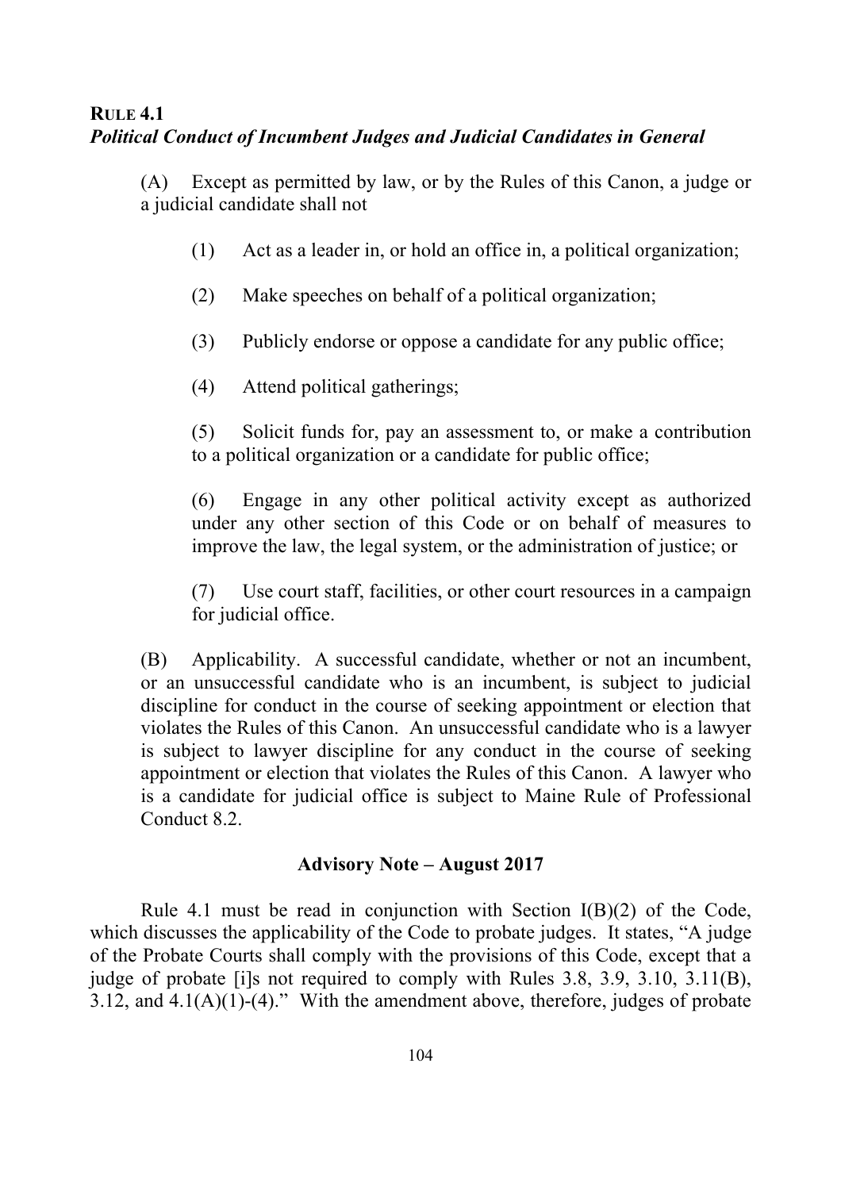## RULE 4.1

### *Political Conduct of Incumbent Judges and Judicial Candidates in General*

(A) Except as permitted by law, or by the Rules of this Canon, a judge or a judicial candidate shall not

(1) Act as a leader in, or hold an office in, a political organization;

(2) Make speeches on behalf of a political organization;

(3) Publicly endorse or oppose a candidate for any public office;

(4) Attend political gatherings;

(5) Solicit funds for, pay an assessment to, or make a contribution to a political organization or a candidate for public office;

(6) Engage in any other political activity except as authorized under any other section of this Code or on behalf of measures to improve the law, the legal system, or the administration of justice; or

(7) Use court staff, facilities, or other court resources in a campaign for judicial office.

(B) Applicability. A successful candidate, whether or not an incumbent, or an unsuccessful candidate who is an incumbent, is subject to judicial discipline for conduct in the course of seeking appointment or election that violates the Rules of this Canon. An unsuccessful candidate who is a lawyer is subject to lawyer discipline for any conduct in the course of seeking appointment or election that violates the Rules of this Canon. A lawyer who is a candidate for judicial office is subject to Maine Rule of Professional Conduct 8.2.

**Advisory Note – August 2017**

Rule 4.1 must be read in conjunction with Section I(B)(2) of the Code, which discusses the applicability of the Code to probate judges. It states, "A judge of the Probate Courts shall comply with the provisions of this Code, except that a judge of probate [i]s not required to comply with Rules 3.8, 3.9, 3.10, 3.11(B), 3.12, and 4.1(A)(1)-(4)." With the amendment above, therefore, judges of probate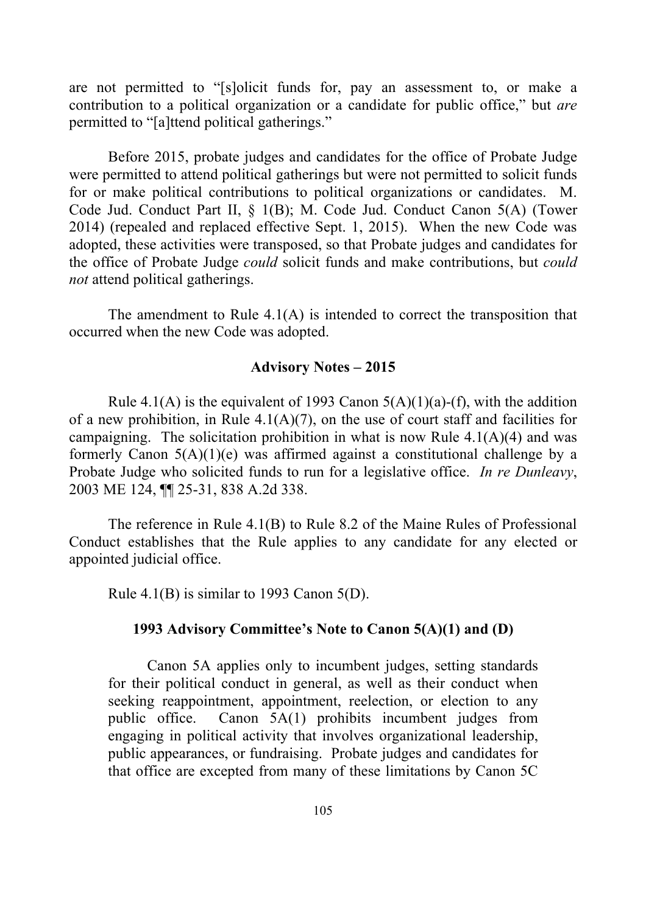are not permitted to "[s]olicit funds for, pay an assessment to, or make a contribution to a political organization or a candidate for public office," but *are* permitted to "[a]ttend political gatherings."

Before 2015, probate judges and candidates for the office of Probate Judge were permitted to attend political gatherings but were not permitted to solicit funds for or make political contributions to political organizations or candidates. M. Code Jud. Conduct Part II, § 1(B); M. Code Jud. Conduct Canon 5(A) (Tower 2014) (repealed and replaced effective Sept. 1, 2015). When the new Code was adopted, these activities were transposed, so that Probate judges and candidates for the office of Probate Judge *could* solicit funds and make contributions, but *could not* attend political gatherings.

The amendment to Rule 4.1(A) is intended to correct the transposition that occurred when the new Code was adopted.

**Advisory Notes – 2015**

Rule 4.1(A) is the equivalent of 1993 Canon 5(A)(1)(a)-(f), with the addition of a new prohibition, in Rule 4.1(A)(7), on the use of court staff and facilities for campaigning. The solicitation prohibition in what is now Rule 4.1(A)(4) and was formerly Canon 5(A)(1)(e) was affirmed against a constitutional challenge by a Probate Judge who solicited funds to run for a legislative office. *In re Dunleavy*, 2003 ME 124, ¶¶ 25-31, 838 A.2d 338.

The reference in Rule 4.1(B) to Rule 8.2 of the Maine Rules of Professional Conduct establishes that the Rule applies to any candidate for any elected or appointed judicial office.

Rule 4.1(B) is similar to 1993 Canon 5(D).

**1993 Advisory Committee's Note to Canon 5(A)(1) and (D)**

> Canon 5A applies only to incumbent judges, setting standards for their political conduct in general, as well as their conduct when seeking reappointment, appointment, reelection, or election to any public office. Canon 5A(1) prohibits incumbent judges from engaging in political activity that involves organizational leadership, public appearances, or fundraising. Probate judges and candidates for that office are excepted from many of these limitations by Canon 5C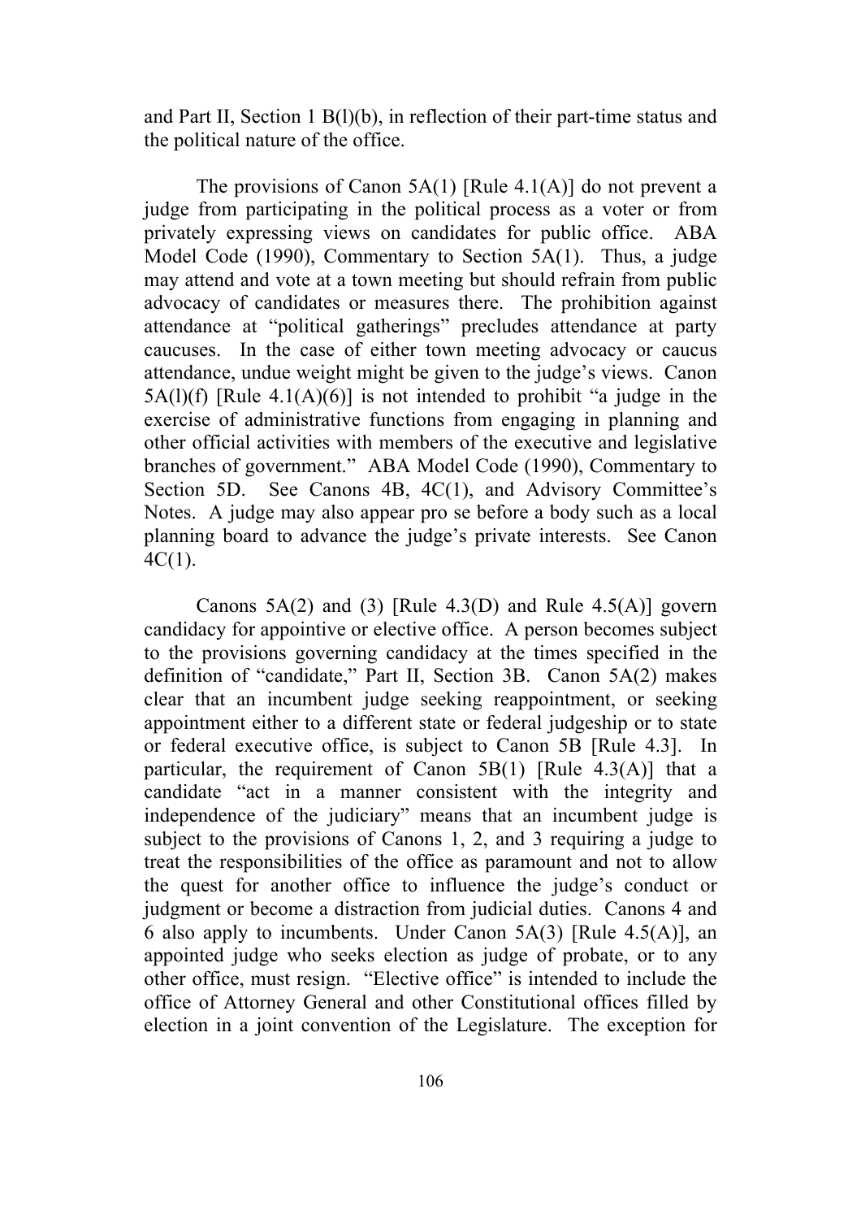and Part II, Section 1 B(l)(b), in reflection of their part-time status and the political nature of the office.

The provisions of Canon 5A(1) [Rule 4.1(A)] do not prevent a judge from participating in the political process as a voter or from privately expressing views on candidates for public office. ABA Model Code (1990), Commentary to Section 5A(1). Thus, a judge may attend and vote at a town meeting but should refrain from public advocacy of candidates or measures there. The prohibition against attendance at "political gatherings" precludes attendance at party caucuses. In the case of either town meeting advocacy or caucus attendance, undue weight might be given to the judge's views. Canon 5A(l)(f) [Rule 4.1(A)(6)] is not intended to prohibit "a judge in the exercise of administrative functions from engaging in planning and other official activities with members of the executive and legislative branches of government." ABA Model Code (1990), Commentary to Section 5D. See Canons 4B, 4C(1), and Advisory Committee's Notes. A judge may also appear pro se before a body such as a local planning board to advance the judge's private interests. See Canon 4C(1).

Canons 5A(2) and (3) [Rule 4.3(D) and Rule 4.5(A)] govern candidacy for appointive or elective office. A person becomes subject to the provisions governing candidacy at the times specified in the definition of "candidate," Part II, Section 3B. Canon 5A(2) makes clear that an incumbent judge seeking reappointment, or seeking appointment either to a different state or federal judgeship or to state or federal executive office, is subject to Canon 5B [Rule 4.3]. In particular, the requirement of Canon 5B(1) [Rule 4.3(A)] that a candidate "act in a manner consistent with the integrity and independence of the judiciary" means that an incumbent judge is subject to the provisions of Canons 1, 2, and 3 requiring a judge to treat the responsibilities of the office as paramount and not to allow the quest for another office to influence the judge's conduct or judgment or become a distraction from judicial duties. Canons 4 and 6 also apply to incumbents. Under Canon 5A(3) [Rule 4.5(A)], an appointed judge who seeks election as judge of probate, or to any other office, must resign. "Elective office" is intended to include the office of Attorney General and other Constitutional offices filled by election in a joint convention of the Legislature. The exception for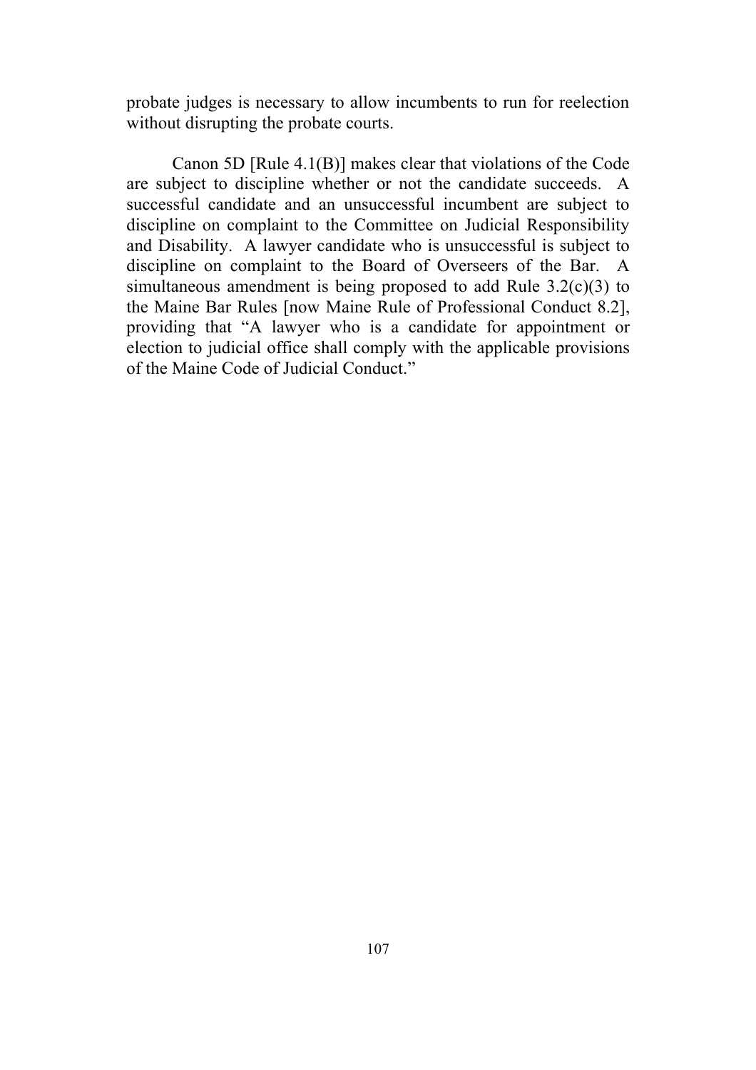probate judges is necessary to allow incumbents to run for reelection without disrupting the probate courts.

Canon 5D [Rule 4.1(B)] makes clear that violations of the Code are subject to discipline whether or not the candidate succeeds. A successful candidate and an unsuccessful incumbent are subject to discipline on complaint to the Committee on Judicial Responsibility and Disability. A lawyer candidate who is unsuccessful is subject to discipline on complaint to the Board of Overseers of the Bar. A simultaneous amendment is being proposed to add Rule 3.2(c)(3) to the Maine Bar Rules [now Maine Rule of Professional Conduct 8.2], providing that "A lawyer who is a candidate for appointment or election to judicial office shall comply with the applicable provisions of the Maine Code of Judicial Conduct."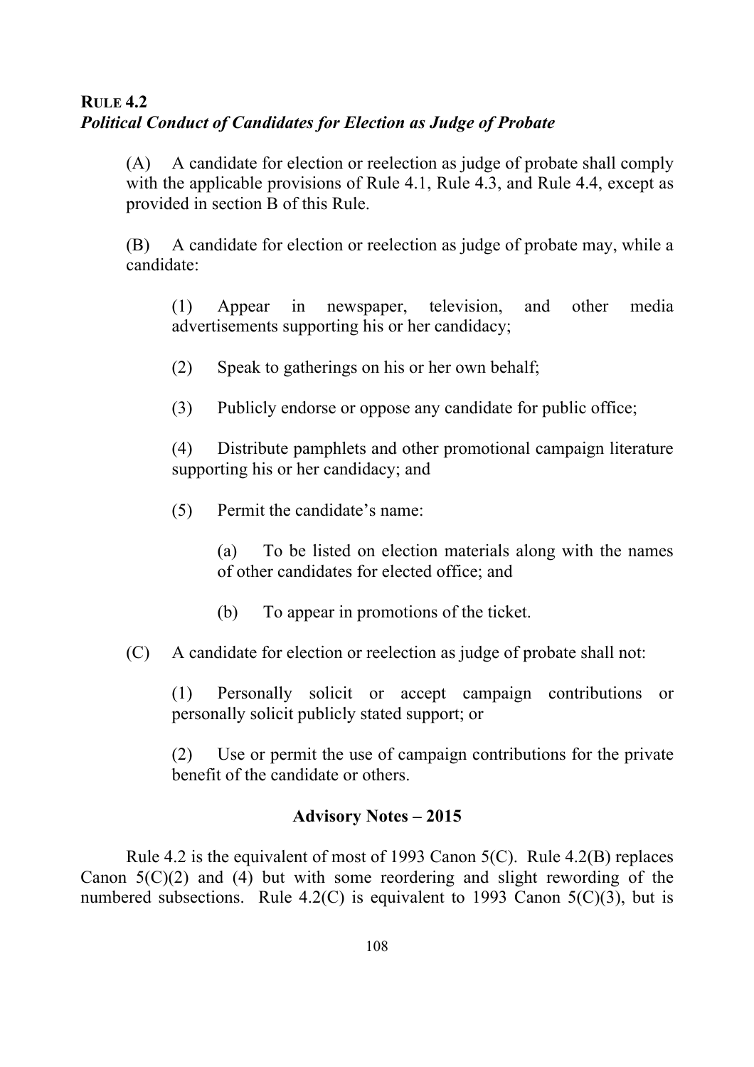## RULE 4.2
### *Political Conduct of Candidates for Election as Judge of Probate*

(A) A candidate for election or reelection as judge of probate shall comply with the applicable provisions of Rule 4.1, Rule 4.3, and Rule 4.4, except as provided in section B of this Rule.

(B) A candidate for election or reelection as judge of probate may, while a candidate:

> (1) Appear in newspaper, television, and other media advertisements supporting his or her candidacy;
>
> (2) Speak to gatherings on his or her own behalf;
>
> (3) Publicly endorse or oppose any candidate for public office;
>
> (4) Distribute pamphlets and other promotional campaign literature supporting his or her candidacy; and
>
> (5) Permit the candidate's name:
>
> > (a) To be listed on election materials along with the names of other candidates for elected office; and
> >
> > (b) To appear in promotions of the ticket.

(C) A candidate for election or reelection as judge of probate shall not:

> (1) Personally solicit or accept campaign contributions or personally solicit publicly stated support; or
>
> (2) Use or permit the use of campaign contributions for the private benefit of the candidate or others.

**Advisory Notes – 2015**

Rule 4.2 is the equivalent of most of 1993 Canon 5(C). Rule 4.2(B) replaces Canon 5(C)(2) and (4) but with some reordering and slight rewording of the numbered subsections. Rule 4.2(C) is equivalent to 1993 Canon 5(C)(3), but is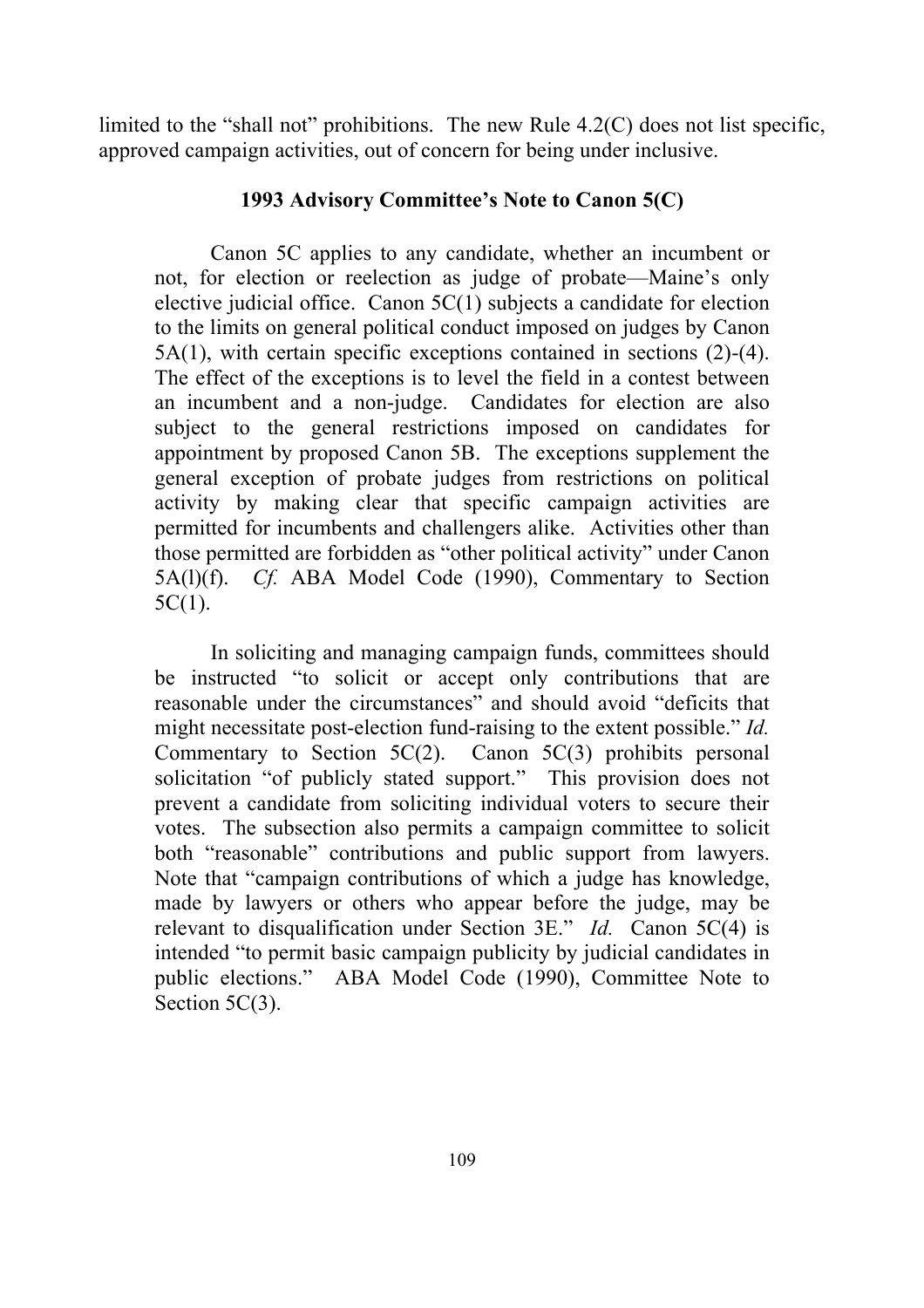limited to the "shall not" prohibitions. The new Rule 4.2(C) does not list specific, approved campaign activities, out of concern for being under inclusive.

### 1993 Advisory Committee's Note to Canon 5(C)

Canon 5C applies to any candidate, whether an incumbent or not, for election or reelection as judge of probate—Maine's only elective judicial office. Canon 5C(1) subjects a candidate for election to the limits on general political conduct imposed on judges by Canon 5A(1), with certain specific exceptions contained in sections (2)-(4). The effect of the exceptions is to level the field in a contest between an incumbent and a non-judge. Candidates for election are also subject to the general restrictions imposed on candidates for appointment by proposed Canon 5B. The exceptions supplement the general exception of probate judges from restrictions on political activity by making clear that specific campaign activities are permitted for incumbents and challengers alike. Activities other than those permitted are forbidden as "other political activity" under Canon 5A(l)(f). *Cf.* ABA Model Code (1990), Commentary to Section 5C(1).

In soliciting and managing campaign funds, committees should be instructed "to solicit or accept only contributions that are reasonable under the circumstances" and should avoid "deficits that might necessitate post-election fund-raising to the extent possible." *Id.* Commentary to Section 5C(2). Canon 5C(3) prohibits personal solicitation "of publicly stated support." This provision does not prevent a candidate from soliciting individual voters to secure their votes. The subsection also permits a campaign committee to solicit both "reasonable" contributions and public support from lawyers. Note that "campaign contributions of which a judge has knowledge, made by lawyers or others who appear before the judge, may be relevant to disqualification under Section 3E." *Id.* Canon 5C(4) is intended "to permit basic campaign publicity by judicial candidates in public elections." ABA Model Code (1990), Committee Note to Section 5C(3).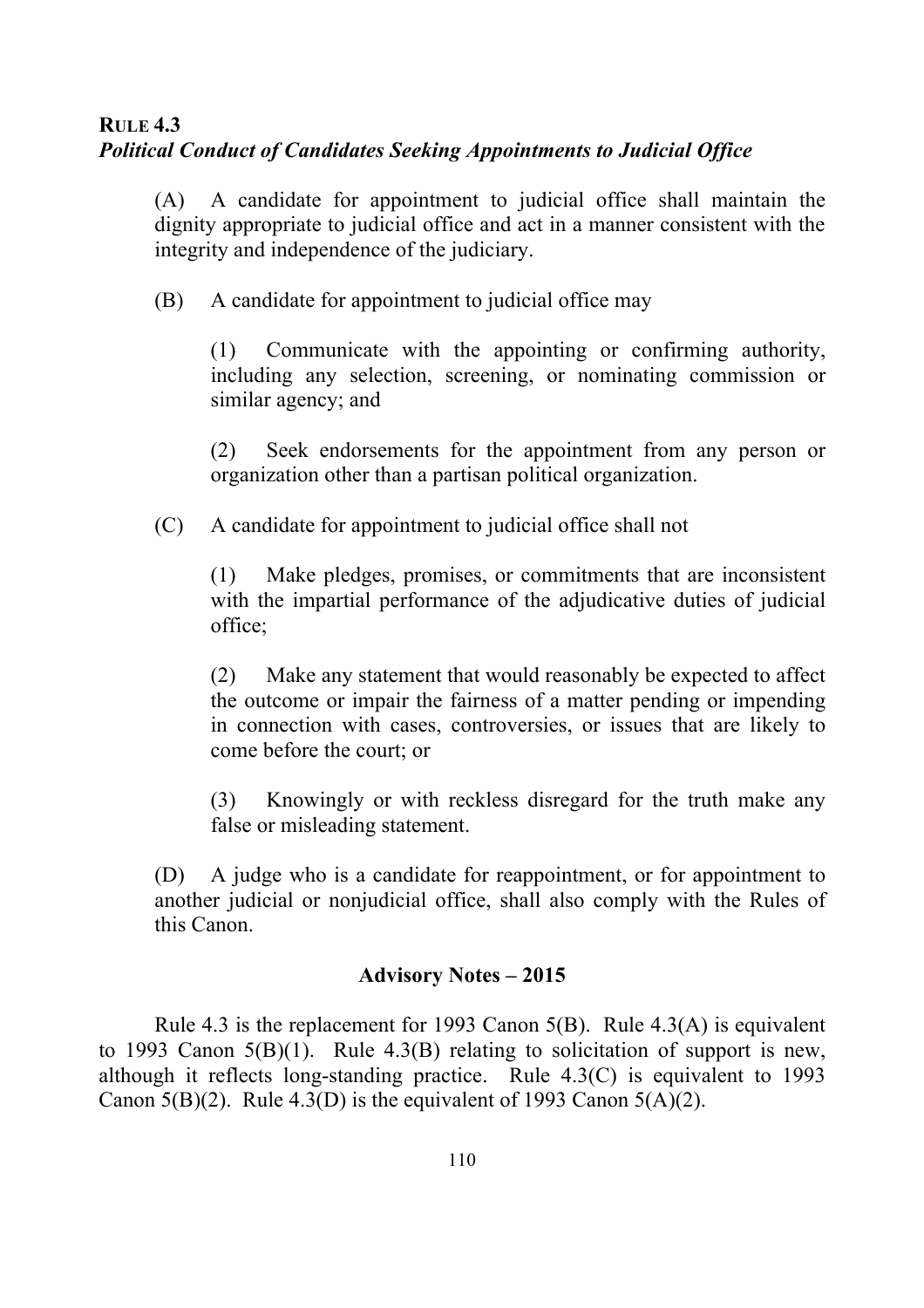**RULE 4.3**
***Political Conduct of Candidates Seeking Appointments to Judicial Office***

(A) A candidate for appointment to judicial office shall maintain the dignity appropriate to judicial office and act in a manner consistent with the integrity and independence of the judiciary.

(B) A candidate for appointment to judicial office may

(1) Communicate with the appointing or confirming authority, including any selection, screening, or nominating commission or similar agency; and

(2) Seek endorsements for the appointment from any person or organization other than a partisan political organization.

(C) A candidate for appointment to judicial office shall not

(1) Make pledges, promises, or commitments that are inconsistent with the impartial performance of the adjudicative duties of judicial office;

(2) Make any statement that would reasonably be expected to affect the outcome or impair the fairness of a matter pending or impending in connection with cases, controversies, or issues that are likely to come before the court; or

(3) Knowingly or with reckless disregard for the truth make any false or misleading statement.

(D) A judge who is a candidate for reappointment, or for appointment to another judicial or nonjudicial office, shall also comply with the Rules of this Canon.

**Advisory Notes – 2015**

Rule 4.3 is the replacement for 1993 Canon 5(B). Rule 4.3(A) is equivalent to 1993 Canon 5(B)(1). Rule 4.3(B) relating to solicitation of support is new, although it reflects long-standing practice. Rule 4.3(C) is equivalent to 1993 Canon 5(B)(2). Rule 4.3(D) is the equivalent of 1993 Canon 5(A)(2).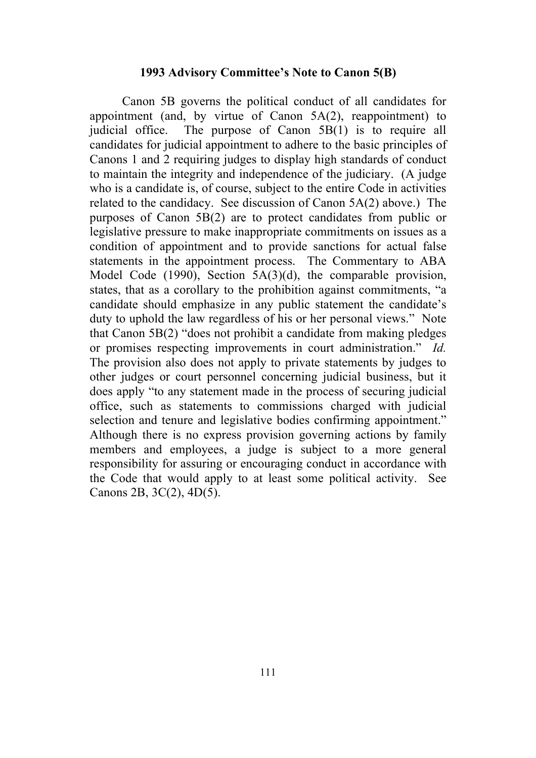**1993 Advisory Committee's Note to Canon 5(B)**

Canon 5B governs the political conduct of all candidates for appointment (and, by virtue of Canon 5A(2), reappointment) to judicial office. The purpose of Canon 5B(1) is to require all candidates for judicial appointment to adhere to the basic principles of Canons 1 and 2 requiring judges to display high standards of conduct to maintain the integrity and independence of the judiciary. (A judge who is a candidate is, of course, subject to the entire Code in activities related to the candidacy. See discussion of Canon 5A(2) above.) The purposes of Canon 5B(2) are to protect candidates from public or legislative pressure to make inappropriate commitments on issues as a condition of appointment and to provide sanctions for actual false statements in the appointment process. The Commentary to ABA Model Code (1990), Section 5A(3)(d), the comparable provision, states, that as a corollary to the prohibition against commitments, "a candidate should emphasize in any public statement the candidate's duty to uphold the law regardless of his or her personal views." Note that Canon 5B(2) "does not prohibit a candidate from making pledges or promises respecting improvements in court administration." *Id.* The provision also does not apply to private statements by judges to other judges or court personnel concerning judicial business, but it does apply "to any statement made in the process of securing judicial office, such as statements to commissions charged with judicial selection and tenure and legislative bodies confirming appointment." Although there is no express provision governing actions by family members and employees, a judge is subject to a more general responsibility for assuring or encouraging conduct in accordance with the Code that would apply to at least some political activity. See Canons 2B, 3C(2), 4D(5).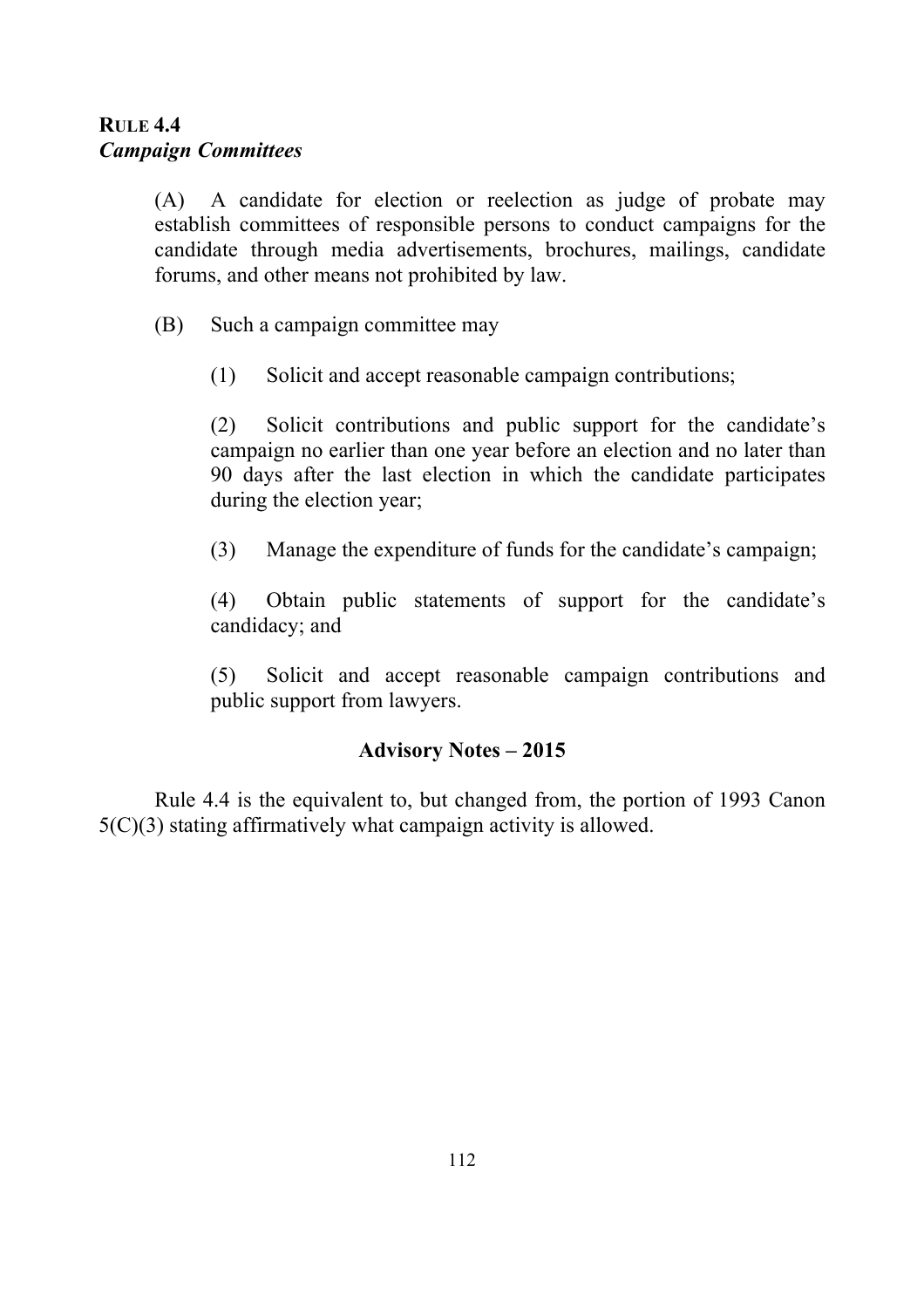**RULE 4.4**
***Campaign Committees***

(A) A candidate for election or reelection as judge of probate may establish committees of responsible persons to conduct campaigns for the candidate through media advertisements, brochures, mailings, candidate forums, and other means not prohibited by law.

(B) Such a campaign committee may

(1) Solicit and accept reasonable campaign contributions;

(2) Solicit contributions and public support for the candidate's campaign no earlier than one year before an election and no later than 90 days after the last election in which the candidate participates during the election year;

(3) Manage the expenditure of funds for the candidate's campaign;

(4) Obtain public statements of support for the candidate's candidacy; and

(5) Solicit and accept reasonable campaign contributions and public support from lawyers.

**Advisory Notes – 2015**

Rule 4.4 is the equivalent to, but changed from, the portion of 1993 Canon 5(C)(3) stating affirmatively what campaign activity is allowed.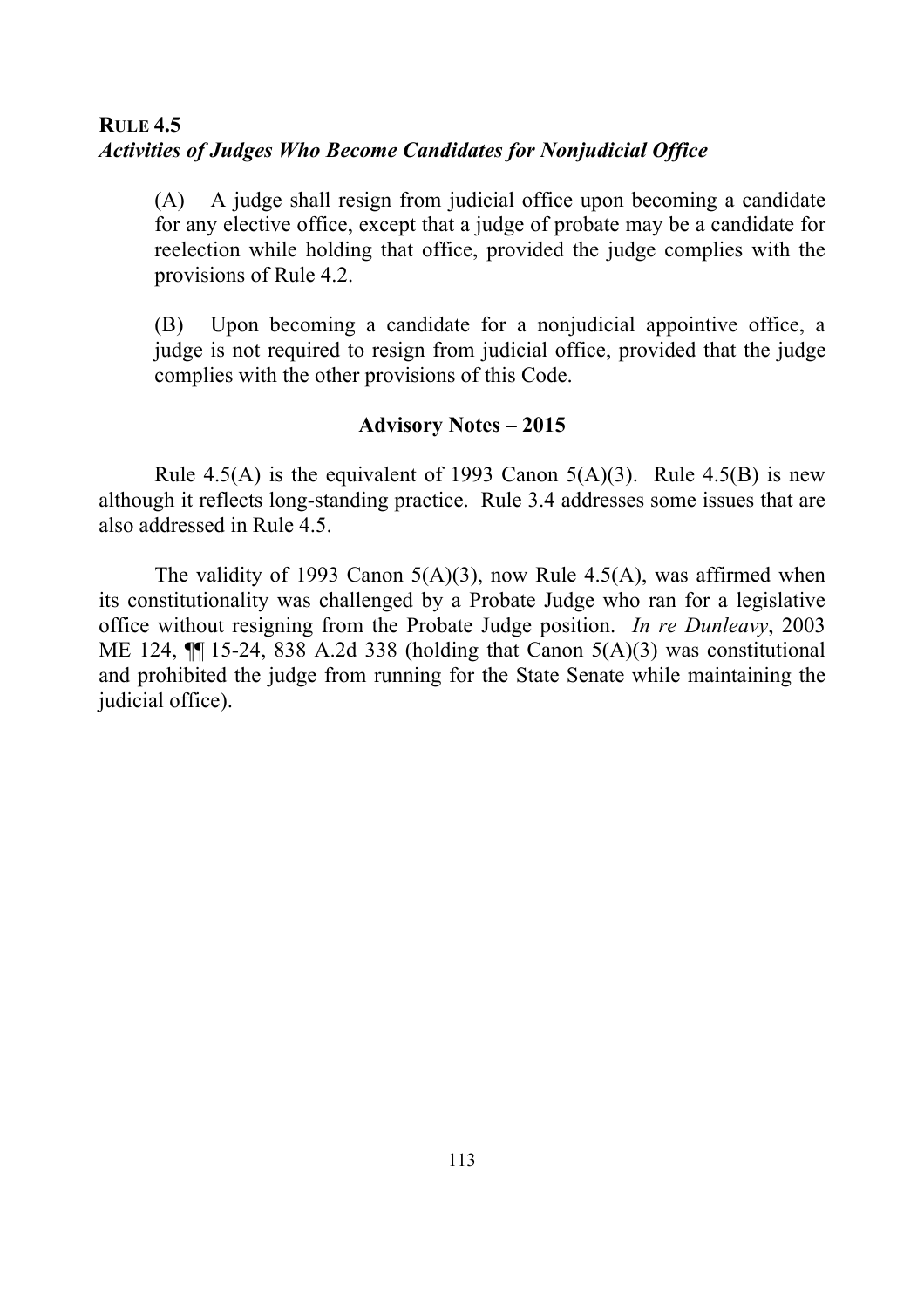## RULE 4.5
### *Activities of Judges Who Become Candidates for Nonjudicial Office*

(A) A judge shall resign from judicial office upon becoming a candidate for any elective office, except that a judge of probate may be a candidate for reelection while holding that office, provided the judge complies with the provisions of Rule 4.2.

(B) Upon becoming a candidate for a nonjudicial appointive office, a judge is not required to resign from judicial office, provided that the judge complies with the other provisions of this Code.

**Advisory Notes – 2015**

Rule 4.5(A) is the equivalent of 1993 Canon 5(A)(3). Rule 4.5(B) is new although it reflects long-standing practice. Rule 3.4 addresses some issues that are also addressed in Rule 4.5.

The validity of 1993 Canon 5(A)(3), now Rule 4.5(A), was affirmed when its constitutionality was challenged by a Probate Judge who ran for a legislative office without resigning from the Probate Judge position. *In re Dunleavy*, 2003 ME 124, ¶¶ 15-24, 838 A.2d 338 (holding that Canon 5(A)(3) was constitutional and prohibited the judge from running for the State Senate while maintaining the judicial office).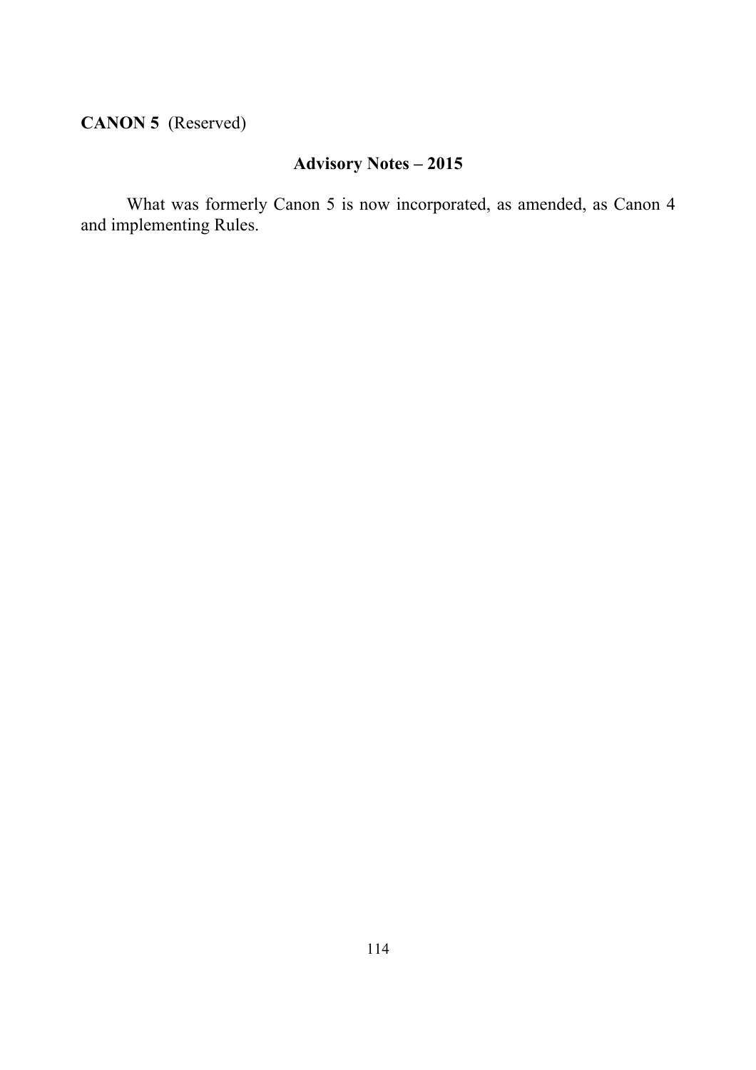**CANON 5** (Reserved)

### Advisory Notes – 2015

What was formerly Canon 5 is now incorporated, as amended, as Canon 4 and implementing Rules.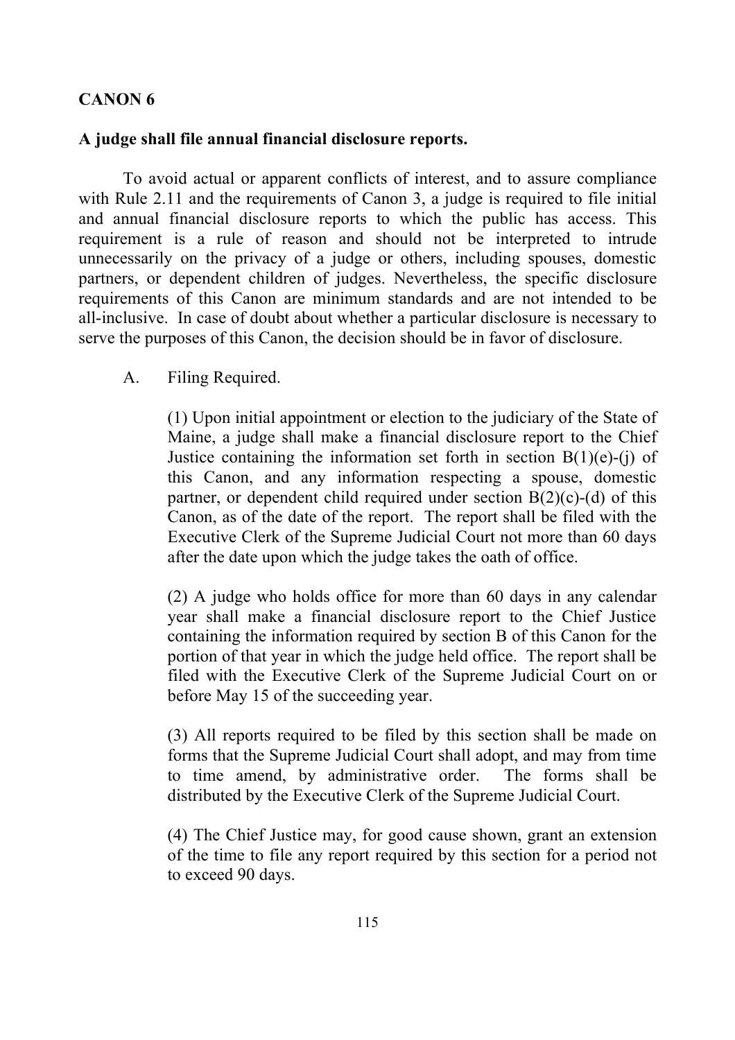**CANON 6**

**A judge shall file annual financial disclosure reports.**

To avoid actual or apparent conflicts of interest, and to assure compliance with Rule 2.11 and the requirements of Canon 3, a judge is required to file initial and annual financial disclosure reports to which the public has access. This requirement is a rule of reason and should not be interpreted to intrude unnecessarily on the privacy of a judge or others, including spouses, domestic partners, or dependent children of judges. Nevertheless, the specific disclosure requirements of this Canon are minimum standards and are not intended to be all-inclusive. In case of doubt about whether a particular disclosure is necessary to serve the purposes of this Canon, the decision should be in favor of disclosure.

A. Filing Required.

(1) Upon initial appointment or election to the judiciary of the State of Maine, a judge shall make a financial disclosure report to the Chief Justice containing the information set forth in section B(1)(e)-(j) of this Canon, and any information respecting a spouse, domestic partner, or dependent child required under section B(2)(c)-(d) of this Canon, as of the date of the report. The report shall be filed with the Executive Clerk of the Supreme Judicial Court not more than 60 days after the date upon which the judge takes the oath of office.

(2) A judge who holds office for more than 60 days in any calendar year shall make a financial disclosure report to the Chief Justice containing the information required by section B of this Canon for the portion of that year in which the judge held office. The report shall be filed with the Executive Clerk of the Supreme Judicial Court on or before May 15 of the succeeding year.

(3) All reports required to be filed by this section shall be made on forms that the Supreme Judicial Court shall adopt, and may from time to time amend, by administrative order. The forms shall be distributed by the Executive Clerk of the Supreme Judicial Court.

(4) The Chief Justice may, for good cause shown, grant an extension of the time to file any report required by this section for a period not to exceed 90 days.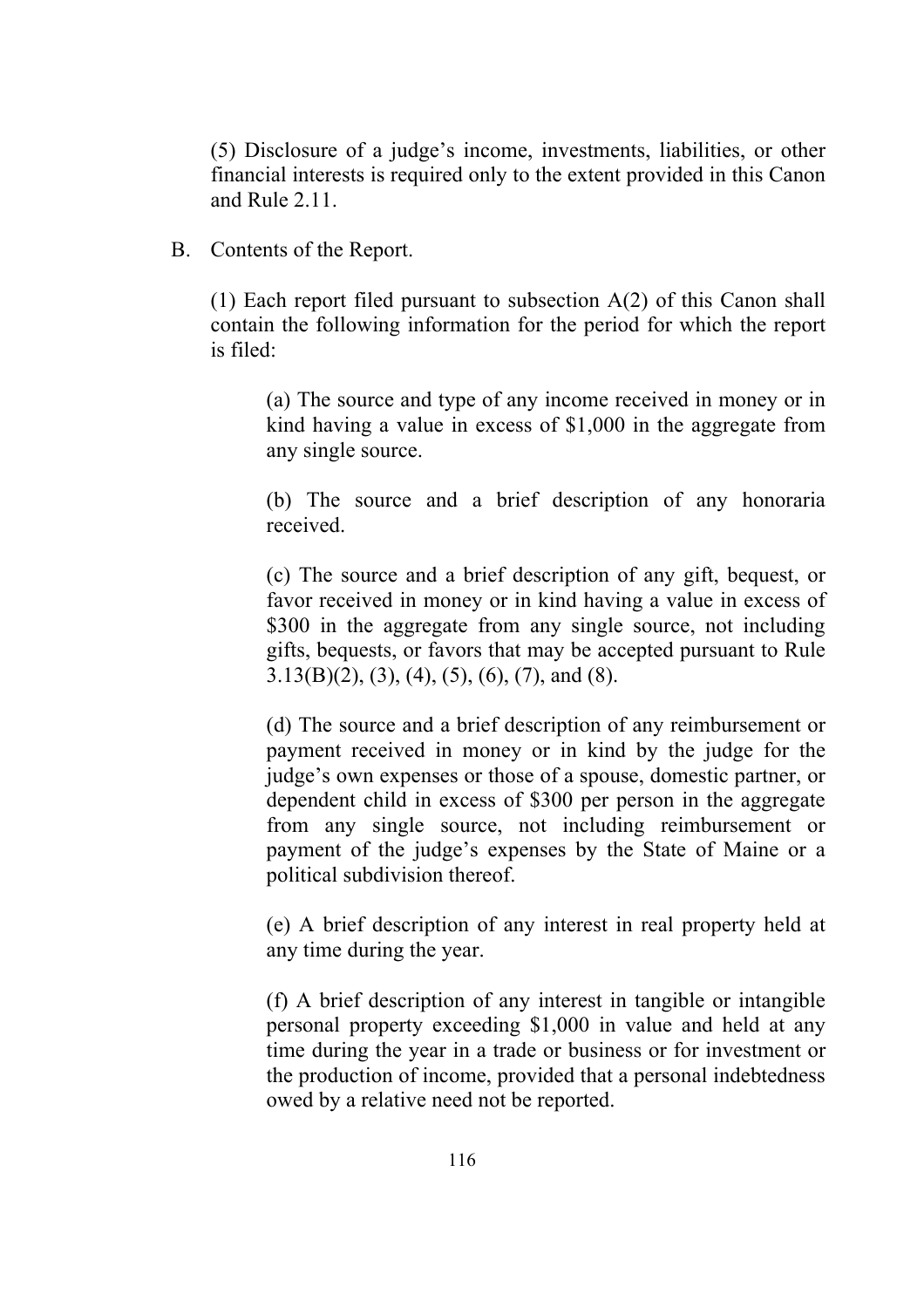(5) Disclosure of a judge's income, investments, liabilities, or other financial interests is required only to the extent provided in this Canon and Rule 2.11.

B. Contents of the Report.

(1) Each report filed pursuant to subsection A(2) of this Canon shall contain the following information for the period for which the report is filed:

(a) The source and type of any income received in money or in kind having a value in excess of $1,000 in the aggregate from any single source.

(b) The source and a brief description of any honoraria received.

(c) The source and a brief description of any gift, bequest, or favor received in money or in kind having a value in excess of $300 in the aggregate from any single source, not including gifts, bequests, or favors that may be accepted pursuant to Rule 3.13(B)(2), (3), (4), (5), (6), (7), and (8).

(d) The source and a brief description of any reimbursement or payment received in money or in kind by the judge for the judge's own expenses or those of a spouse, domestic partner, or dependent child in excess of $300 per person in the aggregate from any single source, not including reimbursement or payment of the judge's expenses by the State of Maine or a political subdivision thereof.

(e) A brief description of any interest in real property held at any time during the year.

(f) A brief description of any interest in tangible or intangible personal property exceeding $1,000 in value and held at any time during the year in a trade or business or for investment or the production of income, provided that a personal indebtedness owed by a relative need not be reported.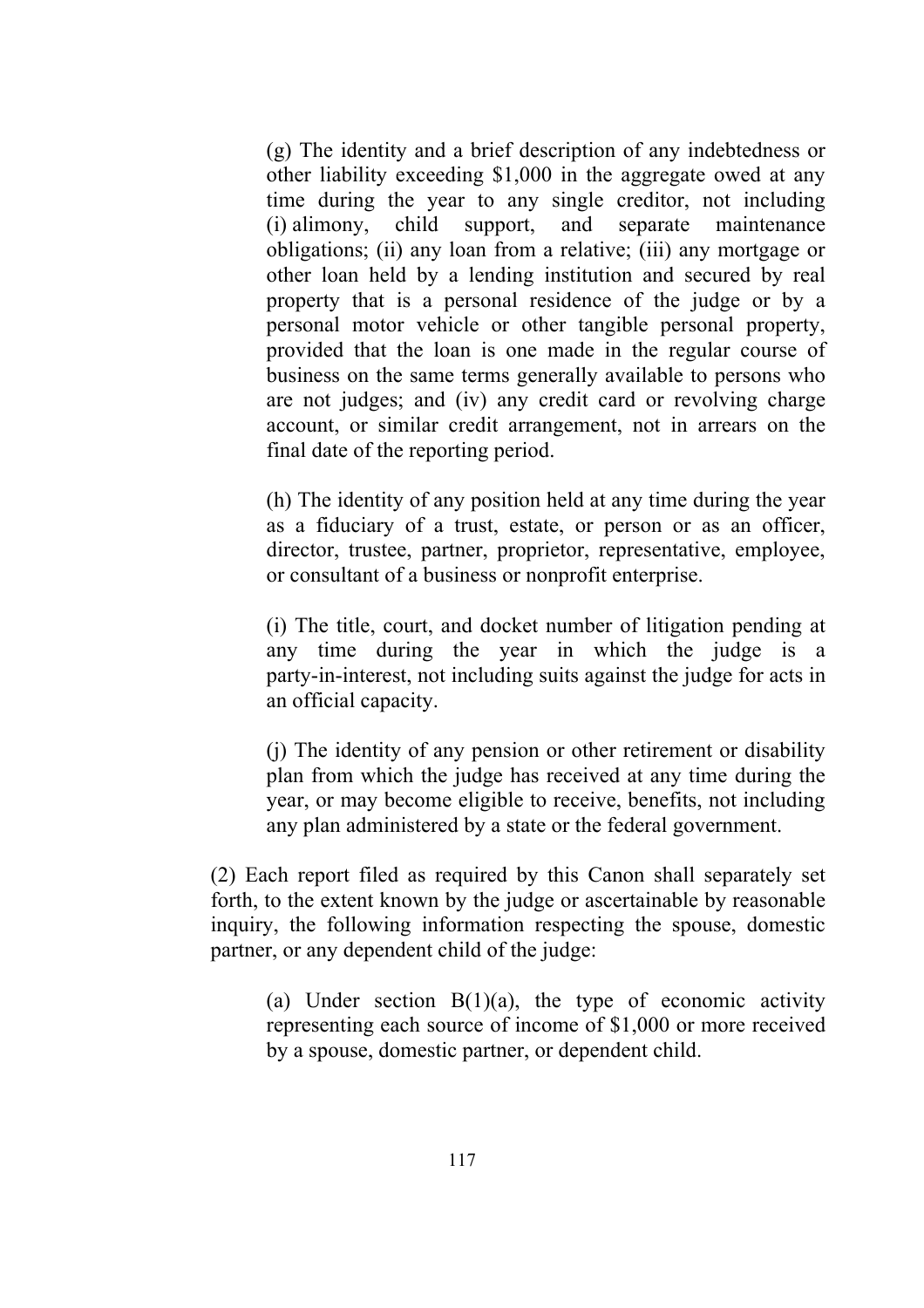(g) The identity and a brief description of any indebtedness or other liability exceeding $1,000 in the aggregate owed at any time during the year to any single creditor, not including (i) alimony, child support, and separate maintenance obligations; (ii) any loan from a relative; (iii) any mortgage or other loan held by a lending institution and secured by real property that is a personal residence of the judge or by a personal motor vehicle or other tangible personal property, provided that the loan is one made in the regular course of business on the same terms generally available to persons who are not judges; and (iv) any credit card or revolving charge account, or similar credit arrangement, not in arrears on the final date of the reporting period.

(h) The identity of any position held at any time during the year as a fiduciary of a trust, estate, or person or as an officer, director, trustee, partner, proprietor, representative, employee, or consultant of a business or nonprofit enterprise.

(i) The title, court, and docket number of litigation pending at any time during the year in which the judge is a party-in-interest, not including suits against the judge for acts in an official capacity.

(j) The identity of any pension or other retirement or disability plan from which the judge has received at any time during the year, or may become eligible to receive, benefits, not including any plan administered by a state or the federal government.

(2) Each report filed as required by this Canon shall separately set forth, to the extent known by the judge or ascertainable by reasonable inquiry, the following information respecting the spouse, domestic partner, or any dependent child of the judge:

(a) Under section B(1)(a), the type of economic activity representing each source of income of $1,000 or more received by a spouse, domestic partner, or dependent child.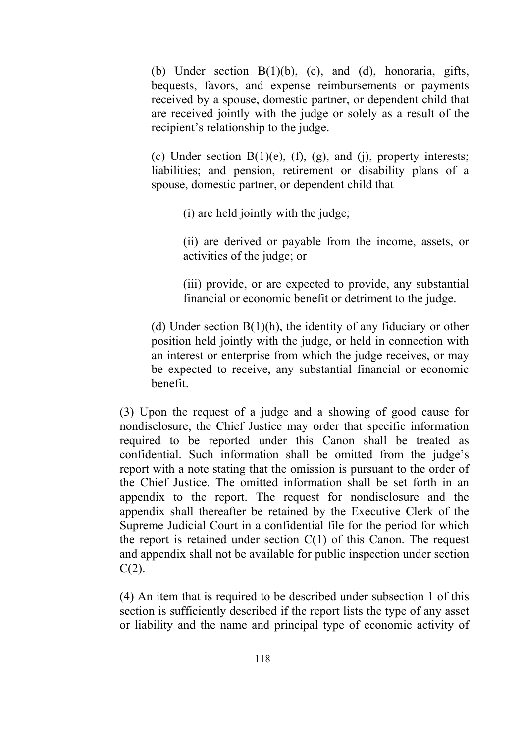(b) Under section B(1)(b), (c), and (d), honoraria, gifts, bequests, favors, and expense reimbursements or payments received by a spouse, domestic partner, or dependent child that are received jointly with the judge or solely as a result of the recipient's relationship to the judge.

(c) Under section B(1)(e), (f), (g), and (j), property interests; liabilities; and pension, retirement or disability plans of a spouse, domestic partner, or dependent child that

(i) are held jointly with the judge;

(ii) are derived or payable from the income, assets, or activities of the judge; or

(iii) provide, or are expected to provide, any substantial financial or economic benefit or detriment to the judge.

(d) Under section B(1)(h), the identity of any fiduciary or other position held jointly with the judge, or held in connection with an interest or enterprise from which the judge receives, or may be expected to receive, any substantial financial or economic benefit.

(3) Upon the request of a judge and a showing of good cause for nondisclosure, the Chief Justice may order that specific information required to be reported under this Canon shall be treated as confidential. Such information shall be omitted from the judge's report with a note stating that the omission is pursuant to the order of the Chief Justice. The omitted information shall be set forth in an appendix to the report. The request for nondisclosure and the appendix shall thereafter be retained by the Executive Clerk of the Supreme Judicial Court in a confidential file for the period for which the report is retained under section C(1) of this Canon. The request and appendix shall not be available for public inspection under section C(2).

(4) An item that is required to be described under subsection 1 of this section is sufficiently described if the report lists the type of any asset or liability and the name and principal type of economic activity of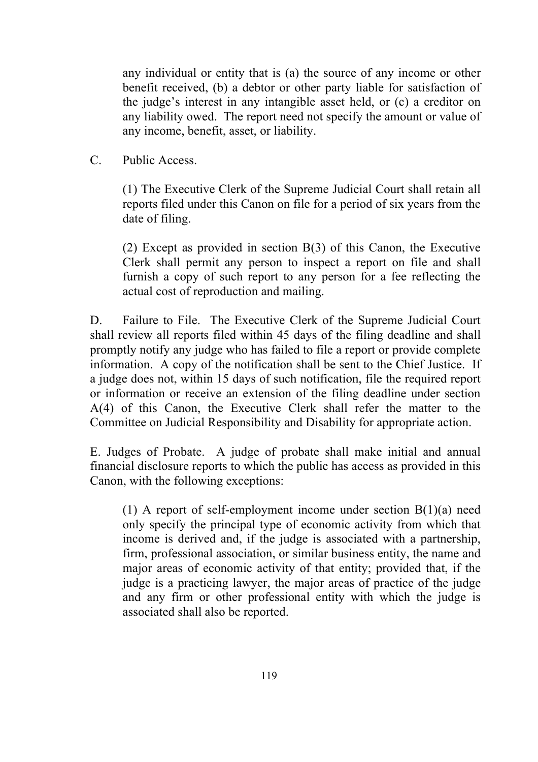any individual or entity that is (a) the source of any income or other benefit received, (b) a debtor or other party liable for satisfaction of the judge's interest in any intangible asset held, or (c) a creditor on any liability owed. The report need not specify the amount or value of any income, benefit, asset, or liability.

C. Public Access.

(1) The Executive Clerk of the Supreme Judicial Court shall retain all reports filed under this Canon on file for a period of six years from the date of filing.

(2) Except as provided in section B(3) of this Canon, the Executive Clerk shall permit any person to inspect a report on file and shall furnish a copy of such report to any person for a fee reflecting the actual cost of reproduction and mailing.

D. Failure to File. The Executive Clerk of the Supreme Judicial Court shall review all reports filed within 45 days of the filing deadline and shall promptly notify any judge who has failed to file a report or provide complete information. A copy of the notification shall be sent to the Chief Justice. If a judge does not, within 15 days of such notification, file the required report or information or receive an extension of the filing deadline under section A(4) of this Canon, the Executive Clerk shall refer the matter to the Committee on Judicial Responsibility and Disability for appropriate action.

E. Judges of Probate. A judge of probate shall make initial and annual financial disclosure reports to which the public has access as provided in this Canon, with the following exceptions:

(1) A report of self-employment income under section B(1)(a) need only specify the principal type of economic activity from which that income is derived and, if the judge is associated with a partnership, firm, professional association, or similar business entity, the name and major areas of economic activity of that entity; provided that, if the judge is a practicing lawyer, the major areas of practice of the judge and any firm or other professional entity with which the judge is associated shall also be reported.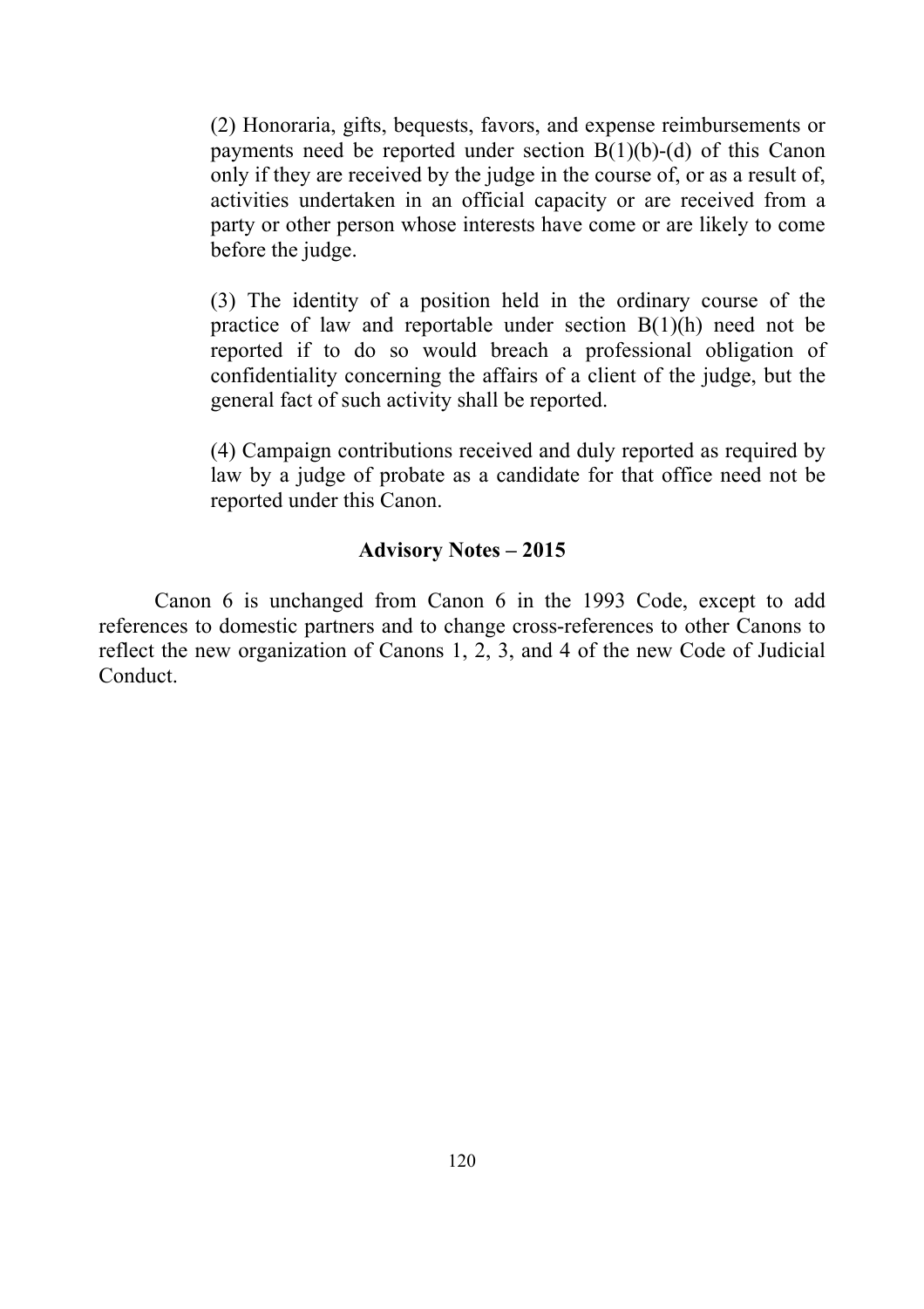(2) Honoraria, gifts, bequests, favors, and expense reimbursements or payments need be reported under section B(1)(b)-(d) of this Canon only if they are received by the judge in the course of, or as a result of, activities undertaken in an official capacity or are received from a party or other person whose interests have come or are likely to come before the judge.

(3) The identity of a position held in the ordinary course of the practice of law and reportable under section B(1)(h) need not be reported if to do so would breach a professional obligation of confidentiality concerning the affairs of a client of the judge, but the general fact of such activity shall be reported.

(4) Campaign contributions received and duly reported as required by law by a judge of probate as a candidate for that office need not be reported under this Canon.

**Advisory Notes – 2015**

Canon 6 is unchanged from Canon 6 in the 1993 Code, except to add references to domestic partners and to change cross-references to other Canons to reflect the new organization of Canons 1, 2, 3, and 4 of the new Code of Judicial Conduct.